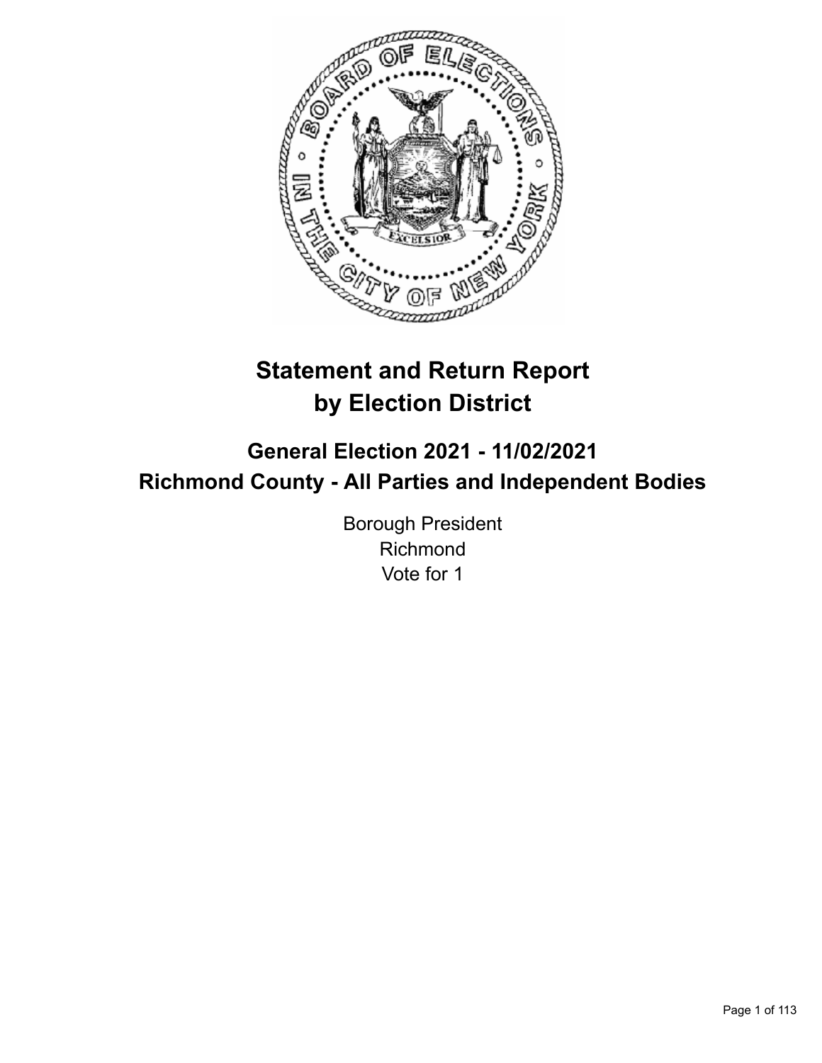# Statement and Return Report by Election District

## General Election 2021 - 11/02/2021
## Richmond County - All Parties and Independent Bodies

Borough President
Richmond
Vote for 1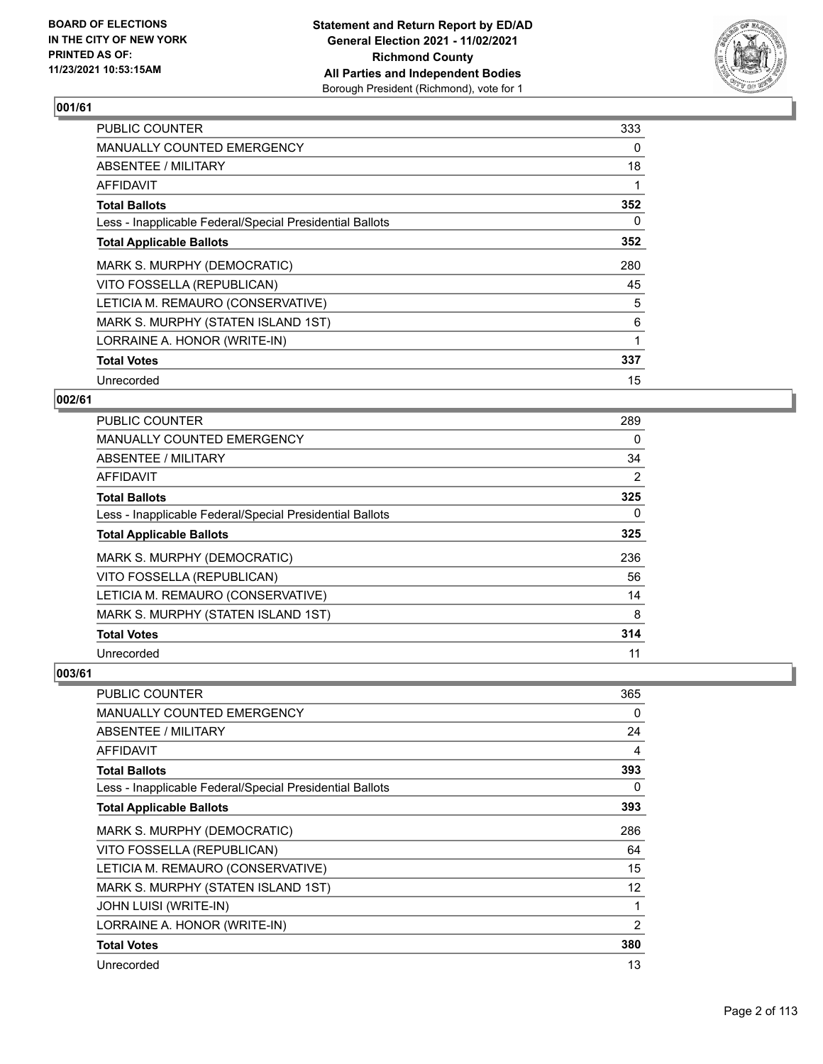**BOARD OF ELECTIONS IN THE CITY OF NEW YORK PRINTED AS OF: 11/23/2021 10:53:15AM**

**Statement and Return Report by ED/AD General Election 2021 - 11/02/2021 Richmond County All Parties and Independent Bodies**
Borough President (Richmond), vote for 1

### 001/61

| | |
|---|---|
| PUBLIC COUNTER | 333 |
| MANUALLY COUNTED EMERGENCY | 0 |
| ABSENTEE / MILITARY | 18 |
| AFFIDAVIT | 1 |
| **Total Ballots** | **352** |
| Less - Inapplicable Federal/Special Presidential Ballots | 0 |
| **Total Applicable Ballots** | **352** |
| MARK S. MURPHY (DEMOCRATIC) | 280 |
| VITO FOSSELLA (REPUBLICAN) | 45 |
| LETICIA M. REMAURO (CONSERVATIVE) | 5 |
| MARK S. MURPHY (STATEN ISLAND 1ST) | 6 |
| LORRAINE A. HONOR (WRITE-IN) | 1 |
| **Total Votes** | **337** |
| Unrecorded | 15 |

### 002/61

| | |
|---|---|
| PUBLIC COUNTER | 289 |
| MANUALLY COUNTED EMERGENCY | 0 |
| ABSENTEE / MILITARY | 34 |
| AFFIDAVIT | 2 |
| **Total Ballots** | **325** |
| Less - Inapplicable Federal/Special Presidential Ballots | 0 |
| **Total Applicable Ballots** | **325** |
| MARK S. MURPHY (DEMOCRATIC) | 236 |
| VITO FOSSELLA (REPUBLICAN) | 56 |
| LETICIA M. REMAURO (CONSERVATIVE) | 14 |
| MARK S. MURPHY (STATEN ISLAND 1ST) | 8 |
| **Total Votes** | **314** |
| Unrecorded | 11 |

### 003/61

| | |
|---|---|
| PUBLIC COUNTER | 365 |
| MANUALLY COUNTED EMERGENCY | 0 |
| ABSENTEE / MILITARY | 24 |
| AFFIDAVIT | 4 |
| **Total Ballots** | **393** |
| Less - Inapplicable Federal/Special Presidential Ballots | 0 |
| **Total Applicable Ballots** | **393** |
| MARK S. MURPHY (DEMOCRATIC) | 286 |
| VITO FOSSELLA (REPUBLICAN) | 64 |
| LETICIA M. REMAURO (CONSERVATIVE) | 15 |
| MARK S. MURPHY (STATEN ISLAND 1ST) | 12 |
| JOHN LUISI (WRITE-IN) | 1 |
| LORRAINE A. HONOR (WRITE-IN) | 2 |
| **Total Votes** | **380** |
| Unrecorded | 13 |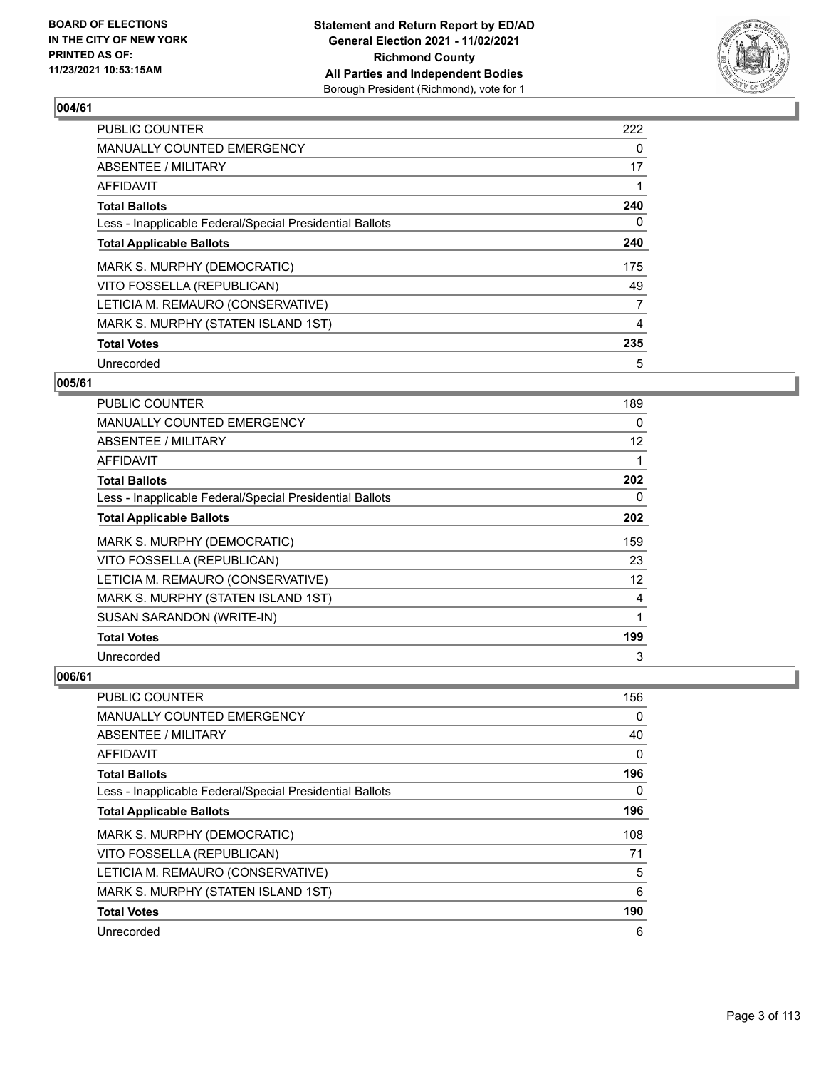**BOARD OF ELECTIONS IN THE CITY OF NEW YORK PRINTED AS OF: 11/23/2021 10:53:15AM**

**Statement and Return Report by ED/AD General Election 2021 - 11/02/2021 Richmond County All Parties and Independent Bodies** Borough President (Richmond), vote for 1

### 004/61

| | |
|---|---|
| PUBLIC COUNTER | 222 |
| MANUALLY COUNTED EMERGENCY | 0 |
| ABSENTEE / MILITARY | 17 |
| AFFIDAVIT | 1 |
| **Total Ballots** | **240** |
| Less - Inapplicable Federal/Special Presidential Ballots | 0 |
| **Total Applicable Ballots** | **240** |
| MARK S. MURPHY (DEMOCRATIC) | 175 |
| VITO FOSSELLA (REPUBLICAN) | 49 |
| LETICIA M. REMAURO (CONSERVATIVE) | 7 |
| MARK S. MURPHY (STATEN ISLAND 1ST) | 4 |
| **Total Votes** | **235** |
| Unrecorded | 5 |

### 005/61

| | |
|---|---|
| PUBLIC COUNTER | 189 |
| MANUALLY COUNTED EMERGENCY | 0 |
| ABSENTEE / MILITARY | 12 |
| AFFIDAVIT | 1 |
| **Total Ballots** | **202** |
| Less - Inapplicable Federal/Special Presidential Ballots | 0 |
| **Total Applicable Ballots** | **202** |
| MARK S. MURPHY (DEMOCRATIC) | 159 |
| VITO FOSSELLA (REPUBLICAN) | 23 |
| LETICIA M. REMAURO (CONSERVATIVE) | 12 |
| MARK S. MURPHY (STATEN ISLAND 1ST) | 4 |
| SUSAN SARANDON (WRITE-IN) | 1 |
| **Total Votes** | **199** |
| Unrecorded | 3 |

### 006/61

| | |
|---|---|
| PUBLIC COUNTER | 156 |
| MANUALLY COUNTED EMERGENCY | 0 |
| ABSENTEE / MILITARY | 40 |
| AFFIDAVIT | 0 |
| **Total Ballots** | **196** |
| Less - Inapplicable Federal/Special Presidential Ballots | 0 |
| **Total Applicable Ballots** | **196** |
| MARK S. MURPHY (DEMOCRATIC) | 108 |
| VITO FOSSELLA (REPUBLICAN) | 71 |
| LETICIA M. REMAURO (CONSERVATIVE) | 5 |
| MARK S. MURPHY (STATEN ISLAND 1ST) | 6 |
| **Total Votes** | **190** |
| Unrecorded | 6 |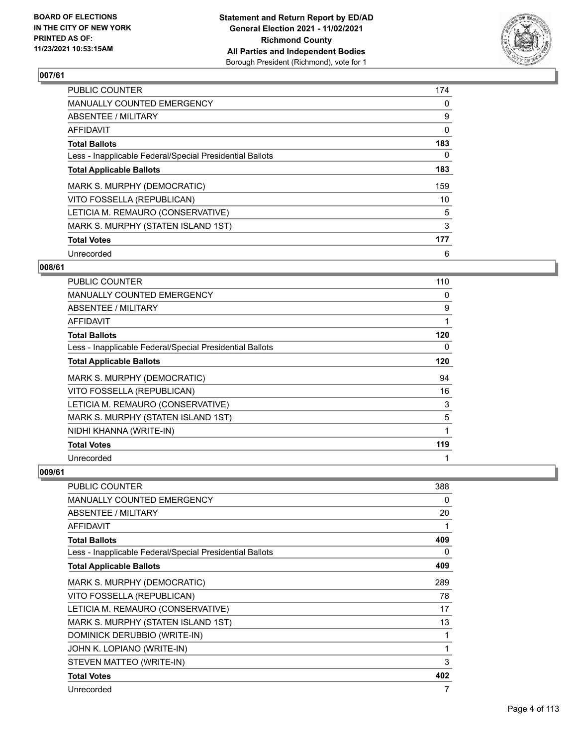**BOARD OF ELECTIONS IN THE CITY OF NEW YORK PRINTED AS OF: 11/23/2021 10:53:15AM**

**Statement and Return Report by ED/AD General Election 2021 - 11/02/2021 Richmond County All Parties and Independent Bodies** Borough President (Richmond), vote for 1

## 007/61

| | |
|---|---|
| PUBLIC COUNTER | 174 |
| MANUALLY COUNTED EMERGENCY | 0 |
| ABSENTEE / MILITARY | 9 |
| AFFIDAVIT | 0 |
| **Total Ballots** | **183** |
| Less - Inapplicable Federal/Special Presidential Ballots | 0 |
| **Total Applicable Ballots** | **183** |
| MARK S. MURPHY (DEMOCRATIC) | 159 |
| VITO FOSSELLA (REPUBLICAN) | 10 |
| LETICIA M. REMAURO (CONSERVATIVE) | 5 |
| MARK S. MURPHY (STATEN ISLAND 1ST) | 3 |
| **Total Votes** | **177** |
| Unrecorded | 6 |

## 008/61

| | |
|---|---|
| PUBLIC COUNTER | 110 |
| MANUALLY COUNTED EMERGENCY | 0 |
| ABSENTEE / MILITARY | 9 |
| AFFIDAVIT | 1 |
| **Total Ballots** | **120** |
| Less - Inapplicable Federal/Special Presidential Ballots | 0 |
| **Total Applicable Ballots** | **120** |
| MARK S. MURPHY (DEMOCRATIC) | 94 |
| VITO FOSSELLA (REPUBLICAN) | 16 |
| LETICIA M. REMAURO (CONSERVATIVE) | 3 |
| MARK S. MURPHY (STATEN ISLAND 1ST) | 5 |
| NIDHI KHANNA (WRITE-IN) | 1 |
| **Total Votes** | **119** |
| Unrecorded | 1 |

## 009/61

| | |
|---|---|
| PUBLIC COUNTER | 388 |
| MANUALLY COUNTED EMERGENCY | 0 |
| ABSENTEE / MILITARY | 20 |
| AFFIDAVIT | 1 |
| **Total Ballots** | **409** |
| Less - Inapplicable Federal/Special Presidential Ballots | 0 |
| **Total Applicable Ballots** | **409** |
| MARK S. MURPHY (DEMOCRATIC) | 289 |
| VITO FOSSELLA (REPUBLICAN) | 78 |
| LETICIA M. REMAURO (CONSERVATIVE) | 17 |
| MARK S. MURPHY (STATEN ISLAND 1ST) | 13 |
| DOMINICK DERUBBIO (WRITE-IN) | 1 |
| JOHN K. LOPIANO (WRITE-IN) | 1 |
| STEVEN MATTEO (WRITE-IN) | 3 |
| **Total Votes** | **402** |
| Unrecorded | 7 |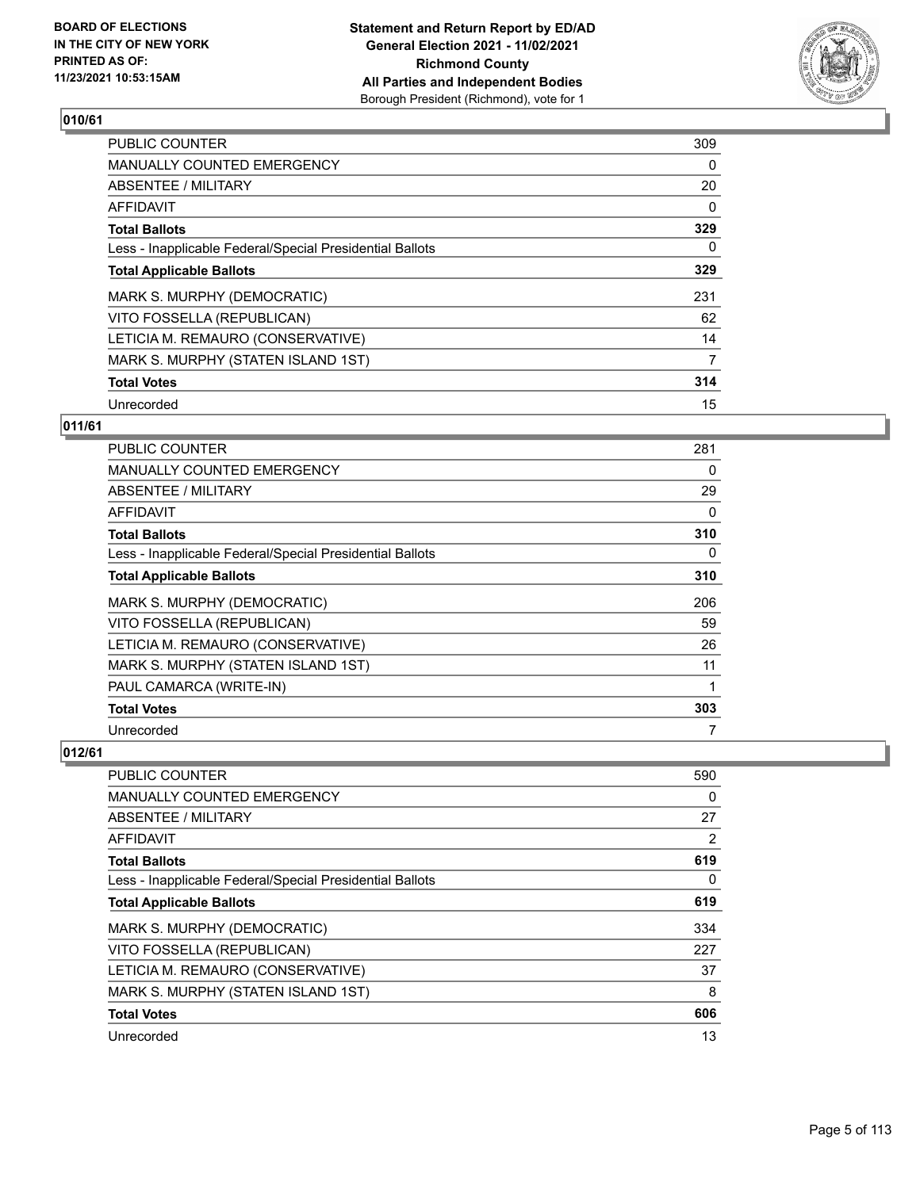BOARD OF ELECTIONS
IN THE CITY OF NEW YORK
PRINTED AS OF:
11/23/2021 10:53:15AM

**Statement and Return Report by ED/AD**
**General Election 2021 - 11/02/2021**
**Richmond County**
**All Parties and Independent Bodies**
Borough President (Richmond), vote for 1

## 010/61

| | |
|---|---|
| PUBLIC COUNTER | 309 |
| MANUALLY COUNTED EMERGENCY | 0 |
| ABSENTEE / MILITARY | 20 |
| AFFIDAVIT | 0 |
| **Total Ballots** | **329** |
| Less - Inapplicable Federal/Special Presidential Ballots | 0 |
| **Total Applicable Ballots** | **329** |
| MARK S. MURPHY (DEMOCRATIC) | 231 |
| VITO FOSSELLA (REPUBLICAN) | 62 |
| LETICIA M. REMAURO (CONSERVATIVE) | 14 |
| MARK S. MURPHY (STATEN ISLAND 1ST) | 7 |
| **Total Votes** | **314** |
| Unrecorded | 15 |

## 011/61

| | |
|---|---|
| PUBLIC COUNTER | 281 |
| MANUALLY COUNTED EMERGENCY | 0 |
| ABSENTEE / MILITARY | 29 |
| AFFIDAVIT | 0 |
| **Total Ballots** | **310** |
| Less - Inapplicable Federal/Special Presidential Ballots | 0 |
| **Total Applicable Ballots** | **310** |
| MARK S. MURPHY (DEMOCRATIC) | 206 |
| VITO FOSSELLA (REPUBLICAN) | 59 |
| LETICIA M. REMAURO (CONSERVATIVE) | 26 |
| MARK S. MURPHY (STATEN ISLAND 1ST) | 11 |
| PAUL CAMARCA (WRITE-IN) | 1 |
| **Total Votes** | **303** |
| Unrecorded | 7 |

## 012/61

| | |
|---|---|
| PUBLIC COUNTER | 590 |
| MANUALLY COUNTED EMERGENCY | 0 |
| ABSENTEE / MILITARY | 27 |
| AFFIDAVIT | 2 |
| **Total Ballots** | **619** |
| Less - Inapplicable Federal/Special Presidential Ballots | 0 |
| **Total Applicable Ballots** | **619** |
| MARK S. MURPHY (DEMOCRATIC) | 334 |
| VITO FOSSELLA (REPUBLICAN) | 227 |
| LETICIA M. REMAURO (CONSERVATIVE) | 37 |
| MARK S. MURPHY (STATEN ISLAND 1ST) | 8 |
| **Total Votes** | **606** |
| Unrecorded | 13 |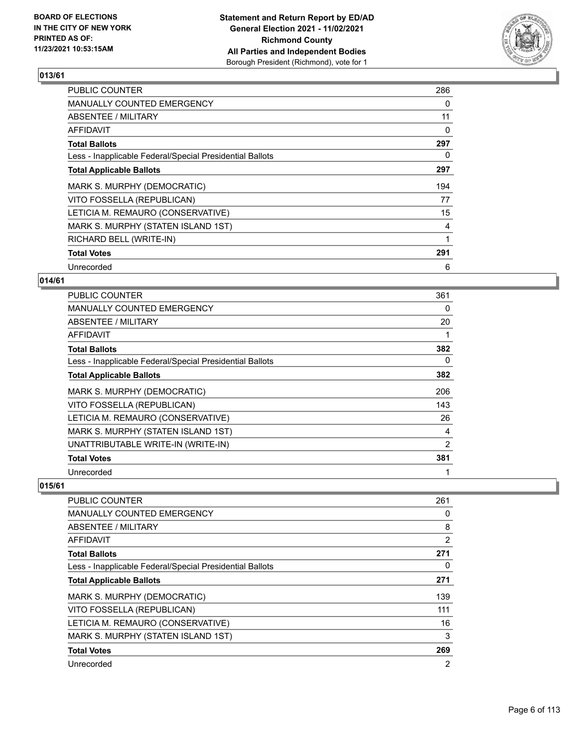BOARD OF ELECTIONS
IN THE CITY OF NEW YORK
PRINTED AS OF:
11/23/2021 10:53:15AM

**Statement and Return Report by ED/AD**
**General Election 2021 - 11/02/2021**
**Richmond County**
**All Parties and Independent Bodies**
Borough President (Richmond), vote for 1

## 013/61

| | |
|---|---|
| PUBLIC COUNTER | 286 |
| MANUALLY COUNTED EMERGENCY | 0 |
| ABSENTEE / MILITARY | 11 |
| AFFIDAVIT | 0 |
| **Total Ballots** | **297** |
| Less - Inapplicable Federal/Special Presidential Ballots | 0 |
| **Total Applicable Ballots** | **297** |
| MARK S. MURPHY (DEMOCRATIC) | 194 |
| VITO FOSSELLA (REPUBLICAN) | 77 |
| LETICIA M. REMAURO (CONSERVATIVE) | 15 |
| MARK S. MURPHY (STATEN ISLAND 1ST) | 4 |
| RICHARD BELL (WRITE-IN) | 1 |
| **Total Votes** | **291** |
| Unrecorded | 6 |

## 014/61

| | |
|---|---|
| PUBLIC COUNTER | 361 |
| MANUALLY COUNTED EMERGENCY | 0 |
| ABSENTEE / MILITARY | 20 |
| AFFIDAVIT | 1 |
| **Total Ballots** | **382** |
| Less - Inapplicable Federal/Special Presidential Ballots | 0 |
| **Total Applicable Ballots** | **382** |
| MARK S. MURPHY (DEMOCRATIC) | 206 |
| VITO FOSSELLA (REPUBLICAN) | 143 |
| LETICIA M. REMAURO (CONSERVATIVE) | 26 |
| MARK S. MURPHY (STATEN ISLAND 1ST) | 4 |
| UNATTRIBUTABLE WRITE-IN (WRITE-IN) | 2 |
| **Total Votes** | **381** |
| Unrecorded | 1 |

## 015/61

| | |
|---|---|
| PUBLIC COUNTER | 261 |
| MANUALLY COUNTED EMERGENCY | 0 |
| ABSENTEE / MILITARY | 8 |
| AFFIDAVIT | 2 |
| **Total Ballots** | **271** |
| Less - Inapplicable Federal/Special Presidential Ballots | 0 |
| **Total Applicable Ballots** | **271** |
| MARK S. MURPHY (DEMOCRATIC) | 139 |
| VITO FOSSELLA (REPUBLICAN) | 111 |
| LETICIA M. REMAURO (CONSERVATIVE) | 16 |
| MARK S. MURPHY (STATEN ISLAND 1ST) | 3 |
| **Total Votes** | **269** |
| Unrecorded | 2 |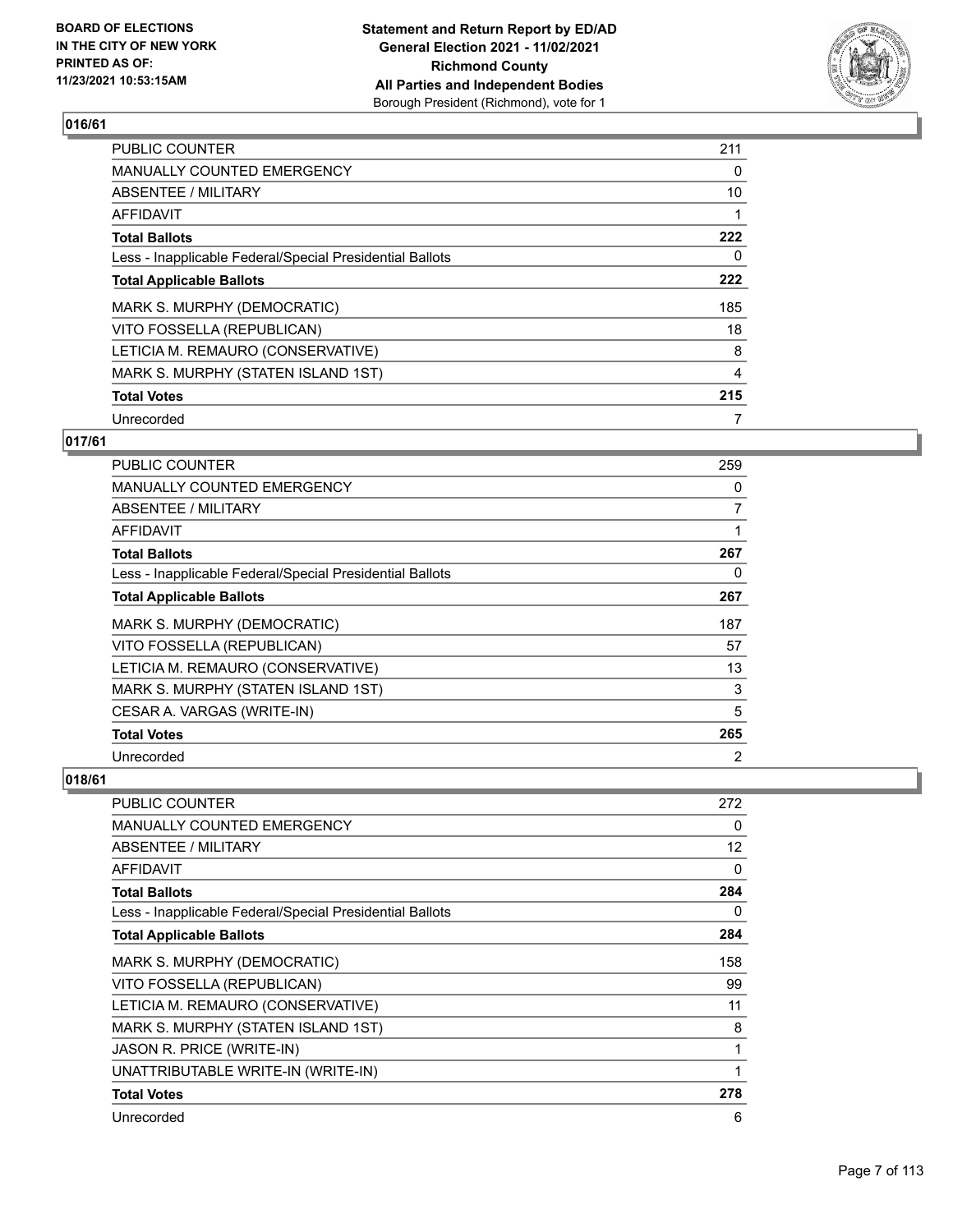## 016/61

| | |
|---|---|
| PUBLIC COUNTER | 211 |
| MANUALLY COUNTED EMERGENCY | 0 |
| ABSENTEE / MILITARY | 10 |
| AFFIDAVIT | 1 |
| **Total Ballots** | **222** |
| Less - Inapplicable Federal/Special Presidential Ballots | 0 |
| **Total Applicable Ballots** | **222** |
| MARK S. MURPHY (DEMOCRATIC) | 185 |
| VITO FOSSELLA (REPUBLICAN) | 18 |
| LETICIA M. REMAURO (CONSERVATIVE) | 8 |
| MARK S. MURPHY (STATEN ISLAND 1ST) | 4 |
| **Total Votes** | **215** |
| Unrecorded | 7 |

## 017/61

| | |
|---|---|
| PUBLIC COUNTER | 259 |
| MANUALLY COUNTED EMERGENCY | 0 |
| ABSENTEE / MILITARY | 7 |
| AFFIDAVIT | 1 |
| **Total Ballots** | **267** |
| Less - Inapplicable Federal/Special Presidential Ballots | 0 |
| **Total Applicable Ballots** | **267** |
| MARK S. MURPHY (DEMOCRATIC) | 187 |
| VITO FOSSELLA (REPUBLICAN) | 57 |
| LETICIA M. REMAURO (CONSERVATIVE) | 13 |
| MARK S. MURPHY (STATEN ISLAND 1ST) | 3 |
| CESAR A. VARGAS (WRITE-IN) | 5 |
| **Total Votes** | **265** |
| Unrecorded | 2 |

## 018/61

| | |
|---|---|
| PUBLIC COUNTER | 272 |
| MANUALLY COUNTED EMERGENCY | 0 |
| ABSENTEE / MILITARY | 12 |
| AFFIDAVIT | 0 |
| **Total Ballots** | **284** |
| Less - Inapplicable Federal/Special Presidential Ballots | 0 |
| **Total Applicable Ballots** | **284** |
| MARK S. MURPHY (DEMOCRATIC) | 158 |
| VITO FOSSELLA (REPUBLICAN) | 99 |
| LETICIA M. REMAURO (CONSERVATIVE) | 11 |
| MARK S. MURPHY (STATEN ISLAND 1ST) | 8 |
| JASON R. PRICE (WRITE-IN) | 1 |
| UNATTRIBUTABLE WRITE-IN (WRITE-IN) | 1 |
| **Total Votes** | **278** |
| Unrecorded | 6 |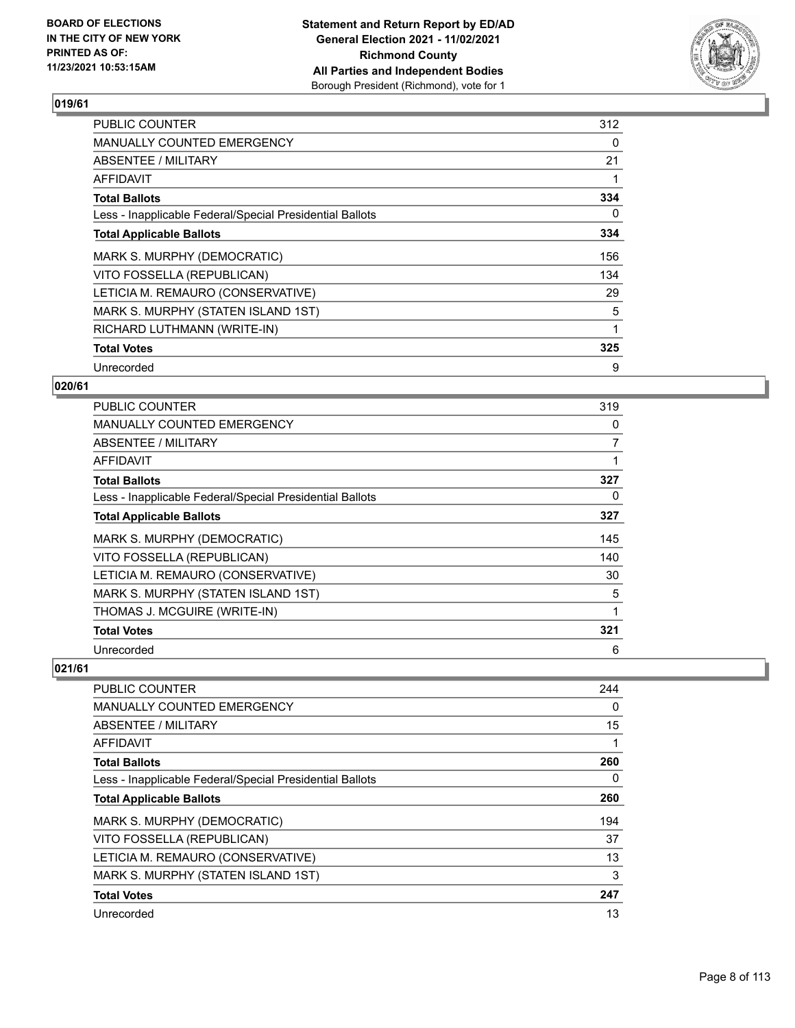## 019/61

| | |
|---|---|
| PUBLIC COUNTER | 312 |
| MANUALLY COUNTED EMERGENCY | 0 |
| ABSENTEE / MILITARY | 21 |
| AFFIDAVIT | 1 |
| **Total Ballots** | **334** |
| Less - Inapplicable Federal/Special Presidential Ballots | 0 |
| **Total Applicable Ballots** | **334** |
| MARK S. MURPHY (DEMOCRATIC) | 156 |
| VITO FOSSELLA (REPUBLICAN) | 134 |
| LETICIA M. REMAURO (CONSERVATIVE) | 29 |
| MARK S. MURPHY (STATEN ISLAND 1ST) | 5 |
| RICHARD LUTHMANN (WRITE-IN) | 1 |
| **Total Votes** | **325** |
| Unrecorded | 9 |

## 020/61

| | |
|---|---|
| PUBLIC COUNTER | 319 |
| MANUALLY COUNTED EMERGENCY | 0 |
| ABSENTEE / MILITARY | 7 |
| AFFIDAVIT | 1 |
| **Total Ballots** | **327** |
| Less - Inapplicable Federal/Special Presidential Ballots | 0 |
| **Total Applicable Ballots** | **327** |
| MARK S. MURPHY (DEMOCRATIC) | 145 |
| VITO FOSSELLA (REPUBLICAN) | 140 |
| LETICIA M. REMAURO (CONSERVATIVE) | 30 |
| MARK S. MURPHY (STATEN ISLAND 1ST) | 5 |
| THOMAS J. MCGUIRE (WRITE-IN) | 1 |
| **Total Votes** | **321** |
| Unrecorded | 6 |

## 021/61

| | |
|---|---|
| PUBLIC COUNTER | 244 |
| MANUALLY COUNTED EMERGENCY | 0 |
| ABSENTEE / MILITARY | 15 |
| AFFIDAVIT | 1 |
| **Total Ballots** | **260** |
| Less - Inapplicable Federal/Special Presidential Ballots | 0 |
| **Total Applicable Ballots** | **260** |
| MARK S. MURPHY (DEMOCRATIC) | 194 |
| VITO FOSSELLA (REPUBLICAN) | 37 |
| LETICIA M. REMAURO (CONSERVATIVE) | 13 |
| MARK S. MURPHY (STATEN ISLAND 1ST) | 3 |
| **Total Votes** | **247** |
| Unrecorded | 13 |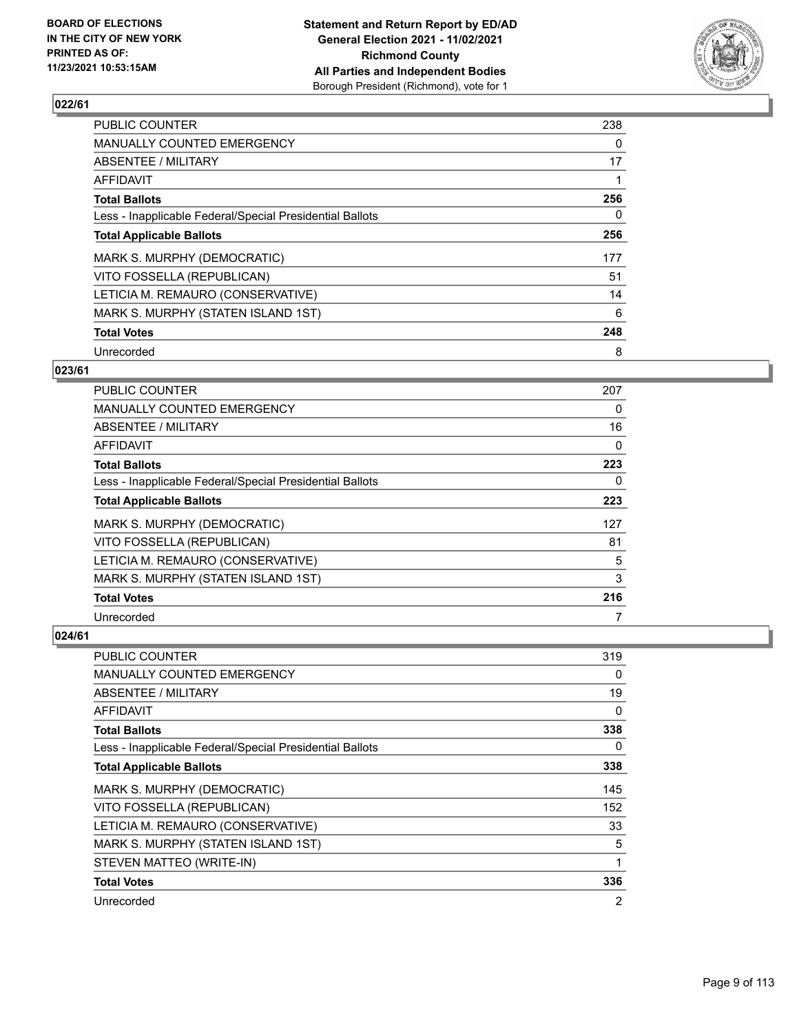## 022/61

| | |
|---|---|
| PUBLIC COUNTER | 238 |
| MANUALLY COUNTED EMERGENCY | 0 |
| ABSENTEE / MILITARY | 17 |
| AFFIDAVIT | 1 |
| **Total Ballots** | **256** |
| Less - Inapplicable Federal/Special Presidential Ballots | 0 |
| **Total Applicable Ballots** | **256** |
| MARK S. MURPHY (DEMOCRATIC) | 177 |
| VITO FOSSELLA (REPUBLICAN) | 51 |
| LETICIA M. REMAURO (CONSERVATIVE) | 14 |
| MARK S. MURPHY (STATEN ISLAND 1ST) | 6 |
| **Total Votes** | **248** |
| Unrecorded | 8 |

## 023/61

| | |
|---|---|
| PUBLIC COUNTER | 207 |
| MANUALLY COUNTED EMERGENCY | 0 |
| ABSENTEE / MILITARY | 16 |
| AFFIDAVIT | 0 |
| **Total Ballots** | **223** |
| Less - Inapplicable Federal/Special Presidential Ballots | 0 |
| **Total Applicable Ballots** | **223** |
| MARK S. MURPHY (DEMOCRATIC) | 127 |
| VITO FOSSELLA (REPUBLICAN) | 81 |
| LETICIA M. REMAURO (CONSERVATIVE) | 5 |
| MARK S. MURPHY (STATEN ISLAND 1ST) | 3 |
| **Total Votes** | **216** |
| Unrecorded | 7 |

## 024/61

| | |
|---|---|
| PUBLIC COUNTER | 319 |
| MANUALLY COUNTED EMERGENCY | 0 |
| ABSENTEE / MILITARY | 19 |
| AFFIDAVIT | 0 |
| **Total Ballots** | **338** |
| Less - Inapplicable Federal/Special Presidential Ballots | 0 |
| **Total Applicable Ballots** | **338** |
| MARK S. MURPHY (DEMOCRATIC) | 145 |
| VITO FOSSELLA (REPUBLICAN) | 152 |
| LETICIA M. REMAURO (CONSERVATIVE) | 33 |
| MARK S. MURPHY (STATEN ISLAND 1ST) | 5 |
| STEVEN MATTEO (WRITE-IN) | 1 |
| **Total Votes** | **336** |
| Unrecorded | 2 |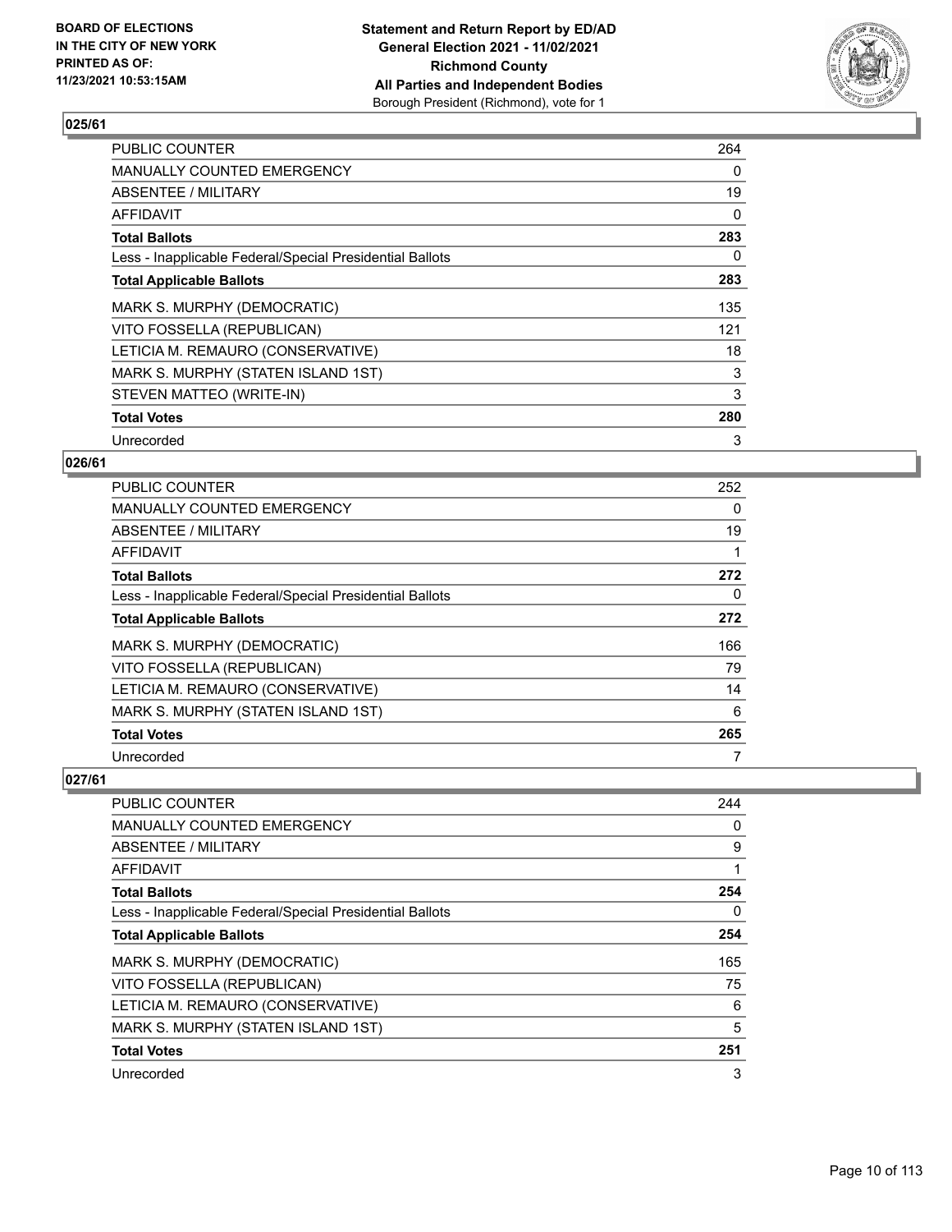**BOARD OF ELECTIONS IN THE CITY OF NEW YORK PRINTED AS OF: 11/23/2021 10:53:15AM**

**Statement and Return Report by ED/AD General Election 2021 - 11/02/2021 Richmond County All Parties and Independent Bodies** Borough President (Richmond), vote for 1

## 025/61

| | |
|---|---|
| PUBLIC COUNTER | 264 |
| MANUALLY COUNTED EMERGENCY | 0 |
| ABSENTEE / MILITARY | 19 |
| AFFIDAVIT | 0 |
| **Total Ballots** | **283** |
| Less - Inapplicable Federal/Special Presidential Ballots | 0 |
| **Total Applicable Ballots** | **283** |
| MARK S. MURPHY (DEMOCRATIC) | 135 |
| VITO FOSSELLA (REPUBLICAN) | 121 |
| LETICIA M. REMAURO (CONSERVATIVE) | 18 |
| MARK S. MURPHY (STATEN ISLAND 1ST) | 3 |
| STEVEN MATTEO (WRITE-IN) | 3 |
| **Total Votes** | **280** |
| Unrecorded | 3 |

## 026/61

| | |
|---|---|
| PUBLIC COUNTER | 252 |
| MANUALLY COUNTED EMERGENCY | 0 |
| ABSENTEE / MILITARY | 19 |
| AFFIDAVIT | 1 |
| **Total Ballots** | **272** |
| Less - Inapplicable Federal/Special Presidential Ballots | 0 |
| **Total Applicable Ballots** | **272** |
| MARK S. MURPHY (DEMOCRATIC) | 166 |
| VITO FOSSELLA (REPUBLICAN) | 79 |
| LETICIA M. REMAURO (CONSERVATIVE) | 14 |
| MARK S. MURPHY (STATEN ISLAND 1ST) | 6 |
| **Total Votes** | **265** |
| Unrecorded | 7 |

## 027/61

| | |
|---|---|
| PUBLIC COUNTER | 244 |
| MANUALLY COUNTED EMERGENCY | 0 |
| ABSENTEE / MILITARY | 9 |
| AFFIDAVIT | 1 |
| **Total Ballots** | **254** |
| Less - Inapplicable Federal/Special Presidential Ballots | 0 |
| **Total Applicable Ballots** | **254** |
| MARK S. MURPHY (DEMOCRATIC) | 165 |
| VITO FOSSELLA (REPUBLICAN) | 75 |
| LETICIA M. REMAURO (CONSERVATIVE) | 6 |
| MARK S. MURPHY (STATEN ISLAND 1ST) | 5 |
| **Total Votes** | **251** |
| Unrecorded | 3 |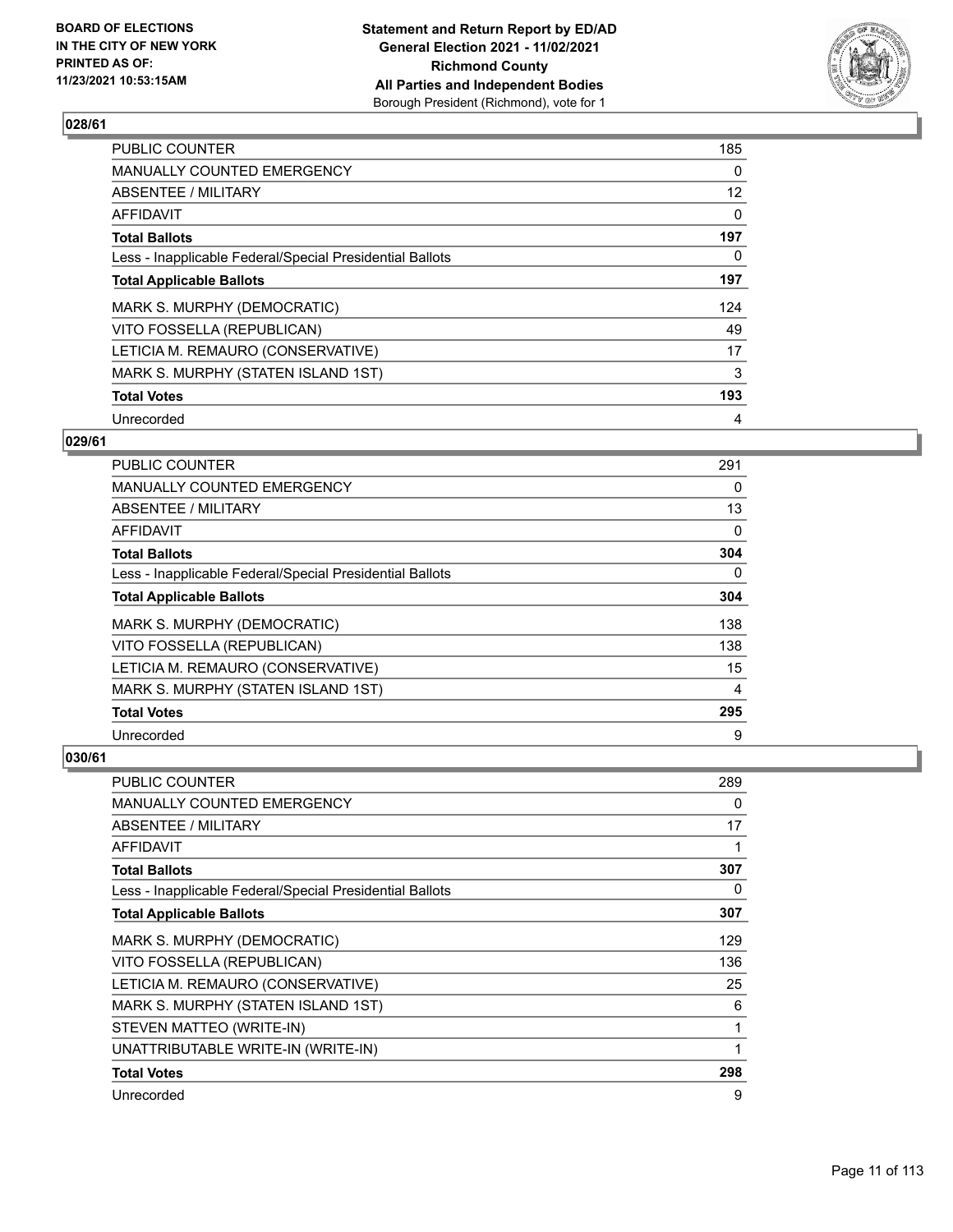**BOARD OF ELECTIONS IN THE CITY OF NEW YORK PRINTED AS OF: 11/23/2021 10:53:15AM**

**Statement and Return Report by ED/AD General Election 2021 - 11/02/2021 Richmond County All Parties and Independent Bodies** Borough President (Richmond), vote for 1

## 028/61

| | |
|---|---|
| PUBLIC COUNTER | 185 |
| MANUALLY COUNTED EMERGENCY | 0 |
| ABSENTEE / MILITARY | 12 |
| AFFIDAVIT | 0 |
| **Total Ballots** | **197** |
| Less - Inapplicable Federal/Special Presidential Ballots | 0 |
| **Total Applicable Ballots** | **197** |
| MARK S. MURPHY (DEMOCRATIC) | 124 |
| VITO FOSSELLA (REPUBLICAN) | 49 |
| LETICIA M. REMAURO (CONSERVATIVE) | 17 |
| MARK S. MURPHY (STATEN ISLAND 1ST) | 3 |
| **Total Votes** | **193** |
| Unrecorded | 4 |

## 029/61

| | |
|---|---|
| PUBLIC COUNTER | 291 |
| MANUALLY COUNTED EMERGENCY | 0 |
| ABSENTEE / MILITARY | 13 |
| AFFIDAVIT | 0 |
| **Total Ballots** | **304** |
| Less - Inapplicable Federal/Special Presidential Ballots | 0 |
| **Total Applicable Ballots** | **304** |
| MARK S. MURPHY (DEMOCRATIC) | 138 |
| VITO FOSSELLA (REPUBLICAN) | 138 |
| LETICIA M. REMAURO (CONSERVATIVE) | 15 |
| MARK S. MURPHY (STATEN ISLAND 1ST) | 4 |
| **Total Votes** | **295** |
| Unrecorded | 9 |

## 030/61

| | |
|---|---|
| PUBLIC COUNTER | 289 |
| MANUALLY COUNTED EMERGENCY | 0 |
| ABSENTEE / MILITARY | 17 |
| AFFIDAVIT | 1 |
| **Total Ballots** | **307** |
| Less - Inapplicable Federal/Special Presidential Ballots | 0 |
| **Total Applicable Ballots** | **307** |
| MARK S. MURPHY (DEMOCRATIC) | 129 |
| VITO FOSSELLA (REPUBLICAN) | 136 |
| LETICIA M. REMAURO (CONSERVATIVE) | 25 |
| MARK S. MURPHY (STATEN ISLAND 1ST) | 6 |
| STEVEN MATTEO (WRITE-IN) | 1 |
| UNATTRIBUTABLE WRITE-IN (WRITE-IN) | 1 |
| **Total Votes** | **298** |
| Unrecorded | 9 |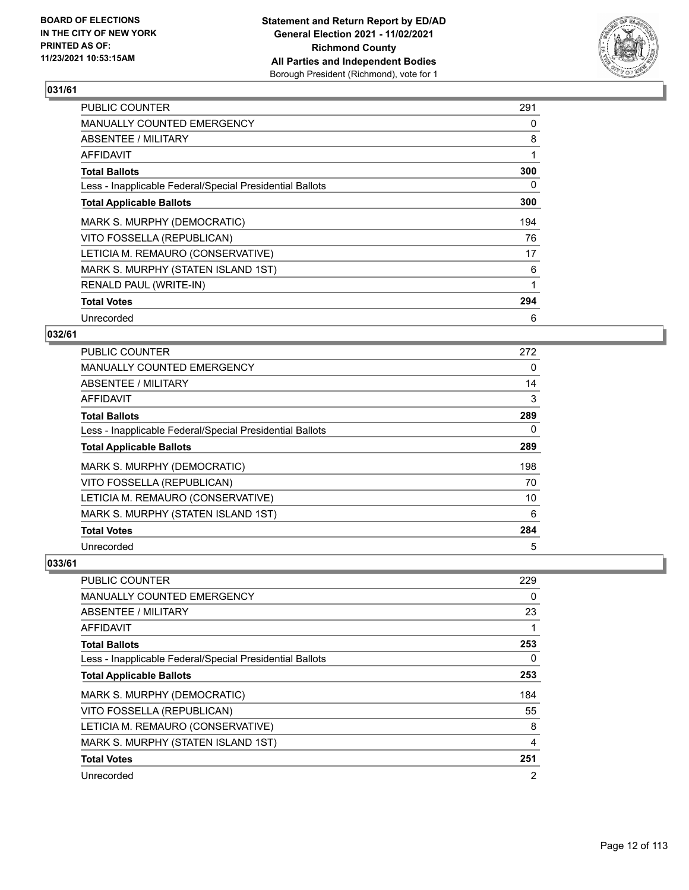## 031/61

| | |
|---|---|
| PUBLIC COUNTER | 291 |
| MANUALLY COUNTED EMERGENCY | 0 |
| ABSENTEE / MILITARY | 8 |
| AFFIDAVIT | 1 |
| **Total Ballots** | **300** |
| Less - Inapplicable Federal/Special Presidential Ballots | 0 |
| **Total Applicable Ballots** | **300** |
| MARK S. MURPHY (DEMOCRATIC) | 194 |
| VITO FOSSELLA (REPUBLICAN) | 76 |
| LETICIA M. REMAURO (CONSERVATIVE) | 17 |
| MARK S. MURPHY (STATEN ISLAND 1ST) | 6 |
| RENALD PAUL (WRITE-IN) | 1 |
| **Total Votes** | **294** |
| Unrecorded | 6 |

## 032/61

| | |
|---|---|
| PUBLIC COUNTER | 272 |
| MANUALLY COUNTED EMERGENCY | 0 |
| ABSENTEE / MILITARY | 14 |
| AFFIDAVIT | 3 |
| **Total Ballots** | **289** |
| Less - Inapplicable Federal/Special Presidential Ballots | 0 |
| **Total Applicable Ballots** | **289** |
| MARK S. MURPHY (DEMOCRATIC) | 198 |
| VITO FOSSELLA (REPUBLICAN) | 70 |
| LETICIA M. REMAURO (CONSERVATIVE) | 10 |
| MARK S. MURPHY (STATEN ISLAND 1ST) | 6 |
| **Total Votes** | **284** |
| Unrecorded | 5 |

## 033/61

| | |
|---|---|
| PUBLIC COUNTER | 229 |
| MANUALLY COUNTED EMERGENCY | 0 |
| ABSENTEE / MILITARY | 23 |
| AFFIDAVIT | 1 |
| **Total Ballots** | **253** |
| Less - Inapplicable Federal/Special Presidential Ballots | 0 |
| **Total Applicable Ballots** | **253** |
| MARK S. MURPHY (DEMOCRATIC) | 184 |
| VITO FOSSELLA (REPUBLICAN) | 55 |
| LETICIA M. REMAURO (CONSERVATIVE) | 8 |
| MARK S. MURPHY (STATEN ISLAND 1ST) | 4 |
| **Total Votes** | **251** |
| Unrecorded | 2 |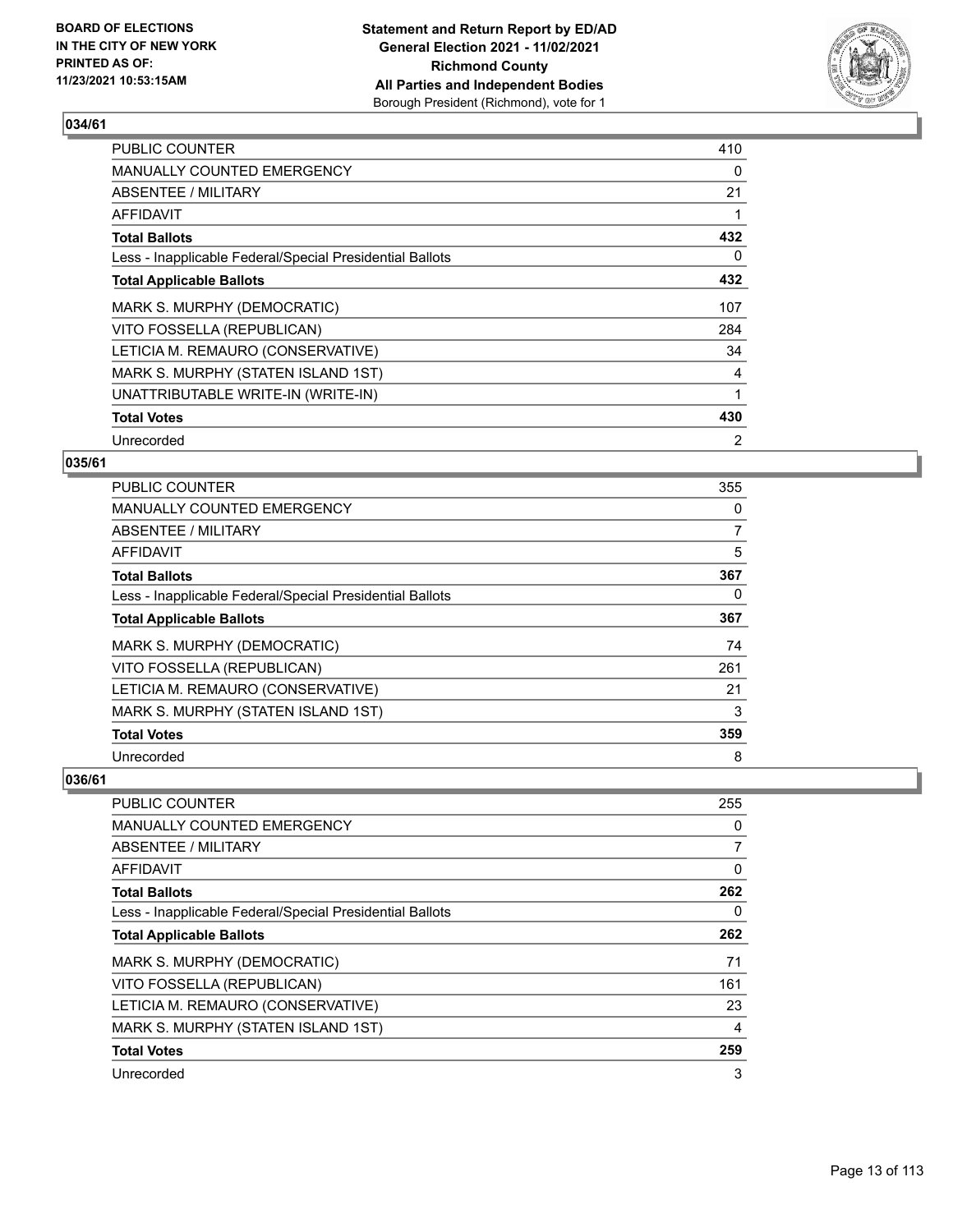## 034/61

| | |
|---|---|
| PUBLIC COUNTER | 410 |
| MANUALLY COUNTED EMERGENCY | 0 |
| ABSENTEE / MILITARY | 21 |
| AFFIDAVIT | 1 |
| **Total Ballots** | **432** |
| Less - Inapplicable Federal/Special Presidential Ballots | 0 |
| **Total Applicable Ballots** | **432** |
| MARK S. MURPHY (DEMOCRATIC) | 107 |
| VITO FOSSELLA (REPUBLICAN) | 284 |
| LETICIA M. REMAURO (CONSERVATIVE) | 34 |
| MARK S. MURPHY (STATEN ISLAND 1ST) | 4 |
| UNATTRIBUTABLE WRITE-IN (WRITE-IN) | 1 |
| **Total Votes** | **430** |
| Unrecorded | 2 |

## 035/61

| | |
|---|---|
| PUBLIC COUNTER | 355 |
| MANUALLY COUNTED EMERGENCY | 0 |
| ABSENTEE / MILITARY | 7 |
| AFFIDAVIT | 5 |
| **Total Ballots** | **367** |
| Less - Inapplicable Federal/Special Presidential Ballots | 0 |
| **Total Applicable Ballots** | **367** |
| MARK S. MURPHY (DEMOCRATIC) | 74 |
| VITO FOSSELLA (REPUBLICAN) | 261 |
| LETICIA M. REMAURO (CONSERVATIVE) | 21 |
| MARK S. MURPHY (STATEN ISLAND 1ST) | 3 |
| **Total Votes** | **359** |
| Unrecorded | 8 |

## 036/61

| | |
|---|---|
| PUBLIC COUNTER | 255 |
| MANUALLY COUNTED EMERGENCY | 0 |
| ABSENTEE / MILITARY | 7 |
| AFFIDAVIT | 0 |
| **Total Ballots** | **262** |
| Less - Inapplicable Federal/Special Presidential Ballots | 0 |
| **Total Applicable Ballots** | **262** |
| MARK S. MURPHY (DEMOCRATIC) | 71 |
| VITO FOSSELLA (REPUBLICAN) | 161 |
| LETICIA M. REMAURO (CONSERVATIVE) | 23 |
| MARK S. MURPHY (STATEN ISLAND 1ST) | 4 |
| **Total Votes** | **259** |
| Unrecorded | 3 |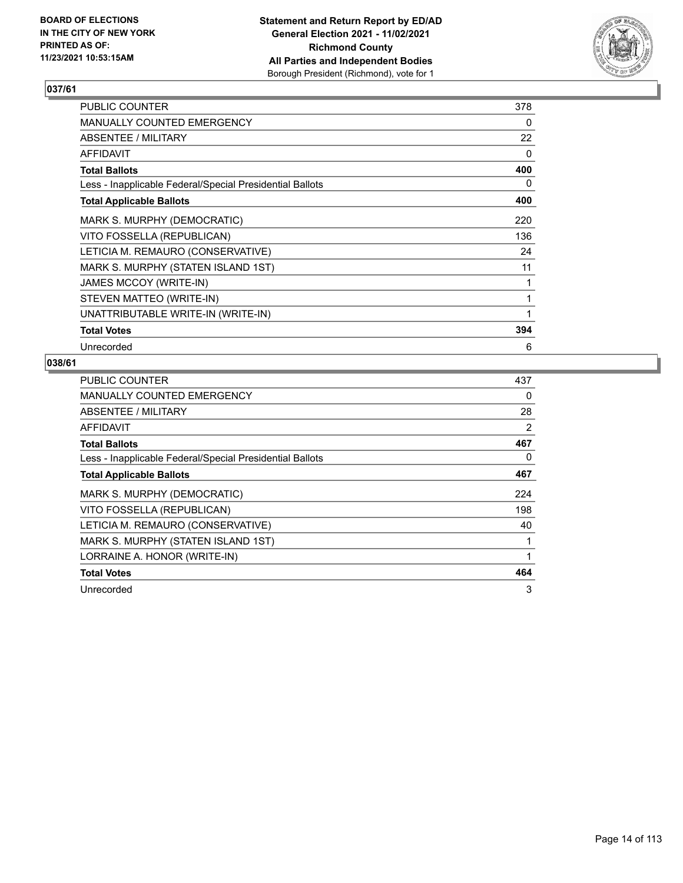**BOARD OF ELECTIONS IN THE CITY OF NEW YORK PRINTED AS OF: 11/23/2021 10:53:15AM**

**Statement and Return Report by ED/AD General Election 2021 - 11/02/2021 Richmond County All Parties and Independent Bodies** Borough President (Richmond), vote for 1

## 037/61

| | |
|---|---|
| PUBLIC COUNTER | 378 |
| MANUALLY COUNTED EMERGENCY | 0 |
| ABSENTEE / MILITARY | 22 |
| AFFIDAVIT | 0 |
| **Total Ballots** | **400** |
| Less - Inapplicable Federal/Special Presidential Ballots | 0 |
| **Total Applicable Ballots** | **400** |
| MARK S. MURPHY (DEMOCRATIC) | 220 |
| VITO FOSSELLA (REPUBLICAN) | 136 |
| LETICIA M. REMAURO (CONSERVATIVE) | 24 |
| MARK S. MURPHY (STATEN ISLAND 1ST) | 11 |
| JAMES MCCOY (WRITE-IN) | 1 |
| STEVEN MATTEO (WRITE-IN) | 1 |
| UNATTRIBUTABLE WRITE-IN (WRITE-IN) | 1 |
| **Total Votes** | **394** |
| Unrecorded | 6 |

## 038/61

| | |
|---|---|
| PUBLIC COUNTER | 437 |
| MANUALLY COUNTED EMERGENCY | 0 |
| ABSENTEE / MILITARY | 28 |
| AFFIDAVIT | 2 |
| **Total Ballots** | **467** |
| Less - Inapplicable Federal/Special Presidential Ballots | 0 |
| **Total Applicable Ballots** | **467** |
| MARK S. MURPHY (DEMOCRATIC) | 224 |
| VITO FOSSELLA (REPUBLICAN) | 198 |
| LETICIA M. REMAURO (CONSERVATIVE) | 40 |
| MARK S. MURPHY (STATEN ISLAND 1ST) | 1 |
| LORRAINE A. HONOR (WRITE-IN) | 1 |
| **Total Votes** | **464** |
| Unrecorded | 3 |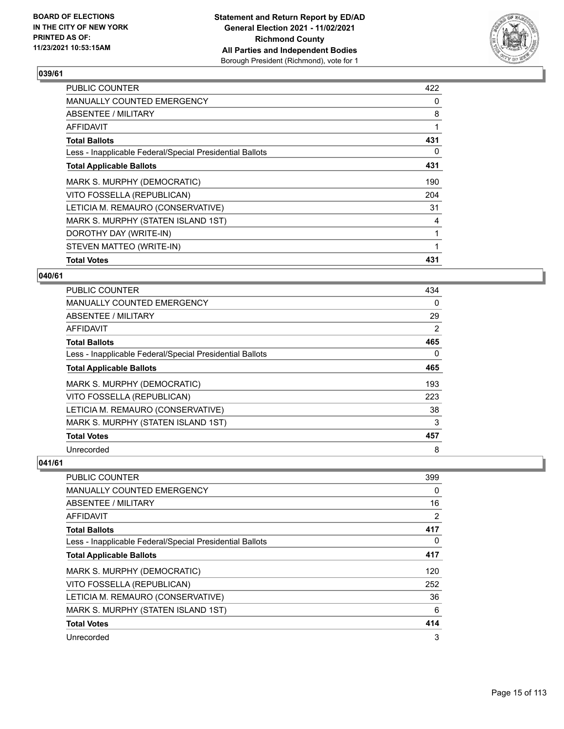**BOARD OF ELECTIONS IN THE CITY OF NEW YORK PRINTED AS OF: 11/23/2021 10:53:15AM**

**Statement and Return Report by ED/AD General Election 2021 - 11/02/2021 Richmond County All Parties and Independent Bodies**
Borough President (Richmond), vote for 1

## 039/61

| | |
|---|---|
| PUBLIC COUNTER | 422 |
| MANUALLY COUNTED EMERGENCY | 0 |
| ABSENTEE / MILITARY | 8 |
| AFFIDAVIT | 1 |
| **Total Ballots** | **431** |
| Less - Inapplicable Federal/Special Presidential Ballots | 0 |
| **Total Applicable Ballots** | **431** |
| MARK S. MURPHY (DEMOCRATIC) | 190 |
| VITO FOSSELLA (REPUBLICAN) | 204 |
| LETICIA M. REMAURO (CONSERVATIVE) | 31 |
| MARK S. MURPHY (STATEN ISLAND 1ST) | 4 |
| DOROTHY DAY (WRITE-IN) | 1 |
| STEVEN MATTEO (WRITE-IN) | 1 |
| **Total Votes** | **431** |

## 040/61

| | |
|---|---|
| PUBLIC COUNTER | 434 |
| MANUALLY COUNTED EMERGENCY | 0 |
| ABSENTEE / MILITARY | 29 |
| AFFIDAVIT | 2 |
| **Total Ballots** | **465** |
| Less - Inapplicable Federal/Special Presidential Ballots | 0 |
| **Total Applicable Ballots** | **465** |
| MARK S. MURPHY (DEMOCRATIC) | 193 |
| VITO FOSSELLA (REPUBLICAN) | 223 |
| LETICIA M. REMAURO (CONSERVATIVE) | 38 |
| MARK S. MURPHY (STATEN ISLAND 1ST) | 3 |
| **Total Votes** | **457** |
| Unrecorded | 8 |

## 041/61

| | |
|---|---|
| PUBLIC COUNTER | 399 |
| MANUALLY COUNTED EMERGENCY | 0 |
| ABSENTEE / MILITARY | 16 |
| AFFIDAVIT | 2 |
| **Total Ballots** | **417** |
| Less - Inapplicable Federal/Special Presidential Ballots | 0 |
| **Total Applicable Ballots** | **417** |
| MARK S. MURPHY (DEMOCRATIC) | 120 |
| VITO FOSSELLA (REPUBLICAN) | 252 |
| LETICIA M. REMAURO (CONSERVATIVE) | 36 |
| MARK S. MURPHY (STATEN ISLAND 1ST) | 6 |
| **Total Votes** | **414** |
| Unrecorded | 3 |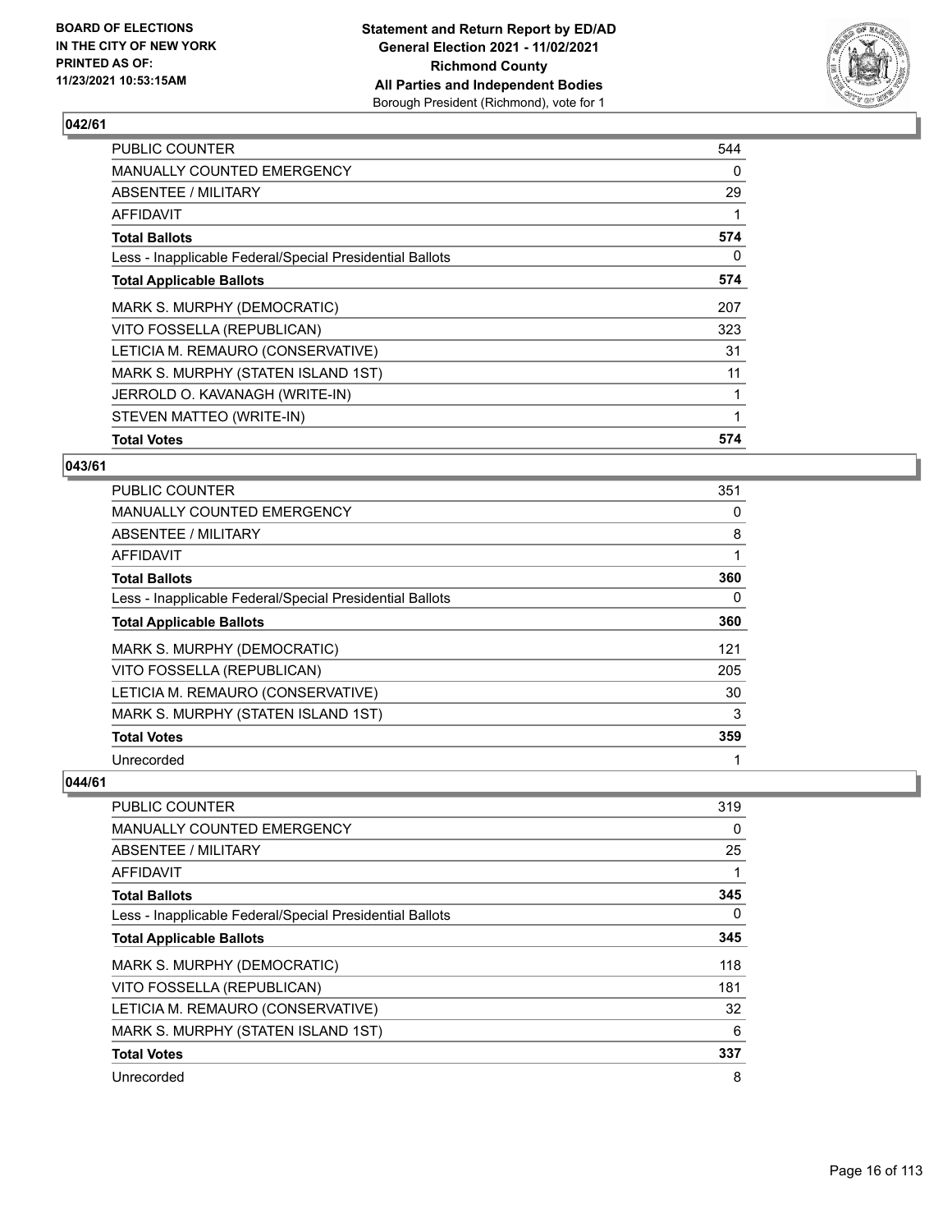**Statement and Return Report by ED/AD**
**General Election 2021 - 11/02/2021**
**Richmond County**
**All Parties and Independent Bodies**
Borough President (Richmond), vote for 1

BOARD OF ELECTIONS IN THE CITY OF NEW YORK PRINTED AS OF: 11/23/2021 10:53:15AM

## 042/61

| | |
|---|---|
| PUBLIC COUNTER | 544 |
| MANUALLY COUNTED EMERGENCY | 0 |
| ABSENTEE / MILITARY | 29 |
| AFFIDAVIT | 1 |
| **Total Ballots** | **574** |
| Less - Inapplicable Federal/Special Presidential Ballots | 0 |
| **Total Applicable Ballots** | **574** |
| MARK S. MURPHY (DEMOCRATIC) | 207 |
| VITO FOSSELLA (REPUBLICAN) | 323 |
| LETICIA M. REMAURO (CONSERVATIVE) | 31 |
| MARK S. MURPHY (STATEN ISLAND 1ST) | 11 |
| JERROLD O. KAVANAGH (WRITE-IN) | 1 |
| STEVEN MATTEO (WRITE-IN) | 1 |
| **Total Votes** | **574** |

## 043/61

| | |
|---|---|
| PUBLIC COUNTER | 351 |
| MANUALLY COUNTED EMERGENCY | 0 |
| ABSENTEE / MILITARY | 8 |
| AFFIDAVIT | 1 |
| **Total Ballots** | **360** |
| Less - Inapplicable Federal/Special Presidential Ballots | 0 |
| **Total Applicable Ballots** | **360** |
| MARK S. MURPHY (DEMOCRATIC) | 121 |
| VITO FOSSELLA (REPUBLICAN) | 205 |
| LETICIA M. REMAURO (CONSERVATIVE) | 30 |
| MARK S. MURPHY (STATEN ISLAND 1ST) | 3 |
| **Total Votes** | **359** |
| Unrecorded | 1 |

## 044/61

| | |
|---|---|
| PUBLIC COUNTER | 319 |
| MANUALLY COUNTED EMERGENCY | 0 |
| ABSENTEE / MILITARY | 25 |
| AFFIDAVIT | 1 |
| **Total Ballots** | **345** |
| Less - Inapplicable Federal/Special Presidential Ballots | 0 |
| **Total Applicable Ballots** | **345** |
| MARK S. MURPHY (DEMOCRATIC) | 118 |
| VITO FOSSELLA (REPUBLICAN) | 181 |
| LETICIA M. REMAURO (CONSERVATIVE) | 32 |
| MARK S. MURPHY (STATEN ISLAND 1ST) | 6 |
| **Total Votes** | **337** |
| Unrecorded | 8 |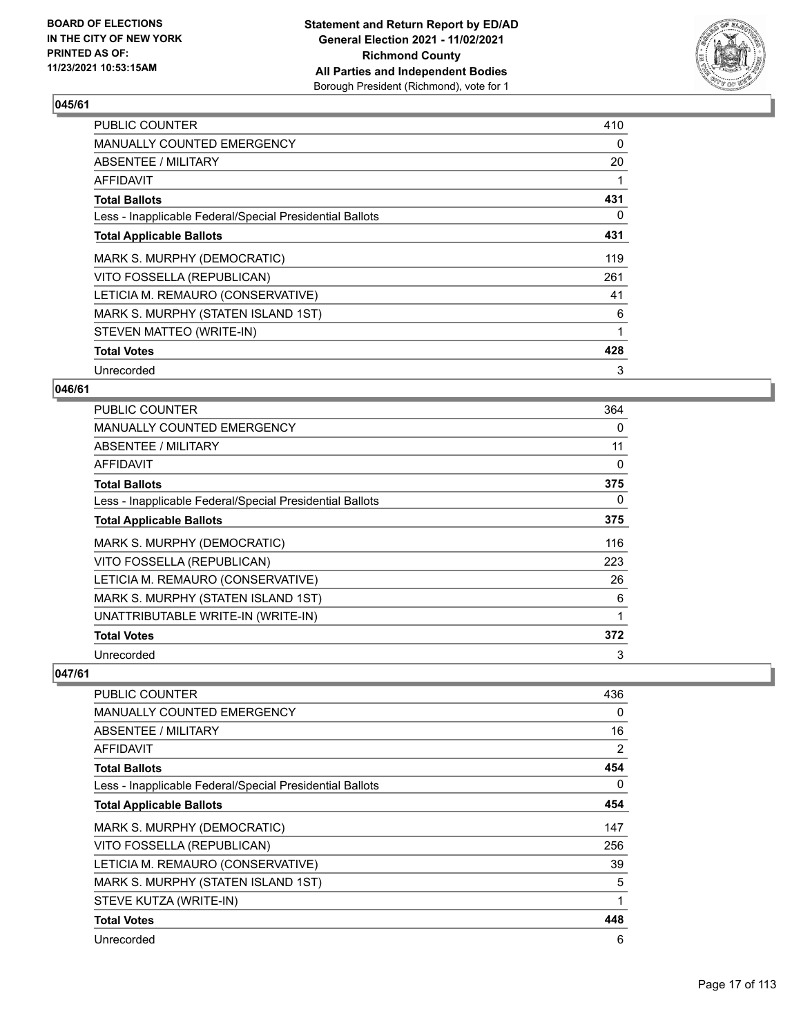## 045/61

| | |
|---|---|
| PUBLIC COUNTER | 410 |
| MANUALLY COUNTED EMERGENCY | 0 |
| ABSENTEE / MILITARY | 20 |
| AFFIDAVIT | 1 |
| **Total Ballots** | **431** |
| Less - Inapplicable Federal/Special Presidential Ballots | 0 |
| **Total Applicable Ballots** | **431** |
| MARK S. MURPHY (DEMOCRATIC) | 119 |
| VITO FOSSELLA (REPUBLICAN) | 261 |
| LETICIA M. REMAURO (CONSERVATIVE) | 41 |
| MARK S. MURPHY (STATEN ISLAND 1ST) | 6 |
| STEVEN MATTEO (WRITE-IN) | 1 |
| **Total Votes** | **428** |
| Unrecorded | 3 |

## 046/61

| | |
|---|---|
| PUBLIC COUNTER | 364 |
| MANUALLY COUNTED EMERGENCY | 0 |
| ABSENTEE / MILITARY | 11 |
| AFFIDAVIT | 0 |
| **Total Ballots** | **375** |
| Less - Inapplicable Federal/Special Presidential Ballots | 0 |
| **Total Applicable Ballots** | **375** |
| MARK S. MURPHY (DEMOCRATIC) | 116 |
| VITO FOSSELLA (REPUBLICAN) | 223 |
| LETICIA M. REMAURO (CONSERVATIVE) | 26 |
| MARK S. MURPHY (STATEN ISLAND 1ST) | 6 |
| UNATTRIBUTABLE WRITE-IN (WRITE-IN) | 1 |
| **Total Votes** | **372** |
| Unrecorded | 3 |

## 047/61

| | |
|---|---|
| PUBLIC COUNTER | 436 |
| MANUALLY COUNTED EMERGENCY | 0 |
| ABSENTEE / MILITARY | 16 |
| AFFIDAVIT | 2 |
| **Total Ballots** | **454** |
| Less - Inapplicable Federal/Special Presidential Ballots | 0 |
| **Total Applicable Ballots** | **454** |
| MARK S. MURPHY (DEMOCRATIC) | 147 |
| VITO FOSSELLA (REPUBLICAN) | 256 |
| LETICIA M. REMAURO (CONSERVATIVE) | 39 |
| MARK S. MURPHY (STATEN ISLAND 1ST) | 5 |
| STEVE KUTZA (WRITE-IN) | 1 |
| **Total Votes** | **448** |
| Unrecorded | 6 |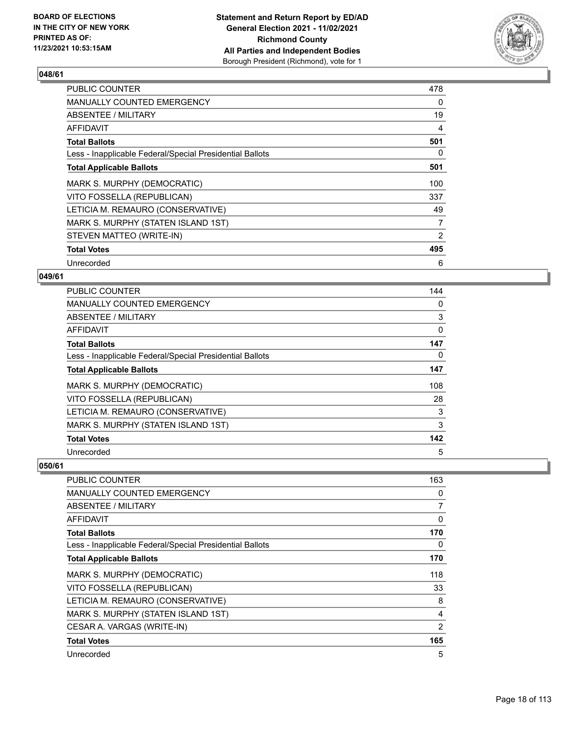## 048/61

| | |
|---|---|
| PUBLIC COUNTER | 478 |
| MANUALLY COUNTED EMERGENCY | 0 |
| ABSENTEE / MILITARY | 19 |
| AFFIDAVIT | 4 |
| **Total Ballots** | **501** |
| Less - Inapplicable Federal/Special Presidential Ballots | 0 |
| **Total Applicable Ballots** | **501** |
| MARK S. MURPHY (DEMOCRATIC) | 100 |
| VITO FOSSELLA (REPUBLICAN) | 337 |
| LETICIA M. REMAURO (CONSERVATIVE) | 49 |
| MARK S. MURPHY (STATEN ISLAND 1ST) | 7 |
| STEVEN MATTEO (WRITE-IN) | 2 |
| **Total Votes** | **495** |
| Unrecorded | 6 |

## 049/61

| | |
|---|---|
| PUBLIC COUNTER | 144 |
| MANUALLY COUNTED EMERGENCY | 0 |
| ABSENTEE / MILITARY | 3 |
| AFFIDAVIT | 0 |
| **Total Ballots** | **147** |
| Less - Inapplicable Federal/Special Presidential Ballots | 0 |
| **Total Applicable Ballots** | **147** |
| MARK S. MURPHY (DEMOCRATIC) | 108 |
| VITO FOSSELLA (REPUBLICAN) | 28 |
| LETICIA M. REMAURO (CONSERVATIVE) | 3 |
| MARK S. MURPHY (STATEN ISLAND 1ST) | 3 |
| **Total Votes** | **142** |
| Unrecorded | 5 |

## 050/61

| | |
|---|---|
| PUBLIC COUNTER | 163 |
| MANUALLY COUNTED EMERGENCY | 0 |
| ABSENTEE / MILITARY | 7 |
| AFFIDAVIT | 0 |
| **Total Ballots** | **170** |
| Less - Inapplicable Federal/Special Presidential Ballots | 0 |
| **Total Applicable Ballots** | **170** |
| MARK S. MURPHY (DEMOCRATIC) | 118 |
| VITO FOSSELLA (REPUBLICAN) | 33 |
| LETICIA M. REMAURO (CONSERVATIVE) | 8 |
| MARK S. MURPHY (STATEN ISLAND 1ST) | 4 |
| CESAR A. VARGAS (WRITE-IN) | 2 |
| **Total Votes** | **165** |
| Unrecorded | 5 |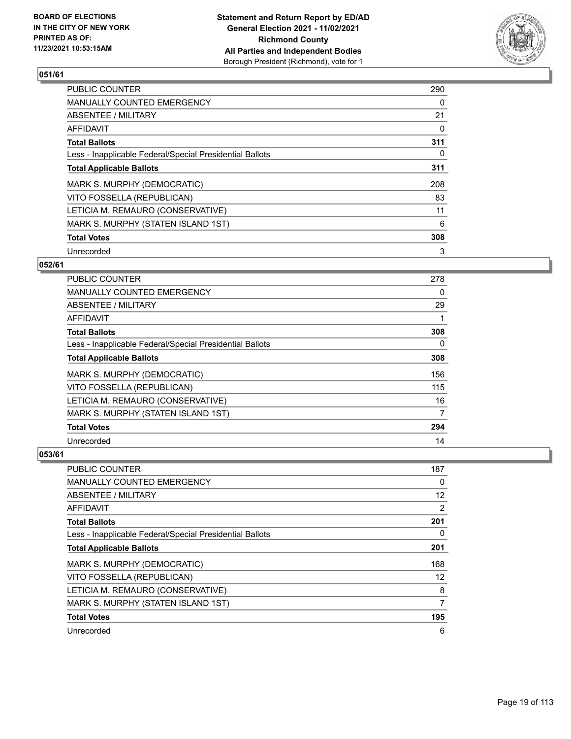**BOARD OF ELECTIONS IN THE CITY OF NEW YORK PRINTED AS OF: 11/23/2021 10:53:15AM**

**Statement and Return Report by ED/AD General Election 2021 - 11/02/2021 Richmond County All Parties and Independent Bodies** Borough President (Richmond), vote for 1

## 051/61

| | |
|---|---|
| PUBLIC COUNTER | 290 |
| MANUALLY COUNTED EMERGENCY | 0 |
| ABSENTEE / MILITARY | 21 |
| AFFIDAVIT | 0 |
| **Total Ballots** | **311** |
| Less - Inapplicable Federal/Special Presidential Ballots | 0 |
| **Total Applicable Ballots** | **311** |
| MARK S. MURPHY (DEMOCRATIC) | 208 |
| VITO FOSSELLA (REPUBLICAN) | 83 |
| LETICIA M. REMAURO (CONSERVATIVE) | 11 |
| MARK S. MURPHY (STATEN ISLAND 1ST) | 6 |
| **Total Votes** | **308** |
| Unrecorded | 3 |

## 052/61

| | |
|---|---|
| PUBLIC COUNTER | 278 |
| MANUALLY COUNTED EMERGENCY | 0 |
| ABSENTEE / MILITARY | 29 |
| AFFIDAVIT | 1 |
| **Total Ballots** | **308** |
| Less - Inapplicable Federal/Special Presidential Ballots | 0 |
| **Total Applicable Ballots** | **308** |
| MARK S. MURPHY (DEMOCRATIC) | 156 |
| VITO FOSSELLA (REPUBLICAN) | 115 |
| LETICIA M. REMAURO (CONSERVATIVE) | 16 |
| MARK S. MURPHY (STATEN ISLAND 1ST) | 7 |
| **Total Votes** | **294** |
| Unrecorded | 14 |

## 053/61

| | |
|---|---|
| PUBLIC COUNTER | 187 |
| MANUALLY COUNTED EMERGENCY | 0 |
| ABSENTEE / MILITARY | 12 |
| AFFIDAVIT | 2 |
| **Total Ballots** | **201** |
| Less - Inapplicable Federal/Special Presidential Ballots | 0 |
| **Total Applicable Ballots** | **201** |
| MARK S. MURPHY (DEMOCRATIC) | 168 |
| VITO FOSSELLA (REPUBLICAN) | 12 |
| LETICIA M. REMAURO (CONSERVATIVE) | 8 |
| MARK S. MURPHY (STATEN ISLAND 1ST) | 7 |
| **Total Votes** | **195** |
| Unrecorded | 6 |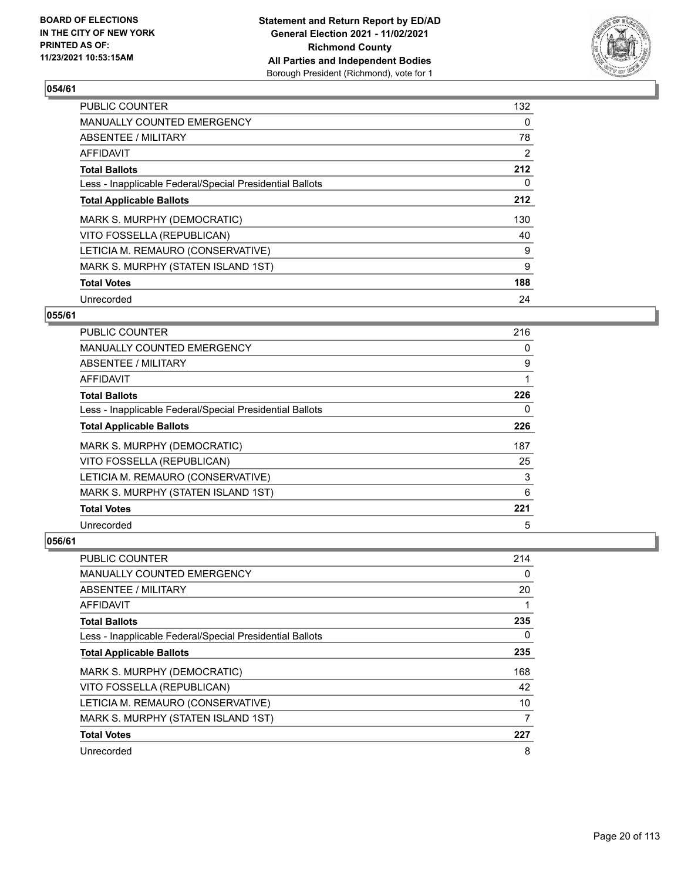## 054/61

| | |
|---|---|
| PUBLIC COUNTER | 132 |
| MANUALLY COUNTED EMERGENCY | 0 |
| ABSENTEE / MILITARY | 78 |
| AFFIDAVIT | 2 |
| **Total Ballots** | **212** |
| Less - Inapplicable Federal/Special Presidential Ballots | 0 |
| **Total Applicable Ballots** | **212** |
| MARK S. MURPHY (DEMOCRATIC) | 130 |
| VITO FOSSELLA (REPUBLICAN) | 40 |
| LETICIA M. REMAURO (CONSERVATIVE) | 9 |
| MARK S. MURPHY (STATEN ISLAND 1ST) | 9 |
| **Total Votes** | **188** |
| Unrecorded | 24 |

## 055/61

| | |
|---|---|
| PUBLIC COUNTER | 216 |
| MANUALLY COUNTED EMERGENCY | 0 |
| ABSENTEE / MILITARY | 9 |
| AFFIDAVIT | 1 |
| **Total Ballots** | **226** |
| Less - Inapplicable Federal/Special Presidential Ballots | 0 |
| **Total Applicable Ballots** | **226** |
| MARK S. MURPHY (DEMOCRATIC) | 187 |
| VITO FOSSELLA (REPUBLICAN) | 25 |
| LETICIA M. REMAURO (CONSERVATIVE) | 3 |
| MARK S. MURPHY (STATEN ISLAND 1ST) | 6 |
| **Total Votes** | **221** |
| Unrecorded | 5 |

## 056/61

| | |
|---|---|
| PUBLIC COUNTER | 214 |
| MANUALLY COUNTED EMERGENCY | 0 |
| ABSENTEE / MILITARY | 20 |
| AFFIDAVIT | 1 |
| **Total Ballots** | **235** |
| Less - Inapplicable Federal/Special Presidential Ballots | 0 |
| **Total Applicable Ballots** | **235** |
| MARK S. MURPHY (DEMOCRATIC) | 168 |
| VITO FOSSELLA (REPUBLICAN) | 42 |
| LETICIA M. REMAURO (CONSERVATIVE) | 10 |
| MARK S. MURPHY (STATEN ISLAND 1ST) | 7 |
| **Total Votes** | **227** |
| Unrecorded | 8 |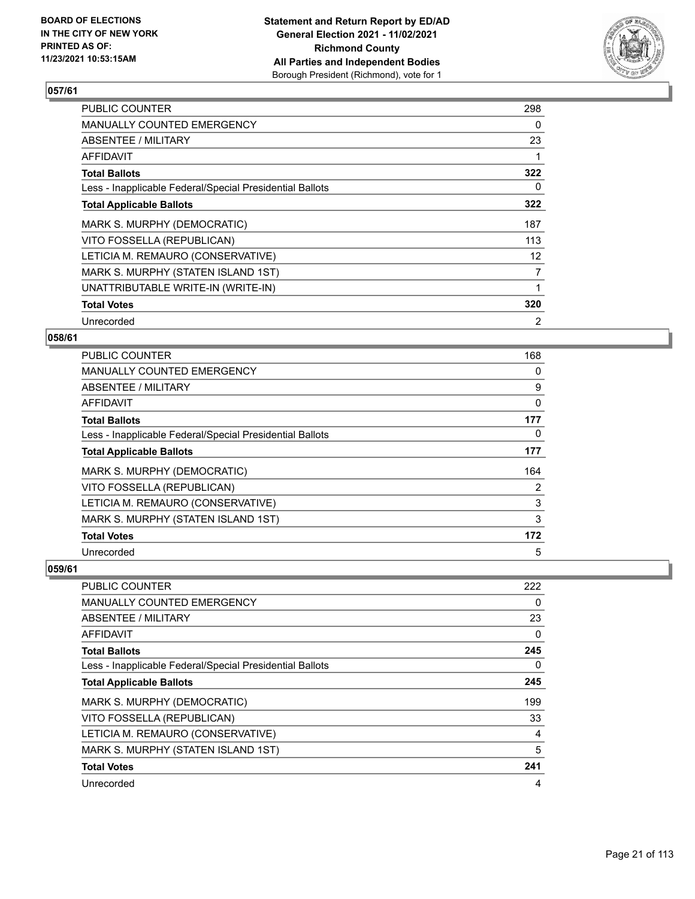### 057/61

| | |
|---|---|
| PUBLIC COUNTER | 298 |
| MANUALLY COUNTED EMERGENCY | 0 |
| ABSENTEE / MILITARY | 23 |
| AFFIDAVIT | 1 |
| **Total Ballots** | **322** |
| Less - Inapplicable Federal/Special Presidential Ballots | 0 |
| **Total Applicable Ballots** | **322** |
| MARK S. MURPHY (DEMOCRATIC) | 187 |
| VITO FOSSELLA (REPUBLICAN) | 113 |
| LETICIA M. REMAURO (CONSERVATIVE) | 12 |
| MARK S. MURPHY (STATEN ISLAND 1ST) | 7 |
| UNATTRIBUTABLE WRITE-IN (WRITE-IN) | 1 |
| **Total Votes** | **320** |
| Unrecorded | 2 |

### 058/61

| | |
|---|---|
| PUBLIC COUNTER | 168 |
| MANUALLY COUNTED EMERGENCY | 0 |
| ABSENTEE / MILITARY | 9 |
| AFFIDAVIT | 0 |
| **Total Ballots** | **177** |
| Less - Inapplicable Federal/Special Presidential Ballots | 0 |
| **Total Applicable Ballots** | **177** |
| MARK S. MURPHY (DEMOCRATIC) | 164 |
| VITO FOSSELLA (REPUBLICAN) | 2 |
| LETICIA M. REMAURO (CONSERVATIVE) | 3 |
| MARK S. MURPHY (STATEN ISLAND 1ST) | 3 |
| **Total Votes** | **172** |
| Unrecorded | 5 |

### 059/61

| | |
|---|---|
| PUBLIC COUNTER | 222 |
| MANUALLY COUNTED EMERGENCY | 0 |
| ABSENTEE / MILITARY | 23 |
| AFFIDAVIT | 0 |
| **Total Ballots** | **245** |
| Less - Inapplicable Federal/Special Presidential Ballots | 0 |
| **Total Applicable Ballots** | **245** |
| MARK S. MURPHY (DEMOCRATIC) | 199 |
| VITO FOSSELLA (REPUBLICAN) | 33 |
| LETICIA M. REMAURO (CONSERVATIVE) | 4 |
| MARK S. MURPHY (STATEN ISLAND 1ST) | 5 |
| **Total Votes** | **241** |
| Unrecorded | 4 |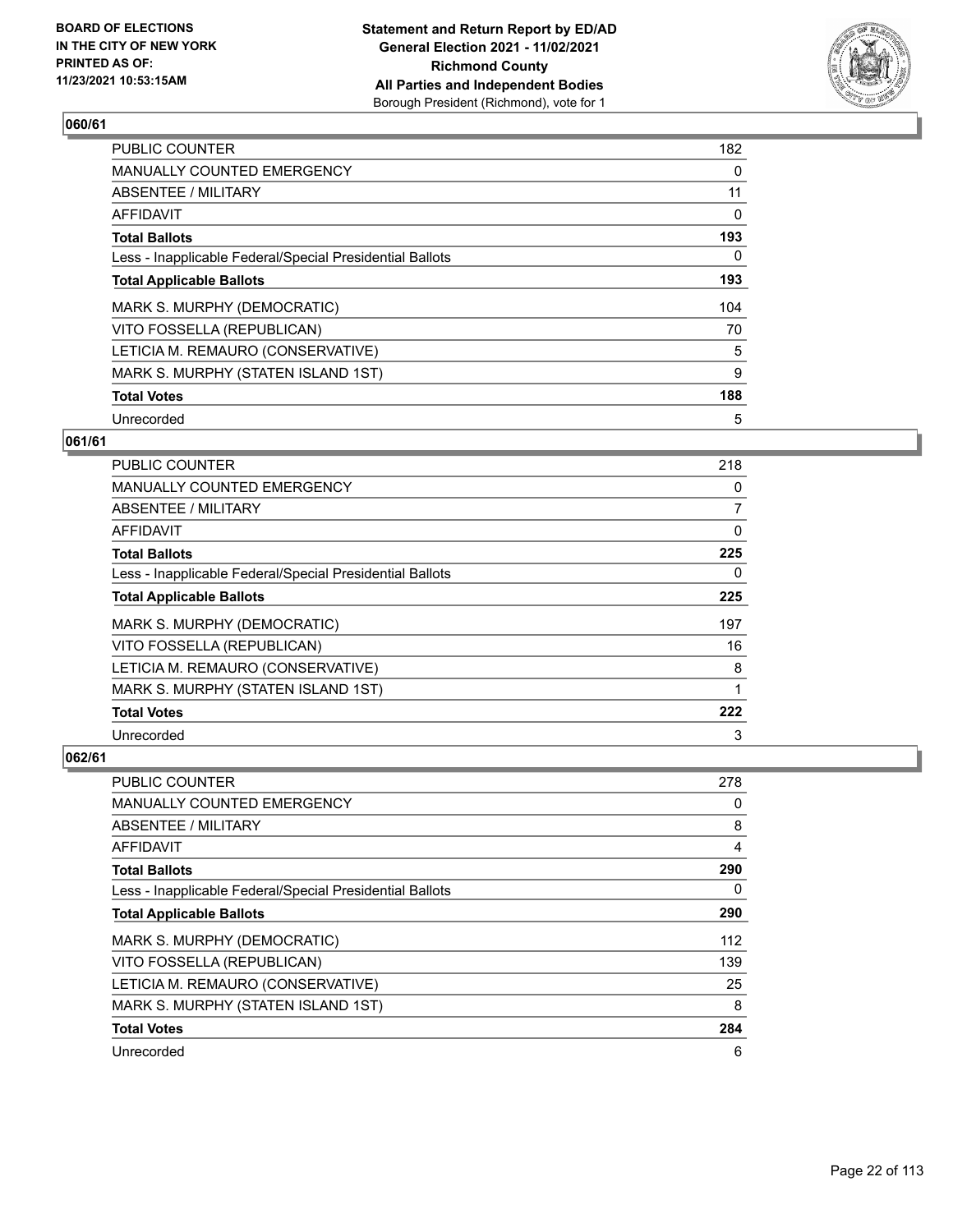**Statement and Return Report by ED/AD**
**General Election 2021 - 11/02/2021**
**Richmond County**
**All Parties and Independent Bodies**
Borough President (Richmond), vote for 1

BOARD OF ELECTIONS
IN THE CITY OF NEW YORK
PRINTED AS OF:
11/23/2021 10:53:15AM

### 060/61

| | |
|---|---|
| PUBLIC COUNTER | 182 |
| MANUALLY COUNTED EMERGENCY | 0 |
| ABSENTEE / MILITARY | 11 |
| AFFIDAVIT | 0 |
| **Total Ballots** | **193** |
| Less - Inapplicable Federal/Special Presidential Ballots | 0 |
| **Total Applicable Ballots** | **193** |
| MARK S. MURPHY (DEMOCRATIC) | 104 |
| VITO FOSSELLA (REPUBLICAN) | 70 |
| LETICIA M. REMAURO (CONSERVATIVE) | 5 |
| MARK S. MURPHY (STATEN ISLAND 1ST) | 9 |
| **Total Votes** | **188** |
| Unrecorded | 5 |

### 061/61

| | |
|---|---|
| PUBLIC COUNTER | 218 |
| MANUALLY COUNTED EMERGENCY | 0 |
| ABSENTEE / MILITARY | 7 |
| AFFIDAVIT | 0 |
| **Total Ballots** | **225** |
| Less - Inapplicable Federal/Special Presidential Ballots | 0 |
| **Total Applicable Ballots** | **225** |
| MARK S. MURPHY (DEMOCRATIC) | 197 |
| VITO FOSSELLA (REPUBLICAN) | 16 |
| LETICIA M. REMAURO (CONSERVATIVE) | 8 |
| MARK S. MURPHY (STATEN ISLAND 1ST) | 1 |
| **Total Votes** | **222** |
| Unrecorded | 3 |

### 062/61

| | |
|---|---|
| PUBLIC COUNTER | 278 |
| MANUALLY COUNTED EMERGENCY | 0 |
| ABSENTEE / MILITARY | 8 |
| AFFIDAVIT | 4 |
| **Total Ballots** | **290** |
| Less - Inapplicable Federal/Special Presidential Ballots | 0 |
| **Total Applicable Ballots** | **290** |
| MARK S. MURPHY (DEMOCRATIC) | 112 |
| VITO FOSSELLA (REPUBLICAN) | 139 |
| LETICIA M. REMAURO (CONSERVATIVE) | 25 |
| MARK S. MURPHY (STATEN ISLAND 1ST) | 8 |
| **Total Votes** | **284** |
| Unrecorded | 6 |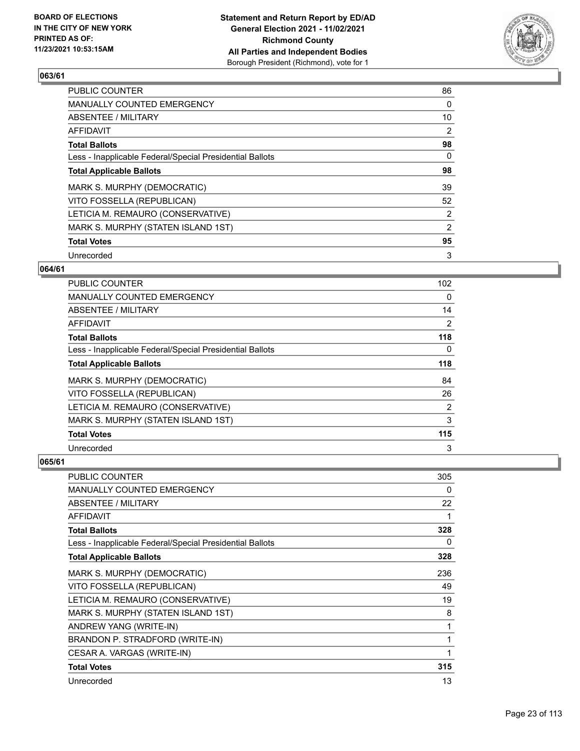**BOARD OF ELECTIONS IN THE CITY OF NEW YORK PRINTED AS OF: 11/23/2021 10:53:15AM**

**Statement and Return Report by ED/AD General Election 2021 - 11/02/2021 Richmond County All Parties and Independent Bodies** Borough President (Richmond), vote for 1

### 063/61

| | |
|---|---|
| PUBLIC COUNTER | 86 |
| MANUALLY COUNTED EMERGENCY | 0 |
| ABSENTEE / MILITARY | 10 |
| AFFIDAVIT | 2 |
| **Total Ballots** | **98** |
| Less - Inapplicable Federal/Special Presidential Ballots | 0 |
| **Total Applicable Ballots** | **98** |
| MARK S. MURPHY (DEMOCRATIC) | 39 |
| VITO FOSSELLA (REPUBLICAN) | 52 |
| LETICIA M. REMAURO (CONSERVATIVE) | 2 |
| MARK S. MURPHY (STATEN ISLAND 1ST) | 2 |
| **Total Votes** | **95** |
| Unrecorded | 3 |

### 064/61

| | |
|---|---|
| PUBLIC COUNTER | 102 |
| MANUALLY COUNTED EMERGENCY | 0 |
| ABSENTEE / MILITARY | 14 |
| AFFIDAVIT | 2 |
| **Total Ballots** | **118** |
| Less - Inapplicable Federal/Special Presidential Ballots | 0 |
| **Total Applicable Ballots** | **118** |
| MARK S. MURPHY (DEMOCRATIC) | 84 |
| VITO FOSSELLA (REPUBLICAN) | 26 |
| LETICIA M. REMAURO (CONSERVATIVE) | 2 |
| MARK S. MURPHY (STATEN ISLAND 1ST) | 3 |
| **Total Votes** | **115** |
| Unrecorded | 3 |

### 065/61

| | |
|---|---|
| PUBLIC COUNTER | 305 |
| MANUALLY COUNTED EMERGENCY | 0 |
| ABSENTEE / MILITARY | 22 |
| AFFIDAVIT | 1 |
| **Total Ballots** | **328** |
| Less - Inapplicable Federal/Special Presidential Ballots | 0 |
| **Total Applicable Ballots** | **328** |
| MARK S. MURPHY (DEMOCRATIC) | 236 |
| VITO FOSSELLA (REPUBLICAN) | 49 |
| LETICIA M. REMAURO (CONSERVATIVE) | 19 |
| MARK S. MURPHY (STATEN ISLAND 1ST) | 8 |
| ANDREW YANG (WRITE-IN) | 1 |
| BRANDON P. STRADFORD (WRITE-IN) | 1 |
| CESAR A. VARGAS (WRITE-IN) | 1 |
| **Total Votes** | **315** |
| Unrecorded | 13 |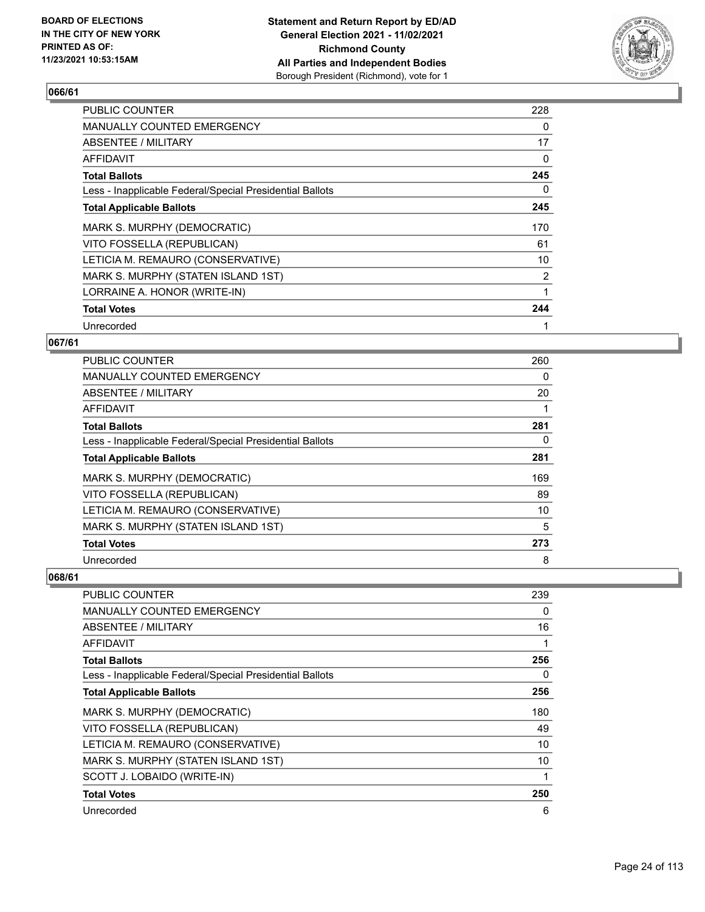## 066/61

| | |
|---|---|
| PUBLIC COUNTER | 228 |
| MANUALLY COUNTED EMERGENCY | 0 |
| ABSENTEE / MILITARY | 17 |
| AFFIDAVIT | 0 |
| **Total Ballots** | **245** |
| Less - Inapplicable Federal/Special Presidential Ballots | 0 |
| **Total Applicable Ballots** | **245** |
| MARK S. MURPHY (DEMOCRATIC) | 170 |
| VITO FOSSELLA (REPUBLICAN) | 61 |
| LETICIA M. REMAURO (CONSERVATIVE) | 10 |
| MARK S. MURPHY (STATEN ISLAND 1ST) | 2 |
| LORRAINE A. HONOR (WRITE-IN) | 1 |
| **Total Votes** | **244** |
| Unrecorded | 1 |

## 067/61

| | |
|---|---|
| PUBLIC COUNTER | 260 |
| MANUALLY COUNTED EMERGENCY | 0 |
| ABSENTEE / MILITARY | 20 |
| AFFIDAVIT | 1 |
| **Total Ballots** | **281** |
| Less - Inapplicable Federal/Special Presidential Ballots | 0 |
| **Total Applicable Ballots** | **281** |
| MARK S. MURPHY (DEMOCRATIC) | 169 |
| VITO FOSSELLA (REPUBLICAN) | 89 |
| LETICIA M. REMAURO (CONSERVATIVE) | 10 |
| MARK S. MURPHY (STATEN ISLAND 1ST) | 5 |
| **Total Votes** | **273** |
| Unrecorded | 8 |

## 068/61

| | |
|---|---|
| PUBLIC COUNTER | 239 |
| MANUALLY COUNTED EMERGENCY | 0 |
| ABSENTEE / MILITARY | 16 |
| AFFIDAVIT | 1 |
| **Total Ballots** | **256** |
| Less - Inapplicable Federal/Special Presidential Ballots | 0 |
| **Total Applicable Ballots** | **256** |
| MARK S. MURPHY (DEMOCRATIC) | 180 |
| VITO FOSSELLA (REPUBLICAN) | 49 |
| LETICIA M. REMAURO (CONSERVATIVE) | 10 |
| MARK S. MURPHY (STATEN ISLAND 1ST) | 10 |
| SCOTT J. LOBAIDO (WRITE-IN) | 1 |
| **Total Votes** | **250** |
| Unrecorded | 6 |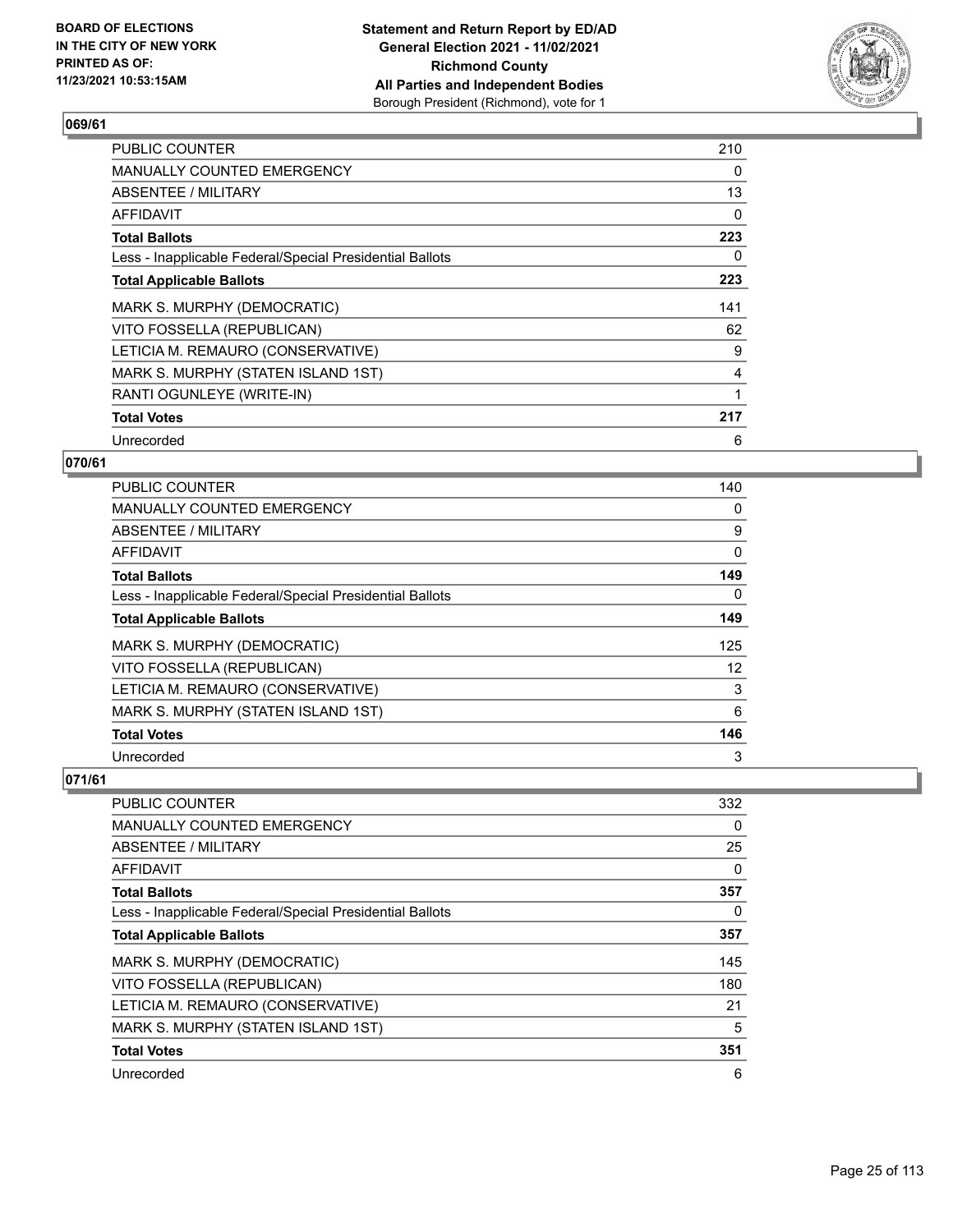BOARD OF ELECTIONS
IN THE CITY OF NEW YORK
PRINTED AS OF:
11/23/2021 10:53:15AM

**Statement and Return Report by ED/AD**
**General Election 2021 - 11/02/2021**
**Richmond County**
**All Parties and Independent Bodies**
Borough President (Richmond), vote for 1

### 069/61

| | |
|---|---|
| PUBLIC COUNTER | 210 |
| MANUALLY COUNTED EMERGENCY | 0 |
| ABSENTEE / MILITARY | 13 |
| AFFIDAVIT | 0 |
| **Total Ballots** | **223** |
| Less - Inapplicable Federal/Special Presidential Ballots | 0 |
| **Total Applicable Ballots** | **223** |
| MARK S. MURPHY (DEMOCRATIC) | 141 |
| VITO FOSSELLA (REPUBLICAN) | 62 |
| LETICIA M. REMAURO (CONSERVATIVE) | 9 |
| MARK S. MURPHY (STATEN ISLAND 1ST) | 4 |
| RANTI OGUNLEYE (WRITE-IN) | 1 |
| **Total Votes** | **217** |
| Unrecorded | 6 |

### 070/61

| | |
|---|---|
| PUBLIC COUNTER | 140 |
| MANUALLY COUNTED EMERGENCY | 0 |
| ABSENTEE / MILITARY | 9 |
| AFFIDAVIT | 0 |
| **Total Ballots** | **149** |
| Less - Inapplicable Federal/Special Presidential Ballots | 0 |
| **Total Applicable Ballots** | **149** |
| MARK S. MURPHY (DEMOCRATIC) | 125 |
| VITO FOSSELLA (REPUBLICAN) | 12 |
| LETICIA M. REMAURO (CONSERVATIVE) | 3 |
| MARK S. MURPHY (STATEN ISLAND 1ST) | 6 |
| **Total Votes** | **146** |
| Unrecorded | 3 |

### 071/61

| | |
|---|---|
| PUBLIC COUNTER | 332 |
| MANUALLY COUNTED EMERGENCY | 0 |
| ABSENTEE / MILITARY | 25 |
| AFFIDAVIT | 0 |
| **Total Ballots** | **357** |
| Less - Inapplicable Federal/Special Presidential Ballots | 0 |
| **Total Applicable Ballots** | **357** |
| MARK S. MURPHY (DEMOCRATIC) | 145 |
| VITO FOSSELLA (REPUBLICAN) | 180 |
| LETICIA M. REMAURO (CONSERVATIVE) | 21 |
| MARK S. MURPHY (STATEN ISLAND 1ST) | 5 |
| **Total Votes** | **351** |
| Unrecorded | 6 |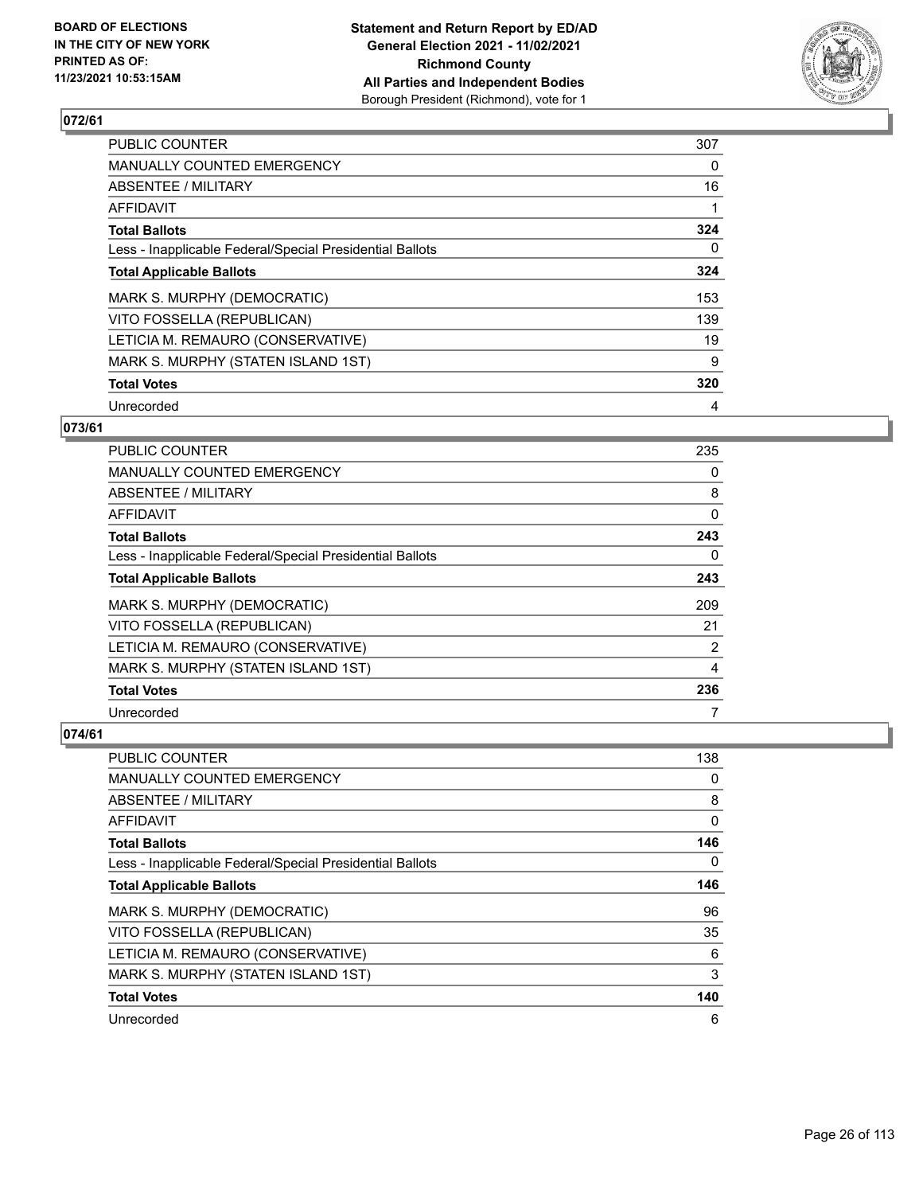**BOARD OF ELECTIONS IN THE CITY OF NEW YORK PRINTED AS OF: 11/23/2021 10:53:15AM**

**Statement and Return Report by ED/AD General Election 2021 - 11/02/2021 Richmond County All Parties and Independent Bodies** Borough President (Richmond), vote for 1

## 072/61

| | |
|---|---|
| PUBLIC COUNTER | 307 |
| MANUALLY COUNTED EMERGENCY | 0 |
| ABSENTEE / MILITARY | 16 |
| AFFIDAVIT | 1 |
| **Total Ballots** | **324** |
| Less - Inapplicable Federal/Special Presidential Ballots | 0 |
| **Total Applicable Ballots** | **324** |
| MARK S. MURPHY (DEMOCRATIC) | 153 |
| VITO FOSSELLA (REPUBLICAN) | 139 |
| LETICIA M. REMAURO (CONSERVATIVE) | 19 |
| MARK S. MURPHY (STATEN ISLAND 1ST) | 9 |
| **Total Votes** | **320** |
| Unrecorded | 4 |

## 073/61

| | |
|---|---|
| PUBLIC COUNTER | 235 |
| MANUALLY COUNTED EMERGENCY | 0 |
| ABSENTEE / MILITARY | 8 |
| AFFIDAVIT | 0 |
| **Total Ballots** | **243** |
| Less - Inapplicable Federal/Special Presidential Ballots | 0 |
| **Total Applicable Ballots** | **243** |
| MARK S. MURPHY (DEMOCRATIC) | 209 |
| VITO FOSSELLA (REPUBLICAN) | 21 |
| LETICIA M. REMAURO (CONSERVATIVE) | 2 |
| MARK S. MURPHY (STATEN ISLAND 1ST) | 4 |
| **Total Votes** | **236** |
| Unrecorded | 7 |

## 074/61

| | |
|---|---|
| PUBLIC COUNTER | 138 |
| MANUALLY COUNTED EMERGENCY | 0 |
| ABSENTEE / MILITARY | 8 |
| AFFIDAVIT | 0 |
| **Total Ballots** | **146** |
| Less - Inapplicable Federal/Special Presidential Ballots | 0 |
| **Total Applicable Ballots** | **146** |
| MARK S. MURPHY (DEMOCRATIC) | 96 |
| VITO FOSSELLA (REPUBLICAN) | 35 |
| LETICIA M. REMAURO (CONSERVATIVE) | 6 |
| MARK S. MURPHY (STATEN ISLAND 1ST) | 3 |
| **Total Votes** | **140** |
| Unrecorded | 6 |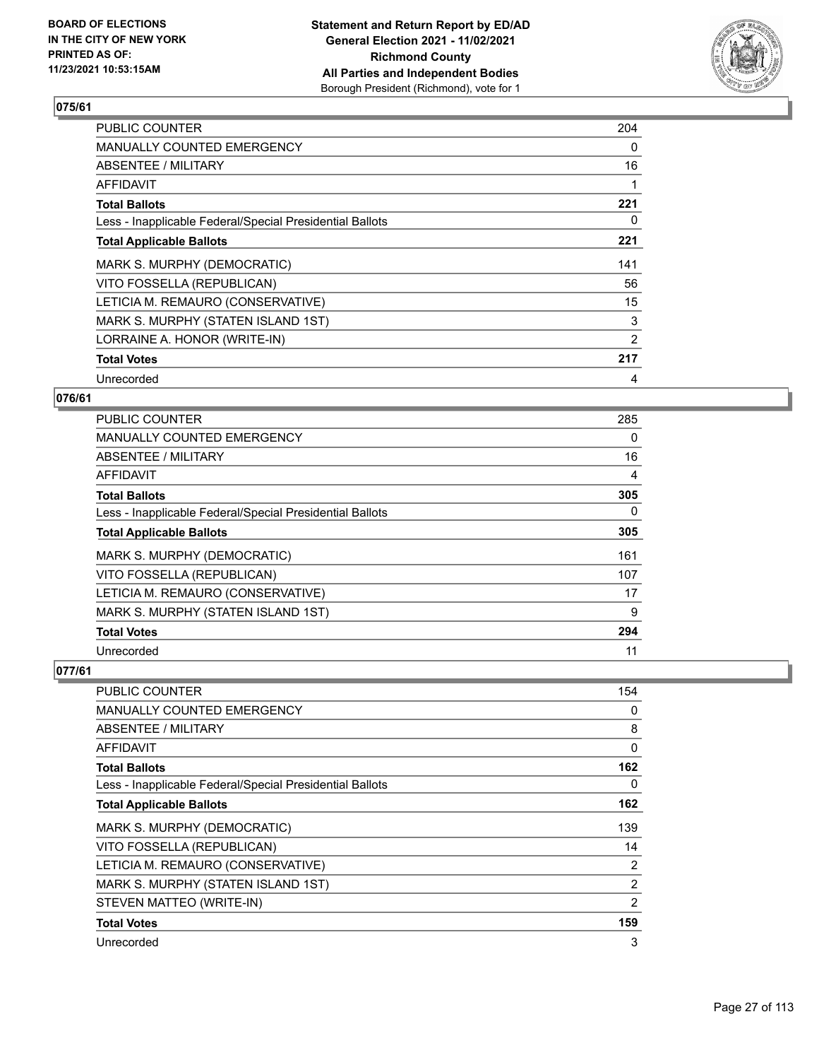**BOARD OF ELECTIONS IN THE CITY OF NEW YORK PRINTED AS OF: 11/23/2021 10:53:15AM**

**Statement and Return Report by ED/AD General Election 2021 - 11/02/2021 Richmond County All Parties and Independent Bodies**
Borough President (Richmond), vote for 1

## 075/61

| | |
|---|---|
| PUBLIC COUNTER | 204 |
| MANUALLY COUNTED EMERGENCY | 0 |
| ABSENTEE / MILITARY | 16 |
| AFFIDAVIT | 1 |
| **Total Ballots** | **221** |
| Less - Inapplicable Federal/Special Presidential Ballots | 0 |
| **Total Applicable Ballots** | **221** |
| MARK S. MURPHY (DEMOCRATIC) | 141 |
| VITO FOSSELLA (REPUBLICAN) | 56 |
| LETICIA M. REMAURO (CONSERVATIVE) | 15 |
| MARK S. MURPHY (STATEN ISLAND 1ST) | 3 |
| LORRAINE A. HONOR (WRITE-IN) | 2 |
| **Total Votes** | **217** |
| Unrecorded | 4 |

## 076/61

| | |
|---|---|
| PUBLIC COUNTER | 285 |
| MANUALLY COUNTED EMERGENCY | 0 |
| ABSENTEE / MILITARY | 16 |
| AFFIDAVIT | 4 |
| **Total Ballots** | **305** |
| Less - Inapplicable Federal/Special Presidential Ballots | 0 |
| **Total Applicable Ballots** | **305** |
| MARK S. MURPHY (DEMOCRATIC) | 161 |
| VITO FOSSELLA (REPUBLICAN) | 107 |
| LETICIA M. REMAURO (CONSERVATIVE) | 17 |
| MARK S. MURPHY (STATEN ISLAND 1ST) | 9 |
| **Total Votes** | **294** |
| Unrecorded | 11 |

## 077/61

| | |
|---|---|
| PUBLIC COUNTER | 154 |
| MANUALLY COUNTED EMERGENCY | 0 |
| ABSENTEE / MILITARY | 8 |
| AFFIDAVIT | 0 |
| **Total Ballots** | **162** |
| Less - Inapplicable Federal/Special Presidential Ballots | 0 |
| **Total Applicable Ballots** | **162** |
| MARK S. MURPHY (DEMOCRATIC) | 139 |
| VITO FOSSELLA (REPUBLICAN) | 14 |
| LETICIA M. REMAURO (CONSERVATIVE) | 2 |
| MARK S. MURPHY (STATEN ISLAND 1ST) | 2 |
| STEVEN MATTEO (WRITE-IN) | 2 |
| **Total Votes** | **159** |
| Unrecorded | 3 |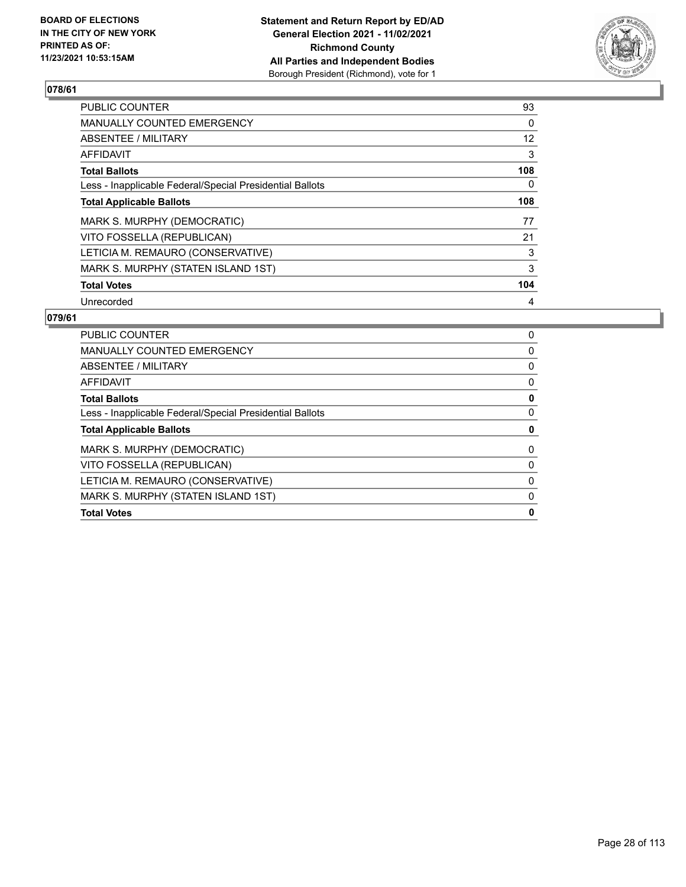**BOARD OF ELECTIONS IN THE CITY OF NEW YORK PRINTED AS OF: 11/23/2021 10:53:15AM**

**Statement and Return Report by ED/AD General Election 2021 - 11/02/2021 Richmond County All Parties and Independent Bodies** Borough President (Richmond), vote for 1

### 078/61

| | |
|---|---|
| PUBLIC COUNTER | 93 |
| MANUALLY COUNTED EMERGENCY | 0 |
| ABSENTEE / MILITARY | 12 |
| AFFIDAVIT | 3 |
| **Total Ballots** | **108** |
| Less - Inapplicable Federal/Special Presidential Ballots | 0 |
| **Total Applicable Ballots** | **108** |
| MARK S. MURPHY (DEMOCRATIC) | 77 |
| VITO FOSSELLA (REPUBLICAN) | 21 |
| LETICIA M. REMAURO (CONSERVATIVE) | 3 |
| MARK S. MURPHY (STATEN ISLAND 1ST) | 3 |
| **Total Votes** | **104** |
| Unrecorded | 4 |

### 079/61

| | |
|---|---|
| PUBLIC COUNTER | 0 |
| MANUALLY COUNTED EMERGENCY | 0 |
| ABSENTEE / MILITARY | 0 |
| AFFIDAVIT | 0 |
| **Total Ballots** | **0** |
| Less - Inapplicable Federal/Special Presidential Ballots | 0 |
| **Total Applicable Ballots** | **0** |
| MARK S. MURPHY (DEMOCRATIC) | 0 |
| VITO FOSSELLA (REPUBLICAN) | 0 |
| LETICIA M. REMAURO (CONSERVATIVE) | 0 |
| MARK S. MURPHY (STATEN ISLAND 1ST) | 0 |
| **Total Votes** | **0** |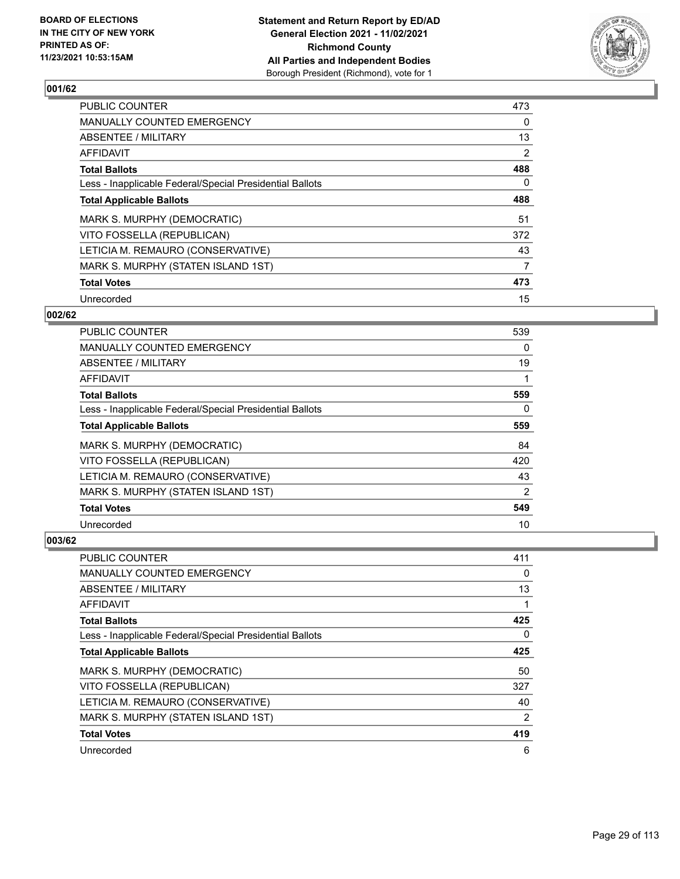**BOARD OF ELECTIONS IN THE CITY OF NEW YORK PRINTED AS OF: 11/23/2021 10:53:15AM**

**Statement and Return Report by ED/AD General Election 2021 - 11/02/2021 Richmond County All Parties and Independent Bodies** Borough President (Richmond), vote for 1

### 001/62

| | |
|---|---|
| PUBLIC COUNTER | 473 |
| MANUALLY COUNTED EMERGENCY | 0 |
| ABSENTEE / MILITARY | 13 |
| AFFIDAVIT | 2 |
| **Total Ballots** | **488** |
| Less - Inapplicable Federal/Special Presidential Ballots | 0 |
| **Total Applicable Ballots** | **488** |
| MARK S. MURPHY (DEMOCRATIC) | 51 |
| VITO FOSSELLA (REPUBLICAN) | 372 |
| LETICIA M. REMAURO (CONSERVATIVE) | 43 |
| MARK S. MURPHY (STATEN ISLAND 1ST) | 7 |
| **Total Votes** | **473** |
| Unrecorded | 15 |

### 002/62

| | |
|---|---|
| PUBLIC COUNTER | 539 |
| MANUALLY COUNTED EMERGENCY | 0 |
| ABSENTEE / MILITARY | 19 |
| AFFIDAVIT | 1 |
| **Total Ballots** | **559** |
| Less - Inapplicable Federal/Special Presidential Ballots | 0 |
| **Total Applicable Ballots** | **559** |
| MARK S. MURPHY (DEMOCRATIC) | 84 |
| VITO FOSSELLA (REPUBLICAN) | 420 |
| LETICIA M. REMAURO (CONSERVATIVE) | 43 |
| MARK S. MURPHY (STATEN ISLAND 1ST) | 2 |
| **Total Votes** | **549** |
| Unrecorded | 10 |

### 003/62

| | |
|---|---|
| PUBLIC COUNTER | 411 |
| MANUALLY COUNTED EMERGENCY | 0 |
| ABSENTEE / MILITARY | 13 |
| AFFIDAVIT | 1 |
| **Total Ballots** | **425** |
| Less - Inapplicable Federal/Special Presidential Ballots | 0 |
| **Total Applicable Ballots** | **425** |
| MARK S. MURPHY (DEMOCRATIC) | 50 |
| VITO FOSSELLA (REPUBLICAN) | 327 |
| LETICIA M. REMAURO (CONSERVATIVE) | 40 |
| MARK S. MURPHY (STATEN ISLAND 1ST) | 2 |
| **Total Votes** | **419** |
| Unrecorded | 6 |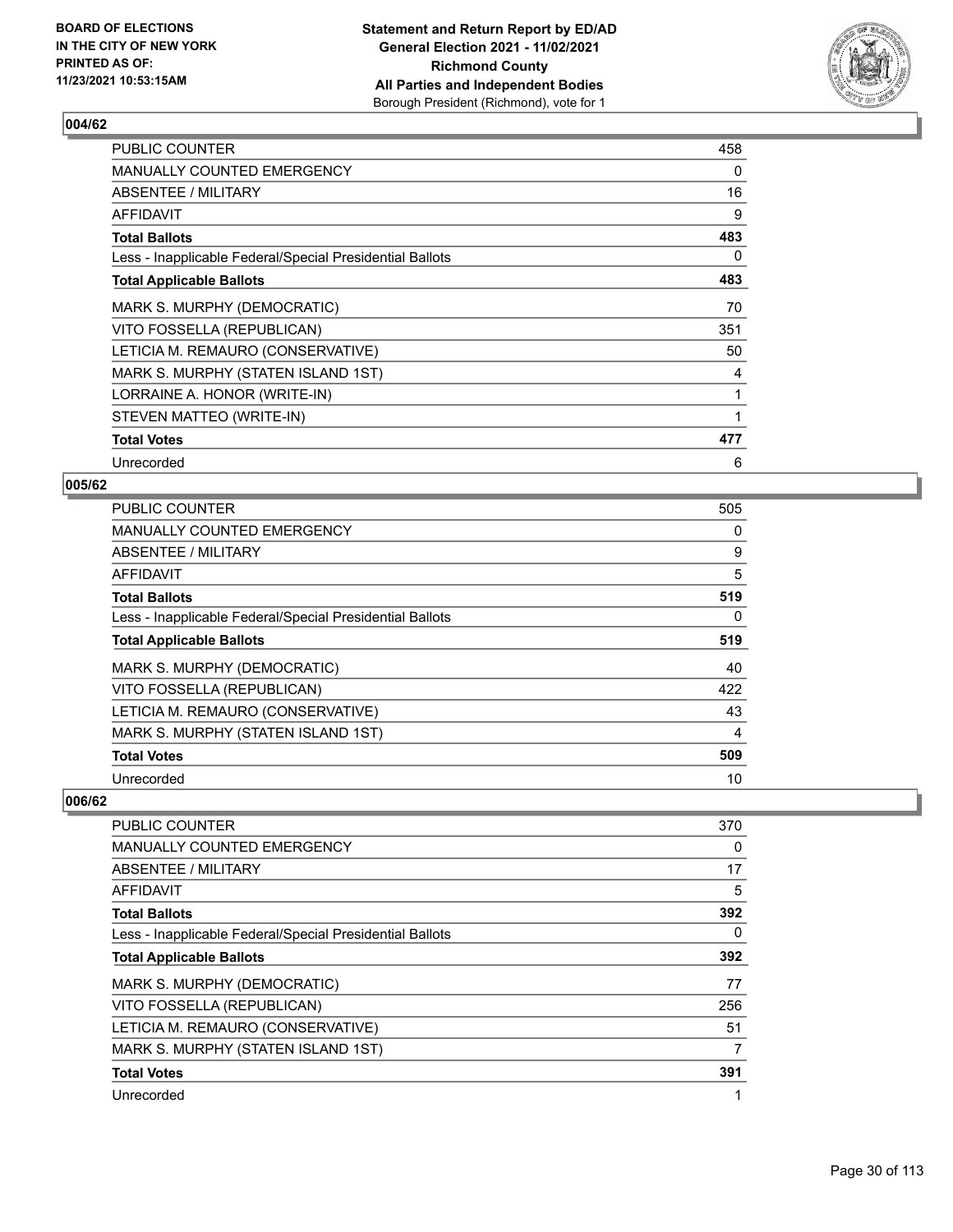**BOARD OF ELECTIONS IN THE CITY OF NEW YORK PRINTED AS OF: 11/23/2021 10:53:15AM**

**Statement and Return Report by ED/AD General Election 2021 - 11/02/2021 Richmond County All Parties and Independent Bodies** Borough President (Richmond), vote for 1

### 004/62

| | |
|---|---|
| PUBLIC COUNTER | 458 |
| MANUALLY COUNTED EMERGENCY | 0 |
| ABSENTEE / MILITARY | 16 |
| AFFIDAVIT | 9 |
| **Total Ballots** | **483** |
| Less - Inapplicable Federal/Special Presidential Ballots | 0 |
| **Total Applicable Ballots** | **483** |
| MARK S. MURPHY (DEMOCRATIC) | 70 |
| VITO FOSSELLA (REPUBLICAN) | 351 |
| LETICIA M. REMAURO (CONSERVATIVE) | 50 |
| MARK S. MURPHY (STATEN ISLAND 1ST) | 4 |
| LORRAINE A. HONOR (WRITE-IN) | 1 |
| STEVEN MATTEO (WRITE-IN) | 1 |
| **Total Votes** | **477** |
| Unrecorded | 6 |

### 005/62

| | |
|---|---|
| PUBLIC COUNTER | 505 |
| MANUALLY COUNTED EMERGENCY | 0 |
| ABSENTEE / MILITARY | 9 |
| AFFIDAVIT | 5 |
| **Total Ballots** | **519** |
| Less - Inapplicable Federal/Special Presidential Ballots | 0 |
| **Total Applicable Ballots** | **519** |
| MARK S. MURPHY (DEMOCRATIC) | 40 |
| VITO FOSSELLA (REPUBLICAN) | 422 |
| LETICIA M. REMAURO (CONSERVATIVE) | 43 |
| MARK S. MURPHY (STATEN ISLAND 1ST) | 4 |
| **Total Votes** | **509** |
| Unrecorded | 10 |

### 006/62

| | |
|---|---|
| PUBLIC COUNTER | 370 |
| MANUALLY COUNTED EMERGENCY | 0 |
| ABSENTEE / MILITARY | 17 |
| AFFIDAVIT | 5 |
| **Total Ballots** | **392** |
| Less - Inapplicable Federal/Special Presidential Ballots | 0 |
| **Total Applicable Ballots** | **392** |
| MARK S. MURPHY (DEMOCRATIC) | 77 |
| VITO FOSSELLA (REPUBLICAN) | 256 |
| LETICIA M. REMAURO (CONSERVATIVE) | 51 |
| MARK S. MURPHY (STATEN ISLAND 1ST) | 7 |
| **Total Votes** | **391** |
| Unrecorded | 1 |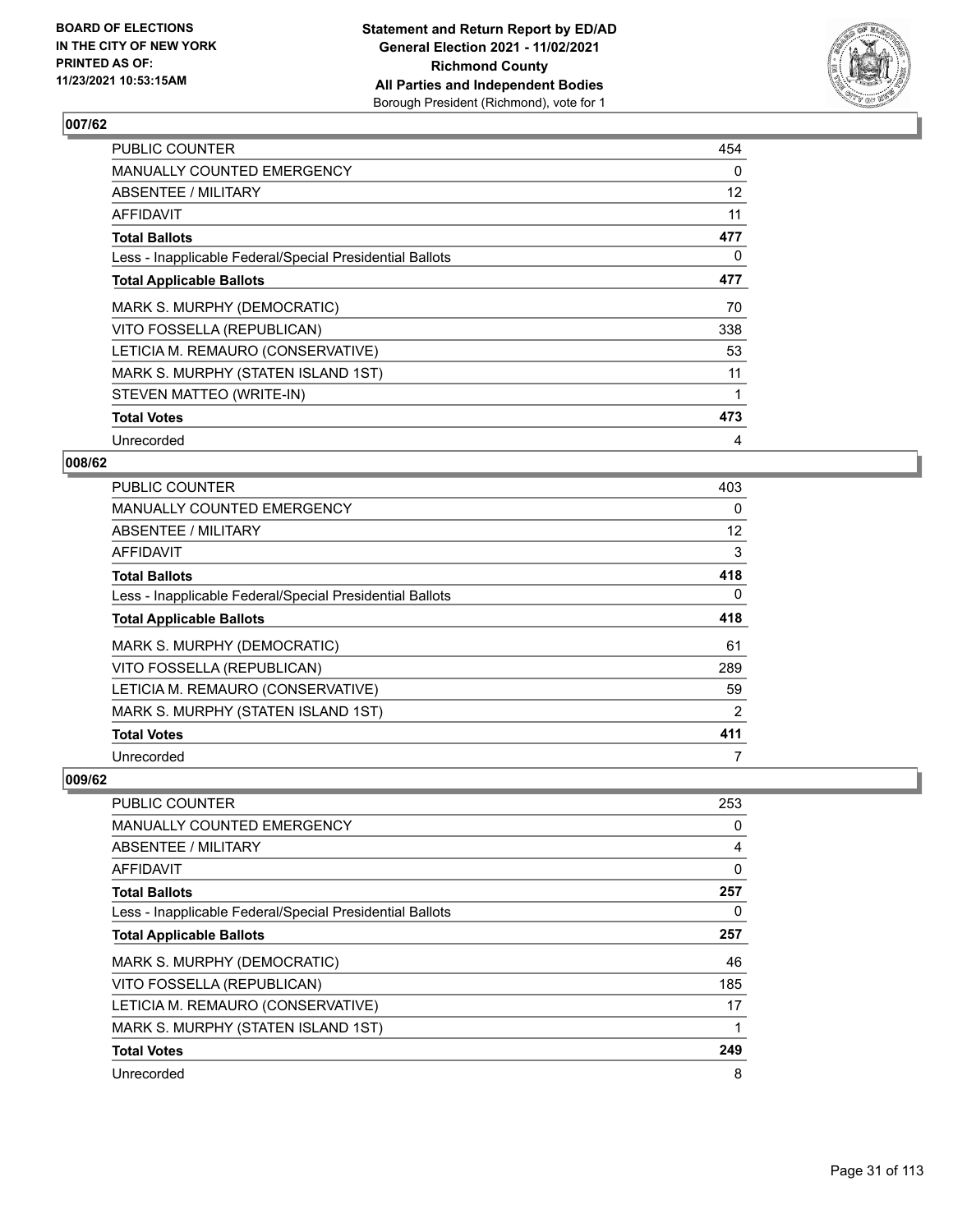## 007/62

| | |
|---|---|
| PUBLIC COUNTER | 454 |
| MANUALLY COUNTED EMERGENCY | 0 |
| ABSENTEE / MILITARY | 12 |
| AFFIDAVIT | 11 |
| **Total Ballots** | **477** |
| Less - Inapplicable Federal/Special Presidential Ballots | 0 |
| **Total Applicable Ballots** | **477** |
| MARK S. MURPHY (DEMOCRATIC) | 70 |
| VITO FOSSELLA (REPUBLICAN) | 338 |
| LETICIA M. REMAURO (CONSERVATIVE) | 53 |
| MARK S. MURPHY (STATEN ISLAND 1ST) | 11 |
| STEVEN MATTEO (WRITE-IN) | 1 |
| **Total Votes** | **473** |
| Unrecorded | 4 |

## 008/62

| | |
|---|---|
| PUBLIC COUNTER | 403 |
| MANUALLY COUNTED EMERGENCY | 0 |
| ABSENTEE / MILITARY | 12 |
| AFFIDAVIT | 3 |
| **Total Ballots** | **418** |
| Less - Inapplicable Federal/Special Presidential Ballots | 0 |
| **Total Applicable Ballots** | **418** |
| MARK S. MURPHY (DEMOCRATIC) | 61 |
| VITO FOSSELLA (REPUBLICAN) | 289 |
| LETICIA M. REMAURO (CONSERVATIVE) | 59 |
| MARK S. MURPHY (STATEN ISLAND 1ST) | 2 |
| **Total Votes** | **411** |
| Unrecorded | 7 |

## 009/62

| | |
|---|---|
| PUBLIC COUNTER | 253 |
| MANUALLY COUNTED EMERGENCY | 0 |
| ABSENTEE / MILITARY | 4 |
| AFFIDAVIT | 0 |
| **Total Ballots** | **257** |
| Less - Inapplicable Federal/Special Presidential Ballots | 0 |
| **Total Applicable Ballots** | **257** |
| MARK S. MURPHY (DEMOCRATIC) | 46 |
| VITO FOSSELLA (REPUBLICAN) | 185 |
| LETICIA M. REMAURO (CONSERVATIVE) | 17 |
| MARK S. MURPHY (STATEN ISLAND 1ST) | 1 |
| **Total Votes** | **249** |
| Unrecorded | 8 |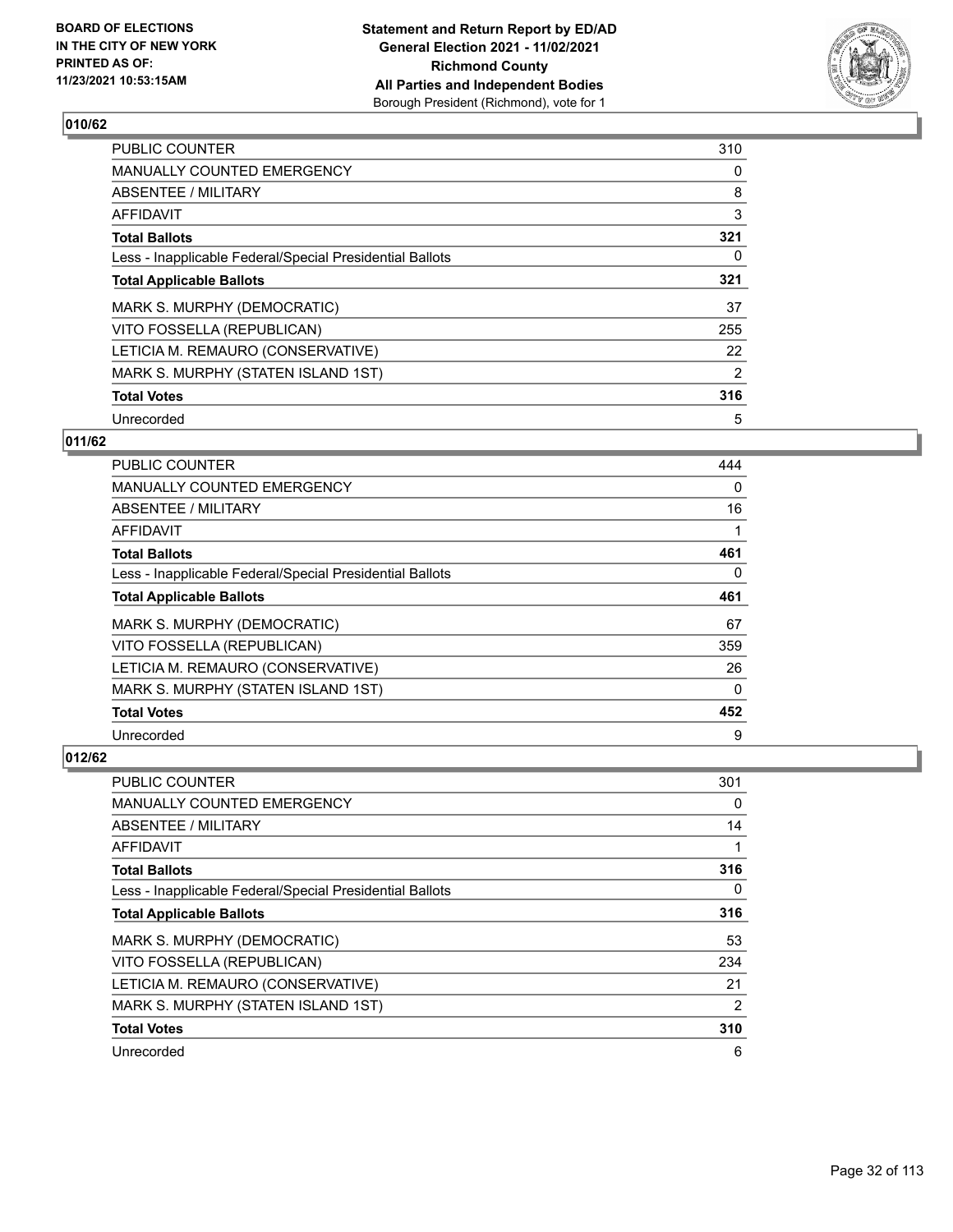**BOARD OF ELECTIONS IN THE CITY OF NEW YORK PRINTED AS OF: 11/23/2021 10:53:15AM**

**Statement and Return Report by ED/AD General Election 2021 - 11/02/2021 Richmond County All Parties and Independent Bodies** Borough President (Richmond), vote for 1

## 010/62

| | |
|---|---|
| PUBLIC COUNTER | 310 |
| MANUALLY COUNTED EMERGENCY | 0 |
| ABSENTEE / MILITARY | 8 |
| AFFIDAVIT | 3 |
| **Total Ballots** | **321** |
| Less - Inapplicable Federal/Special Presidential Ballots | 0 |
| **Total Applicable Ballots** | **321** |
| MARK S. MURPHY (DEMOCRATIC) | 37 |
| VITO FOSSELLA (REPUBLICAN) | 255 |
| LETICIA M. REMAURO (CONSERVATIVE) | 22 |
| MARK S. MURPHY (STATEN ISLAND 1ST) | 2 |
| **Total Votes** | **316** |
| Unrecorded | 5 |

## 011/62

| | |
|---|---|
| PUBLIC COUNTER | 444 |
| MANUALLY COUNTED EMERGENCY | 0 |
| ABSENTEE / MILITARY | 16 |
| AFFIDAVIT | 1 |
| **Total Ballots** | **461** |
| Less - Inapplicable Federal/Special Presidential Ballots | 0 |
| **Total Applicable Ballots** | **461** |
| MARK S. MURPHY (DEMOCRATIC) | 67 |
| VITO FOSSELLA (REPUBLICAN) | 359 |
| LETICIA M. REMAURO (CONSERVATIVE) | 26 |
| MARK S. MURPHY (STATEN ISLAND 1ST) | 0 |
| **Total Votes** | **452** |
| Unrecorded | 9 |

## 012/62

| | |
|---|---|
| PUBLIC COUNTER | 301 |
| MANUALLY COUNTED EMERGENCY | 0 |
| ABSENTEE / MILITARY | 14 |
| AFFIDAVIT | 1 |
| **Total Ballots** | **316** |
| Less - Inapplicable Federal/Special Presidential Ballots | 0 |
| **Total Applicable Ballots** | **316** |
| MARK S. MURPHY (DEMOCRATIC) | 53 |
| VITO FOSSELLA (REPUBLICAN) | 234 |
| LETICIA M. REMAURO (CONSERVATIVE) | 21 |
| MARK S. MURPHY (STATEN ISLAND 1ST) | 2 |
| **Total Votes** | **310** |
| Unrecorded | 6 |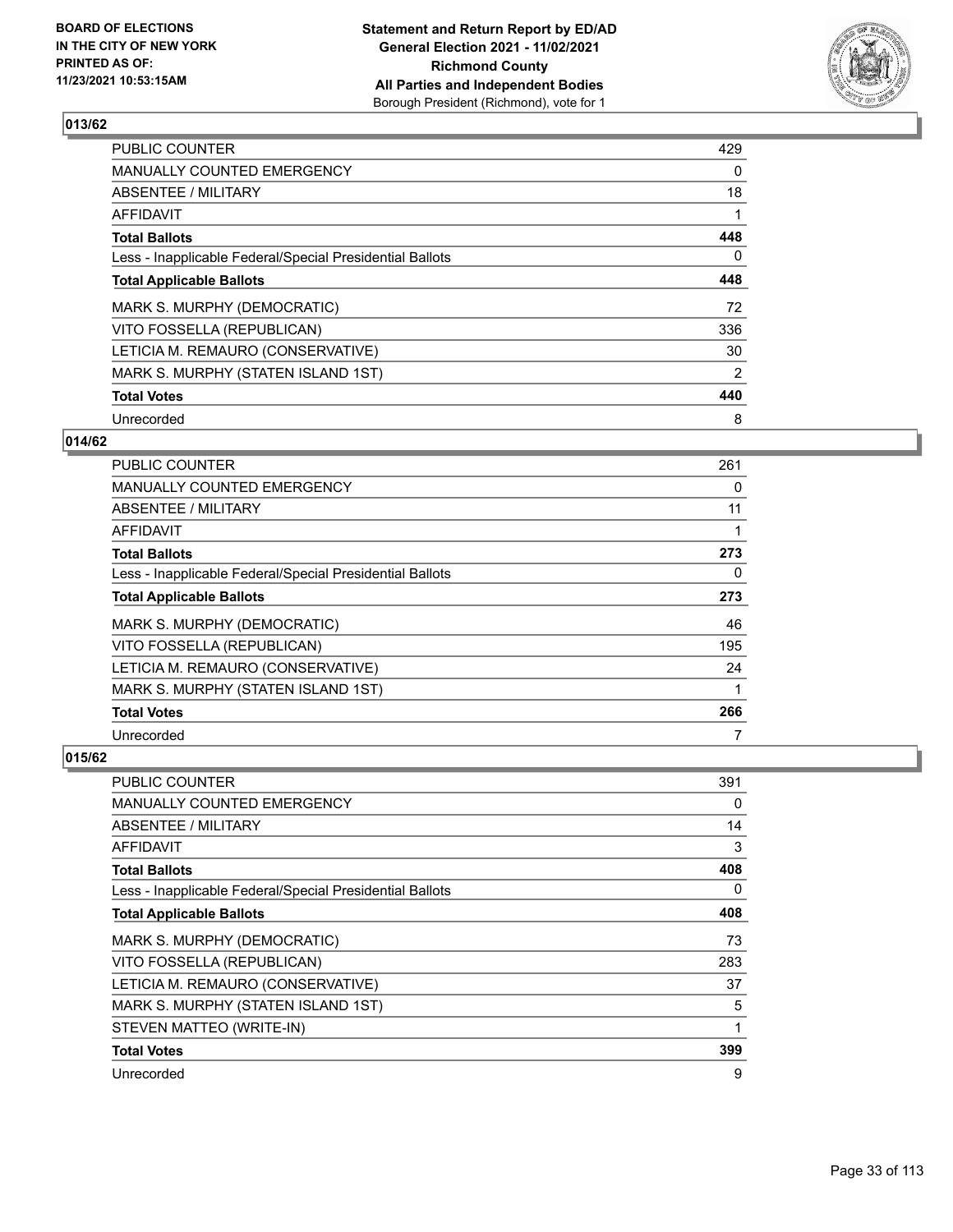## 013/62

| | |
|---|---|
| PUBLIC COUNTER | 429 |
| MANUALLY COUNTED EMERGENCY | 0 |
| ABSENTEE / MILITARY | 18 |
| AFFIDAVIT | 1 |
| **Total Ballots** | **448** |
| Less - Inapplicable Federal/Special Presidential Ballots | 0 |
| **Total Applicable Ballots** | **448** |
| MARK S. MURPHY (DEMOCRATIC) | 72 |
| VITO FOSSELLA (REPUBLICAN) | 336 |
| LETICIA M. REMAURO (CONSERVATIVE) | 30 |
| MARK S. MURPHY (STATEN ISLAND 1ST) | 2 |
| **Total Votes** | **440** |
| Unrecorded | 8 |

## 014/62

| | |
|---|---|
| PUBLIC COUNTER | 261 |
| MANUALLY COUNTED EMERGENCY | 0 |
| ABSENTEE / MILITARY | 11 |
| AFFIDAVIT | 1 |
| **Total Ballots** | **273** |
| Less - Inapplicable Federal/Special Presidential Ballots | 0 |
| **Total Applicable Ballots** | **273** |
| MARK S. MURPHY (DEMOCRATIC) | 46 |
| VITO FOSSELLA (REPUBLICAN) | 195 |
| LETICIA M. REMAURO (CONSERVATIVE) | 24 |
| MARK S. MURPHY (STATEN ISLAND 1ST) | 1 |
| **Total Votes** | **266** |
| Unrecorded | 7 |

## 015/62

| | |
|---|---|
| PUBLIC COUNTER | 391 |
| MANUALLY COUNTED EMERGENCY | 0 |
| ABSENTEE / MILITARY | 14 |
| AFFIDAVIT | 3 |
| **Total Ballots** | **408** |
| Less - Inapplicable Federal/Special Presidential Ballots | 0 |
| **Total Applicable Ballots** | **408** |
| MARK S. MURPHY (DEMOCRATIC) | 73 |
| VITO FOSSELLA (REPUBLICAN) | 283 |
| LETICIA M. REMAURO (CONSERVATIVE) | 37 |
| MARK S. MURPHY (STATEN ISLAND 1ST) | 5 |
| STEVEN MATTEO (WRITE-IN) | 1 |
| **Total Votes** | **399** |
| Unrecorded | 9 |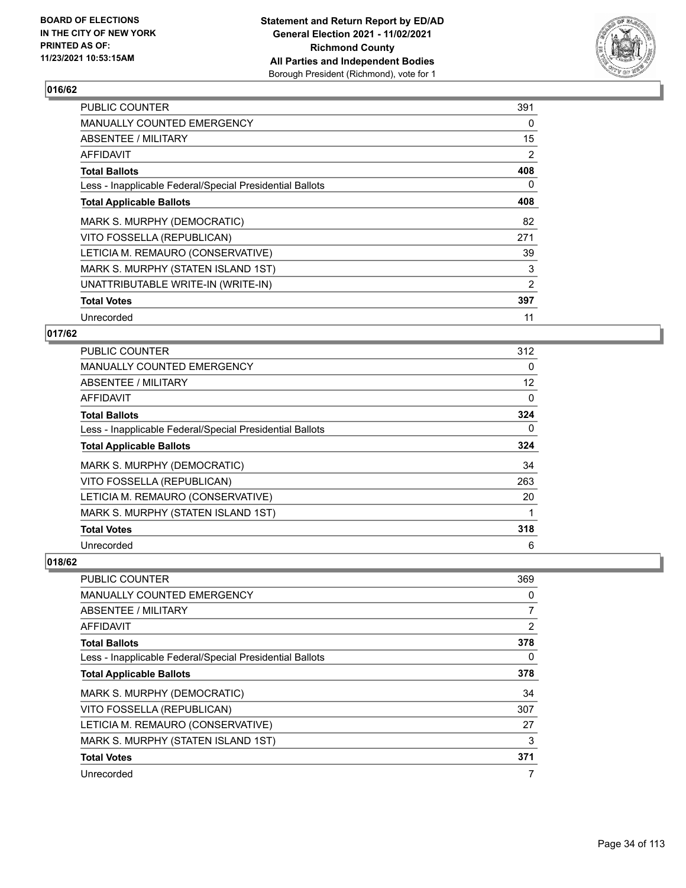## 016/62

| | |
|---|---|
| PUBLIC COUNTER | 391 |
| MANUALLY COUNTED EMERGENCY | 0 |
| ABSENTEE / MILITARY | 15 |
| AFFIDAVIT | 2 |
| **Total Ballots** | **408** |
| Less - Inapplicable Federal/Special Presidential Ballots | 0 |
| **Total Applicable Ballots** | **408** |
| MARK S. MURPHY (DEMOCRATIC) | 82 |
| VITO FOSSELLA (REPUBLICAN) | 271 |
| LETICIA M. REMAURO (CONSERVATIVE) | 39 |
| MARK S. MURPHY (STATEN ISLAND 1ST) | 3 |
| UNATTRIBUTABLE WRITE-IN (WRITE-IN) | 2 |
| **Total Votes** | **397** |
| Unrecorded | 11 |

## 017/62

| | |
|---|---|
| PUBLIC COUNTER | 312 |
| MANUALLY COUNTED EMERGENCY | 0 |
| ABSENTEE / MILITARY | 12 |
| AFFIDAVIT | 0 |
| **Total Ballots** | **324** |
| Less - Inapplicable Federal/Special Presidential Ballots | 0 |
| **Total Applicable Ballots** | **324** |
| MARK S. MURPHY (DEMOCRATIC) | 34 |
| VITO FOSSELLA (REPUBLICAN) | 263 |
| LETICIA M. REMAURO (CONSERVATIVE) | 20 |
| MARK S. MURPHY (STATEN ISLAND 1ST) | 1 |
| **Total Votes** | **318** |
| Unrecorded | 6 |

## 018/62

| | |
|---|---|
| PUBLIC COUNTER | 369 |
| MANUALLY COUNTED EMERGENCY | 0 |
| ABSENTEE / MILITARY | 7 |
| AFFIDAVIT | 2 |
| **Total Ballots** | **378** |
| Less - Inapplicable Federal/Special Presidential Ballots | 0 |
| **Total Applicable Ballots** | **378** |
| MARK S. MURPHY (DEMOCRATIC) | 34 |
| VITO FOSSELLA (REPUBLICAN) | 307 |
| LETICIA M. REMAURO (CONSERVATIVE) | 27 |
| MARK S. MURPHY (STATEN ISLAND 1ST) | 3 |
| **Total Votes** | **371** |
| Unrecorded | 7 |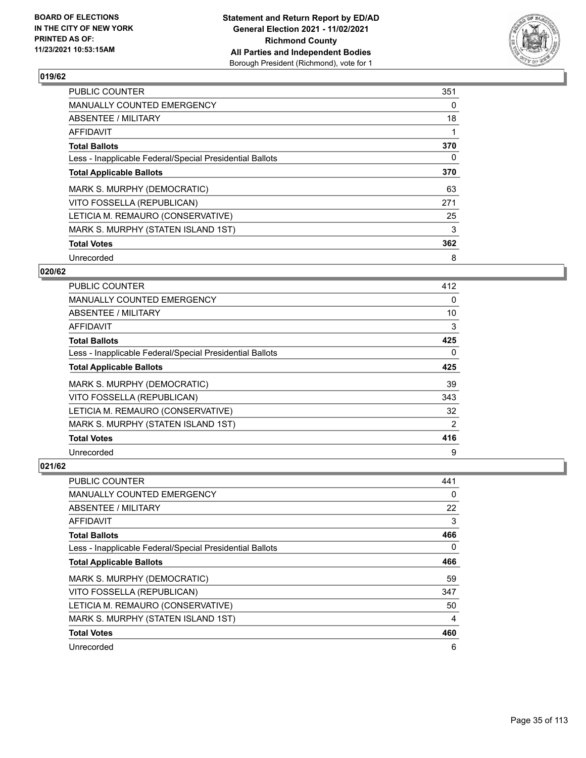**Statement and Return Report by ED/AD**
**General Election 2021 - 11/02/2021**
**Richmond County**
**All Parties and Independent Bodies**
Borough President (Richmond), vote for 1

BOARD OF ELECTIONS
IN THE CITY OF NEW YORK
PRINTED AS OF:
11/23/2021 10:53:15AM

## 019/62

| | |
|---|---|
| PUBLIC COUNTER | 351 |
| MANUALLY COUNTED EMERGENCY | 0 |
| ABSENTEE / MILITARY | 18 |
| AFFIDAVIT | 1 |
| **Total Ballots** | **370** |
| Less - Inapplicable Federal/Special Presidential Ballots | 0 |
| **Total Applicable Ballots** | **370** |
| MARK S. MURPHY (DEMOCRATIC) | 63 |
| VITO FOSSELLA (REPUBLICAN) | 271 |
| LETICIA M. REMAURO (CONSERVATIVE) | 25 |
| MARK S. MURPHY (STATEN ISLAND 1ST) | 3 |
| **Total Votes** | **362** |
| Unrecorded | 8 |

## 020/62

| | |
|---|---|
| PUBLIC COUNTER | 412 |
| MANUALLY COUNTED EMERGENCY | 0 |
| ABSENTEE / MILITARY | 10 |
| AFFIDAVIT | 3 |
| **Total Ballots** | **425** |
| Less - Inapplicable Federal/Special Presidential Ballots | 0 |
| **Total Applicable Ballots** | **425** |
| MARK S. MURPHY (DEMOCRATIC) | 39 |
| VITO FOSSELLA (REPUBLICAN) | 343 |
| LETICIA M. REMAURO (CONSERVATIVE) | 32 |
| MARK S. MURPHY (STATEN ISLAND 1ST) | 2 |
| **Total Votes** | **416** |
| Unrecorded | 9 |

## 021/62

| | |
|---|---|
| PUBLIC COUNTER | 441 |
| MANUALLY COUNTED EMERGENCY | 0 |
| ABSENTEE / MILITARY | 22 |
| AFFIDAVIT | 3 |
| **Total Ballots** | **466** |
| Less - Inapplicable Federal/Special Presidential Ballots | 0 |
| **Total Applicable Ballots** | **466** |
| MARK S. MURPHY (DEMOCRATIC) | 59 |
| VITO FOSSELLA (REPUBLICAN) | 347 |
| LETICIA M. REMAURO (CONSERVATIVE) | 50 |
| MARK S. MURPHY (STATEN ISLAND 1ST) | 4 |
| **Total Votes** | **460** |
| Unrecorded | 6 |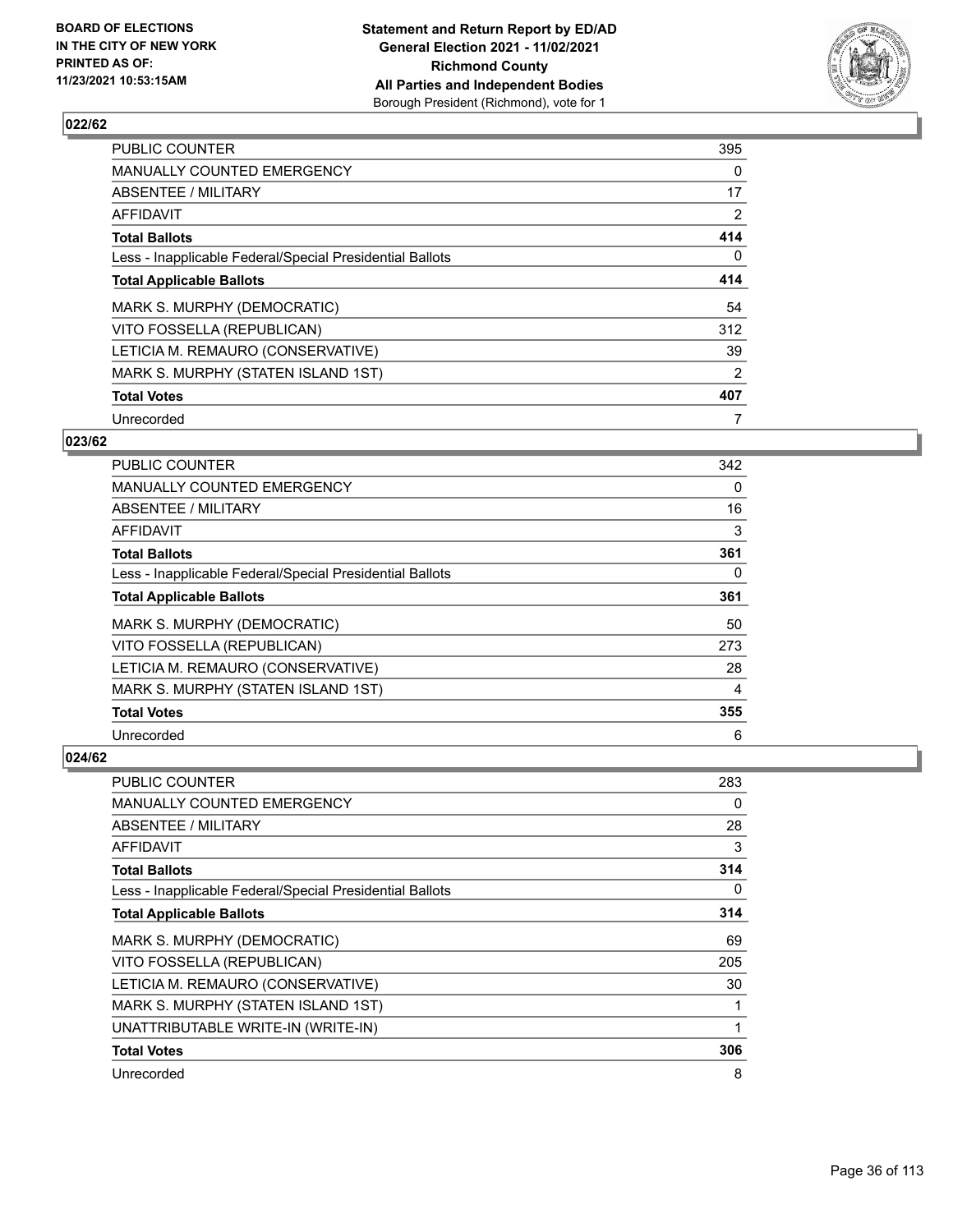## 022/62

| | |
|---|---|
| PUBLIC COUNTER | 395 |
| MANUALLY COUNTED EMERGENCY | 0 |
| ABSENTEE / MILITARY | 17 |
| AFFIDAVIT | 2 |
| **Total Ballots** | **414** |
| Less - Inapplicable Federal/Special Presidential Ballots | 0 |
| **Total Applicable Ballots** | **414** |
| MARK S. MURPHY (DEMOCRATIC) | 54 |
| VITO FOSSELLA (REPUBLICAN) | 312 |
| LETICIA M. REMAURO (CONSERVATIVE) | 39 |
| MARK S. MURPHY (STATEN ISLAND 1ST) | 2 |
| **Total Votes** | **407** |
| Unrecorded | 7 |

## 023/62

| | |
|---|---|
| PUBLIC COUNTER | 342 |
| MANUALLY COUNTED EMERGENCY | 0 |
| ABSENTEE / MILITARY | 16 |
| AFFIDAVIT | 3 |
| **Total Ballots** | **361** |
| Less - Inapplicable Federal/Special Presidential Ballots | 0 |
| **Total Applicable Ballots** | **361** |
| MARK S. MURPHY (DEMOCRATIC) | 50 |
| VITO FOSSELLA (REPUBLICAN) | 273 |
| LETICIA M. REMAURO (CONSERVATIVE) | 28 |
| MARK S. MURPHY (STATEN ISLAND 1ST) | 4 |
| **Total Votes** | **355** |
| Unrecorded | 6 |

## 024/62

| | |
|---|---|
| PUBLIC COUNTER | 283 |
| MANUALLY COUNTED EMERGENCY | 0 |
| ABSENTEE / MILITARY | 28 |
| AFFIDAVIT | 3 |
| **Total Ballots** | **314** |
| Less - Inapplicable Federal/Special Presidential Ballots | 0 |
| **Total Applicable Ballots** | **314** |
| MARK S. MURPHY (DEMOCRATIC) | 69 |
| VITO FOSSELLA (REPUBLICAN) | 205 |
| LETICIA M. REMAURO (CONSERVATIVE) | 30 |
| MARK S. MURPHY (STATEN ISLAND 1ST) | 1 |
| UNATTRIBUTABLE WRITE-IN (WRITE-IN) | 1 |
| **Total Votes** | **306** |
| Unrecorded | 8 |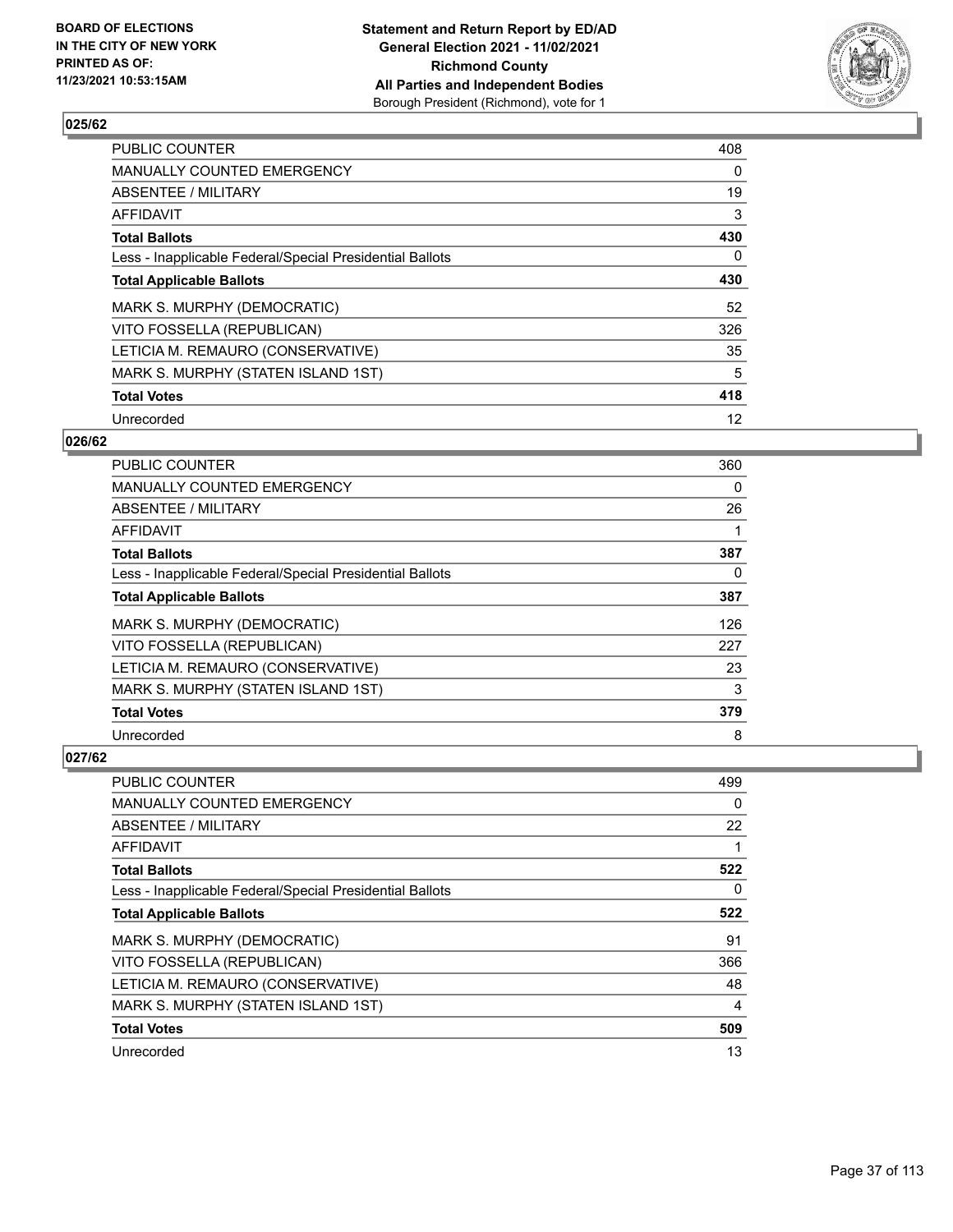**BOARD OF ELECTIONS IN THE CITY OF NEW YORK PRINTED AS OF: 11/23/2021 10:53:15AM**

**Statement and Return Report by ED/AD General Election 2021 - 11/02/2021 Richmond County All Parties and Independent Bodies**
Borough President (Richmond), vote for 1

## 025/62

| | |
|---|---|
| PUBLIC COUNTER | 408 |
| MANUALLY COUNTED EMERGENCY | 0 |
| ABSENTEE / MILITARY | 19 |
| AFFIDAVIT | 3 |
| **Total Ballots** | **430** |
| Less - Inapplicable Federal/Special Presidential Ballots | 0 |
| **Total Applicable Ballots** | **430** |
| MARK S. MURPHY (DEMOCRATIC) | 52 |
| VITO FOSSELLA (REPUBLICAN) | 326 |
| LETICIA M. REMAURO (CONSERVATIVE) | 35 |
| MARK S. MURPHY (STATEN ISLAND 1ST) | 5 |
| **Total Votes** | **418** |
| Unrecorded | 12 |

## 026/62

| | |
|---|---|
| PUBLIC COUNTER | 360 |
| MANUALLY COUNTED EMERGENCY | 0 |
| ABSENTEE / MILITARY | 26 |
| AFFIDAVIT | 1 |
| **Total Ballots** | **387** |
| Less - Inapplicable Federal/Special Presidential Ballots | 0 |
| **Total Applicable Ballots** | **387** |
| MARK S. MURPHY (DEMOCRATIC) | 126 |
| VITO FOSSELLA (REPUBLICAN) | 227 |
| LETICIA M. REMAURO (CONSERVATIVE) | 23 |
| MARK S. MURPHY (STATEN ISLAND 1ST) | 3 |
| **Total Votes** | **379** |
| Unrecorded | 8 |

## 027/62

| | |
|---|---|
| PUBLIC COUNTER | 499 |
| MANUALLY COUNTED EMERGENCY | 0 |
| ABSENTEE / MILITARY | 22 |
| AFFIDAVIT | 1 |
| **Total Ballots** | **522** |
| Less - Inapplicable Federal/Special Presidential Ballots | 0 |
| **Total Applicable Ballots** | **522** |
| MARK S. MURPHY (DEMOCRATIC) | 91 |
| VITO FOSSELLA (REPUBLICAN) | 366 |
| LETICIA M. REMAURO (CONSERVATIVE) | 48 |
| MARK S. MURPHY (STATEN ISLAND 1ST) | 4 |
| **Total Votes** | **509** |
| Unrecorded | 13 |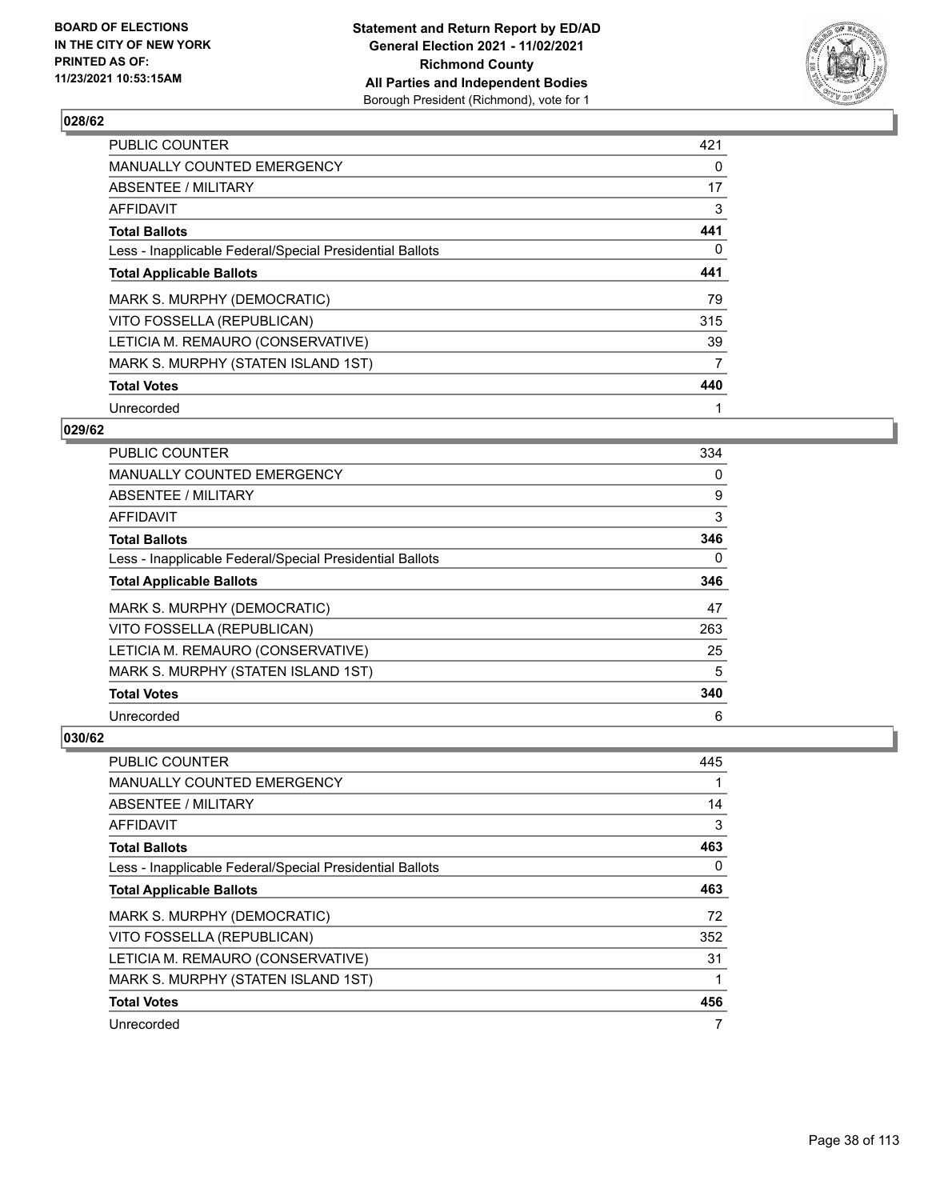## 028/62

| | |
|---|---|
| PUBLIC COUNTER | 421 |
| MANUALLY COUNTED EMERGENCY | 0 |
| ABSENTEE / MILITARY | 17 |
| AFFIDAVIT | 3 |
| **Total Ballots** | **441** |
| Less - Inapplicable Federal/Special Presidential Ballots | 0 |
| **Total Applicable Ballots** | **441** |
| MARK S. MURPHY (DEMOCRATIC) | 79 |
| VITO FOSSELLA (REPUBLICAN) | 315 |
| LETICIA M. REMAURO (CONSERVATIVE) | 39 |
| MARK S. MURPHY (STATEN ISLAND 1ST) | 7 |
| **Total Votes** | **440** |
| Unrecorded | 1 |

## 029/62

| | |
|---|---|
| PUBLIC COUNTER | 334 |
| MANUALLY COUNTED EMERGENCY | 0 |
| ABSENTEE / MILITARY | 9 |
| AFFIDAVIT | 3 |
| **Total Ballots** | **346** |
| Less - Inapplicable Federal/Special Presidential Ballots | 0 |
| **Total Applicable Ballots** | **346** |
| MARK S. MURPHY (DEMOCRATIC) | 47 |
| VITO FOSSELLA (REPUBLICAN) | 263 |
| LETICIA M. REMAURO (CONSERVATIVE) | 25 |
| MARK S. MURPHY (STATEN ISLAND 1ST) | 5 |
| **Total Votes** | **340** |
| Unrecorded | 6 |

## 030/62

| | |
|---|---|
| PUBLIC COUNTER | 445 |
| MANUALLY COUNTED EMERGENCY | 1 |
| ABSENTEE / MILITARY | 14 |
| AFFIDAVIT | 3 |
| **Total Ballots** | **463** |
| Less - Inapplicable Federal/Special Presidential Ballots | 0 |
| **Total Applicable Ballots** | **463** |
| MARK S. MURPHY (DEMOCRATIC) | 72 |
| VITO FOSSELLA (REPUBLICAN) | 352 |
| LETICIA M. REMAURO (CONSERVATIVE) | 31 |
| MARK S. MURPHY (STATEN ISLAND 1ST) | 1 |
| **Total Votes** | **456** |
| Unrecorded | 7 |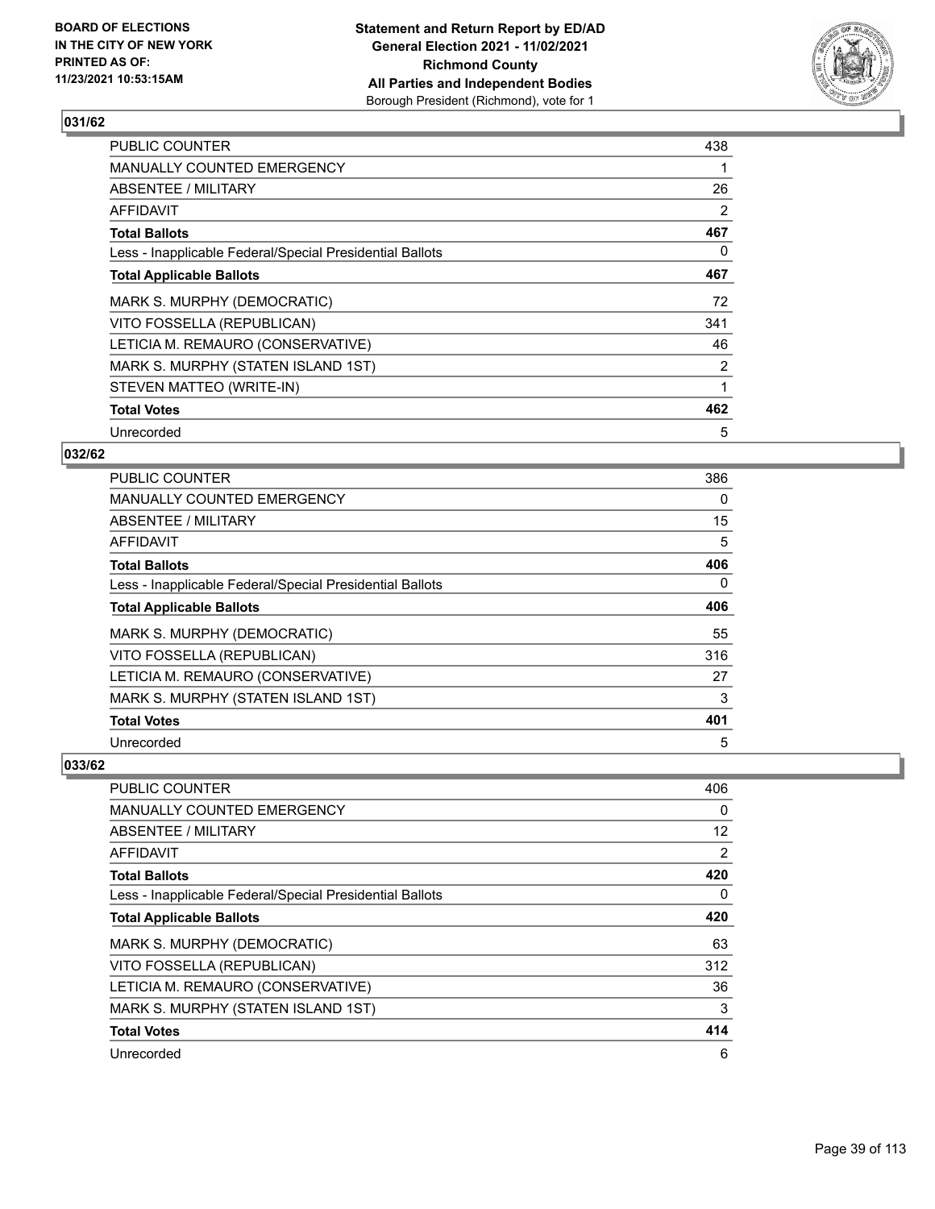**BOARD OF ELECTIONS IN THE CITY OF NEW YORK PRINTED AS OF: 11/23/2021 10:53:15AM**

**Statement and Return Report by ED/AD General Election 2021 - 11/02/2021 Richmond County All Parties and Independent Bodies** Borough President (Richmond), vote for 1

## 031/62

| | |
|---|---|
| PUBLIC COUNTER | 438 |
| MANUALLY COUNTED EMERGENCY | 1 |
| ABSENTEE / MILITARY | 26 |
| AFFIDAVIT | 2 |
| **Total Ballots** | **467** |
| Less - Inapplicable Federal/Special Presidential Ballots | 0 |
| **Total Applicable Ballots** | **467** |
| MARK S. MURPHY (DEMOCRATIC) | 72 |
| VITO FOSSELLA (REPUBLICAN) | 341 |
| LETICIA M. REMAURO (CONSERVATIVE) | 46 |
| MARK S. MURPHY (STATEN ISLAND 1ST) | 2 |
| STEVEN MATTEO (WRITE-IN) | 1 |
| **Total Votes** | **462** |
| Unrecorded | 5 |

## 032/62

| | |
|---|---|
| PUBLIC COUNTER | 386 |
| MANUALLY COUNTED EMERGENCY | 0 |
| ABSENTEE / MILITARY | 15 |
| AFFIDAVIT | 5 |
| **Total Ballots** | **406** |
| Less - Inapplicable Federal/Special Presidential Ballots | 0 |
| **Total Applicable Ballots** | **406** |
| MARK S. MURPHY (DEMOCRATIC) | 55 |
| VITO FOSSELLA (REPUBLICAN) | 316 |
| LETICIA M. REMAURO (CONSERVATIVE) | 27 |
| MARK S. MURPHY (STATEN ISLAND 1ST) | 3 |
| **Total Votes** | **401** |
| Unrecorded | 5 |

## 033/62

| | |
|---|---|
| PUBLIC COUNTER | 406 |
| MANUALLY COUNTED EMERGENCY | 0 |
| ABSENTEE / MILITARY | 12 |
| AFFIDAVIT | 2 |
| **Total Ballots** | **420** |
| Less - Inapplicable Federal/Special Presidential Ballots | 0 |
| **Total Applicable Ballots** | **420** |
| MARK S. MURPHY (DEMOCRATIC) | 63 |
| VITO FOSSELLA (REPUBLICAN) | 312 |
| LETICIA M. REMAURO (CONSERVATIVE) | 36 |
| MARK S. MURPHY (STATEN ISLAND 1ST) | 3 |
| **Total Votes** | **414** |
| Unrecorded | 6 |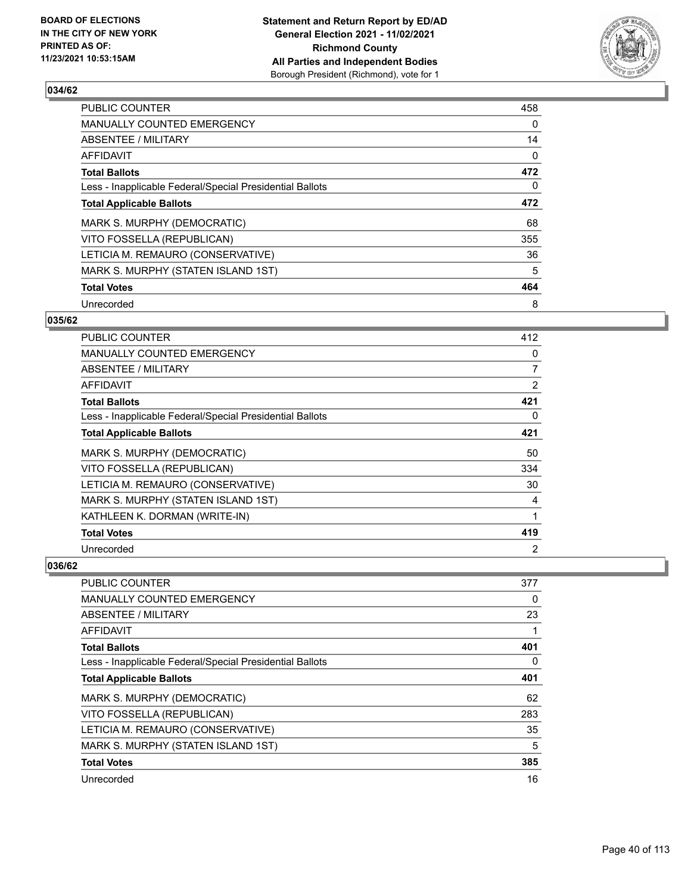## 034/62

| | |
|---|---|
| PUBLIC COUNTER | 458 |
| MANUALLY COUNTED EMERGENCY | 0 |
| ABSENTEE / MILITARY | 14 |
| AFFIDAVIT | 0 |
| **Total Ballots** | **472** |
| Less - Inapplicable Federal/Special Presidential Ballots | 0 |
| **Total Applicable Ballots** | **472** |
| MARK S. MURPHY (DEMOCRATIC) | 68 |
| VITO FOSSELLA (REPUBLICAN) | 355 |
| LETICIA M. REMAURO (CONSERVATIVE) | 36 |
| MARK S. MURPHY (STATEN ISLAND 1ST) | 5 |
| **Total Votes** | **464** |
| Unrecorded | 8 |

## 035/62

| | |
|---|---|
| PUBLIC COUNTER | 412 |
| MANUALLY COUNTED EMERGENCY | 0 |
| ABSENTEE / MILITARY | 7 |
| AFFIDAVIT | 2 |
| **Total Ballots** | **421** |
| Less - Inapplicable Federal/Special Presidential Ballots | 0 |
| **Total Applicable Ballots** | **421** |
| MARK S. MURPHY (DEMOCRATIC) | 50 |
| VITO FOSSELLA (REPUBLICAN) | 334 |
| LETICIA M. REMAURO (CONSERVATIVE) | 30 |
| MARK S. MURPHY (STATEN ISLAND 1ST) | 4 |
| KATHLEEN K. DORMAN (WRITE-IN) | 1 |
| **Total Votes** | **419** |
| Unrecorded | 2 |

## 036/62

| | |
|---|---|
| PUBLIC COUNTER | 377 |
| MANUALLY COUNTED EMERGENCY | 0 |
| ABSENTEE / MILITARY | 23 |
| AFFIDAVIT | 1 |
| **Total Ballots** | **401** |
| Less - Inapplicable Federal/Special Presidential Ballots | 0 |
| **Total Applicable Ballots** | **401** |
| MARK S. MURPHY (DEMOCRATIC) | 62 |
| VITO FOSSELLA (REPUBLICAN) | 283 |
| LETICIA M. REMAURO (CONSERVATIVE) | 35 |
| MARK S. MURPHY (STATEN ISLAND 1ST) | 5 |
| **Total Votes** | **385** |
| Unrecorded | 16 |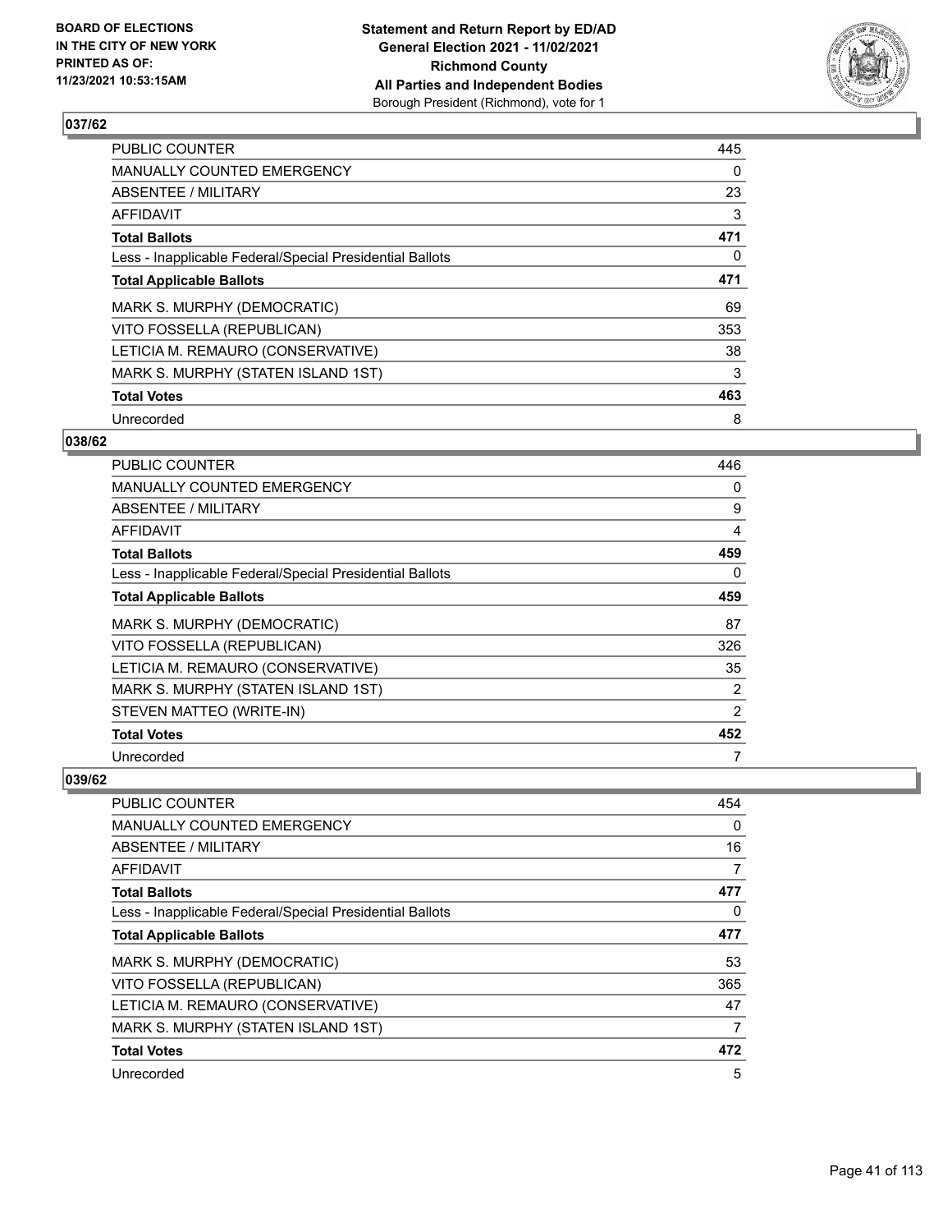**BOARD OF ELECTIONS IN THE CITY OF NEW YORK PRINTED AS OF: 11/23/2021 10:53:15AM**

**Statement and Return Report by ED/AD General Election 2021 - 11/02/2021 Richmond County All Parties and Independent Bodies** Borough President (Richmond), vote for 1

## 037/62

| | |
|---|---|
| PUBLIC COUNTER | 445 |
| MANUALLY COUNTED EMERGENCY | 0 |
| ABSENTEE / MILITARY | 23 |
| AFFIDAVIT | 3 |
| **Total Ballots** | **471** |
| Less - Inapplicable Federal/Special Presidential Ballots | 0 |
| **Total Applicable Ballots** | **471** |
| MARK S. MURPHY (DEMOCRATIC) | 69 |
| VITO FOSSELLA (REPUBLICAN) | 353 |
| LETICIA M. REMAURO (CONSERVATIVE) | 38 |
| MARK S. MURPHY (STATEN ISLAND 1ST) | 3 |
| **Total Votes** | **463** |
| Unrecorded | 8 |

## 038/62

| | |
|---|---|
| PUBLIC COUNTER | 446 |
| MANUALLY COUNTED EMERGENCY | 0 |
| ABSENTEE / MILITARY | 9 |
| AFFIDAVIT | 4 |
| **Total Ballots** | **459** |
| Less - Inapplicable Federal/Special Presidential Ballots | 0 |
| **Total Applicable Ballots** | **459** |
| MARK S. MURPHY (DEMOCRATIC) | 87 |
| VITO FOSSELLA (REPUBLICAN) | 326 |
| LETICIA M. REMAURO (CONSERVATIVE) | 35 |
| MARK S. MURPHY (STATEN ISLAND 1ST) | 2 |
| STEVEN MATTEO (WRITE-IN) | 2 |
| **Total Votes** | **452** |
| Unrecorded | 7 |

## 039/62

| | |
|---|---|
| PUBLIC COUNTER | 454 |
| MANUALLY COUNTED EMERGENCY | 0 |
| ABSENTEE / MILITARY | 16 |
| AFFIDAVIT | 7 |
| **Total Ballots** | **477** |
| Less - Inapplicable Federal/Special Presidential Ballots | 0 |
| **Total Applicable Ballots** | **477** |
| MARK S. MURPHY (DEMOCRATIC) | 53 |
| VITO FOSSELLA (REPUBLICAN) | 365 |
| LETICIA M. REMAURO (CONSERVATIVE) | 47 |
| MARK S. MURPHY (STATEN ISLAND 1ST) | 7 |
| **Total Votes** | **472** |
| Unrecorded | 5 |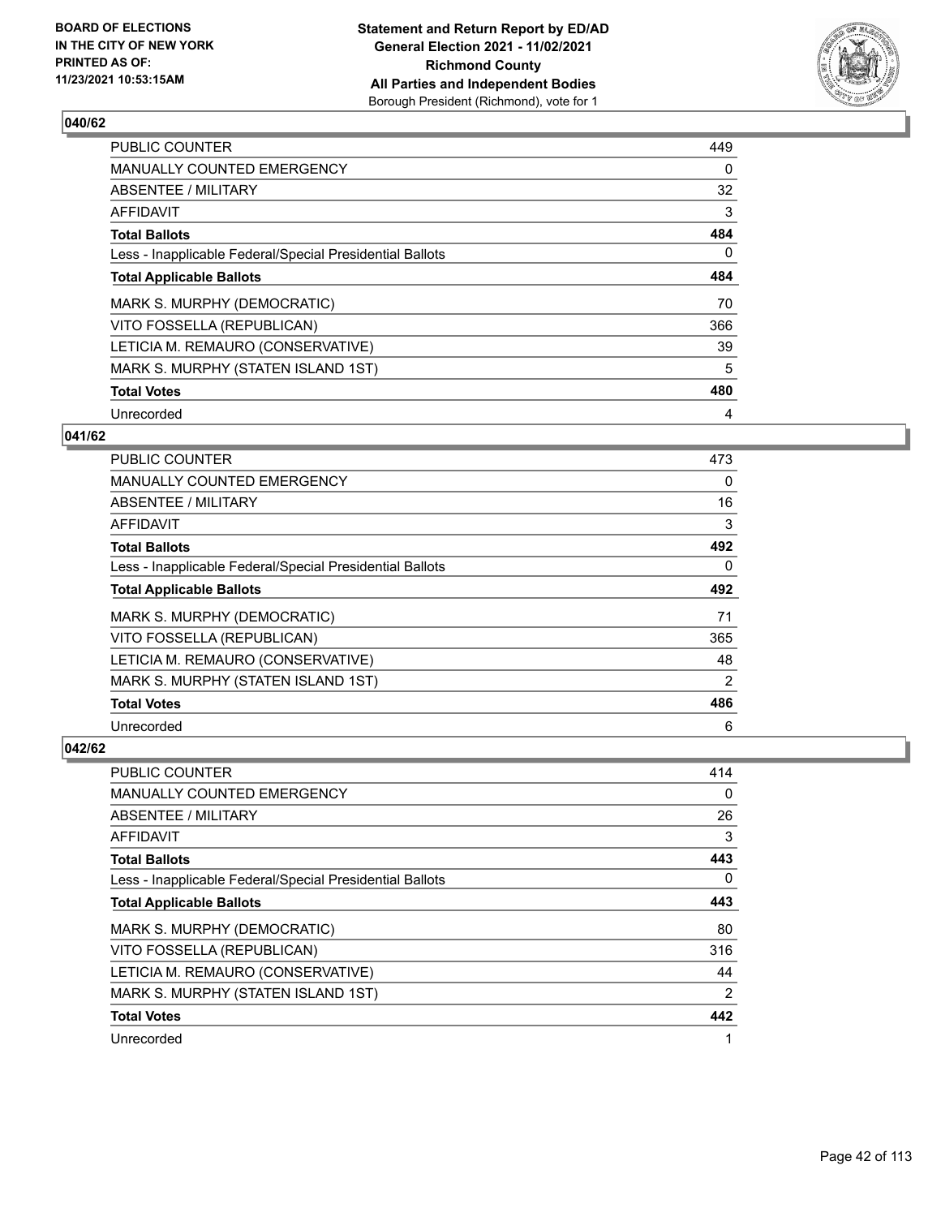## 040/62

| | |
|---|---|
| PUBLIC COUNTER | 449 |
| MANUALLY COUNTED EMERGENCY | 0 |
| ABSENTEE / MILITARY | 32 |
| AFFIDAVIT | 3 |
| **Total Ballots** | **484** |
| Less - Inapplicable Federal/Special Presidential Ballots | 0 |
| **Total Applicable Ballots** | **484** |
| MARK S. MURPHY (DEMOCRATIC) | 70 |
| VITO FOSSELLA (REPUBLICAN) | 366 |
| LETICIA M. REMAURO (CONSERVATIVE) | 39 |
| MARK S. MURPHY (STATEN ISLAND 1ST) | 5 |
| **Total Votes** | **480** |
| Unrecorded | 4 |

## 041/62

| | |
|---|---|
| PUBLIC COUNTER | 473 |
| MANUALLY COUNTED EMERGENCY | 0 |
| ABSENTEE / MILITARY | 16 |
| AFFIDAVIT | 3 |
| **Total Ballots** | **492** |
| Less - Inapplicable Federal/Special Presidential Ballots | 0 |
| **Total Applicable Ballots** | **492** |
| MARK S. MURPHY (DEMOCRATIC) | 71 |
| VITO FOSSELLA (REPUBLICAN) | 365 |
| LETICIA M. REMAURO (CONSERVATIVE) | 48 |
| MARK S. MURPHY (STATEN ISLAND 1ST) | 2 |
| **Total Votes** | **486** |
| Unrecorded | 6 |

## 042/62

| | |
|---|---|
| PUBLIC COUNTER | 414 |
| MANUALLY COUNTED EMERGENCY | 0 |
| ABSENTEE / MILITARY | 26 |
| AFFIDAVIT | 3 |
| **Total Ballots** | **443** |
| Less - Inapplicable Federal/Special Presidential Ballots | 0 |
| **Total Applicable Ballots** | **443** |
| MARK S. MURPHY (DEMOCRATIC) | 80 |
| VITO FOSSELLA (REPUBLICAN) | 316 |
| LETICIA M. REMAURO (CONSERVATIVE) | 44 |
| MARK S. MURPHY (STATEN ISLAND 1ST) | 2 |
| **Total Votes** | **442** |
| Unrecorded | 1 |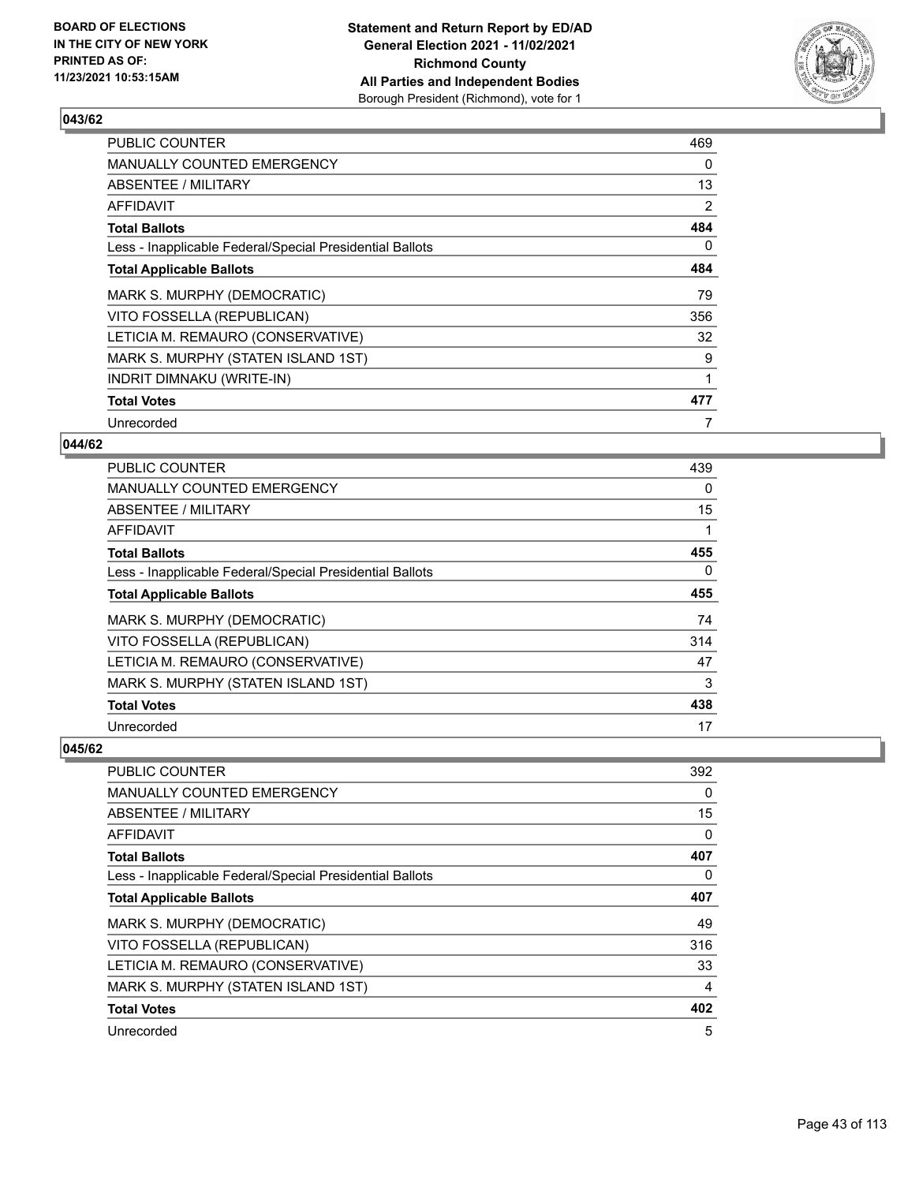**BOARD OF ELECTIONS IN THE CITY OF NEW YORK PRINTED AS OF: 11/23/2021 10:53:15AM**

**Statement and Return Report by ED/AD General Election 2021 - 11/02/2021 Richmond County All Parties and Independent Bodies**
Borough President (Richmond), vote for 1

## 043/62

| | |
|---|---|
| PUBLIC COUNTER | 469 |
| MANUALLY COUNTED EMERGENCY | 0 |
| ABSENTEE / MILITARY | 13 |
| AFFIDAVIT | 2 |
| **Total Ballots** | **484** |
| Less - Inapplicable Federal/Special Presidential Ballots | 0 |
| **Total Applicable Ballots** | **484** |
| MARK S. MURPHY (DEMOCRATIC) | 79 |
| VITO FOSSELLA (REPUBLICAN) | 356 |
| LETICIA M. REMAURO (CONSERVATIVE) | 32 |
| MARK S. MURPHY (STATEN ISLAND 1ST) | 9 |
| INDRIT DIMNAKU (WRITE-IN) | 1 |
| **Total Votes** | **477** |
| Unrecorded | 7 |

## 044/62

| | |
|---|---|
| PUBLIC COUNTER | 439 |
| MANUALLY COUNTED EMERGENCY | 0 |
| ABSENTEE / MILITARY | 15 |
| AFFIDAVIT | 1 |
| **Total Ballots** | **455** |
| Less - Inapplicable Federal/Special Presidential Ballots | 0 |
| **Total Applicable Ballots** | **455** |
| MARK S. MURPHY (DEMOCRATIC) | 74 |
| VITO FOSSELLA (REPUBLICAN) | 314 |
| LETICIA M. REMAURO (CONSERVATIVE) | 47 |
| MARK S. MURPHY (STATEN ISLAND 1ST) | 3 |
| **Total Votes** | **438** |
| Unrecorded | 17 |

## 045/62

| | |
|---|---|
| PUBLIC COUNTER | 392 |
| MANUALLY COUNTED EMERGENCY | 0 |
| ABSENTEE / MILITARY | 15 |
| AFFIDAVIT | 0 |
| **Total Ballots** | **407** |
| Less - Inapplicable Federal/Special Presidential Ballots | 0 |
| **Total Applicable Ballots** | **407** |
| MARK S. MURPHY (DEMOCRATIC) | 49 |
| VITO FOSSELLA (REPUBLICAN) | 316 |
| LETICIA M. REMAURO (CONSERVATIVE) | 33 |
| MARK S. MURPHY (STATEN ISLAND 1ST) | 4 |
| **Total Votes** | **402** |
| Unrecorded | 5 |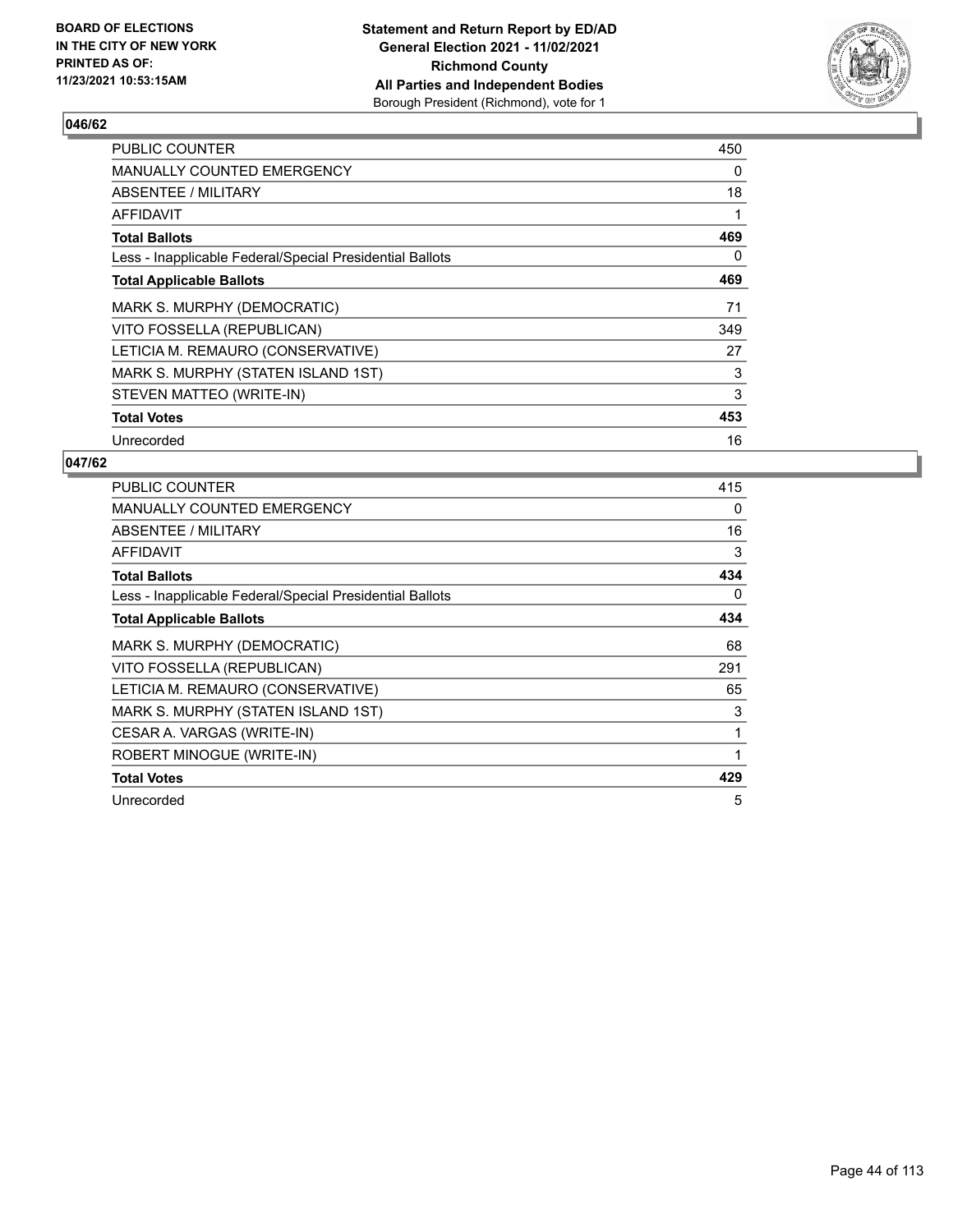BOARD OF ELECTIONS
IN THE CITY OF NEW YORK
PRINTED AS OF:
11/23/2021 10:53:15AM

**Statement and Return Report by ED/AD**
**General Election 2021 - 11/02/2021**
**Richmond County**
**All Parties and Independent Bodies**
Borough President (Richmond), vote for 1

## 046/62

| | |
|---|---|
| PUBLIC COUNTER | 450 |
| MANUALLY COUNTED EMERGENCY | 0 |
| ABSENTEE / MILITARY | 18 |
| AFFIDAVIT | 1 |
| **Total Ballots** | **469** |
| Less - Inapplicable Federal/Special Presidential Ballots | 0 |
| **Total Applicable Ballots** | **469** |
| MARK S. MURPHY (DEMOCRATIC) | 71 |
| VITO FOSSELLA (REPUBLICAN) | 349 |
| LETICIA M. REMAURO (CONSERVATIVE) | 27 |
| MARK S. MURPHY (STATEN ISLAND 1ST) | 3 |
| STEVEN MATTEO (WRITE-IN) | 3 |
| **Total Votes** | **453** |
| Unrecorded | 16 |

## 047/62

| | |
|---|---|
| PUBLIC COUNTER | 415 |
| MANUALLY COUNTED EMERGENCY | 0 |
| ABSENTEE / MILITARY | 16 |
| AFFIDAVIT | 3 |
| **Total Ballots** | **434** |
| Less - Inapplicable Federal/Special Presidential Ballots | 0 |
| **Total Applicable Ballots** | **434** |
| MARK S. MURPHY (DEMOCRATIC) | 68 |
| VITO FOSSELLA (REPUBLICAN) | 291 |
| LETICIA M. REMAURO (CONSERVATIVE) | 65 |
| MARK S. MURPHY (STATEN ISLAND 1ST) | 3 |
| CESAR A. VARGAS (WRITE-IN) | 1 |
| ROBERT MINOGUE (WRITE-IN) | 1 |
| **Total Votes** | **429** |
| Unrecorded | 5 |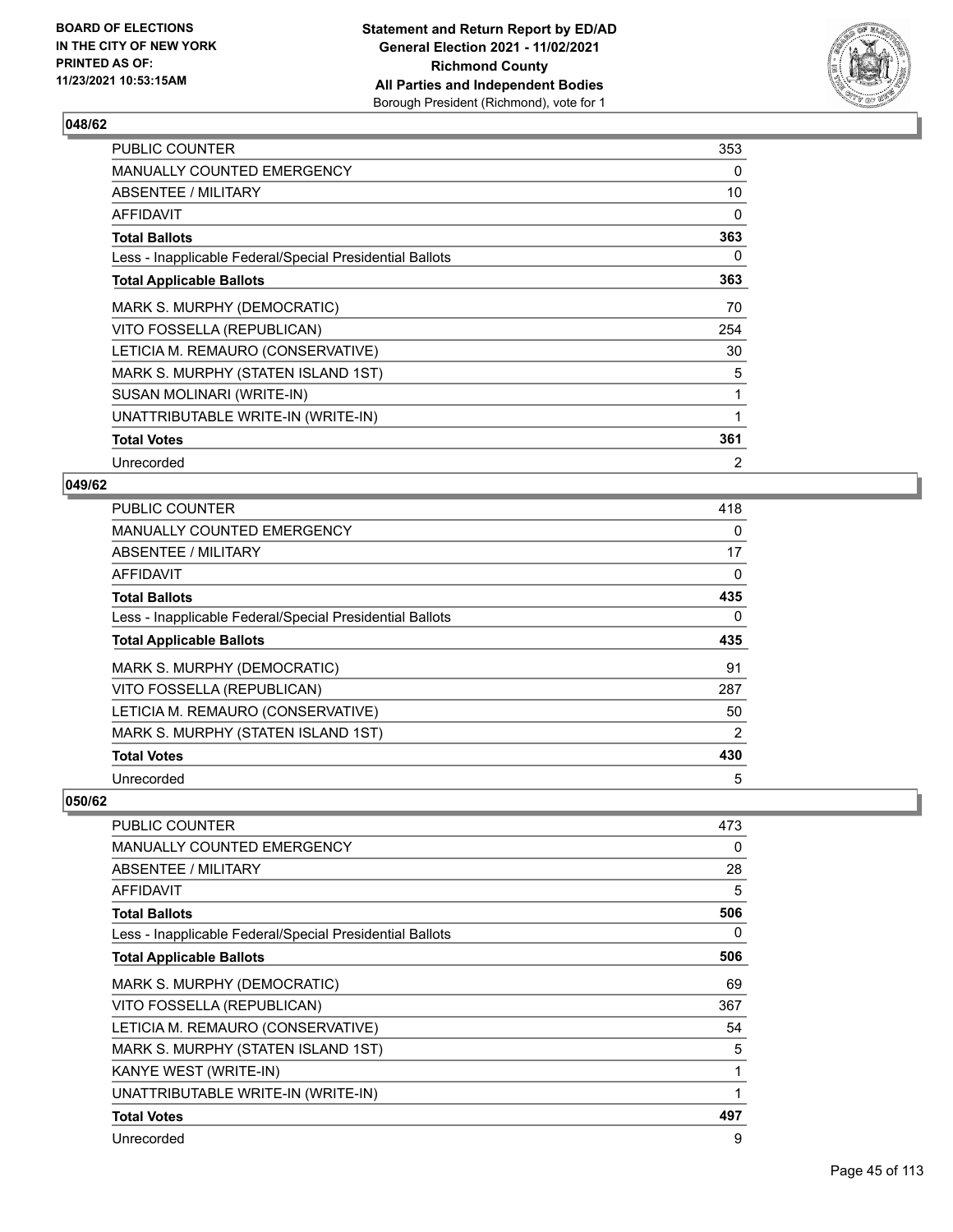## 048/62

| | |
|---|---|
| PUBLIC COUNTER | 353 |
| MANUALLY COUNTED EMERGENCY | 0 |
| ABSENTEE / MILITARY | 10 |
| AFFIDAVIT | 0 |
| **Total Ballots** | **363** |
| Less - Inapplicable Federal/Special Presidential Ballots | 0 |
| **Total Applicable Ballots** | **363** |
| MARK S. MURPHY (DEMOCRATIC) | 70 |
| VITO FOSSELLA (REPUBLICAN) | 254 |
| LETICIA M. REMAURO (CONSERVATIVE) | 30 |
| MARK S. MURPHY (STATEN ISLAND 1ST) | 5 |
| SUSAN MOLINARI (WRITE-IN) | 1 |
| UNATTRIBUTABLE WRITE-IN (WRITE-IN) | 1 |
| **Total Votes** | **361** |
| Unrecorded | 2 |

## 049/62

| | |
|---|---|
| PUBLIC COUNTER | 418 |
| MANUALLY COUNTED EMERGENCY | 0 |
| ABSENTEE / MILITARY | 17 |
| AFFIDAVIT | 0 |
| **Total Ballots** | **435** |
| Less - Inapplicable Federal/Special Presidential Ballots | 0 |
| **Total Applicable Ballots** | **435** |
| MARK S. MURPHY (DEMOCRATIC) | 91 |
| VITO FOSSELLA (REPUBLICAN) | 287 |
| LETICIA M. REMAURO (CONSERVATIVE) | 50 |
| MARK S. MURPHY (STATEN ISLAND 1ST) | 2 |
| **Total Votes** | **430** |
| Unrecorded | 5 |

## 050/62

| | |
|---|---|
| PUBLIC COUNTER | 473 |
| MANUALLY COUNTED EMERGENCY | 0 |
| ABSENTEE / MILITARY | 28 |
| AFFIDAVIT | 5 |
| **Total Ballots** | **506** |
| Less - Inapplicable Federal/Special Presidential Ballots | 0 |
| **Total Applicable Ballots** | **506** |
| MARK S. MURPHY (DEMOCRATIC) | 69 |
| VITO FOSSELLA (REPUBLICAN) | 367 |
| LETICIA M. REMAURO (CONSERVATIVE) | 54 |
| MARK S. MURPHY (STATEN ISLAND 1ST) | 5 |
| KANYE WEST (WRITE-IN) | 1 |
| UNATTRIBUTABLE WRITE-IN (WRITE-IN) | 1 |
| **Total Votes** | **497** |
| Unrecorded | 9 |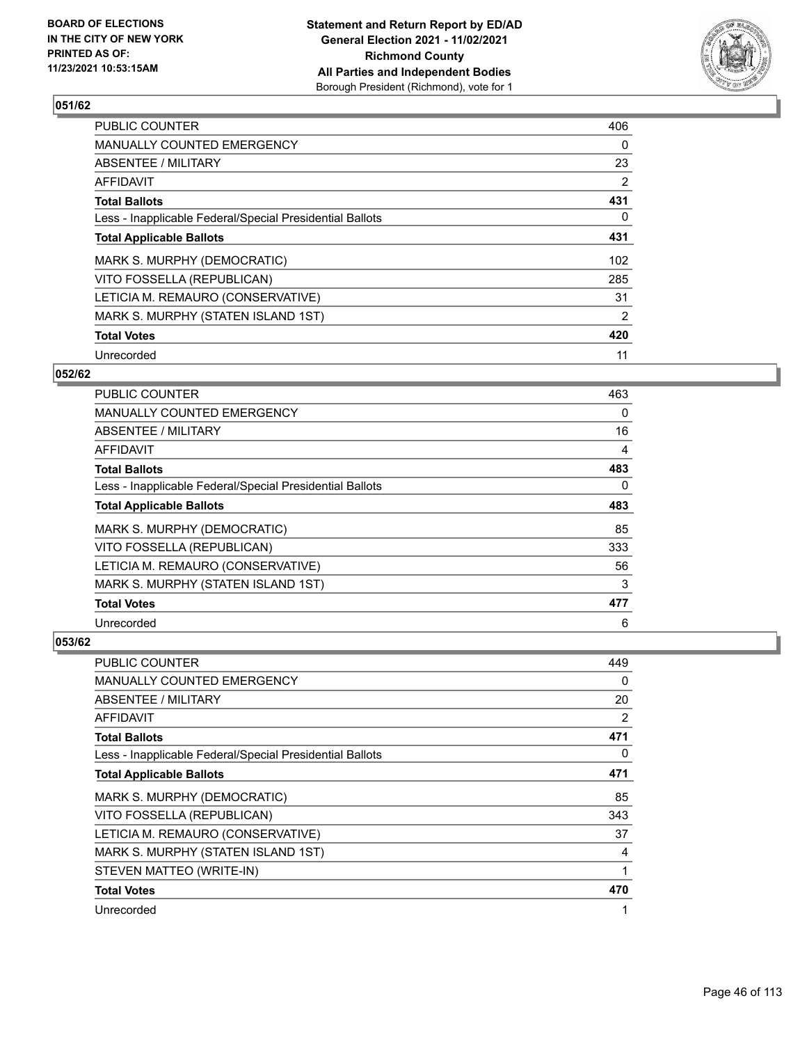BOARD OF ELECTIONS IN THE CITY OF NEW YORK PRINTED AS OF: 11/23/2021 10:53:15AM

**Statement and Return Report by ED/AD General Election 2021 - 11/02/2021 Richmond County All Parties and Independent Bodies** Borough President (Richmond), vote for 1

## 051/62

| | |
|---|---|
| PUBLIC COUNTER | 406 |
| MANUALLY COUNTED EMERGENCY | 0 |
| ABSENTEE / MILITARY | 23 |
| AFFIDAVIT | 2 |
| **Total Ballots** | **431** |
| Less - Inapplicable Federal/Special Presidential Ballots | 0 |
| **Total Applicable Ballots** | **431** |
| MARK S. MURPHY (DEMOCRATIC) | 102 |
| VITO FOSSELLA (REPUBLICAN) | 285 |
| LETICIA M. REMAURO (CONSERVATIVE) | 31 |
| MARK S. MURPHY (STATEN ISLAND 1ST) | 2 |
| **Total Votes** | **420** |
| Unrecorded | 11 |

## 052/62

| | |
|---|---|
| PUBLIC COUNTER | 463 |
| MANUALLY COUNTED EMERGENCY | 0 |
| ABSENTEE / MILITARY | 16 |
| AFFIDAVIT | 4 |
| **Total Ballots** | **483** |
| Less - Inapplicable Federal/Special Presidential Ballots | 0 |
| **Total Applicable Ballots** | **483** |
| MARK S. MURPHY (DEMOCRATIC) | 85 |
| VITO FOSSELLA (REPUBLICAN) | 333 |
| LETICIA M. REMAURO (CONSERVATIVE) | 56 |
| MARK S. MURPHY (STATEN ISLAND 1ST) | 3 |
| **Total Votes** | **477** |
| Unrecorded | 6 |

## 053/62

| | |
|---|---|
| PUBLIC COUNTER | 449 |
| MANUALLY COUNTED EMERGENCY | 0 |
| ABSENTEE / MILITARY | 20 |
| AFFIDAVIT | 2 |
| **Total Ballots** | **471** |
| Less - Inapplicable Federal/Special Presidential Ballots | 0 |
| **Total Applicable Ballots** | **471** |
| MARK S. MURPHY (DEMOCRATIC) | 85 |
| VITO FOSSELLA (REPUBLICAN) | 343 |
| LETICIA M. REMAURO (CONSERVATIVE) | 37 |
| MARK S. MURPHY (STATEN ISLAND 1ST) | 4 |
| STEVEN MATTEO (WRITE-IN) | 1 |
| **Total Votes** | **470** |
| Unrecorded | 1 |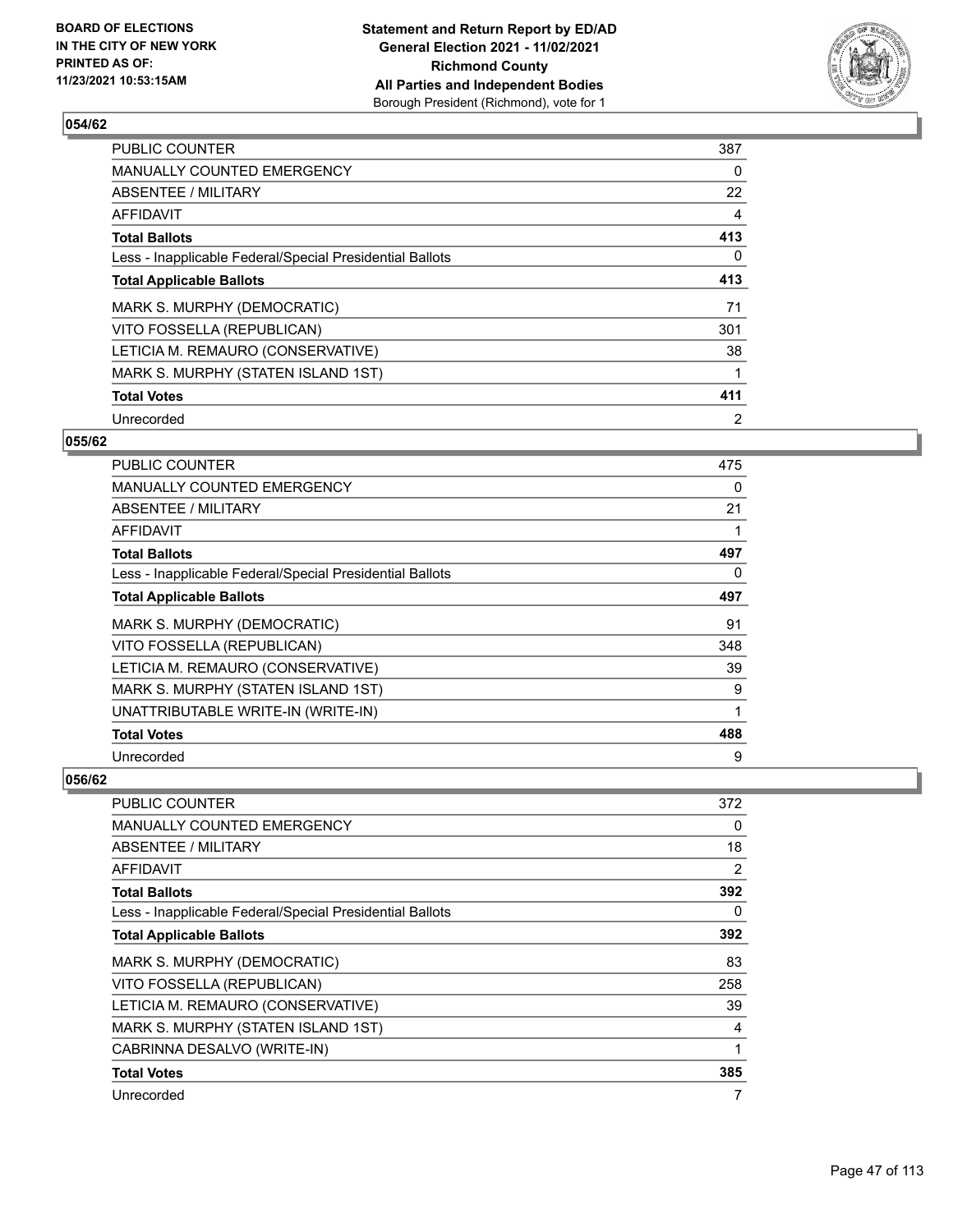## 054/62

| | |
|---|---|
| PUBLIC COUNTER | 387 |
| MANUALLY COUNTED EMERGENCY | 0 |
| ABSENTEE / MILITARY | 22 |
| AFFIDAVIT | 4 |
| **Total Ballots** | **413** |
| Less - Inapplicable Federal/Special Presidential Ballots | 0 |
| **Total Applicable Ballots** | **413** |
| MARK S. MURPHY (DEMOCRATIC) | 71 |
| VITO FOSSELLA (REPUBLICAN) | 301 |
| LETICIA M. REMAURO (CONSERVATIVE) | 38 |
| MARK S. MURPHY (STATEN ISLAND 1ST) | 1 |
| **Total Votes** | **411** |
| Unrecorded | 2 |

## 055/62

| | |
|---|---|
| PUBLIC COUNTER | 475 |
| MANUALLY COUNTED EMERGENCY | 0 |
| ABSENTEE / MILITARY | 21 |
| AFFIDAVIT | 1 |
| **Total Ballots** | **497** |
| Less - Inapplicable Federal/Special Presidential Ballots | 0 |
| **Total Applicable Ballots** | **497** |
| MARK S. MURPHY (DEMOCRATIC) | 91 |
| VITO FOSSELLA (REPUBLICAN) | 348 |
| LETICIA M. REMAURO (CONSERVATIVE) | 39 |
| MARK S. MURPHY (STATEN ISLAND 1ST) | 9 |
| UNATTRIBUTABLE WRITE-IN (WRITE-IN) | 1 |
| **Total Votes** | **488** |
| Unrecorded | 9 |

## 056/62

| | |
|---|---|
| PUBLIC COUNTER | 372 |
| MANUALLY COUNTED EMERGENCY | 0 |
| ABSENTEE / MILITARY | 18 |
| AFFIDAVIT | 2 |
| **Total Ballots** | **392** |
| Less - Inapplicable Federal/Special Presidential Ballots | 0 |
| **Total Applicable Ballots** | **392** |
| MARK S. MURPHY (DEMOCRATIC) | 83 |
| VITO FOSSELLA (REPUBLICAN) | 258 |
| LETICIA M. REMAURO (CONSERVATIVE) | 39 |
| MARK S. MURPHY (STATEN ISLAND 1ST) | 4 |
| CABRINNA DESALVO (WRITE-IN) | 1 |
| **Total Votes** | **385** |
| Unrecorded | 7 |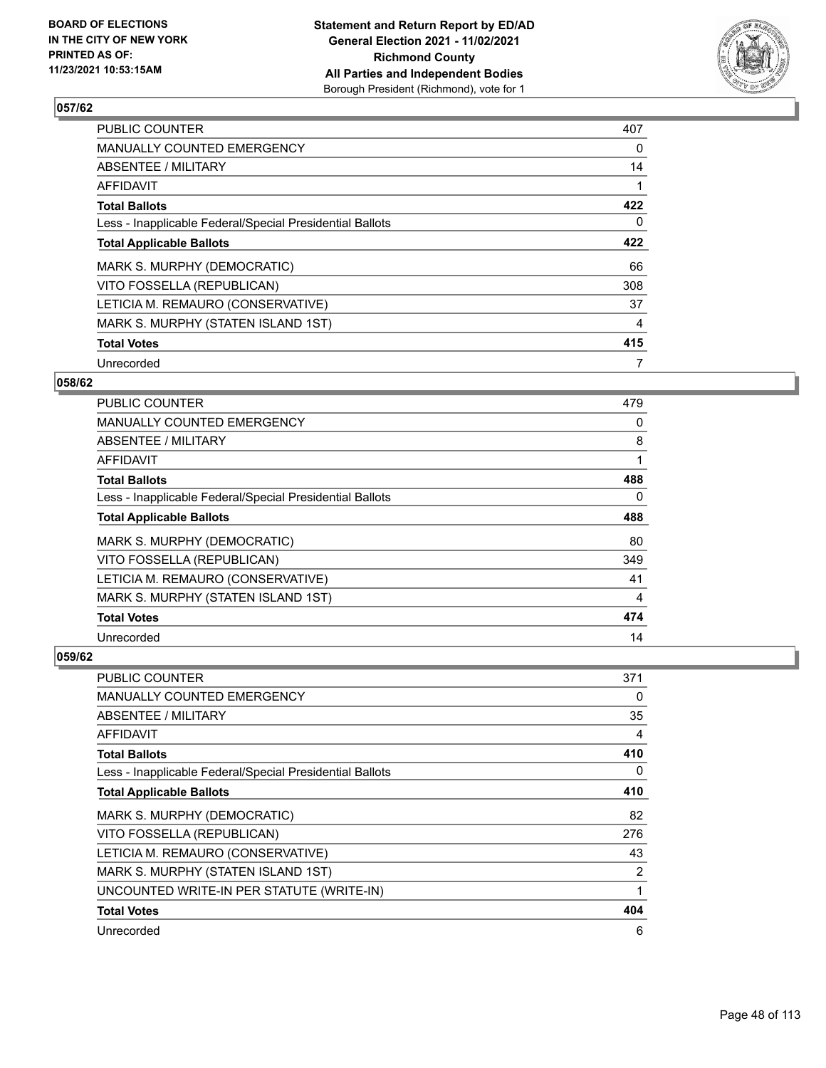## 057/62

| | |
|---|---|
| PUBLIC COUNTER | 407 |
| MANUALLY COUNTED EMERGENCY | 0 |
| ABSENTEE / MILITARY | 14 |
| AFFIDAVIT | 1 |
| **Total Ballots** | **422** |
| Less - Inapplicable Federal/Special Presidential Ballots | 0 |
| **Total Applicable Ballots** | **422** |
| MARK S. MURPHY (DEMOCRATIC) | 66 |
| VITO FOSSELLA (REPUBLICAN) | 308 |
| LETICIA M. REMAURO (CONSERVATIVE) | 37 |
| MARK S. MURPHY (STATEN ISLAND 1ST) | 4 |
| **Total Votes** | **415** |
| Unrecorded | 7 |

## 058/62

| | |
|---|---|
| PUBLIC COUNTER | 479 |
| MANUALLY COUNTED EMERGENCY | 0 |
| ABSENTEE / MILITARY | 8 |
| AFFIDAVIT | 1 |
| **Total Ballots** | **488** |
| Less - Inapplicable Federal/Special Presidential Ballots | 0 |
| **Total Applicable Ballots** | **488** |
| MARK S. MURPHY (DEMOCRATIC) | 80 |
| VITO FOSSELLA (REPUBLICAN) | 349 |
| LETICIA M. REMAURO (CONSERVATIVE) | 41 |
| MARK S. MURPHY (STATEN ISLAND 1ST) | 4 |
| **Total Votes** | **474** |
| Unrecorded | 14 |

## 059/62

| | |
|---|---|
| PUBLIC COUNTER | 371 |
| MANUALLY COUNTED EMERGENCY | 0 |
| ABSENTEE / MILITARY | 35 |
| AFFIDAVIT | 4 |
| **Total Ballots** | **410** |
| Less - Inapplicable Federal/Special Presidential Ballots | 0 |
| **Total Applicable Ballots** | **410** |
| MARK S. MURPHY (DEMOCRATIC) | 82 |
| VITO FOSSELLA (REPUBLICAN) | 276 |
| LETICIA M. REMAURO (CONSERVATIVE) | 43 |
| MARK S. MURPHY (STATEN ISLAND 1ST) | 2 |
| UNCOUNTED WRITE-IN PER STATUTE (WRITE-IN) | 1 |
| **Total Votes** | **404** |
| Unrecorded | 6 |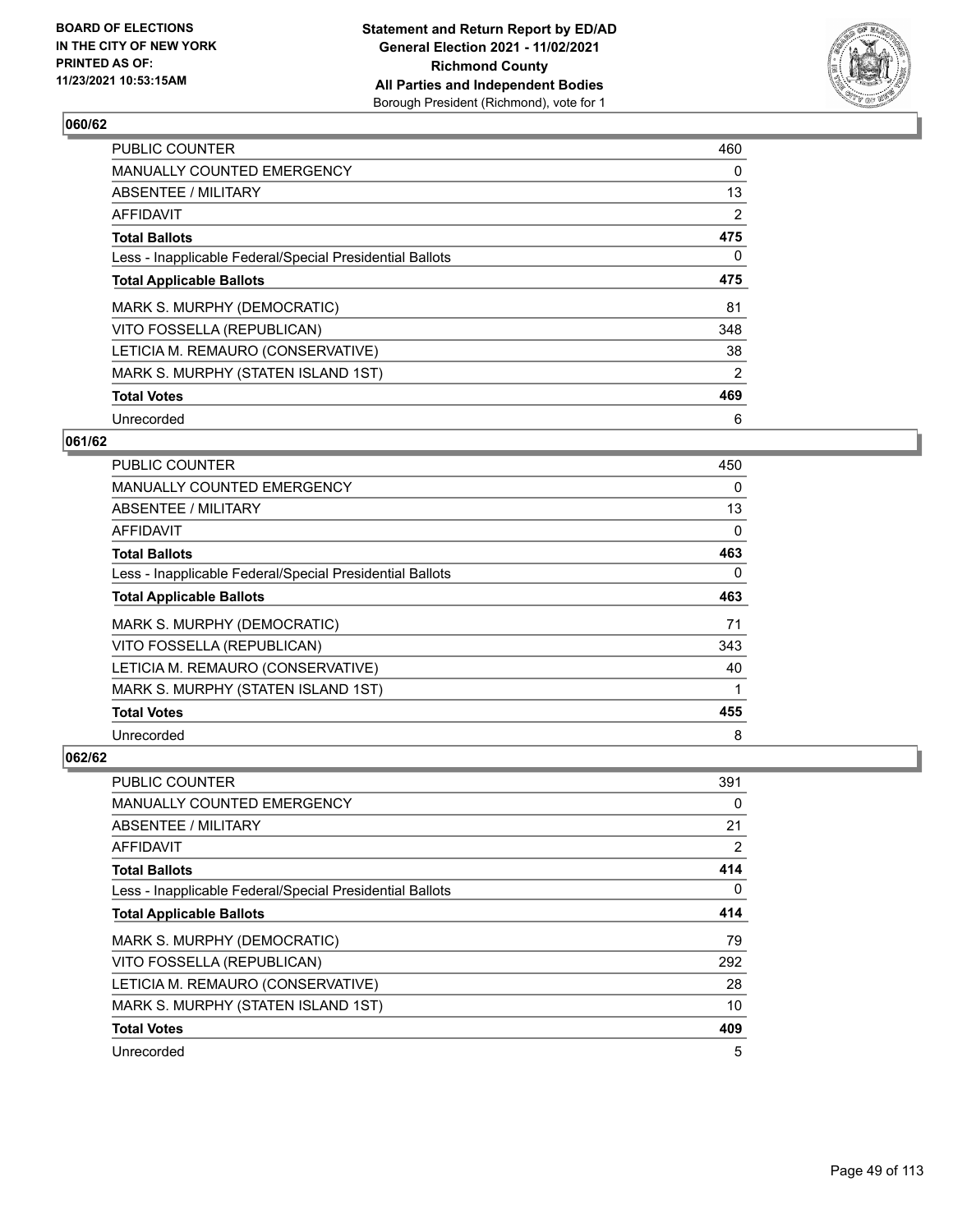**Statement and Return Report by ED/AD**
**General Election 2021 - 11/02/2021**
**Richmond County**
**All Parties and Independent Bodies**
Borough President (Richmond), vote for 1

BOARD OF ELECTIONS IN THE CITY OF NEW YORK PRINTED AS OF: 11/23/2021 10:53:15AM

### 060/62

| | |
|---|---|
| PUBLIC COUNTER | 460 |
| MANUALLY COUNTED EMERGENCY | 0 |
| ABSENTEE / MILITARY | 13 |
| AFFIDAVIT | 2 |
| **Total Ballots** | **475** |
| Less - Inapplicable Federal/Special Presidential Ballots | 0 |
| **Total Applicable Ballots** | **475** |
| MARK S. MURPHY (DEMOCRATIC) | 81 |
| VITO FOSSELLA (REPUBLICAN) | 348 |
| LETICIA M. REMAURO (CONSERVATIVE) | 38 |
| MARK S. MURPHY (STATEN ISLAND 1ST) | 2 |
| **Total Votes** | **469** |
| Unrecorded | 6 |

### 061/62

| | |
|---|---|
| PUBLIC COUNTER | 450 |
| MANUALLY COUNTED EMERGENCY | 0 |
| ABSENTEE / MILITARY | 13 |
| AFFIDAVIT | 0 |
| **Total Ballots** | **463** |
| Less - Inapplicable Federal/Special Presidential Ballots | 0 |
| **Total Applicable Ballots** | **463** |
| MARK S. MURPHY (DEMOCRATIC) | 71 |
| VITO FOSSELLA (REPUBLICAN) | 343 |
| LETICIA M. REMAURO (CONSERVATIVE) | 40 |
| MARK S. MURPHY (STATEN ISLAND 1ST) | 1 |
| **Total Votes** | **455** |
| Unrecorded | 8 |

### 062/62

| | |
|---|---|
| PUBLIC COUNTER | 391 |
| MANUALLY COUNTED EMERGENCY | 0 |
| ABSENTEE / MILITARY | 21 |
| AFFIDAVIT | 2 |
| **Total Ballots** | **414** |
| Less - Inapplicable Federal/Special Presidential Ballots | 0 |
| **Total Applicable Ballots** | **414** |
| MARK S. MURPHY (DEMOCRATIC) | 79 |
| VITO FOSSELLA (REPUBLICAN) | 292 |
| LETICIA M. REMAURO (CONSERVATIVE) | 28 |
| MARK S. MURPHY (STATEN ISLAND 1ST) | 10 |
| **Total Votes** | **409** |
| Unrecorded | 5 |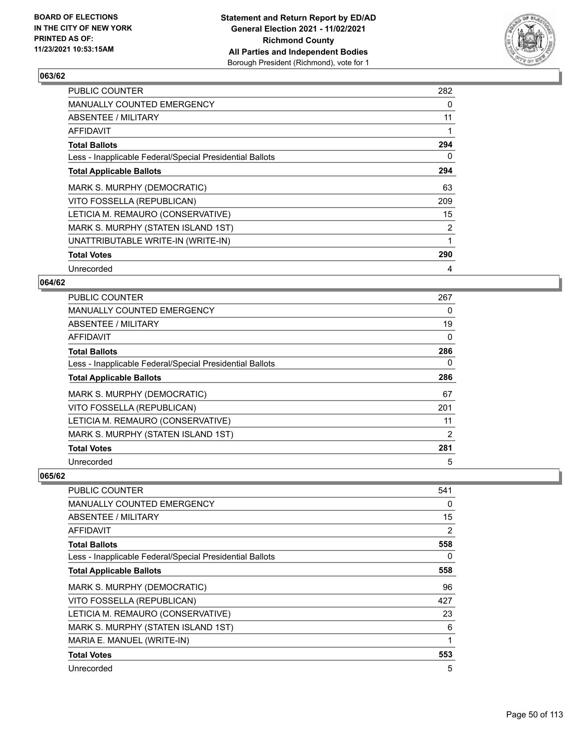**BOARD OF ELECTIONS IN THE CITY OF NEW YORK PRINTED AS OF: 11/23/2021 10:53:15AM**

**Statement and Return Report by ED/AD General Election 2021 - 11/02/2021 Richmond County All Parties and Independent Bodies** Borough President (Richmond), vote for 1

## 063/62

| | |
|---|---|
| PUBLIC COUNTER | 282 |
| MANUALLY COUNTED EMERGENCY | 0 |
| ABSENTEE / MILITARY | 11 |
| AFFIDAVIT | 1 |
| **Total Ballots** | **294** |
| Less - Inapplicable Federal/Special Presidential Ballots | 0 |
| **Total Applicable Ballots** | **294** |
| MARK S. MURPHY (DEMOCRATIC) | 63 |
| VITO FOSSELLA (REPUBLICAN) | 209 |
| LETICIA M. REMAURO (CONSERVATIVE) | 15 |
| MARK S. MURPHY (STATEN ISLAND 1ST) | 2 |
| UNATTRIBUTABLE WRITE-IN (WRITE-IN) | 1 |
| **Total Votes** | **290** |
| Unrecorded | 4 |

## 064/62

| | |
|---|---|
| PUBLIC COUNTER | 267 |
| MANUALLY COUNTED EMERGENCY | 0 |
| ABSENTEE / MILITARY | 19 |
| AFFIDAVIT | 0 |
| **Total Ballots** | **286** |
| Less - Inapplicable Federal/Special Presidential Ballots | 0 |
| **Total Applicable Ballots** | **286** |
| MARK S. MURPHY (DEMOCRATIC) | 67 |
| VITO FOSSELLA (REPUBLICAN) | 201 |
| LETICIA M. REMAURO (CONSERVATIVE) | 11 |
| MARK S. MURPHY (STATEN ISLAND 1ST) | 2 |
| **Total Votes** | **281** |
| Unrecorded | 5 |

## 065/62

| | |
|---|---|
| PUBLIC COUNTER | 541 |
| MANUALLY COUNTED EMERGENCY | 0 |
| ABSENTEE / MILITARY | 15 |
| AFFIDAVIT | 2 |
| **Total Ballots** | **558** |
| Less - Inapplicable Federal/Special Presidential Ballots | 0 |
| **Total Applicable Ballots** | **558** |
| MARK S. MURPHY (DEMOCRATIC) | 96 |
| VITO FOSSELLA (REPUBLICAN) | 427 |
| LETICIA M. REMAURO (CONSERVATIVE) | 23 |
| MARK S. MURPHY (STATEN ISLAND 1ST) | 6 |
| MARIA E. MANUEL (WRITE-IN) | 1 |
| **Total Votes** | **553** |
| Unrecorded | 5 |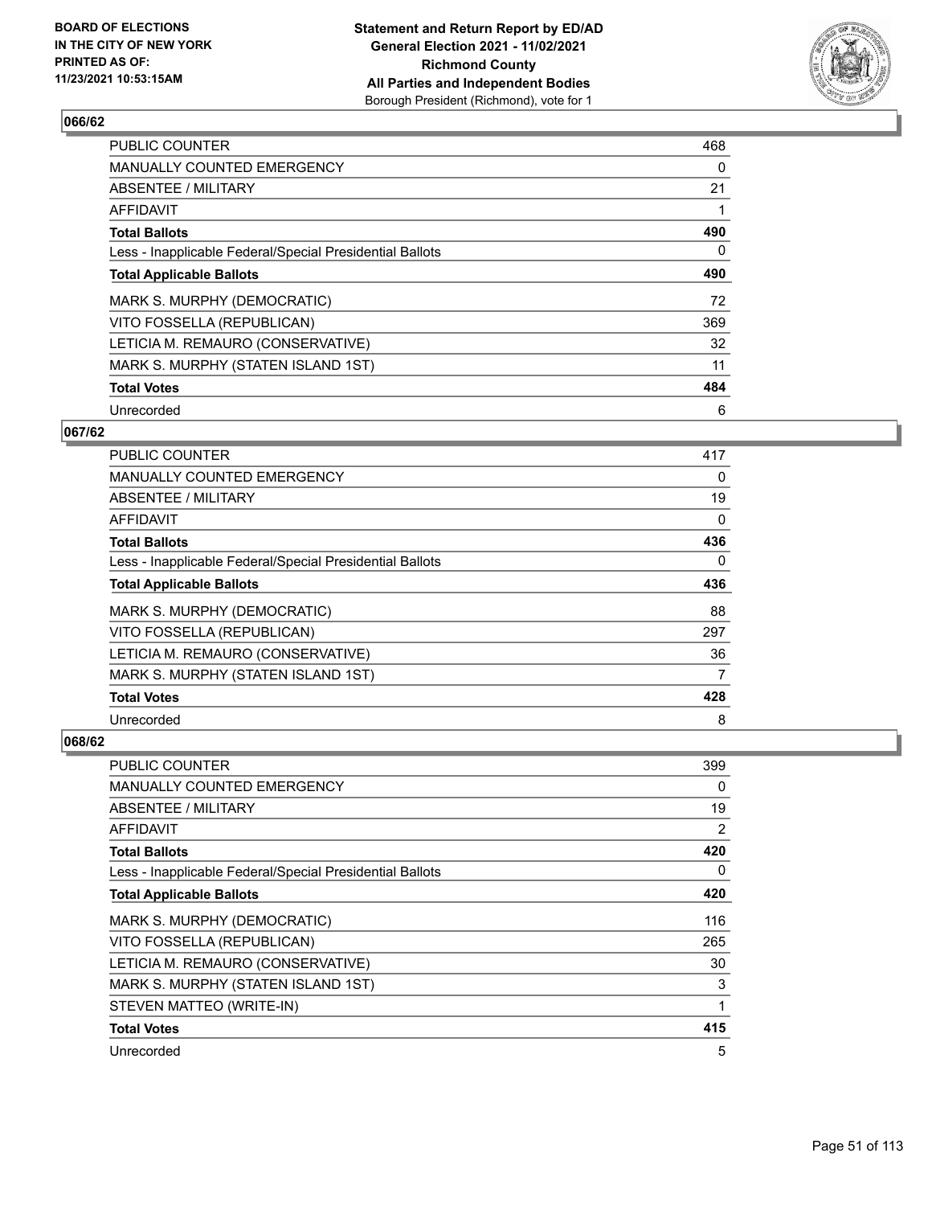BOARD OF ELECTIONS
IN THE CITY OF NEW YORK
PRINTED AS OF:
11/23/2021 10:53:15AM

**Statement and Return Report by ED/AD**
**General Election 2021 - 11/02/2021**
**Richmond County**
**All Parties and Independent Bodies**
Borough President (Richmond), vote for 1

### 066/62

| | |
|---|---|
| PUBLIC COUNTER | 468 |
| MANUALLY COUNTED EMERGENCY | 0 |
| ABSENTEE / MILITARY | 21 |
| AFFIDAVIT | 1 |
| **Total Ballots** | **490** |
| Less - Inapplicable Federal/Special Presidential Ballots | 0 |
| **Total Applicable Ballots** | **490** |
| MARK S. MURPHY (DEMOCRATIC) | 72 |
| VITO FOSSELLA (REPUBLICAN) | 369 |
| LETICIA M. REMAURO (CONSERVATIVE) | 32 |
| MARK S. MURPHY (STATEN ISLAND 1ST) | 11 |
| **Total Votes** | **484** |
| Unrecorded | 6 |

### 067/62

| | |
|---|---|
| PUBLIC COUNTER | 417 |
| MANUALLY COUNTED EMERGENCY | 0 |
| ABSENTEE / MILITARY | 19 |
| AFFIDAVIT | 0 |
| **Total Ballots** | **436** |
| Less - Inapplicable Federal/Special Presidential Ballots | 0 |
| **Total Applicable Ballots** | **436** |
| MARK S. MURPHY (DEMOCRATIC) | 88 |
| VITO FOSSELLA (REPUBLICAN) | 297 |
| LETICIA M. REMAURO (CONSERVATIVE) | 36 |
| MARK S. MURPHY (STATEN ISLAND 1ST) | 7 |
| **Total Votes** | **428** |
| Unrecorded | 8 |

### 068/62

| | |
|---|---|
| PUBLIC COUNTER | 399 |
| MANUALLY COUNTED EMERGENCY | 0 |
| ABSENTEE / MILITARY | 19 |
| AFFIDAVIT | 2 |
| **Total Ballots** | **420** |
| Less - Inapplicable Federal/Special Presidential Ballots | 0 |
| **Total Applicable Ballots** | **420** |
| MARK S. MURPHY (DEMOCRATIC) | 116 |
| VITO FOSSELLA (REPUBLICAN) | 265 |
| LETICIA M. REMAURO (CONSERVATIVE) | 30 |
| MARK S. MURPHY (STATEN ISLAND 1ST) | 3 |
| STEVEN MATTEO (WRITE-IN) | 1 |
| **Total Votes** | **415** |
| Unrecorded | 5 |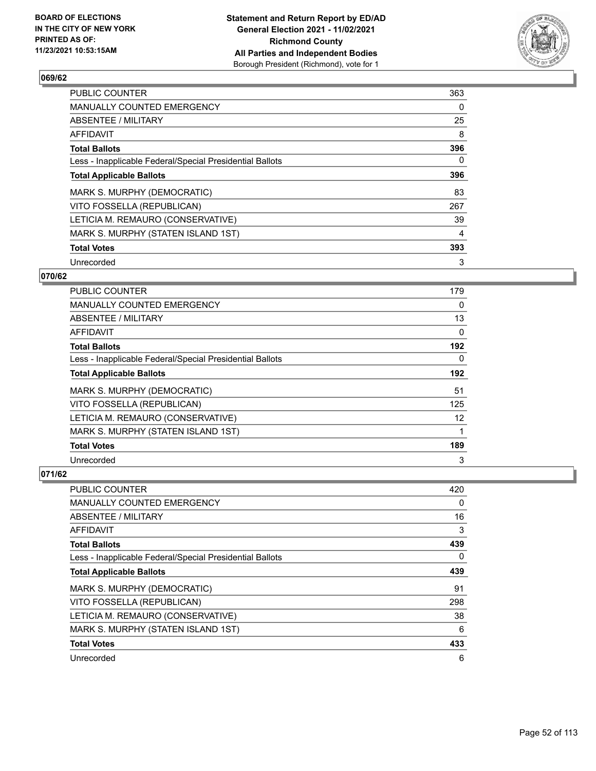## 069/62

| | |
|---|---|
| PUBLIC COUNTER | 363 |
| MANUALLY COUNTED EMERGENCY | 0 |
| ABSENTEE / MILITARY | 25 |
| AFFIDAVIT | 8 |
| **Total Ballots** | **396** |
| Less - Inapplicable Federal/Special Presidential Ballots | 0 |
| **Total Applicable Ballots** | **396** |
| MARK S. MURPHY (DEMOCRATIC) | 83 |
| VITO FOSSELLA (REPUBLICAN) | 267 |
| LETICIA M. REMAURO (CONSERVATIVE) | 39 |
| MARK S. MURPHY (STATEN ISLAND 1ST) | 4 |
| **Total Votes** | **393** |
| Unrecorded | 3 |

## 070/62

| | |
|---|---|
| PUBLIC COUNTER | 179 |
| MANUALLY COUNTED EMERGENCY | 0 |
| ABSENTEE / MILITARY | 13 |
| AFFIDAVIT | 0 |
| **Total Ballots** | **192** |
| Less - Inapplicable Federal/Special Presidential Ballots | 0 |
| **Total Applicable Ballots** | **192** |
| MARK S. MURPHY (DEMOCRATIC) | 51 |
| VITO FOSSELLA (REPUBLICAN) | 125 |
| LETICIA M. REMAURO (CONSERVATIVE) | 12 |
| MARK S. MURPHY (STATEN ISLAND 1ST) | 1 |
| **Total Votes** | **189** |
| Unrecorded | 3 |

## 071/62

| | |
|---|---|
| PUBLIC COUNTER | 420 |
| MANUALLY COUNTED EMERGENCY | 0 |
| ABSENTEE / MILITARY | 16 |
| AFFIDAVIT | 3 |
| **Total Ballots** | **439** |
| Less - Inapplicable Federal/Special Presidential Ballots | 0 |
| **Total Applicable Ballots** | **439** |
| MARK S. MURPHY (DEMOCRATIC) | 91 |
| VITO FOSSELLA (REPUBLICAN) | 298 |
| LETICIA M. REMAURO (CONSERVATIVE) | 38 |
| MARK S. MURPHY (STATEN ISLAND 1ST) | 6 |
| **Total Votes** | **433** |
| Unrecorded | 6 |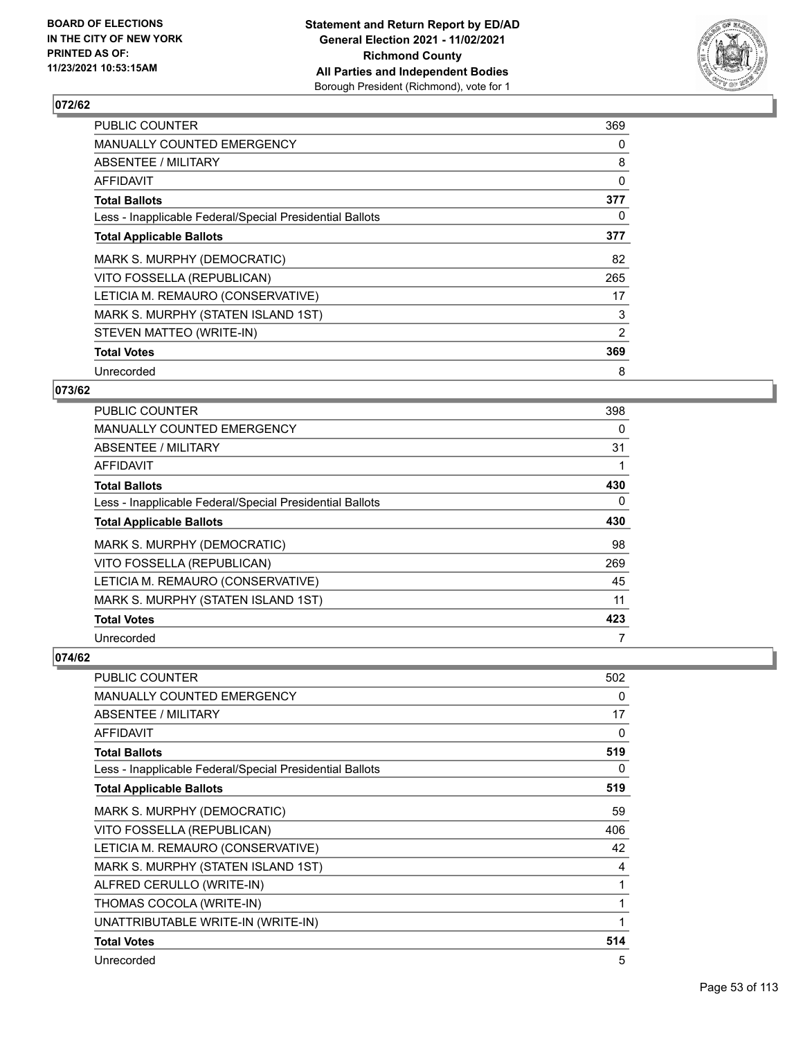## 072/62

| | |
|---|---|
| PUBLIC COUNTER | 369 |
| MANUALLY COUNTED EMERGENCY | 0 |
| ABSENTEE / MILITARY | 8 |
| AFFIDAVIT | 0 |
| **Total Ballots** | **377** |
| Less - Inapplicable Federal/Special Presidential Ballots | 0 |
| **Total Applicable Ballots** | **377** |
| MARK S. MURPHY (DEMOCRATIC) | 82 |
| VITO FOSSELLA (REPUBLICAN) | 265 |
| LETICIA M. REMAURO (CONSERVATIVE) | 17 |
| MARK S. MURPHY (STATEN ISLAND 1ST) | 3 |
| STEVEN MATTEO (WRITE-IN) | 2 |
| **Total Votes** | **369** |
| Unrecorded | 8 |

## 073/62

| | |
|---|---|
| PUBLIC COUNTER | 398 |
| MANUALLY COUNTED EMERGENCY | 0 |
| ABSENTEE / MILITARY | 31 |
| AFFIDAVIT | 1 |
| **Total Ballots** | **430** |
| Less - Inapplicable Federal/Special Presidential Ballots | 0 |
| **Total Applicable Ballots** | **430** |
| MARK S. MURPHY (DEMOCRATIC) | 98 |
| VITO FOSSELLA (REPUBLICAN) | 269 |
| LETICIA M. REMAURO (CONSERVATIVE) | 45 |
| MARK S. MURPHY (STATEN ISLAND 1ST) | 11 |
| **Total Votes** | **423** |
| Unrecorded | 7 |

## 074/62

| | |
|---|---|
| PUBLIC COUNTER | 502 |
| MANUALLY COUNTED EMERGENCY | 0 |
| ABSENTEE / MILITARY | 17 |
| AFFIDAVIT | 0 |
| **Total Ballots** | **519** |
| Less - Inapplicable Federal/Special Presidential Ballots | 0 |
| **Total Applicable Ballots** | **519** |
| MARK S. MURPHY (DEMOCRATIC) | 59 |
| VITO FOSSELLA (REPUBLICAN) | 406 |
| LETICIA M. REMAURO (CONSERVATIVE) | 42 |
| MARK S. MURPHY (STATEN ISLAND 1ST) | 4 |
| ALFRED CERULLO (WRITE-IN) | 1 |
| THOMAS COCOLA (WRITE-IN) | 1 |
| UNATTRIBUTABLE WRITE-IN (WRITE-IN) | 1 |
| **Total Votes** | **514** |
| Unrecorded | 5 |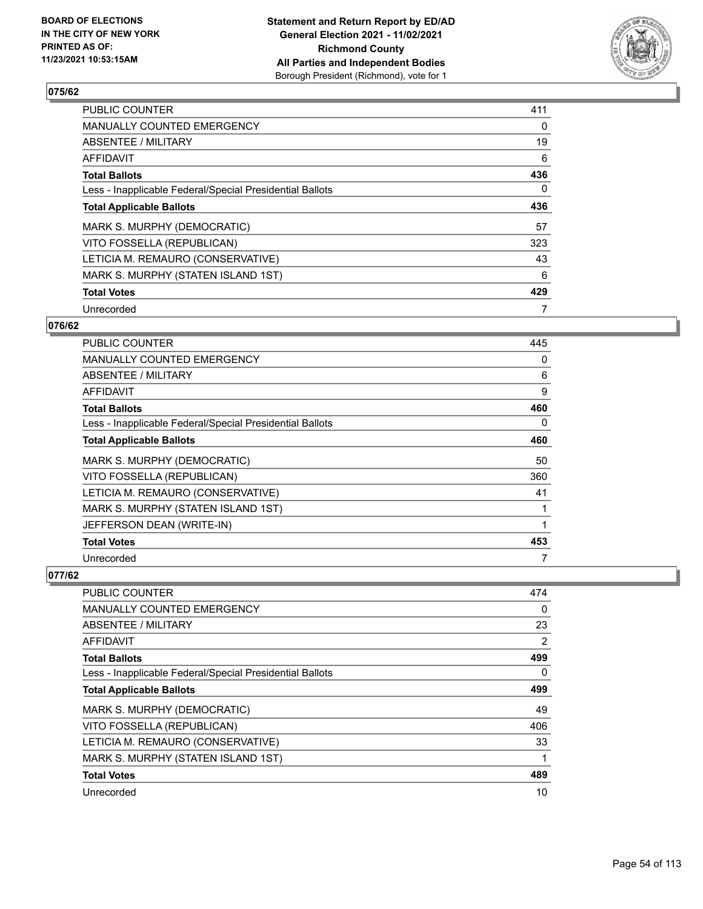BOARD OF ELECTIONS
IN THE CITY OF NEW YORK
PRINTED AS OF:
11/23/2021 10:53:15AM

**Statement and Return Report by ED/AD**
**General Election 2021 - 11/02/2021**
**Richmond County**
**All Parties and Independent Bodies**
Borough President (Richmond), vote for 1

## 075/62

| | |
|---|---|
| PUBLIC COUNTER | 411 |
| MANUALLY COUNTED EMERGENCY | 0 |
| ABSENTEE / MILITARY | 19 |
| AFFIDAVIT | 6 |
| **Total Ballots** | **436** |
| Less - Inapplicable Federal/Special Presidential Ballots | 0 |
| **Total Applicable Ballots** | **436** |
| MARK S. MURPHY (DEMOCRATIC) | 57 |
| VITO FOSSELLA (REPUBLICAN) | 323 |
| LETICIA M. REMAURO (CONSERVATIVE) | 43 |
| MARK S. MURPHY (STATEN ISLAND 1ST) | 6 |
| **Total Votes** | **429** |
| Unrecorded | 7 |

## 076/62

| | |
|---|---|
| PUBLIC COUNTER | 445 |
| MANUALLY COUNTED EMERGENCY | 0 |
| ABSENTEE / MILITARY | 6 |
| AFFIDAVIT | 9 |
| **Total Ballots** | **460** |
| Less - Inapplicable Federal/Special Presidential Ballots | 0 |
| **Total Applicable Ballots** | **460** |
| MARK S. MURPHY (DEMOCRATIC) | 50 |
| VITO FOSSELLA (REPUBLICAN) | 360 |
| LETICIA M. REMAURO (CONSERVATIVE) | 41 |
| MARK S. MURPHY (STATEN ISLAND 1ST) | 1 |
| JEFFERSON DEAN (WRITE-IN) | 1 |
| **Total Votes** | **453** |
| Unrecorded | 7 |

## 077/62

| | |
|---|---|
| PUBLIC COUNTER | 474 |
| MANUALLY COUNTED EMERGENCY | 0 |
| ABSENTEE / MILITARY | 23 |
| AFFIDAVIT | 2 |
| **Total Ballots** | **499** |
| Less - Inapplicable Federal/Special Presidential Ballots | 0 |
| **Total Applicable Ballots** | **499** |
| MARK S. MURPHY (DEMOCRATIC) | 49 |
| VITO FOSSELLA (REPUBLICAN) | 406 |
| LETICIA M. REMAURO (CONSERVATIVE) | 33 |
| MARK S. MURPHY (STATEN ISLAND 1ST) | 1 |
| **Total Votes** | **489** |
| Unrecorded | 10 |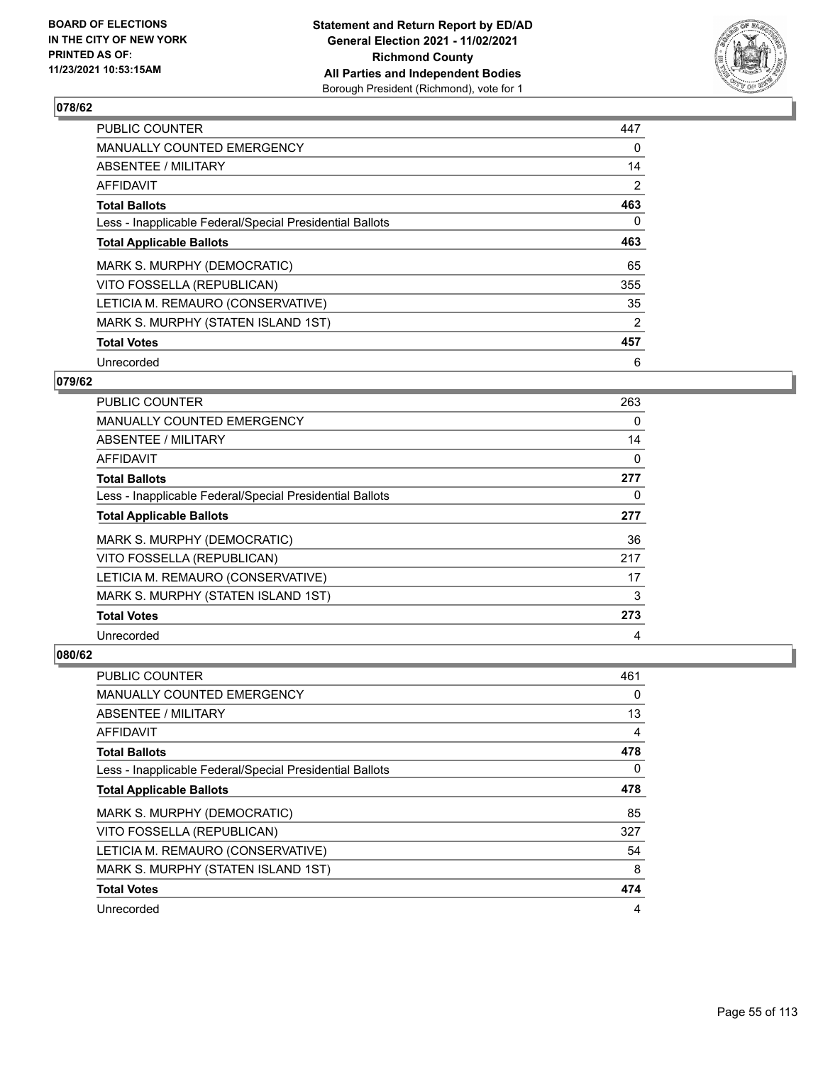BOARD OF ELECTIONS
IN THE CITY OF NEW YORK
PRINTED AS OF:
11/23/2021 10:53:15AM

**Statement and Return Report by ED/AD**
**General Election 2021 - 11/02/2021**
**Richmond County**
**All Parties and Independent Bodies**
Borough President (Richmond), vote for 1

## 078/62

| | |
|---|---|
| PUBLIC COUNTER | 447 |
| MANUALLY COUNTED EMERGENCY | 0 |
| ABSENTEE / MILITARY | 14 |
| AFFIDAVIT | 2 |
| **Total Ballots** | **463** |
| Less - Inapplicable Federal/Special Presidential Ballots | 0 |
| **Total Applicable Ballots** | **463** |
| MARK S. MURPHY (DEMOCRATIC) | 65 |
| VITO FOSSELLA (REPUBLICAN) | 355 |
| LETICIA M. REMAURO (CONSERVATIVE) | 35 |
| MARK S. MURPHY (STATEN ISLAND 1ST) | 2 |
| **Total Votes** | **457** |
| Unrecorded | 6 |

## 079/62

| | |
|---|---|
| PUBLIC COUNTER | 263 |
| MANUALLY COUNTED EMERGENCY | 0 |
| ABSENTEE / MILITARY | 14 |
| AFFIDAVIT | 0 |
| **Total Ballots** | **277** |
| Less - Inapplicable Federal/Special Presidential Ballots | 0 |
| **Total Applicable Ballots** | **277** |
| MARK S. MURPHY (DEMOCRATIC) | 36 |
| VITO FOSSELLA (REPUBLICAN) | 217 |
| LETICIA M. REMAURO (CONSERVATIVE) | 17 |
| MARK S. MURPHY (STATEN ISLAND 1ST) | 3 |
| **Total Votes** | **273** |
| Unrecorded | 4 |

## 080/62

| | |
|---|---|
| PUBLIC COUNTER | 461 |
| MANUALLY COUNTED EMERGENCY | 0 |
| ABSENTEE / MILITARY | 13 |
| AFFIDAVIT | 4 |
| **Total Ballots** | **478** |
| Less - Inapplicable Federal/Special Presidential Ballots | 0 |
| **Total Applicable Ballots** | **478** |
| MARK S. MURPHY (DEMOCRATIC) | 85 |
| VITO FOSSELLA (REPUBLICAN) | 327 |
| LETICIA M. REMAURO (CONSERVATIVE) | 54 |
| MARK S. MURPHY (STATEN ISLAND 1ST) | 8 |
| **Total Votes** | **474** |
| Unrecorded | 4 |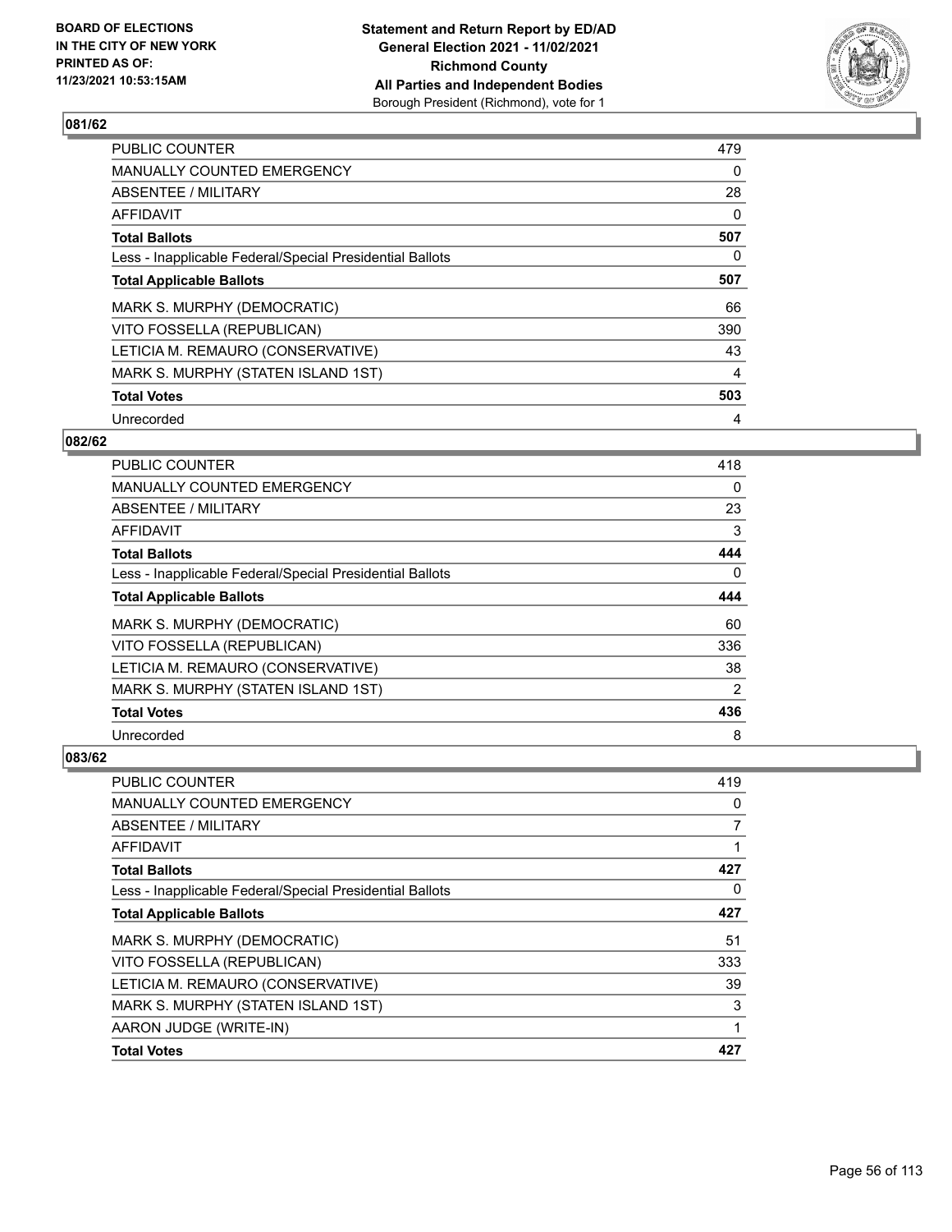**BOARD OF ELECTIONS IN THE CITY OF NEW YORK PRINTED AS OF: 11/23/2021 10:53:15AM**

**Statement and Return Report by ED/AD General Election 2021 - 11/02/2021 Richmond County All Parties and Independent Bodies** Borough President (Richmond), vote for 1

### 081/62

| | |
|---|---|
| PUBLIC COUNTER | 479 |
| MANUALLY COUNTED EMERGENCY | 0 |
| ABSENTEE / MILITARY | 28 |
| AFFIDAVIT | 0 |
| **Total Ballots** | **507** |
| Less - Inapplicable Federal/Special Presidential Ballots | 0 |
| **Total Applicable Ballots** | **507** |
| MARK S. MURPHY (DEMOCRATIC) | 66 |
| VITO FOSSELLA (REPUBLICAN) | 390 |
| LETICIA M. REMAURO (CONSERVATIVE) | 43 |
| MARK S. MURPHY (STATEN ISLAND 1ST) | 4 |
| **Total Votes** | **503** |
| Unrecorded | 4 |

### 082/62

| | |
|---|---|
| PUBLIC COUNTER | 418 |
| MANUALLY COUNTED EMERGENCY | 0 |
| ABSENTEE / MILITARY | 23 |
| AFFIDAVIT | 3 |
| **Total Ballots** | **444** |
| Less - Inapplicable Federal/Special Presidential Ballots | 0 |
| **Total Applicable Ballots** | **444** |
| MARK S. MURPHY (DEMOCRATIC) | 60 |
| VITO FOSSELLA (REPUBLICAN) | 336 |
| LETICIA M. REMAURO (CONSERVATIVE) | 38 |
| MARK S. MURPHY (STATEN ISLAND 1ST) | 2 |
| **Total Votes** | **436** |
| Unrecorded | 8 |

### 083/62

| | |
|---|---|
| PUBLIC COUNTER | 419 |
| MANUALLY COUNTED EMERGENCY | 0 |
| ABSENTEE / MILITARY | 7 |
| AFFIDAVIT | 1 |
| **Total Ballots** | **427** |
| Less - Inapplicable Federal/Special Presidential Ballots | 0 |
| **Total Applicable Ballots** | **427** |
| MARK S. MURPHY (DEMOCRATIC) | 51 |
| VITO FOSSELLA (REPUBLICAN) | 333 |
| LETICIA M. REMAURO (CONSERVATIVE) | 39 |
| MARK S. MURPHY (STATEN ISLAND 1ST) | 3 |
| AARON JUDGE (WRITE-IN) | 1 |
| **Total Votes** | **427** |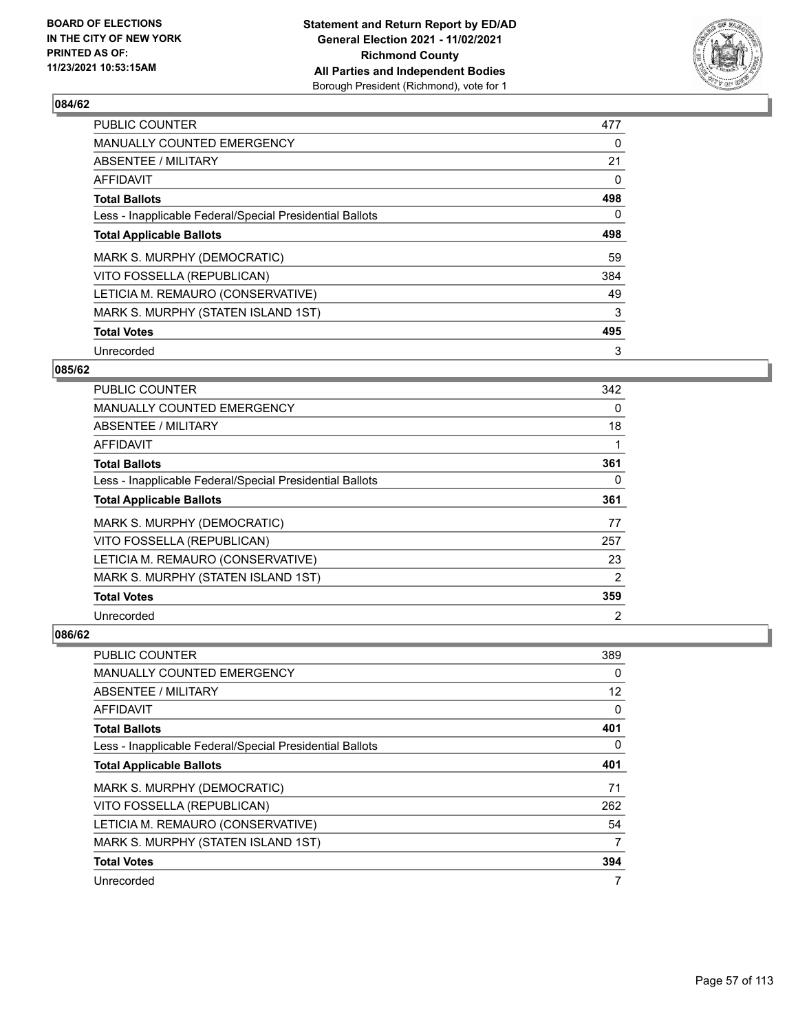**BOARD OF ELECTIONS IN THE CITY OF NEW YORK PRINTED AS OF: 11/23/2021 10:53:15AM**

**Statement and Return Report by ED/AD General Election 2021 - 11/02/2021 Richmond County All Parties and Independent Bodies** Borough President (Richmond), vote for 1

## 084/62

| | |
|---|---|
| PUBLIC COUNTER | 477 |
| MANUALLY COUNTED EMERGENCY | 0 |
| ABSENTEE / MILITARY | 21 |
| AFFIDAVIT | 0 |
| **Total Ballots** | **498** |
| Less - Inapplicable Federal/Special Presidential Ballots | 0 |
| **Total Applicable Ballots** | **498** |
| MARK S. MURPHY (DEMOCRATIC) | 59 |
| VITO FOSSELLA (REPUBLICAN) | 384 |
| LETICIA M. REMAURO (CONSERVATIVE) | 49 |
| MARK S. MURPHY (STATEN ISLAND 1ST) | 3 |
| **Total Votes** | **495** |
| Unrecorded | 3 |

## 085/62

| | |
|---|---|
| PUBLIC COUNTER | 342 |
| MANUALLY COUNTED EMERGENCY | 0 |
| ABSENTEE / MILITARY | 18 |
| AFFIDAVIT | 1 |
| **Total Ballots** | **361** |
| Less - Inapplicable Federal/Special Presidential Ballots | 0 |
| **Total Applicable Ballots** | **361** |
| MARK S. MURPHY (DEMOCRATIC) | 77 |
| VITO FOSSELLA (REPUBLICAN) | 257 |
| LETICIA M. REMAURO (CONSERVATIVE) | 23 |
| MARK S. MURPHY (STATEN ISLAND 1ST) | 2 |
| **Total Votes** | **359** |
| Unrecorded | 2 |

## 086/62

| | |
|---|---|
| PUBLIC COUNTER | 389 |
| MANUALLY COUNTED EMERGENCY | 0 |
| ABSENTEE / MILITARY | 12 |
| AFFIDAVIT | 0 |
| **Total Ballots** | **401** |
| Less - Inapplicable Federal/Special Presidential Ballots | 0 |
| **Total Applicable Ballots** | **401** |
| MARK S. MURPHY (DEMOCRATIC) | 71 |
| VITO FOSSELLA (REPUBLICAN) | 262 |
| LETICIA M. REMAURO (CONSERVATIVE) | 54 |
| MARK S. MURPHY (STATEN ISLAND 1ST) | 7 |
| **Total Votes** | **394** |
| Unrecorded | 7 |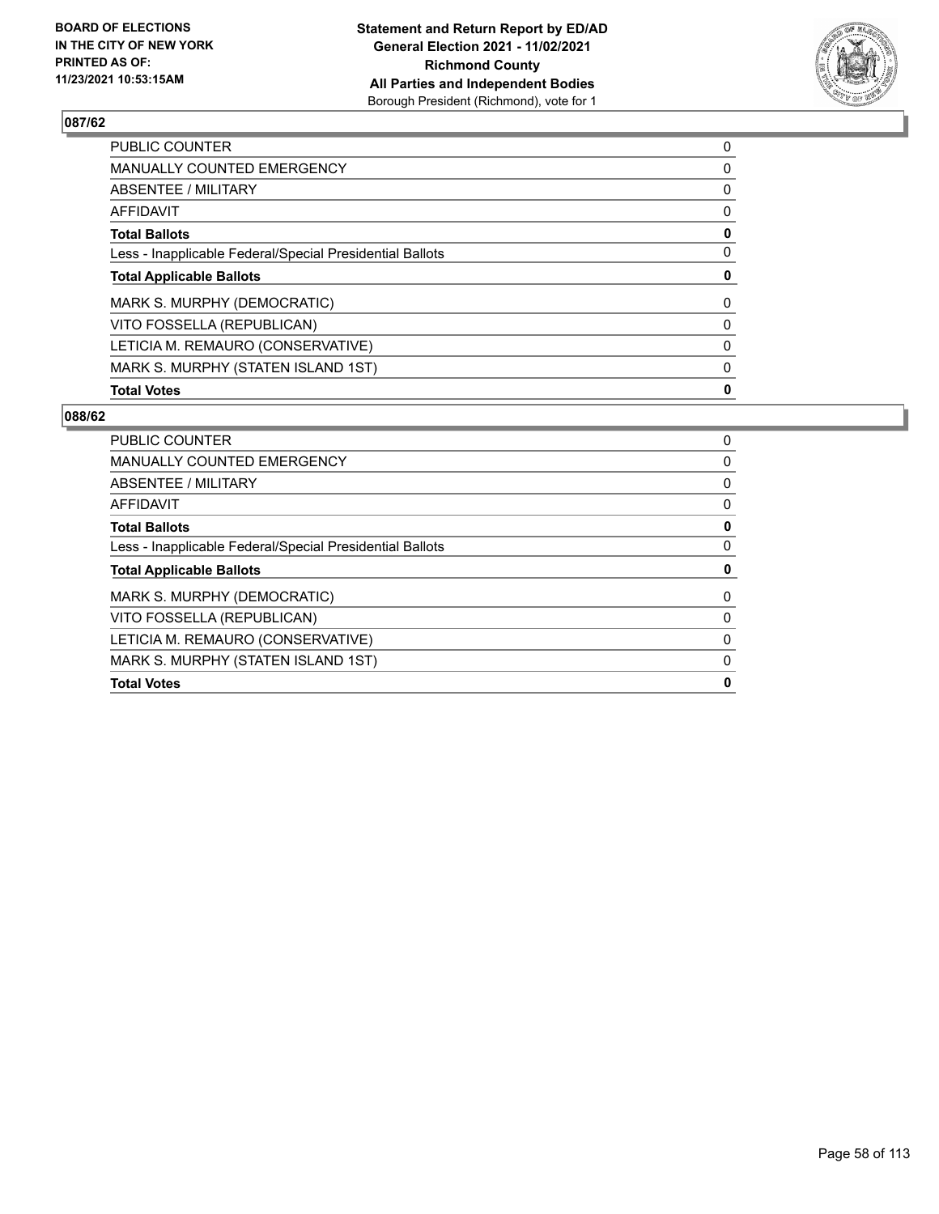## 087/62

| | |
|---|---|
| PUBLIC COUNTER | 0 |
| MANUALLY COUNTED EMERGENCY | 0 |
| ABSENTEE / MILITARY | 0 |
| AFFIDAVIT | 0 |
| **Total Ballots** | **0** |
| Less - Inapplicable Federal/Special Presidential Ballots | 0 |
| **Total Applicable Ballots** | **0** |
| MARK S. MURPHY (DEMOCRATIC) | 0 |
| VITO FOSSELLA (REPUBLICAN) | 0 |
| LETICIA M. REMAURO (CONSERVATIVE) | 0 |
| MARK S. MURPHY (STATEN ISLAND 1ST) | 0 |
| **Total Votes** | **0** |

## 088/62

| | |
|---|---|
| PUBLIC COUNTER | 0 |
| MANUALLY COUNTED EMERGENCY | 0 |
| ABSENTEE / MILITARY | 0 |
| AFFIDAVIT | 0 |
| **Total Ballots** | **0** |
| Less - Inapplicable Federal/Special Presidential Ballots | 0 |
| **Total Applicable Ballots** | **0** |
| MARK S. MURPHY (DEMOCRATIC) | 0 |
| VITO FOSSELLA (REPUBLICAN) | 0 |
| LETICIA M. REMAURO (CONSERVATIVE) | 0 |
| MARK S. MURPHY (STATEN ISLAND 1ST) | 0 |
| **Total Votes** | **0** |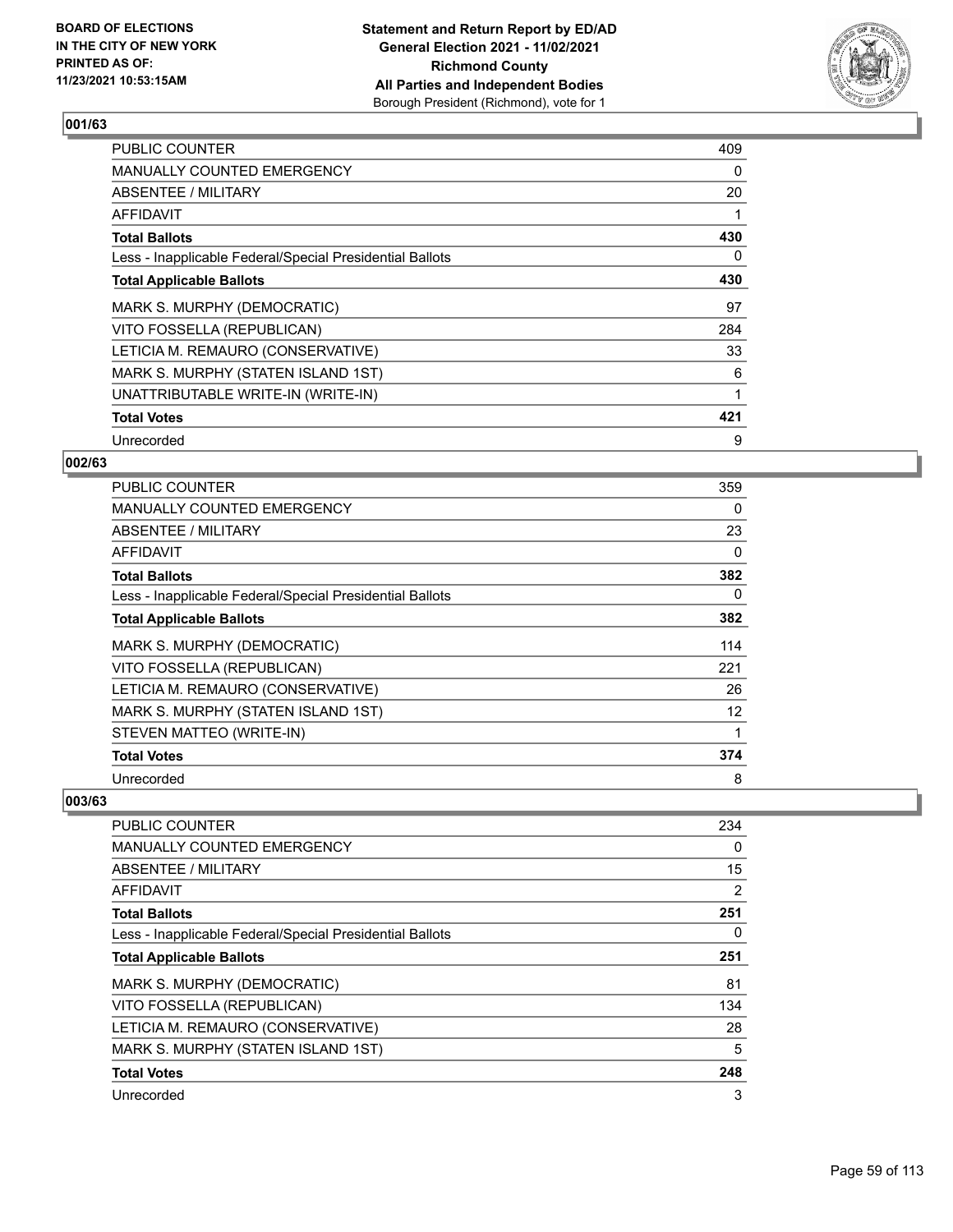**BOARD OF ELECTIONS IN THE CITY OF NEW YORK PRINTED AS OF: 11/23/2021 10:53:15AM**

**Statement and Return Report by ED/AD General Election 2021 - 11/02/2021 Richmond County All Parties and Independent Bodies** Borough President (Richmond), vote for 1

### 001/63

| | |
|---|---|
| PUBLIC COUNTER | 409 |
| MANUALLY COUNTED EMERGENCY | 0 |
| ABSENTEE / MILITARY | 20 |
| AFFIDAVIT | 1 |
| **Total Ballots** | **430** |
| Less - Inapplicable Federal/Special Presidential Ballots | 0 |
| **Total Applicable Ballots** | **430** |
| MARK S. MURPHY (DEMOCRATIC) | 97 |
| VITO FOSSELLA (REPUBLICAN) | 284 |
| LETICIA M. REMAURO (CONSERVATIVE) | 33 |
| MARK S. MURPHY (STATEN ISLAND 1ST) | 6 |
| UNATTRIBUTABLE WRITE-IN (WRITE-IN) | 1 |
| **Total Votes** | **421** |
| Unrecorded | 9 |

### 002/63

| | |
|---|---|
| PUBLIC COUNTER | 359 |
| MANUALLY COUNTED EMERGENCY | 0 |
| ABSENTEE / MILITARY | 23 |
| AFFIDAVIT | 0 |
| **Total Ballots** | **382** |
| Less - Inapplicable Federal/Special Presidential Ballots | 0 |
| **Total Applicable Ballots** | **382** |
| MARK S. MURPHY (DEMOCRATIC) | 114 |
| VITO FOSSELLA (REPUBLICAN) | 221 |
| LETICIA M. REMAURO (CONSERVATIVE) | 26 |
| MARK S. MURPHY (STATEN ISLAND 1ST) | 12 |
| STEVEN MATTEO (WRITE-IN) | 1 |
| **Total Votes** | **374** |
| Unrecorded | 8 |

### 003/63

| | |
|---|---|
| PUBLIC COUNTER | 234 |
| MANUALLY COUNTED EMERGENCY | 0 |
| ABSENTEE / MILITARY | 15 |
| AFFIDAVIT | 2 |
| **Total Ballots** | **251** |
| Less - Inapplicable Federal/Special Presidential Ballots | 0 |
| **Total Applicable Ballots** | **251** |
| MARK S. MURPHY (DEMOCRATIC) | 81 |
| VITO FOSSELLA (REPUBLICAN) | 134 |
| LETICIA M. REMAURO (CONSERVATIVE) | 28 |
| MARK S. MURPHY (STATEN ISLAND 1ST) | 5 |
| **Total Votes** | **248** |
| Unrecorded | 3 |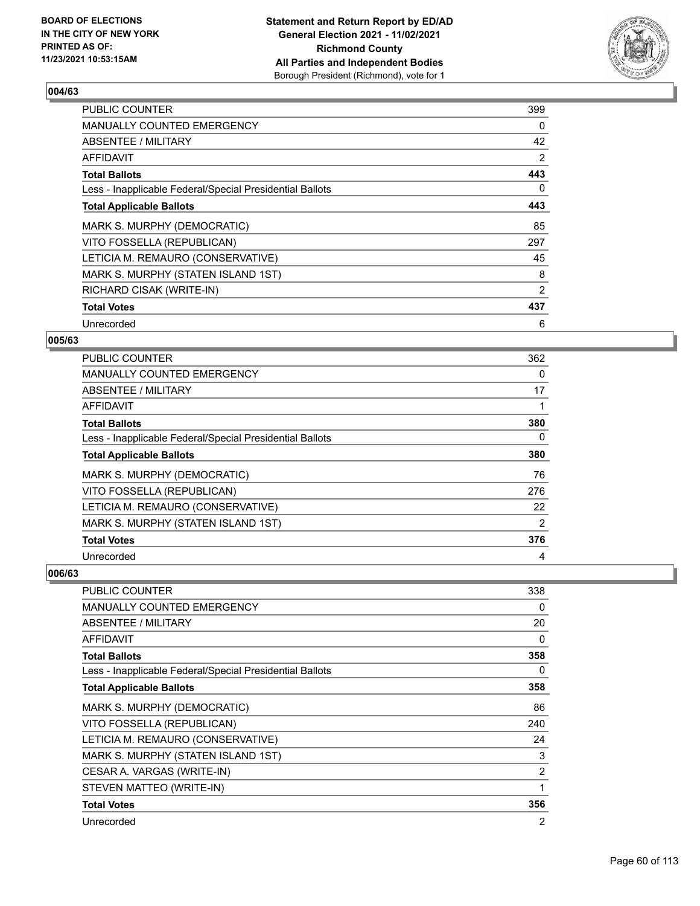## 004/63

| | |
|---|---|
| PUBLIC COUNTER | 399 |
| MANUALLY COUNTED EMERGENCY | 0 |
| ABSENTEE / MILITARY | 42 |
| AFFIDAVIT | 2 |
| **Total Ballots** | **443** |
| Less - Inapplicable Federal/Special Presidential Ballots | 0 |
| **Total Applicable Ballots** | **443** |
| MARK S. MURPHY (DEMOCRATIC) | 85 |
| VITO FOSSELLA (REPUBLICAN) | 297 |
| LETICIA M. REMAURO (CONSERVATIVE) | 45 |
| MARK S. MURPHY (STATEN ISLAND 1ST) | 8 |
| RICHARD CISAK (WRITE-IN) | 2 |
| **Total Votes** | **437** |
| Unrecorded | 6 |

## 005/63

| | |
|---|---|
| PUBLIC COUNTER | 362 |
| MANUALLY COUNTED EMERGENCY | 0 |
| ABSENTEE / MILITARY | 17 |
| AFFIDAVIT | 1 |
| **Total Ballots** | **380** |
| Less - Inapplicable Federal/Special Presidential Ballots | 0 |
| **Total Applicable Ballots** | **380** |
| MARK S. MURPHY (DEMOCRATIC) | 76 |
| VITO FOSSELLA (REPUBLICAN) | 276 |
| LETICIA M. REMAURO (CONSERVATIVE) | 22 |
| MARK S. MURPHY (STATEN ISLAND 1ST) | 2 |
| **Total Votes** | **376** |
| Unrecorded | 4 |

## 006/63

| | |
|---|---|
| PUBLIC COUNTER | 338 |
| MANUALLY COUNTED EMERGENCY | 0 |
| ABSENTEE / MILITARY | 20 |
| AFFIDAVIT | 0 |
| **Total Ballots** | **358** |
| Less - Inapplicable Federal/Special Presidential Ballots | 0 |
| **Total Applicable Ballots** | **358** |
| MARK S. MURPHY (DEMOCRATIC) | 86 |
| VITO FOSSELLA (REPUBLICAN) | 240 |
| LETICIA M. REMAURO (CONSERVATIVE) | 24 |
| MARK S. MURPHY (STATEN ISLAND 1ST) | 3 |
| CESAR A. VARGAS (WRITE-IN) | 2 |
| STEVEN MATTEO (WRITE-IN) | 1 |
| **Total Votes** | **356** |
| Unrecorded | 2 |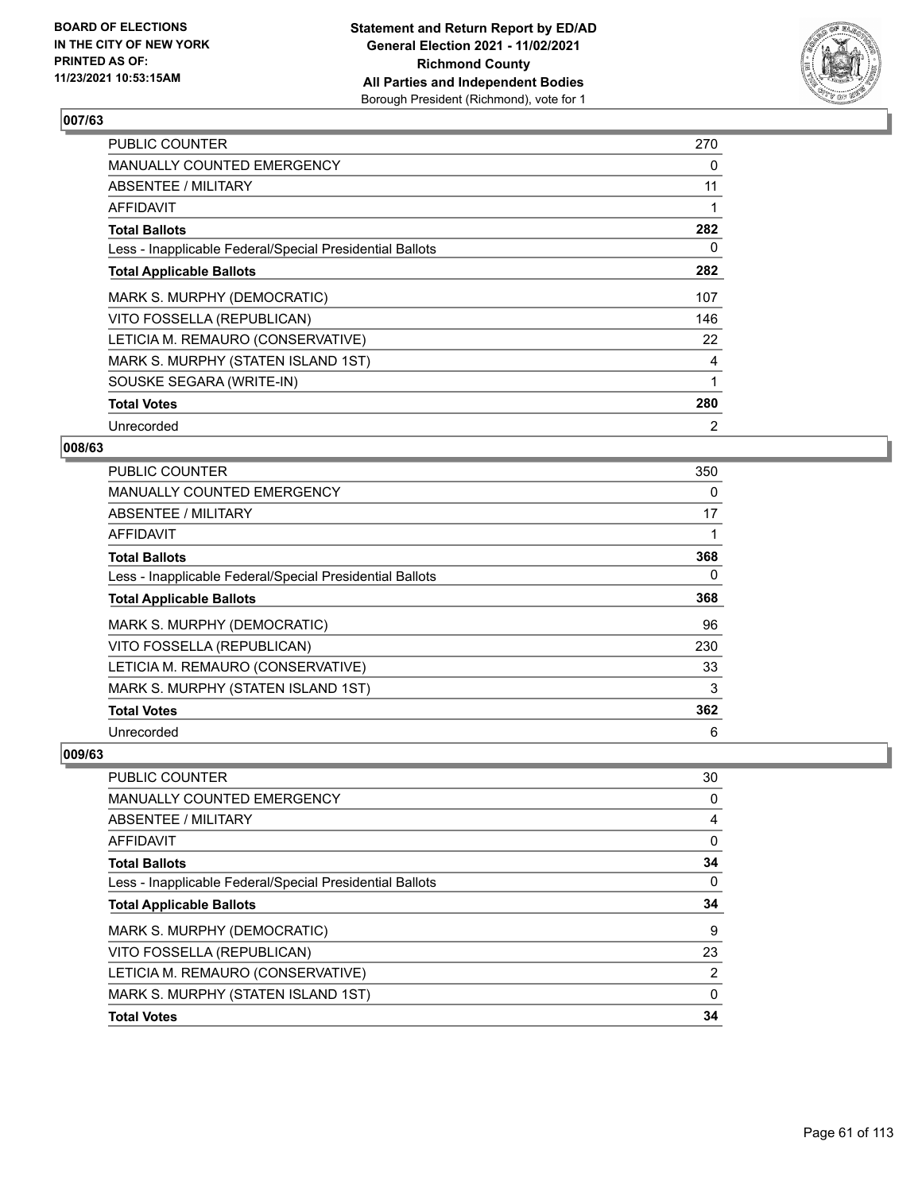## 007/63

| | |
|---|---|
| PUBLIC COUNTER | 270 |
| MANUALLY COUNTED EMERGENCY | 0 |
| ABSENTEE / MILITARY | 11 |
| AFFIDAVIT | 1 |
| **Total Ballots** | **282** |
| Less - Inapplicable Federal/Special Presidential Ballots | 0 |
| **Total Applicable Ballots** | **282** |
| MARK S. MURPHY (DEMOCRATIC) | 107 |
| VITO FOSSELLA (REPUBLICAN) | 146 |
| LETICIA M. REMAURO (CONSERVATIVE) | 22 |
| MARK S. MURPHY (STATEN ISLAND 1ST) | 4 |
| SOUSKE SEGARA (WRITE-IN) | 1 |
| **Total Votes** | **280** |
| Unrecorded | 2 |

## 008/63

| | |
|---|---|
| PUBLIC COUNTER | 350 |
| MANUALLY COUNTED EMERGENCY | 0 |
| ABSENTEE / MILITARY | 17 |
| AFFIDAVIT | 1 |
| **Total Ballots** | **368** |
| Less - Inapplicable Federal/Special Presidential Ballots | 0 |
| **Total Applicable Ballots** | **368** |
| MARK S. MURPHY (DEMOCRATIC) | 96 |
| VITO FOSSELLA (REPUBLICAN) | 230 |
| LETICIA M. REMAURO (CONSERVATIVE) | 33 |
| MARK S. MURPHY (STATEN ISLAND 1ST) | 3 |
| **Total Votes** | **362** |
| Unrecorded | 6 |

## 009/63

| | |
|---|---|
| PUBLIC COUNTER | 30 |
| MANUALLY COUNTED EMERGENCY | 0 |
| ABSENTEE / MILITARY | 4 |
| AFFIDAVIT | 0 |
| **Total Ballots** | **34** |
| Less - Inapplicable Federal/Special Presidential Ballots | 0 |
| **Total Applicable Ballots** | **34** |
| MARK S. MURPHY (DEMOCRATIC) | 9 |
| VITO FOSSELLA (REPUBLICAN) | 23 |
| LETICIA M. REMAURO (CONSERVATIVE) | 2 |
| MARK S. MURPHY (STATEN ISLAND 1ST) | 0 |
| **Total Votes** | **34** |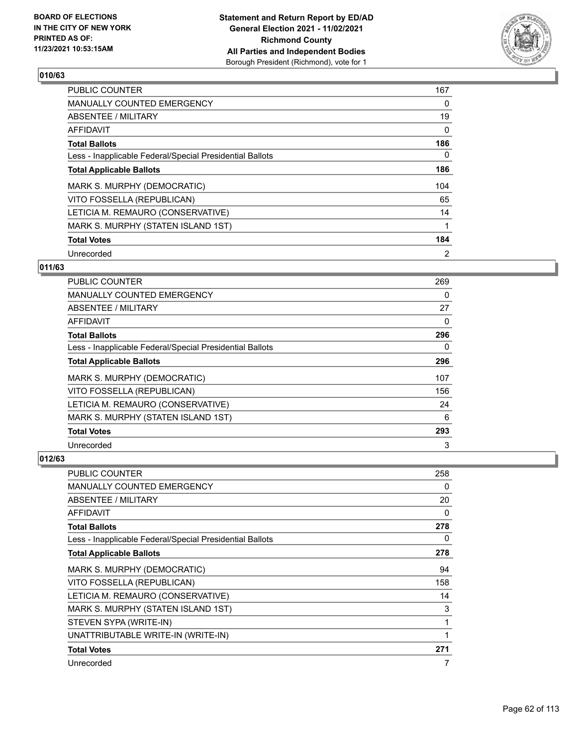## 010/63

| | |
|---|---|
| PUBLIC COUNTER | 167 |
| MANUALLY COUNTED EMERGENCY | 0 |
| ABSENTEE / MILITARY | 19 |
| AFFIDAVIT | 0 |
| **Total Ballots** | **186** |
| Less - Inapplicable Federal/Special Presidential Ballots | 0 |
| **Total Applicable Ballots** | **186** |
| MARK S. MURPHY (DEMOCRATIC) | 104 |
| VITO FOSSELLA (REPUBLICAN) | 65 |
| LETICIA M. REMAURO (CONSERVATIVE) | 14 |
| MARK S. MURPHY (STATEN ISLAND 1ST) | 1 |
| **Total Votes** | **184** |
| Unrecorded | 2 |

## 011/63

| | |
|---|---|
| PUBLIC COUNTER | 269 |
| MANUALLY COUNTED EMERGENCY | 0 |
| ABSENTEE / MILITARY | 27 |
| AFFIDAVIT | 0 |
| **Total Ballots** | **296** |
| Less - Inapplicable Federal/Special Presidential Ballots | 0 |
| **Total Applicable Ballots** | **296** |
| MARK S. MURPHY (DEMOCRATIC) | 107 |
| VITO FOSSELLA (REPUBLICAN) | 156 |
| LETICIA M. REMAURO (CONSERVATIVE) | 24 |
| MARK S. MURPHY (STATEN ISLAND 1ST) | 6 |
| **Total Votes** | **293** |
| Unrecorded | 3 |

## 012/63

| | |
|---|---|
| PUBLIC COUNTER | 258 |
| MANUALLY COUNTED EMERGENCY | 0 |
| ABSENTEE / MILITARY | 20 |
| AFFIDAVIT | 0 |
| **Total Ballots** | **278** |
| Less - Inapplicable Federal/Special Presidential Ballots | 0 |
| **Total Applicable Ballots** | **278** |
| MARK S. MURPHY (DEMOCRATIC) | 94 |
| VITO FOSSELLA (REPUBLICAN) | 158 |
| LETICIA M. REMAURO (CONSERVATIVE) | 14 |
| MARK S. MURPHY (STATEN ISLAND 1ST) | 3 |
| STEVEN SYPA (WRITE-IN) | 1 |
| UNATTRIBUTABLE WRITE-IN (WRITE-IN) | 1 |
| **Total Votes** | **271** |
| Unrecorded | 7 |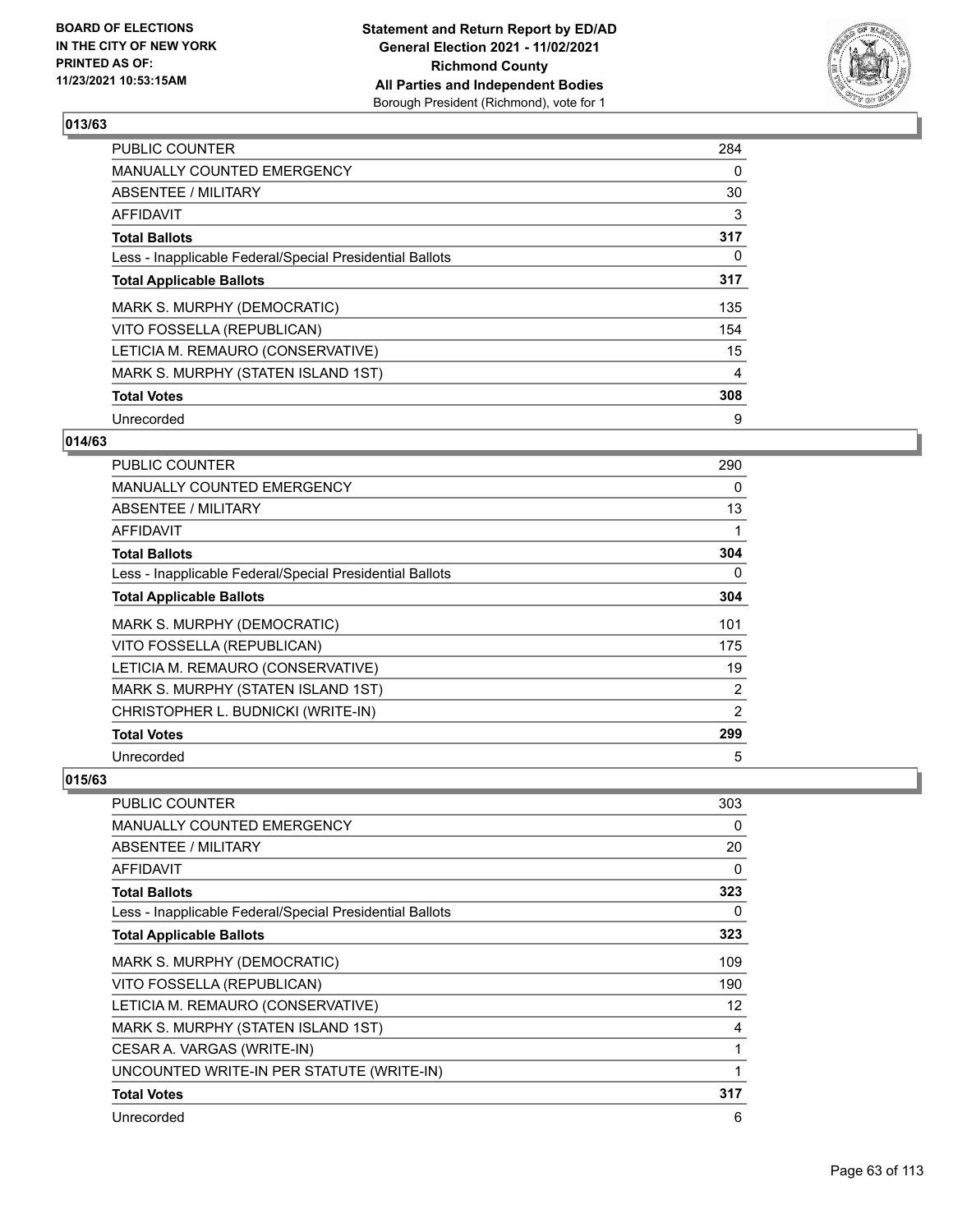**BOARD OF ELECTIONS IN THE CITY OF NEW YORK PRINTED AS OF: 11/23/2021 10:53:15AM**

**Statement and Return Report by ED/AD General Election 2021 - 11/02/2021 Richmond County All Parties and Independent Bodies**
Borough President (Richmond), vote for 1

### 013/63

| | |
|---|---|
| PUBLIC COUNTER | 284 |
| MANUALLY COUNTED EMERGENCY | 0 |
| ABSENTEE / MILITARY | 30 |
| AFFIDAVIT | 3 |
| **Total Ballots** | **317** |
| Less - Inapplicable Federal/Special Presidential Ballots | 0 |
| **Total Applicable Ballots** | **317** |
| MARK S. MURPHY (DEMOCRATIC) | 135 |
| VITO FOSSELLA (REPUBLICAN) | 154 |
| LETICIA M. REMAURO (CONSERVATIVE) | 15 |
| MARK S. MURPHY (STATEN ISLAND 1ST) | 4 |
| **Total Votes** | **308** |
| Unrecorded | 9 |

### 014/63

| | |
|---|---|
| PUBLIC COUNTER | 290 |
| MANUALLY COUNTED EMERGENCY | 0 |
| ABSENTEE / MILITARY | 13 |
| AFFIDAVIT | 1 |
| **Total Ballots** | **304** |
| Less - Inapplicable Federal/Special Presidential Ballots | 0 |
| **Total Applicable Ballots** | **304** |
| MARK S. MURPHY (DEMOCRATIC) | 101 |
| VITO FOSSELLA (REPUBLICAN) | 175 |
| LETICIA M. REMAURO (CONSERVATIVE) | 19 |
| MARK S. MURPHY (STATEN ISLAND 1ST) | 2 |
| CHRISTOPHER L. BUDNICKI (WRITE-IN) | 2 |
| **Total Votes** | **299** |
| Unrecorded | 5 |

### 015/63

| | |
|---|---|
| PUBLIC COUNTER | 303 |
| MANUALLY COUNTED EMERGENCY | 0 |
| ABSENTEE / MILITARY | 20 |
| AFFIDAVIT | 0 |
| **Total Ballots** | **323** |
| Less - Inapplicable Federal/Special Presidential Ballots | 0 |
| **Total Applicable Ballots** | **323** |
| MARK S. MURPHY (DEMOCRATIC) | 109 |
| VITO FOSSELLA (REPUBLICAN) | 190 |
| LETICIA M. REMAURO (CONSERVATIVE) | 12 |
| MARK S. MURPHY (STATEN ISLAND 1ST) | 4 |
| CESAR A. VARGAS (WRITE-IN) | 1 |
| UNCOUNTED WRITE-IN PER STATUTE (WRITE-IN) | 1 |
| **Total Votes** | **317** |
| Unrecorded | 6 |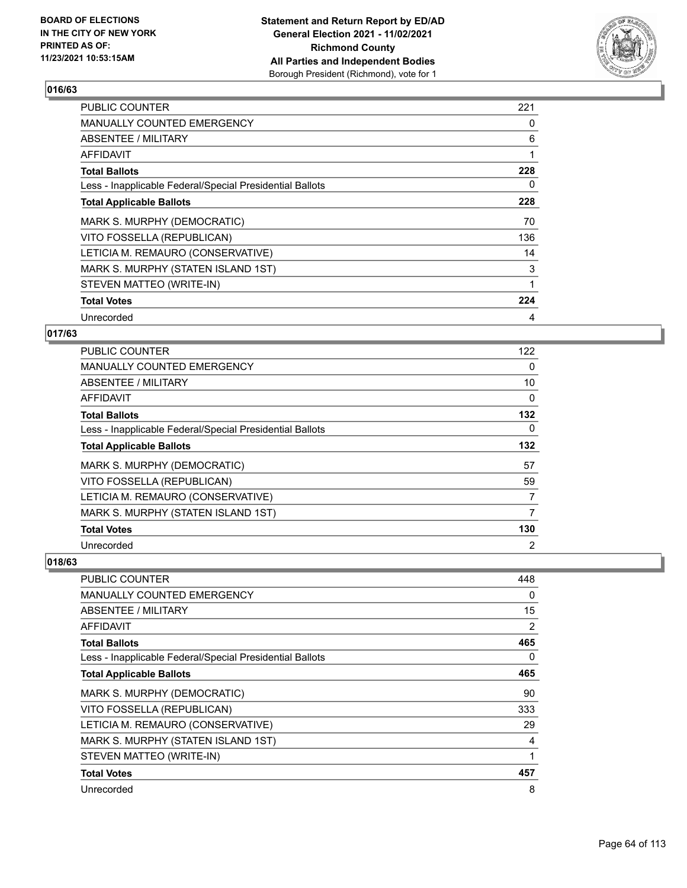**Statement and Return Report by ED/AD**
**General Election 2021 - 11/02/2021**
**Richmond County**
**All Parties and Independent Bodies**
Borough President (Richmond), vote for 1

BOARD OF ELECTIONS IN THE CITY OF NEW YORK PRINTED AS OF: 11/23/2021 10:53:15AM

## 016/63

| | |
|---|---|
| PUBLIC COUNTER | 221 |
| MANUALLY COUNTED EMERGENCY | 0 |
| ABSENTEE / MILITARY | 6 |
| AFFIDAVIT | 1 |
| **Total Ballots** | **228** |
| Less - Inapplicable Federal/Special Presidential Ballots | 0 |
| **Total Applicable Ballots** | **228** |
| MARK S. MURPHY (DEMOCRATIC) | 70 |
| VITO FOSSELLA (REPUBLICAN) | 136 |
| LETICIA M. REMAURO (CONSERVATIVE) | 14 |
| MARK S. MURPHY (STATEN ISLAND 1ST) | 3 |
| STEVEN MATTEO (WRITE-IN) | 1 |
| **Total Votes** | **224** |
| Unrecorded | 4 |

## 017/63

| | |
|---|---|
| PUBLIC COUNTER | 122 |
| MANUALLY COUNTED EMERGENCY | 0 |
| ABSENTEE / MILITARY | 10 |
| AFFIDAVIT | 0 |
| **Total Ballots** | **132** |
| Less - Inapplicable Federal/Special Presidential Ballots | 0 |
| **Total Applicable Ballots** | **132** |
| MARK S. MURPHY (DEMOCRATIC) | 57 |
| VITO FOSSELLA (REPUBLICAN) | 59 |
| LETICIA M. REMAURO (CONSERVATIVE) | 7 |
| MARK S. MURPHY (STATEN ISLAND 1ST) | 7 |
| **Total Votes** | **130** |
| Unrecorded | 2 |

## 018/63

| | |
|---|---|
| PUBLIC COUNTER | 448 |
| MANUALLY COUNTED EMERGENCY | 0 |
| ABSENTEE / MILITARY | 15 |
| AFFIDAVIT | 2 |
| **Total Ballots** | **465** |
| Less - Inapplicable Federal/Special Presidential Ballots | 0 |
| **Total Applicable Ballots** | **465** |
| MARK S. MURPHY (DEMOCRATIC) | 90 |
| VITO FOSSELLA (REPUBLICAN) | 333 |
| LETICIA M. REMAURO (CONSERVATIVE) | 29 |
| MARK S. MURPHY (STATEN ISLAND 1ST) | 4 |
| STEVEN MATTEO (WRITE-IN) | 1 |
| **Total Votes** | **457** |
| Unrecorded | 8 |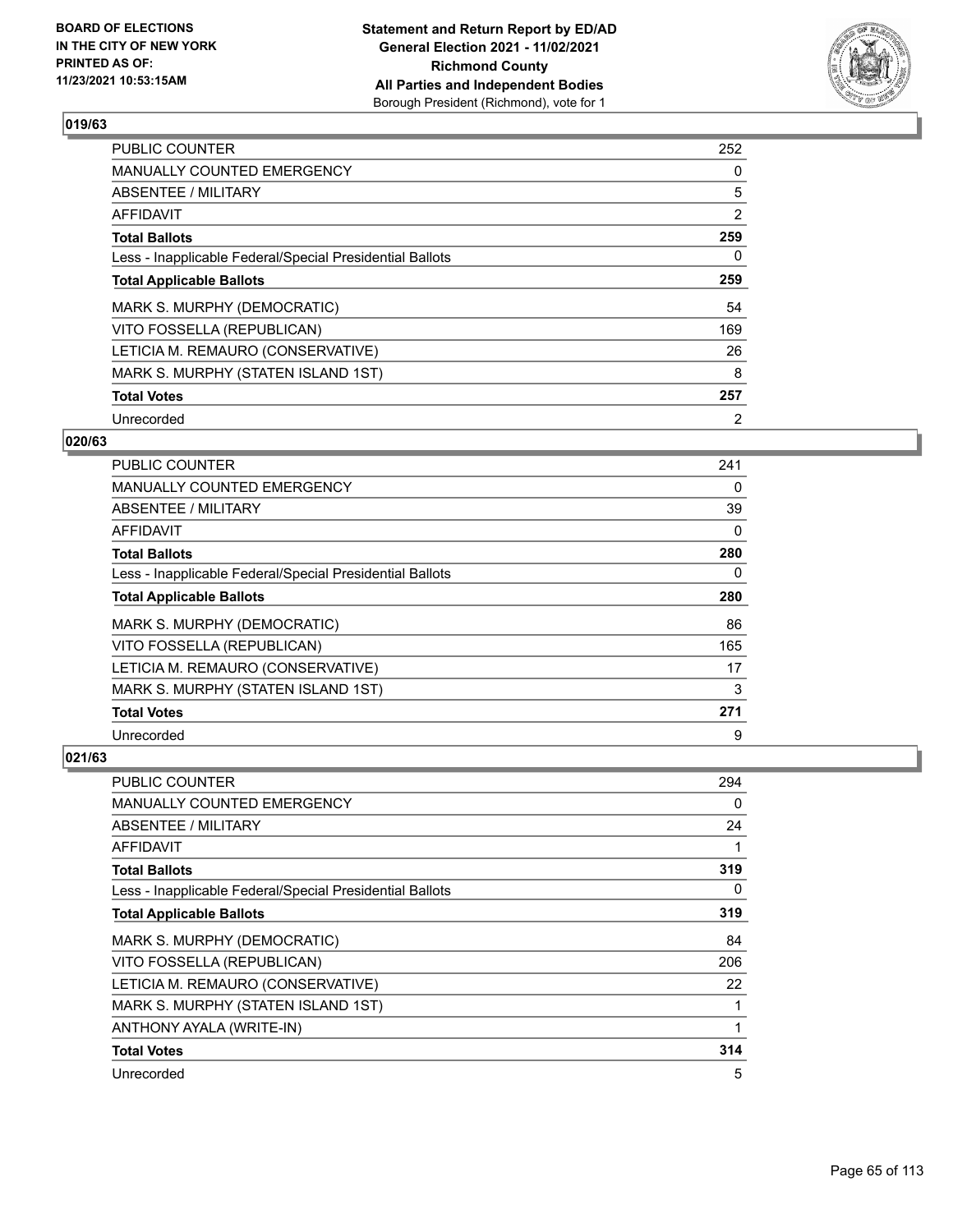## 019/63

| | |
|---|---|
| PUBLIC COUNTER | 252 |
| MANUALLY COUNTED EMERGENCY | 0 |
| ABSENTEE / MILITARY | 5 |
| AFFIDAVIT | 2 |
| **Total Ballots** | **259** |
| Less - Inapplicable Federal/Special Presidential Ballots | 0 |
| **Total Applicable Ballots** | **259** |
| MARK S. MURPHY (DEMOCRATIC) | 54 |
| VITO FOSSELLA (REPUBLICAN) | 169 |
| LETICIA M. REMAURO (CONSERVATIVE) | 26 |
| MARK S. MURPHY (STATEN ISLAND 1ST) | 8 |
| **Total Votes** | **257** |
| Unrecorded | 2 |

## 020/63

| | |
|---|---|
| PUBLIC COUNTER | 241 |
| MANUALLY COUNTED EMERGENCY | 0 |
| ABSENTEE / MILITARY | 39 |
| AFFIDAVIT | 0 |
| **Total Ballots** | **280** |
| Less - Inapplicable Federal/Special Presidential Ballots | 0 |
| **Total Applicable Ballots** | **280** |
| MARK S. MURPHY (DEMOCRATIC) | 86 |
| VITO FOSSELLA (REPUBLICAN) | 165 |
| LETICIA M. REMAURO (CONSERVATIVE) | 17 |
| MARK S. MURPHY (STATEN ISLAND 1ST) | 3 |
| **Total Votes** | **271** |
| Unrecorded | 9 |

## 021/63

| | |
|---|---|
| PUBLIC COUNTER | 294 |
| MANUALLY COUNTED EMERGENCY | 0 |
| ABSENTEE / MILITARY | 24 |
| AFFIDAVIT | 1 |
| **Total Ballots** | **319** |
| Less - Inapplicable Federal/Special Presidential Ballots | 0 |
| **Total Applicable Ballots** | **319** |
| MARK S. MURPHY (DEMOCRATIC) | 84 |
| VITO FOSSELLA (REPUBLICAN) | 206 |
| LETICIA M. REMAURO (CONSERVATIVE) | 22 |
| MARK S. MURPHY (STATEN ISLAND 1ST) | 1 |
| ANTHONY AYALA (WRITE-IN) | 1 |
| **Total Votes** | **314** |
| Unrecorded | 5 |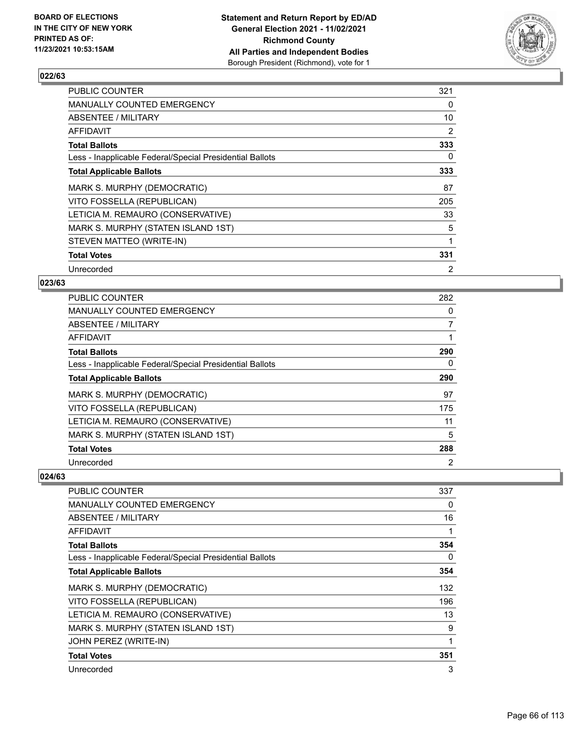## 022/63

| | |
|---|---|
| PUBLIC COUNTER | 321 |
| MANUALLY COUNTED EMERGENCY | 0 |
| ABSENTEE / MILITARY | 10 |
| AFFIDAVIT | 2 |
| **Total Ballots** | **333** |
| Less - Inapplicable Federal/Special Presidential Ballots | 0 |
| **Total Applicable Ballots** | **333** |
| MARK S. MURPHY (DEMOCRATIC) | 87 |
| VITO FOSSELLA (REPUBLICAN) | 205 |
| LETICIA M. REMAURO (CONSERVATIVE) | 33 |
| MARK S. MURPHY (STATEN ISLAND 1ST) | 5 |
| STEVEN MATTEO (WRITE-IN) | 1 |
| **Total Votes** | **331** |
| Unrecorded | 2 |

## 023/63

| | |
|---|---|
| PUBLIC COUNTER | 282 |
| MANUALLY COUNTED EMERGENCY | 0 |
| ABSENTEE / MILITARY | 7 |
| AFFIDAVIT | 1 |
| **Total Ballots** | **290** |
| Less - Inapplicable Federal/Special Presidential Ballots | 0 |
| **Total Applicable Ballots** | **290** |
| MARK S. MURPHY (DEMOCRATIC) | 97 |
| VITO FOSSELLA (REPUBLICAN) | 175 |
| LETICIA M. REMAURO (CONSERVATIVE) | 11 |
| MARK S. MURPHY (STATEN ISLAND 1ST) | 5 |
| **Total Votes** | **288** |
| Unrecorded | 2 |

## 024/63

| | |
|---|---|
| PUBLIC COUNTER | 337 |
| MANUALLY COUNTED EMERGENCY | 0 |
| ABSENTEE / MILITARY | 16 |
| AFFIDAVIT | 1 |
| **Total Ballots** | **354** |
| Less - Inapplicable Federal/Special Presidential Ballots | 0 |
| **Total Applicable Ballots** | **354** |
| MARK S. MURPHY (DEMOCRATIC) | 132 |
| VITO FOSSELLA (REPUBLICAN) | 196 |
| LETICIA M. REMAURO (CONSERVATIVE) | 13 |
| MARK S. MURPHY (STATEN ISLAND 1ST) | 9 |
| JOHN PEREZ (WRITE-IN) | 1 |
| **Total Votes** | **351** |
| Unrecorded | 3 |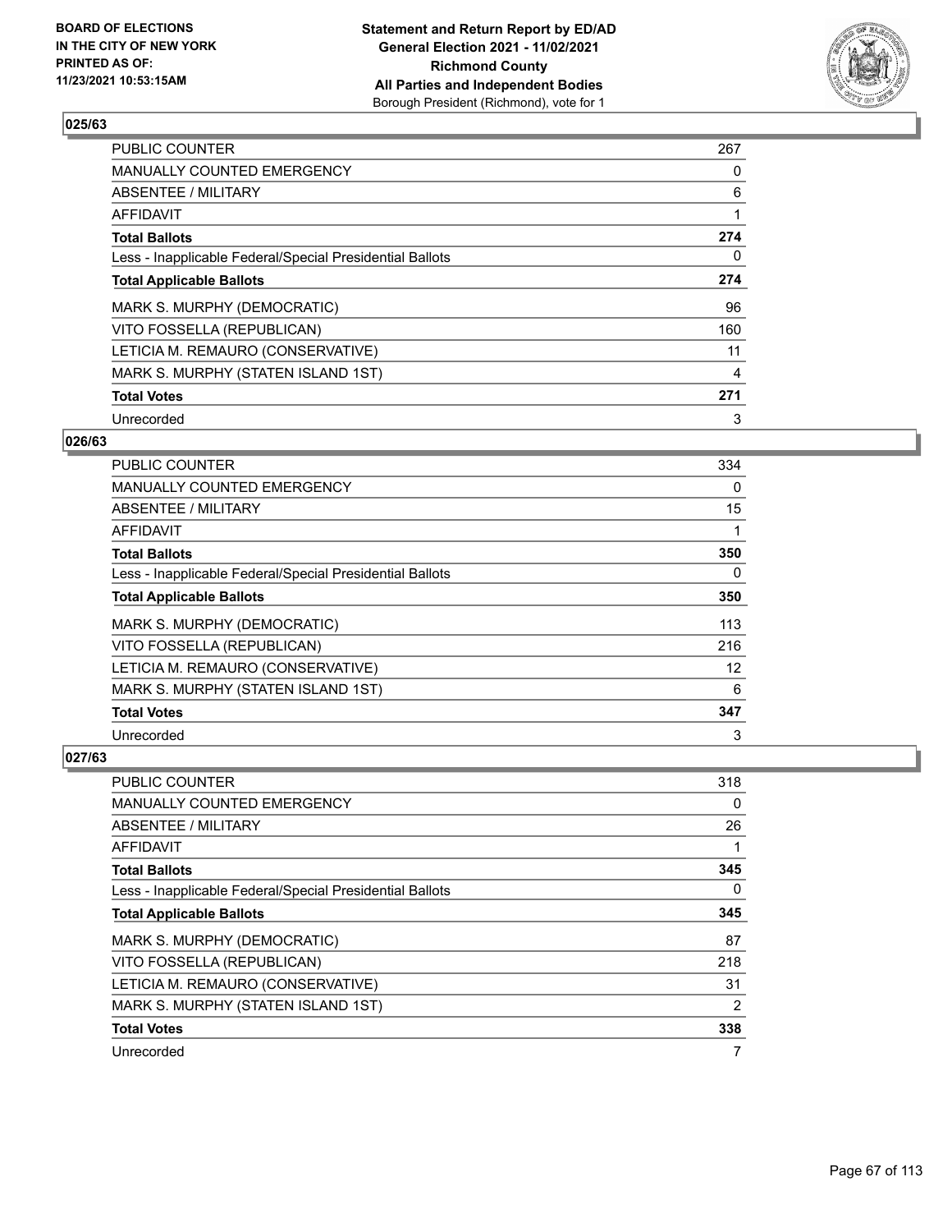**BOARD OF ELECTIONS IN THE CITY OF NEW YORK PRINTED AS OF: 11/23/2021 10:53:15AM**

**Statement and Return Report by ED/AD General Election 2021 - 11/02/2021 Richmond County All Parties and Independent Bodies** Borough President (Richmond), vote for 1

## 025/63

| | |
|---|---|
| PUBLIC COUNTER | 267 |
| MANUALLY COUNTED EMERGENCY | 0 |
| ABSENTEE / MILITARY | 6 |
| AFFIDAVIT | 1 |
| **Total Ballots** | **274** |
| Less - Inapplicable Federal/Special Presidential Ballots | 0 |
| **Total Applicable Ballots** | **274** |
| MARK S. MURPHY (DEMOCRATIC) | 96 |
| VITO FOSSELLA (REPUBLICAN) | 160 |
| LETICIA M. REMAURO (CONSERVATIVE) | 11 |
| MARK S. MURPHY (STATEN ISLAND 1ST) | 4 |
| **Total Votes** | **271** |
| Unrecorded | 3 |

## 026/63

| | |
|---|---|
| PUBLIC COUNTER | 334 |
| MANUALLY COUNTED EMERGENCY | 0 |
| ABSENTEE / MILITARY | 15 |
| AFFIDAVIT | 1 |
| **Total Ballots** | **350** |
| Less - Inapplicable Federal/Special Presidential Ballots | 0 |
| **Total Applicable Ballots** | **350** |
| MARK S. MURPHY (DEMOCRATIC) | 113 |
| VITO FOSSELLA (REPUBLICAN) | 216 |
| LETICIA M. REMAURO (CONSERVATIVE) | 12 |
| MARK S. MURPHY (STATEN ISLAND 1ST) | 6 |
| **Total Votes** | **347** |
| Unrecorded | 3 |

## 027/63

| | |
|---|---|
| PUBLIC COUNTER | 318 |
| MANUALLY COUNTED EMERGENCY | 0 |
| ABSENTEE / MILITARY | 26 |
| AFFIDAVIT | 1 |
| **Total Ballots** | **345** |
| Less - Inapplicable Federal/Special Presidential Ballots | 0 |
| **Total Applicable Ballots** | **345** |
| MARK S. MURPHY (DEMOCRATIC) | 87 |
| VITO FOSSELLA (REPUBLICAN) | 218 |
| LETICIA M. REMAURO (CONSERVATIVE) | 31 |
| MARK S. MURPHY (STATEN ISLAND 1ST) | 2 |
| **Total Votes** | **338** |
| Unrecorded | 7 |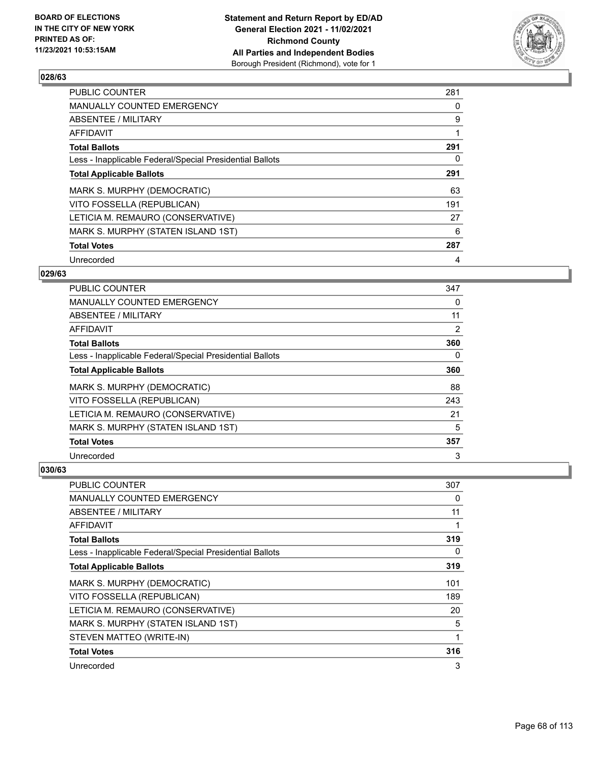## 028/63

| | |
|---|---|
| PUBLIC COUNTER | 281 |
| MANUALLY COUNTED EMERGENCY | 0 |
| ABSENTEE / MILITARY | 9 |
| AFFIDAVIT | 1 |
| **Total Ballots** | **291** |
| Less - Inapplicable Federal/Special Presidential Ballots | 0 |
| **Total Applicable Ballots** | **291** |
| MARK S. MURPHY (DEMOCRATIC) | 63 |
| VITO FOSSELLA (REPUBLICAN) | 191 |
| LETICIA M. REMAURO (CONSERVATIVE) | 27 |
| MARK S. MURPHY (STATEN ISLAND 1ST) | 6 |
| **Total Votes** | **287** |
| Unrecorded | 4 |

## 029/63

| | |
|---|---|
| PUBLIC COUNTER | 347 |
| MANUALLY COUNTED EMERGENCY | 0 |
| ABSENTEE / MILITARY | 11 |
| AFFIDAVIT | 2 |
| **Total Ballots** | **360** |
| Less - Inapplicable Federal/Special Presidential Ballots | 0 |
| **Total Applicable Ballots** | **360** |
| MARK S. MURPHY (DEMOCRATIC) | 88 |
| VITO FOSSELLA (REPUBLICAN) | 243 |
| LETICIA M. REMAURO (CONSERVATIVE) | 21 |
| MARK S. MURPHY (STATEN ISLAND 1ST) | 5 |
| **Total Votes** | **357** |
| Unrecorded | 3 |

## 030/63

| | |
|---|---|
| PUBLIC COUNTER | 307 |
| MANUALLY COUNTED EMERGENCY | 0 |
| ABSENTEE / MILITARY | 11 |
| AFFIDAVIT | 1 |
| **Total Ballots** | **319** |
| Less - Inapplicable Federal/Special Presidential Ballots | 0 |
| **Total Applicable Ballots** | **319** |
| MARK S. MURPHY (DEMOCRATIC) | 101 |
| VITO FOSSELLA (REPUBLICAN) | 189 |
| LETICIA M. REMAURO (CONSERVATIVE) | 20 |
| MARK S. MURPHY (STATEN ISLAND 1ST) | 5 |
| STEVEN MATTEO (WRITE-IN) | 1 |
| **Total Votes** | **316** |
| Unrecorded | 3 |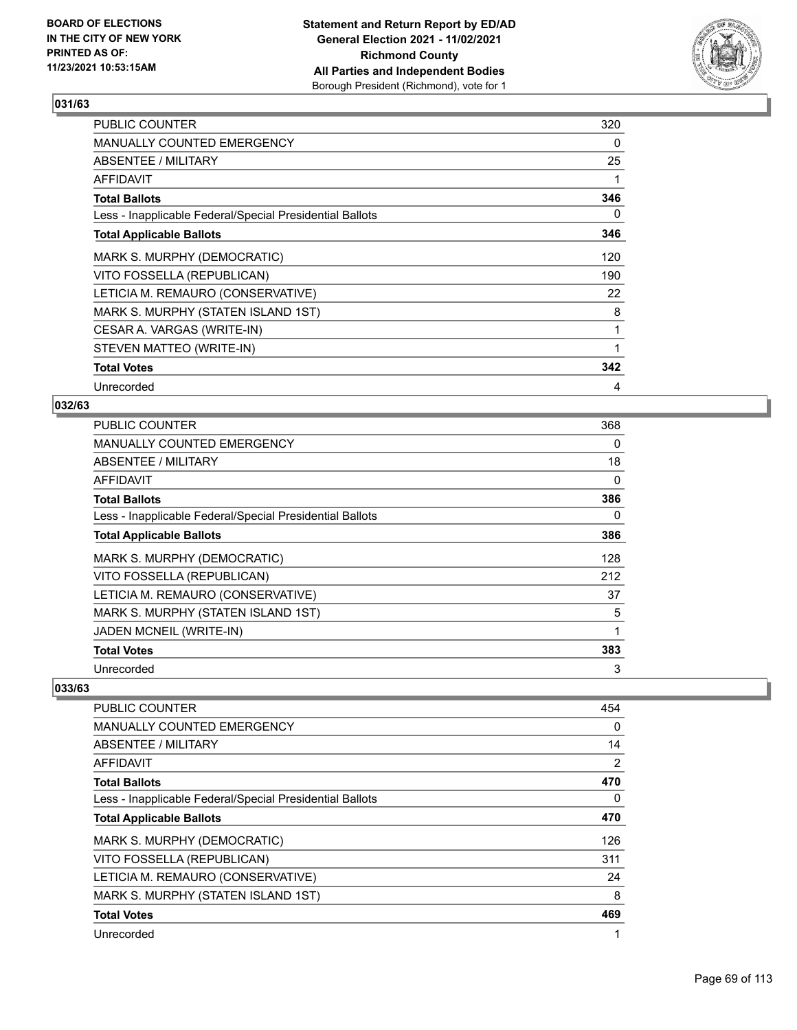## 031/63

| PUBLIC COUNTER | 320 |
|---|---|
| MANUALLY COUNTED EMERGENCY | 0 |
| ABSENTEE / MILITARY | 25 |
| AFFIDAVIT | 1 |
| **Total Ballots** | **346** |
| Less - Inapplicable Federal/Special Presidential Ballots | 0 |
| **Total Applicable Ballots** | **346** |
| MARK S. MURPHY (DEMOCRATIC) | 120 |
| VITO FOSSELLA (REPUBLICAN) | 190 |
| LETICIA M. REMAURO (CONSERVATIVE) | 22 |
| MARK S. MURPHY (STATEN ISLAND 1ST) | 8 |
| CESAR A. VARGAS (WRITE-IN) | 1 |
| STEVEN MATTEO (WRITE-IN) | 1 |
| **Total Votes** | **342** |
| Unrecorded | 4 |

## 032/63

| PUBLIC COUNTER | 368 |
|---|---|
| MANUALLY COUNTED EMERGENCY | 0 |
| ABSENTEE / MILITARY | 18 |
| AFFIDAVIT | 0 |
| **Total Ballots** | **386** |
| Less - Inapplicable Federal/Special Presidential Ballots | 0 |
| **Total Applicable Ballots** | **386** |
| MARK S. MURPHY (DEMOCRATIC) | 128 |
| VITO FOSSELLA (REPUBLICAN) | 212 |
| LETICIA M. REMAURO (CONSERVATIVE) | 37 |
| MARK S. MURPHY (STATEN ISLAND 1ST) | 5 |
| JADEN MCNEIL (WRITE-IN) | 1 |
| **Total Votes** | **383** |
| Unrecorded | 3 |

## 033/63

| PUBLIC COUNTER | 454 |
|---|---|
| MANUALLY COUNTED EMERGENCY | 0 |
| ABSENTEE / MILITARY | 14 |
| AFFIDAVIT | 2 |
| **Total Ballots** | **470** |
| Less - Inapplicable Federal/Special Presidential Ballots | 0 |
| **Total Applicable Ballots** | **470** |
| MARK S. MURPHY (DEMOCRATIC) | 126 |
| VITO FOSSELLA (REPUBLICAN) | 311 |
| LETICIA M. REMAURO (CONSERVATIVE) | 24 |
| MARK S. MURPHY (STATEN ISLAND 1ST) | 8 |
| **Total Votes** | **469** |
| Unrecorded | 1 |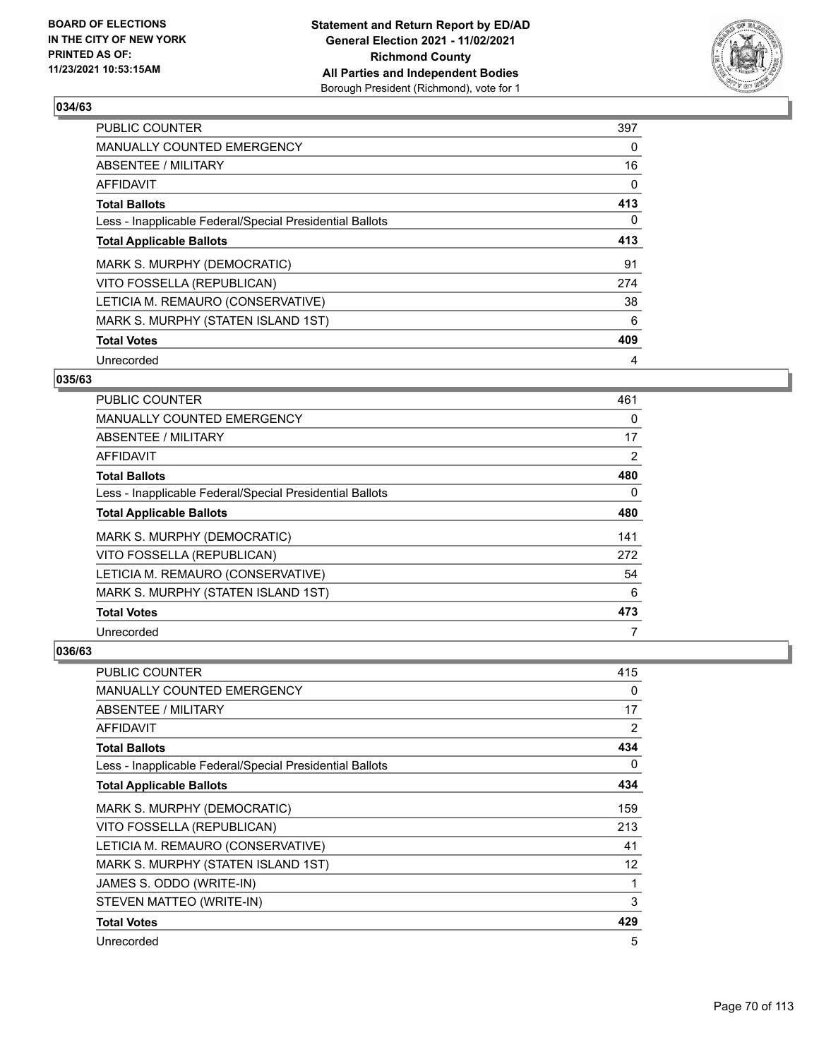**BOARD OF ELECTIONS IN THE CITY OF NEW YORK PRINTED AS OF: 11/23/2021 10:53:15AM**

**Statement and Return Report by ED/AD General Election 2021 - 11/02/2021 Richmond County All Parties and Independent Bodies** Borough President (Richmond), vote for 1

### 034/63

| | |
|---|---|
| PUBLIC COUNTER | 397 |
| MANUALLY COUNTED EMERGENCY | 0 |
| ABSENTEE / MILITARY | 16 |
| AFFIDAVIT | 0 |
| **Total Ballots** | **413** |
| Less - Inapplicable Federal/Special Presidential Ballots | 0 |
| **Total Applicable Ballots** | **413** |
| MARK S. MURPHY (DEMOCRATIC) | 91 |
| VITO FOSSELLA (REPUBLICAN) | 274 |
| LETICIA M. REMAURO (CONSERVATIVE) | 38 |
| MARK S. MURPHY (STATEN ISLAND 1ST) | 6 |
| **Total Votes** | **409** |
| Unrecorded | 4 |

### 035/63

| | |
|---|---|
| PUBLIC COUNTER | 461 |
| MANUALLY COUNTED EMERGENCY | 0 |
| ABSENTEE / MILITARY | 17 |
| AFFIDAVIT | 2 |
| **Total Ballots** | **480** |
| Less - Inapplicable Federal/Special Presidential Ballots | 0 |
| **Total Applicable Ballots** | **480** |
| MARK S. MURPHY (DEMOCRATIC) | 141 |
| VITO FOSSELLA (REPUBLICAN) | 272 |
| LETICIA M. REMAURO (CONSERVATIVE) | 54 |
| MARK S. MURPHY (STATEN ISLAND 1ST) | 6 |
| **Total Votes** | **473** |
| Unrecorded | 7 |

### 036/63

| | |
|---|---|
| PUBLIC COUNTER | 415 |
| MANUALLY COUNTED EMERGENCY | 0 |
| ABSENTEE / MILITARY | 17 |
| AFFIDAVIT | 2 |
| **Total Ballots** | **434** |
| Less - Inapplicable Federal/Special Presidential Ballots | 0 |
| **Total Applicable Ballots** | **434** |
| MARK S. MURPHY (DEMOCRATIC) | 159 |
| VITO FOSSELLA (REPUBLICAN) | 213 |
| LETICIA M. REMAURO (CONSERVATIVE) | 41 |
| MARK S. MURPHY (STATEN ISLAND 1ST) | 12 |
| JAMES S. ODDO (WRITE-IN) | 1 |
| STEVEN MATTEO (WRITE-IN) | 3 |
| **Total Votes** | **429** |
| Unrecorded | 5 |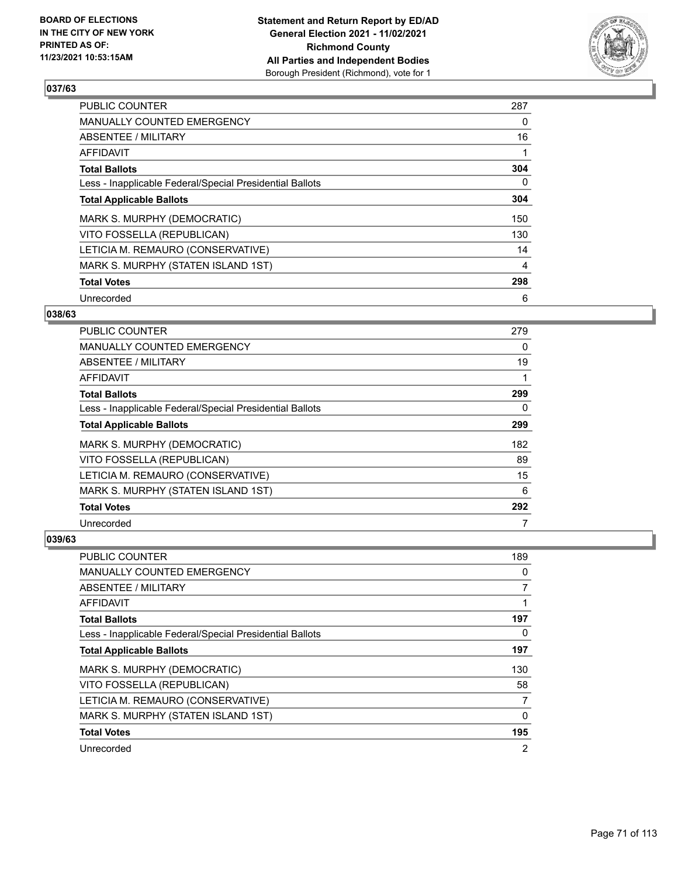## 037/63

| | |
|---|---|
| PUBLIC COUNTER | 287 |
| MANUALLY COUNTED EMERGENCY | 0 |
| ABSENTEE / MILITARY | 16 |
| AFFIDAVIT | 1 |
| **Total Ballots** | **304** |
| Less - Inapplicable Federal/Special Presidential Ballots | 0 |
| **Total Applicable Ballots** | **304** |
| MARK S. MURPHY (DEMOCRATIC) | 150 |
| VITO FOSSELLA (REPUBLICAN) | 130 |
| LETICIA M. REMAURO (CONSERVATIVE) | 14 |
| MARK S. MURPHY (STATEN ISLAND 1ST) | 4 |
| **Total Votes** | **298** |
| Unrecorded | 6 |

## 038/63

| | |
|---|---|
| PUBLIC COUNTER | 279 |
| MANUALLY COUNTED EMERGENCY | 0 |
| ABSENTEE / MILITARY | 19 |
| AFFIDAVIT | 1 |
| **Total Ballots** | **299** |
| Less - Inapplicable Federal/Special Presidential Ballots | 0 |
| **Total Applicable Ballots** | **299** |
| MARK S. MURPHY (DEMOCRATIC) | 182 |
| VITO FOSSELLA (REPUBLICAN) | 89 |
| LETICIA M. REMAURO (CONSERVATIVE) | 15 |
| MARK S. MURPHY (STATEN ISLAND 1ST) | 6 |
| **Total Votes** | **292** |
| Unrecorded | 7 |

## 039/63

| | |
|---|---|
| PUBLIC COUNTER | 189 |
| MANUALLY COUNTED EMERGENCY | 0 |
| ABSENTEE / MILITARY | 7 |
| AFFIDAVIT | 1 |
| **Total Ballots** | **197** |
| Less - Inapplicable Federal/Special Presidential Ballots | 0 |
| **Total Applicable Ballots** | **197** |
| MARK S. MURPHY (DEMOCRATIC) | 130 |
| VITO FOSSELLA (REPUBLICAN) | 58 |
| LETICIA M. REMAURO (CONSERVATIVE) | 7 |
| MARK S. MURPHY (STATEN ISLAND 1ST) | 0 |
| **Total Votes** | **195** |
| Unrecorded | 2 |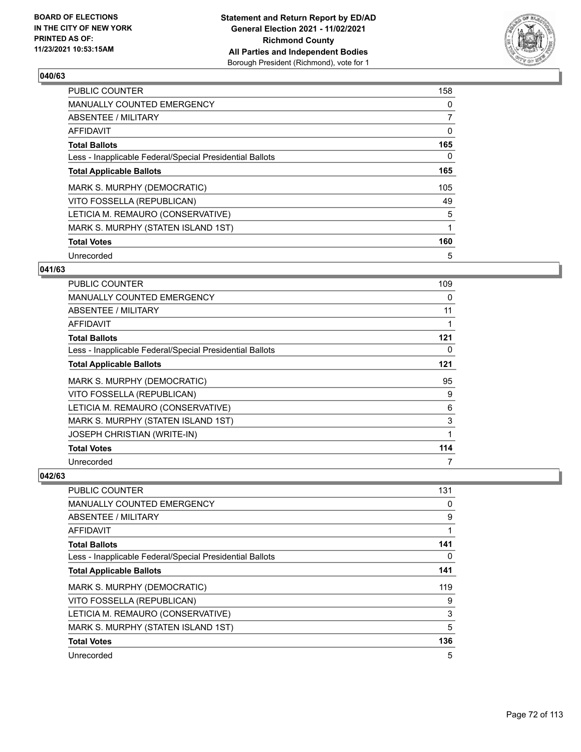## 040/63

| | |
|---|---|
| PUBLIC COUNTER | 158 |
| MANUALLY COUNTED EMERGENCY | 0 |
| ABSENTEE / MILITARY | 7 |
| AFFIDAVIT | 0 |
| **Total Ballots** | **165** |
| Less - Inapplicable Federal/Special Presidential Ballots | 0 |
| **Total Applicable Ballots** | **165** |
| MARK S. MURPHY (DEMOCRATIC) | 105 |
| VITO FOSSELLA (REPUBLICAN) | 49 |
| LETICIA M. REMAURO (CONSERVATIVE) | 5 |
| MARK S. MURPHY (STATEN ISLAND 1ST) | 1 |
| **Total Votes** | **160** |
| Unrecorded | 5 |

## 041/63

| | |
|---|---|
| PUBLIC COUNTER | 109 |
| MANUALLY COUNTED EMERGENCY | 0 |
| ABSENTEE / MILITARY | 11 |
| AFFIDAVIT | 1 |
| **Total Ballots** | **121** |
| Less - Inapplicable Federal/Special Presidential Ballots | 0 |
| **Total Applicable Ballots** | **121** |
| MARK S. MURPHY (DEMOCRATIC) | 95 |
| VITO FOSSELLA (REPUBLICAN) | 9 |
| LETICIA M. REMAURO (CONSERVATIVE) | 6 |
| MARK S. MURPHY (STATEN ISLAND 1ST) | 3 |
| JOSEPH CHRISTIAN (WRITE-IN) | 1 |
| **Total Votes** | **114** |
| Unrecorded | 7 |

## 042/63

| | |
|---|---|
| PUBLIC COUNTER | 131 |
| MANUALLY COUNTED EMERGENCY | 0 |
| ABSENTEE / MILITARY | 9 |
| AFFIDAVIT | 1 |
| **Total Ballots** | **141** |
| Less - Inapplicable Federal/Special Presidential Ballots | 0 |
| **Total Applicable Ballots** | **141** |
| MARK S. MURPHY (DEMOCRATIC) | 119 |
| VITO FOSSELLA (REPUBLICAN) | 9 |
| LETICIA M. REMAURO (CONSERVATIVE) | 3 |
| MARK S. MURPHY (STATEN ISLAND 1ST) | 5 |
| **Total Votes** | **136** |
| Unrecorded | 5 |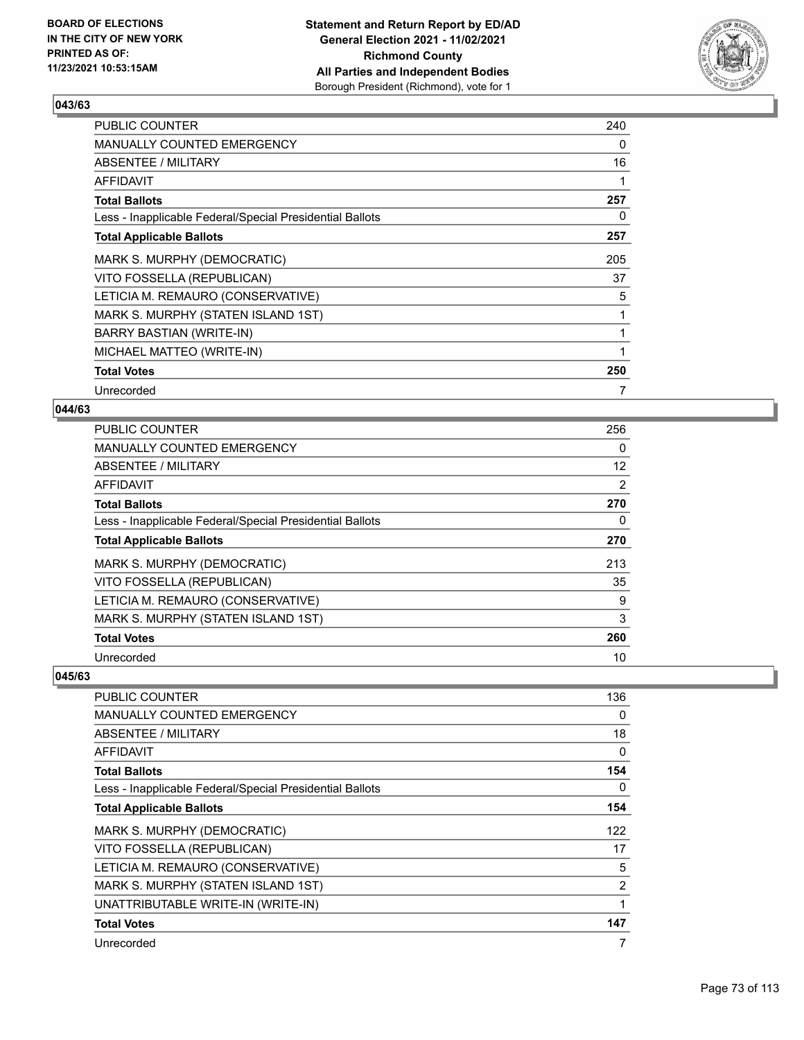## 043/63

| | |
|---|---|
| PUBLIC COUNTER | 240 |
| MANUALLY COUNTED EMERGENCY | 0 |
| ABSENTEE / MILITARY | 16 |
| AFFIDAVIT | 1 |
| **Total Ballots** | **257** |
| Less - Inapplicable Federal/Special Presidential Ballots | 0 |
| **Total Applicable Ballots** | **257** |
| MARK S. MURPHY (DEMOCRATIC) | 205 |
| VITO FOSSELLA (REPUBLICAN) | 37 |
| LETICIA M. REMAURO (CONSERVATIVE) | 5 |
| MARK S. MURPHY (STATEN ISLAND 1ST) | 1 |
| BARRY BASTIAN (WRITE-IN) | 1 |
| MICHAEL MATTEO (WRITE-IN) | 1 |
| **Total Votes** | **250** |
| Unrecorded | 7 |

## 044/63

| | |
|---|---|
| PUBLIC COUNTER | 256 |
| MANUALLY COUNTED EMERGENCY | 0 |
| ABSENTEE / MILITARY | 12 |
| AFFIDAVIT | 2 |
| **Total Ballots** | **270** |
| Less - Inapplicable Federal/Special Presidential Ballots | 0 |
| **Total Applicable Ballots** | **270** |
| MARK S. MURPHY (DEMOCRATIC) | 213 |
| VITO FOSSELLA (REPUBLICAN) | 35 |
| LETICIA M. REMAURO (CONSERVATIVE) | 9 |
| MARK S. MURPHY (STATEN ISLAND 1ST) | 3 |
| **Total Votes** | **260** |
| Unrecorded | 10 |

## 045/63

| | |
|---|---|
| PUBLIC COUNTER | 136 |
| MANUALLY COUNTED EMERGENCY | 0 |
| ABSENTEE / MILITARY | 18 |
| AFFIDAVIT | 0 |
| **Total Ballots** | **154** |
| Less - Inapplicable Federal/Special Presidential Ballots | 0 |
| **Total Applicable Ballots** | **154** |
| MARK S. MURPHY (DEMOCRATIC) | 122 |
| VITO FOSSELLA (REPUBLICAN) | 17 |
| LETICIA M. REMAURO (CONSERVATIVE) | 5 |
| MARK S. MURPHY (STATEN ISLAND 1ST) | 2 |
| UNATTRIBUTABLE WRITE-IN (WRITE-IN) | 1 |
| **Total Votes** | **147** |
| Unrecorded | 7 |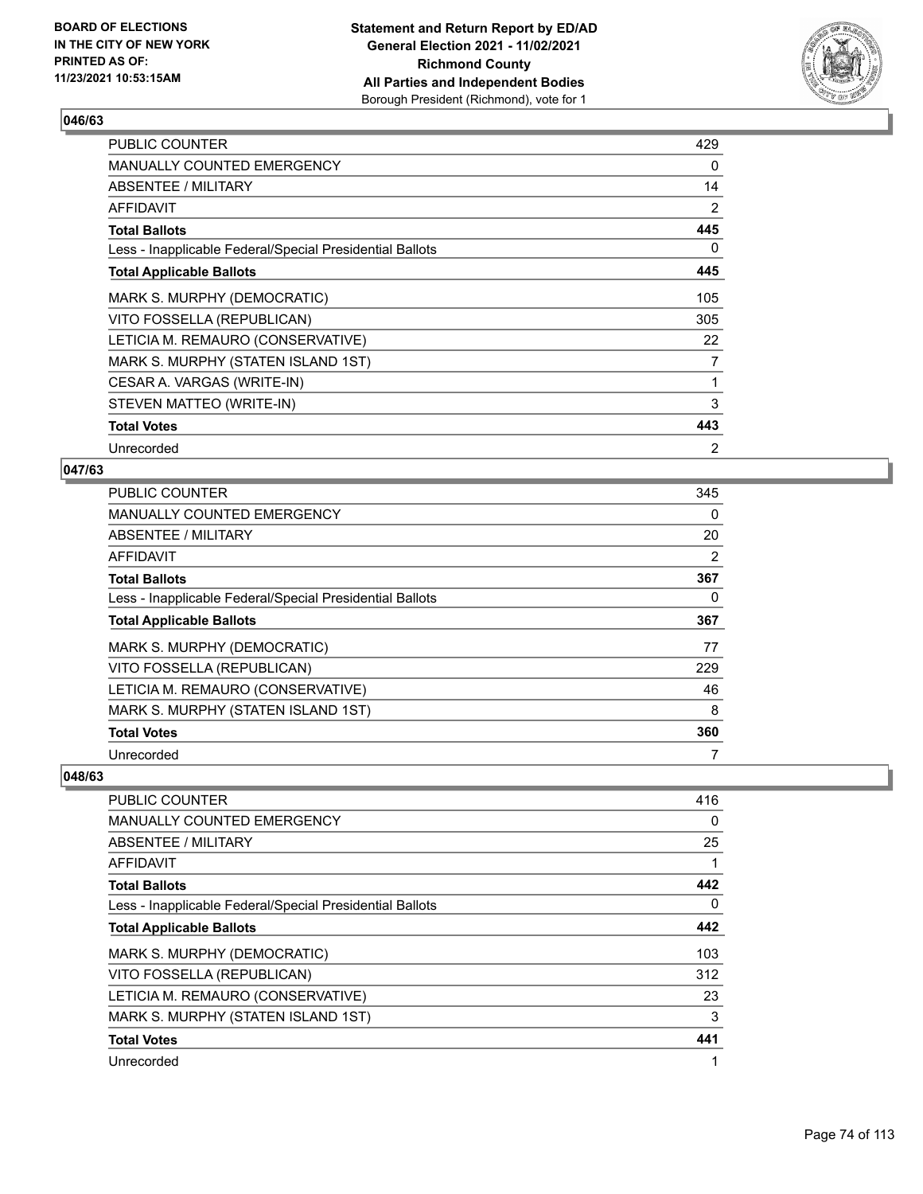## 046/63

| | |
|---|---|
| PUBLIC COUNTER | 429 |
| MANUALLY COUNTED EMERGENCY | 0 |
| ABSENTEE / MILITARY | 14 |
| AFFIDAVIT | 2 |
| **Total Ballots** | **445** |
| Less - Inapplicable Federal/Special Presidential Ballots | 0 |
| **Total Applicable Ballots** | **445** |
| MARK S. MURPHY (DEMOCRATIC) | 105 |
| VITO FOSSELLA (REPUBLICAN) | 305 |
| LETICIA M. REMAURO (CONSERVATIVE) | 22 |
| MARK S. MURPHY (STATEN ISLAND 1ST) | 7 |
| CESAR A. VARGAS (WRITE-IN) | 1 |
| STEVEN MATTEO (WRITE-IN) | 3 |
| **Total Votes** | **443** |
| Unrecorded | 2 |

## 047/63

| | |
|---|---|
| PUBLIC COUNTER | 345 |
| MANUALLY COUNTED EMERGENCY | 0 |
| ABSENTEE / MILITARY | 20 |
| AFFIDAVIT | 2 |
| **Total Ballots** | **367** |
| Less - Inapplicable Federal/Special Presidential Ballots | 0 |
| **Total Applicable Ballots** | **367** |
| MARK S. MURPHY (DEMOCRATIC) | 77 |
| VITO FOSSELLA (REPUBLICAN) | 229 |
| LETICIA M. REMAURO (CONSERVATIVE) | 46 |
| MARK S. MURPHY (STATEN ISLAND 1ST) | 8 |
| **Total Votes** | **360** |
| Unrecorded | 7 |

## 048/63

| | |
|---|---|
| PUBLIC COUNTER | 416 |
| MANUALLY COUNTED EMERGENCY | 0 |
| ABSENTEE / MILITARY | 25 |
| AFFIDAVIT | 1 |
| **Total Ballots** | **442** |
| Less - Inapplicable Federal/Special Presidential Ballots | 0 |
| **Total Applicable Ballots** | **442** |
| MARK S. MURPHY (DEMOCRATIC) | 103 |
| VITO FOSSELLA (REPUBLICAN) | 312 |
| LETICIA M. REMAURO (CONSERVATIVE) | 23 |
| MARK S. MURPHY (STATEN ISLAND 1ST) | 3 |
| **Total Votes** | **441** |
| Unrecorded | 1 |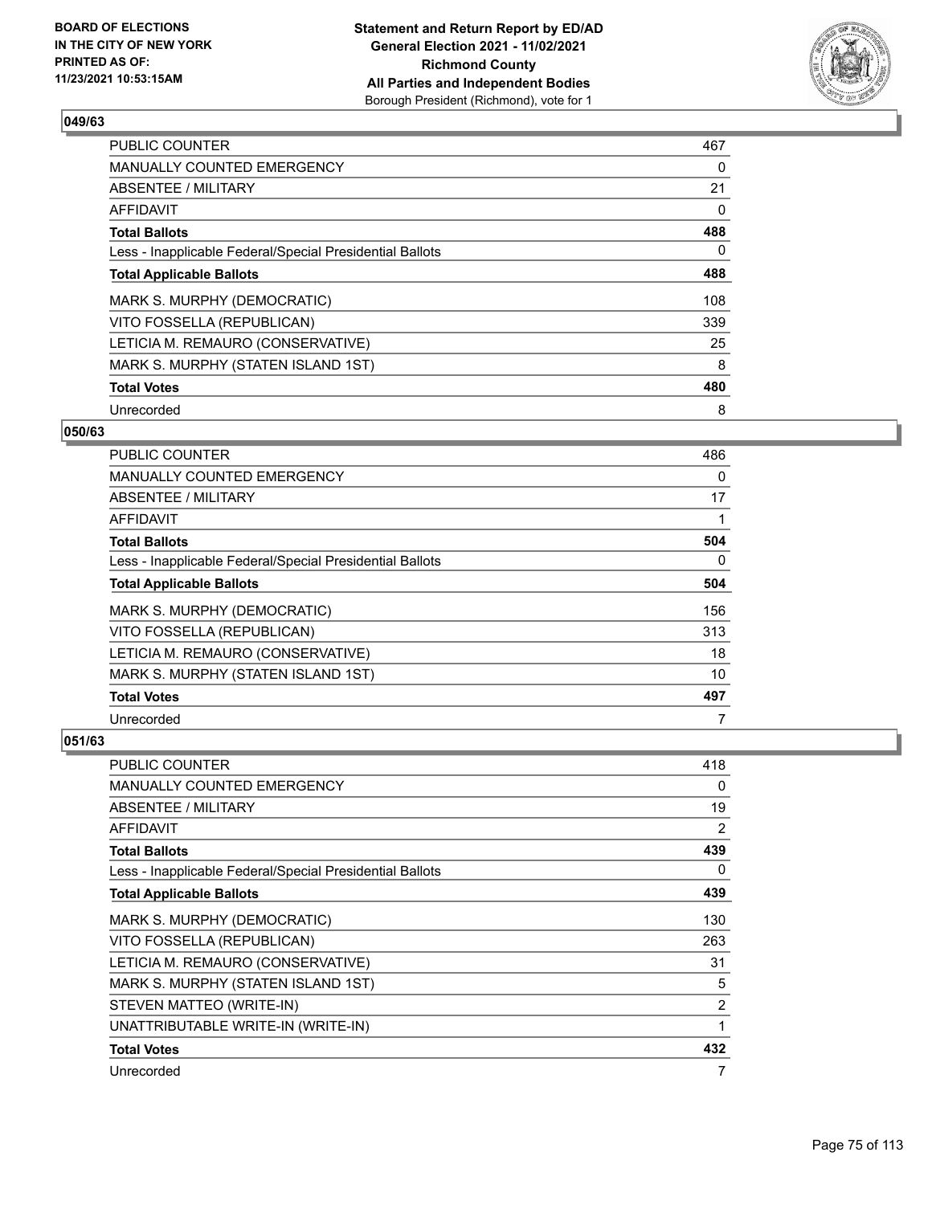## 049/63

| | |
|---|---|
| PUBLIC COUNTER | 467 |
| MANUALLY COUNTED EMERGENCY | 0 |
| ABSENTEE / MILITARY | 21 |
| AFFIDAVIT | 0 |
| **Total Ballots** | **488** |
| Less - Inapplicable Federal/Special Presidential Ballots | 0 |
| **Total Applicable Ballots** | **488** |
| MARK S. MURPHY (DEMOCRATIC) | 108 |
| VITO FOSSELLA (REPUBLICAN) | 339 |
| LETICIA M. REMAURO (CONSERVATIVE) | 25 |
| MARK S. MURPHY (STATEN ISLAND 1ST) | 8 |
| **Total Votes** | **480** |
| Unrecorded | 8 |

## 050/63

| | |
|---|---|
| PUBLIC COUNTER | 486 |
| MANUALLY COUNTED EMERGENCY | 0 |
| ABSENTEE / MILITARY | 17 |
| AFFIDAVIT | 1 |
| **Total Ballots** | **504** |
| Less - Inapplicable Federal/Special Presidential Ballots | 0 |
| **Total Applicable Ballots** | **504** |
| MARK S. MURPHY (DEMOCRATIC) | 156 |
| VITO FOSSELLA (REPUBLICAN) | 313 |
| LETICIA M. REMAURO (CONSERVATIVE) | 18 |
| MARK S. MURPHY (STATEN ISLAND 1ST) | 10 |
| **Total Votes** | **497** |
| Unrecorded | 7 |

## 051/63

| | |
|---|---|
| PUBLIC COUNTER | 418 |
| MANUALLY COUNTED EMERGENCY | 0 |
| ABSENTEE / MILITARY | 19 |
| AFFIDAVIT | 2 |
| **Total Ballots** | **439** |
| Less - Inapplicable Federal/Special Presidential Ballots | 0 |
| **Total Applicable Ballots** | **439** |
| MARK S. MURPHY (DEMOCRATIC) | 130 |
| VITO FOSSELLA (REPUBLICAN) | 263 |
| LETICIA M. REMAURO (CONSERVATIVE) | 31 |
| MARK S. MURPHY (STATEN ISLAND 1ST) | 5 |
| STEVEN MATTEO (WRITE-IN) | 2 |
| UNATTRIBUTABLE WRITE-IN (WRITE-IN) | 1 |
| **Total Votes** | **432** |
| Unrecorded | 7 |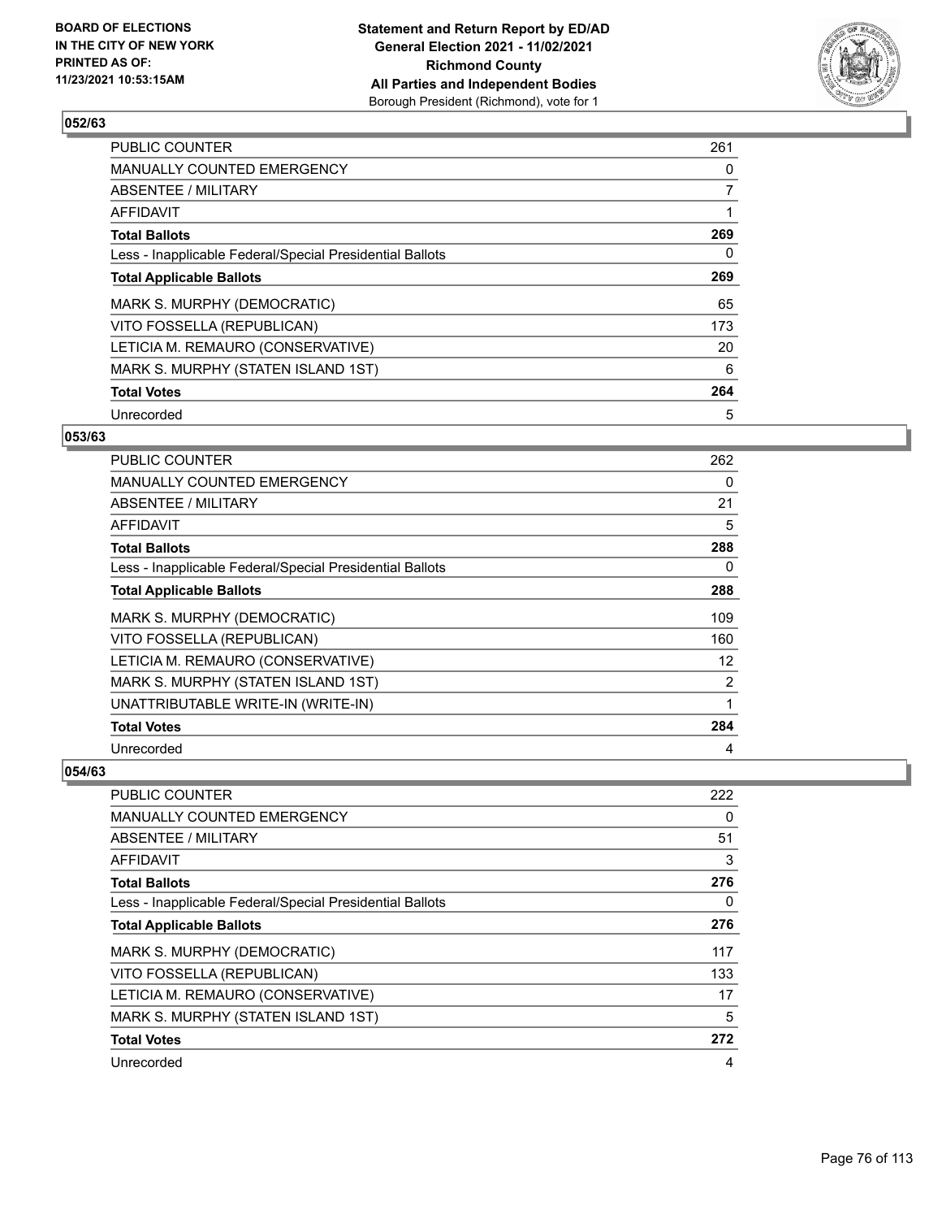**BOARD OF ELECTIONS IN THE CITY OF NEW YORK PRINTED AS OF: 11/23/2021 10:53:15AM**

**Statement and Return Report by ED/AD General Election 2021 - 11/02/2021 Richmond County All Parties and Independent Bodies**
Borough President (Richmond), vote for 1

### 052/63

| | |
|---|---|
| PUBLIC COUNTER | 261 |
| MANUALLY COUNTED EMERGENCY | 0 |
| ABSENTEE / MILITARY | 7 |
| AFFIDAVIT | 1 |
| **Total Ballots** | **269** |
| Less - Inapplicable Federal/Special Presidential Ballots | 0 |
| **Total Applicable Ballots** | **269** |
| MARK S. MURPHY (DEMOCRATIC) | 65 |
| VITO FOSSELLA (REPUBLICAN) | 173 |
| LETICIA M. REMAURO (CONSERVATIVE) | 20 |
| MARK S. MURPHY (STATEN ISLAND 1ST) | 6 |
| **Total Votes** | **264** |
| Unrecorded | 5 |

### 053/63

| | |
|---|---|
| PUBLIC COUNTER | 262 |
| MANUALLY COUNTED EMERGENCY | 0 |
| ABSENTEE / MILITARY | 21 |
| AFFIDAVIT | 5 |
| **Total Ballots** | **288** |
| Less - Inapplicable Federal/Special Presidential Ballots | 0 |
| **Total Applicable Ballots** | **288** |
| MARK S. MURPHY (DEMOCRATIC) | 109 |
| VITO FOSSELLA (REPUBLICAN) | 160 |
| LETICIA M. REMAURO (CONSERVATIVE) | 12 |
| MARK S. MURPHY (STATEN ISLAND 1ST) | 2 |
| UNATTRIBUTABLE WRITE-IN (WRITE-IN) | 1 |
| **Total Votes** | **284** |
| Unrecorded | 4 |

### 054/63

| | |
|---|---|
| PUBLIC COUNTER | 222 |
| MANUALLY COUNTED EMERGENCY | 0 |
| ABSENTEE / MILITARY | 51 |
| AFFIDAVIT | 3 |
| **Total Ballots** | **276** |
| Less - Inapplicable Federal/Special Presidential Ballots | 0 |
| **Total Applicable Ballots** | **276** |
| MARK S. MURPHY (DEMOCRATIC) | 117 |
| VITO FOSSELLA (REPUBLICAN) | 133 |
| LETICIA M. REMAURO (CONSERVATIVE) | 17 |
| MARK S. MURPHY (STATEN ISLAND 1ST) | 5 |
| **Total Votes** | **272** |
| Unrecorded | 4 |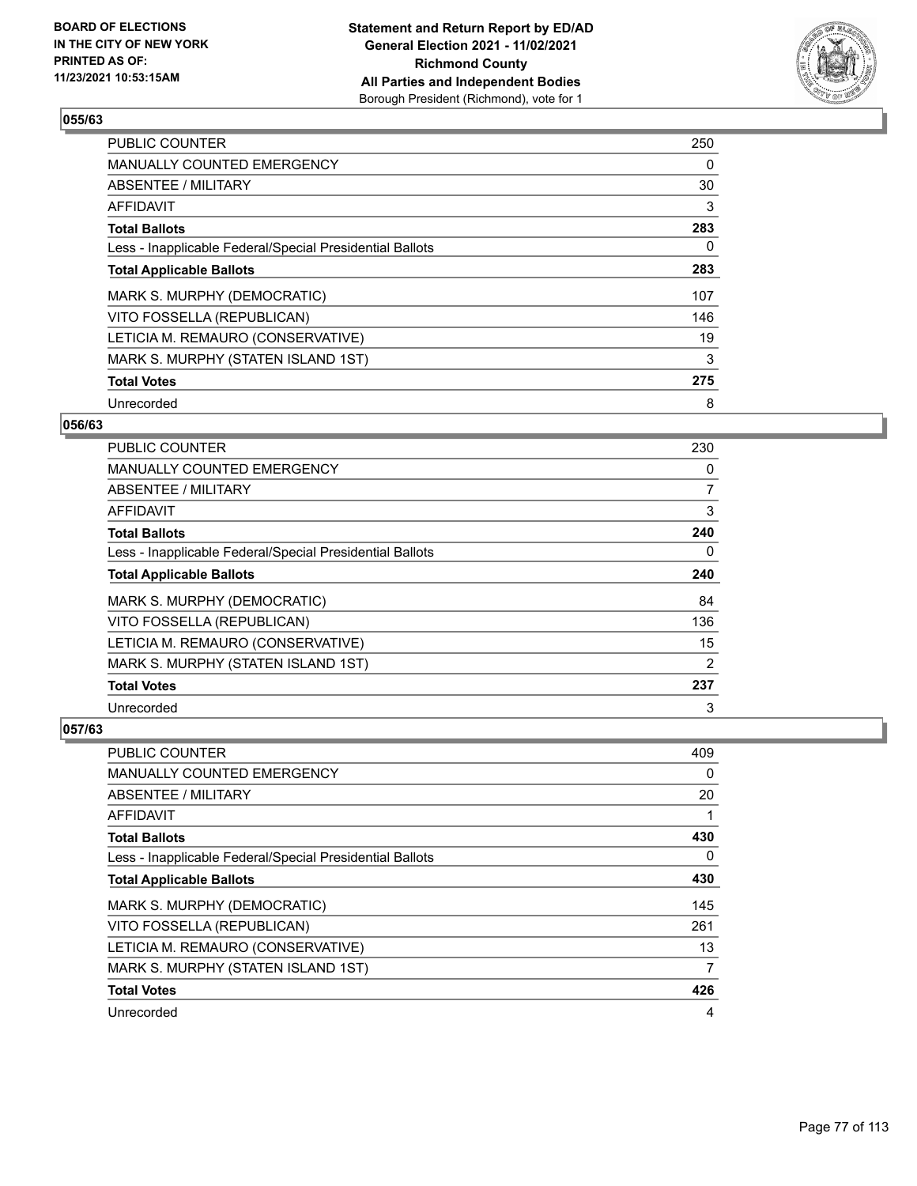**BOARD OF ELECTIONS IN THE CITY OF NEW YORK PRINTED AS OF: 11/23/2021 10:53:15AM**

**Statement and Return Report by ED/AD General Election 2021 - 11/02/2021 Richmond County All Parties and Independent Bodies** Borough President (Richmond), vote for 1

### 055/63

| | |
|---|---|
| PUBLIC COUNTER | 250 |
| MANUALLY COUNTED EMERGENCY | 0 |
| ABSENTEE / MILITARY | 30 |
| AFFIDAVIT | 3 |
| **Total Ballots** | **283** |
| Less - Inapplicable Federal/Special Presidential Ballots | 0 |
| **Total Applicable Ballots** | **283** |
| MARK S. MURPHY (DEMOCRATIC) | 107 |
| VITO FOSSELLA (REPUBLICAN) | 146 |
| LETICIA M. REMAURO (CONSERVATIVE) | 19 |
| MARK S. MURPHY (STATEN ISLAND 1ST) | 3 |
| **Total Votes** | **275** |
| Unrecorded | 8 |

### 056/63

| | |
|---|---|
| PUBLIC COUNTER | 230 |
| MANUALLY COUNTED EMERGENCY | 0 |
| ABSENTEE / MILITARY | 7 |
| AFFIDAVIT | 3 |
| **Total Ballots** | **240** |
| Less - Inapplicable Federal/Special Presidential Ballots | 0 |
| **Total Applicable Ballots** | **240** |
| MARK S. MURPHY (DEMOCRATIC) | 84 |
| VITO FOSSELLA (REPUBLICAN) | 136 |
| LETICIA M. REMAURO (CONSERVATIVE) | 15 |
| MARK S. MURPHY (STATEN ISLAND 1ST) | 2 |
| **Total Votes** | **237** |
| Unrecorded | 3 |

### 057/63

| | |
|---|---|
| PUBLIC COUNTER | 409 |
| MANUALLY COUNTED EMERGENCY | 0 |
| ABSENTEE / MILITARY | 20 |
| AFFIDAVIT | 1 |
| **Total Ballots** | **430** |
| Less - Inapplicable Federal/Special Presidential Ballots | 0 |
| **Total Applicable Ballots** | **430** |
| MARK S. MURPHY (DEMOCRATIC) | 145 |
| VITO FOSSELLA (REPUBLICAN) | 261 |
| LETICIA M. REMAURO (CONSERVATIVE) | 13 |
| MARK S. MURPHY (STATEN ISLAND 1ST) | 7 |
| **Total Votes** | **426** |
| Unrecorded | 4 |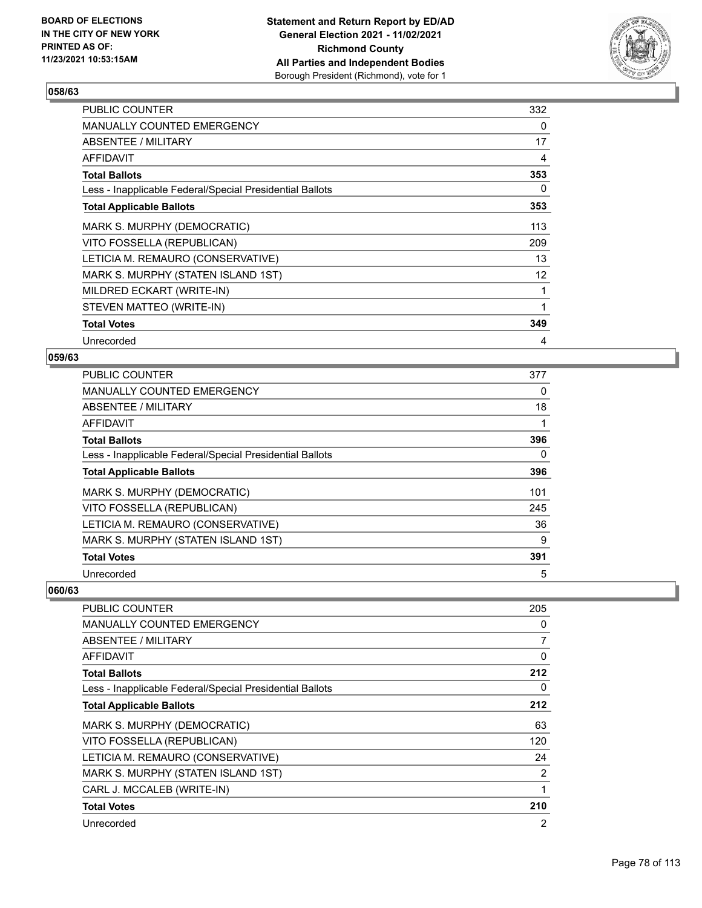BOARD OF ELECTIONS
IN THE CITY OF NEW YORK
PRINTED AS OF:
11/23/2021 10:53:15AM

**Statement and Return Report by ED/AD**
**General Election 2021 - 11/02/2021**
**Richmond County**
**All Parties and Independent Bodies**
Borough President (Richmond), vote for 1

### 058/63

| | |
|---|---|
| PUBLIC COUNTER | 332 |
| MANUALLY COUNTED EMERGENCY | 0 |
| ABSENTEE / MILITARY | 17 |
| AFFIDAVIT | 4 |
| **Total Ballots** | **353** |
| Less - Inapplicable Federal/Special Presidential Ballots | 0 |
| **Total Applicable Ballots** | **353** |
| MARK S. MURPHY (DEMOCRATIC) | 113 |
| VITO FOSSELLA (REPUBLICAN) | 209 |
| LETICIA M. REMAURO (CONSERVATIVE) | 13 |
| MARK S. MURPHY (STATEN ISLAND 1ST) | 12 |
| MILDRED ECKART (WRITE-IN) | 1 |
| STEVEN MATTEO (WRITE-IN) | 1 |
| **Total Votes** | **349** |
| Unrecorded | 4 |

### 059/63

| | |
|---|---|
| PUBLIC COUNTER | 377 |
| MANUALLY COUNTED EMERGENCY | 0 |
| ABSENTEE / MILITARY | 18 |
| AFFIDAVIT | 1 |
| **Total Ballots** | **396** |
| Less - Inapplicable Federal/Special Presidential Ballots | 0 |
| **Total Applicable Ballots** | **396** |
| MARK S. MURPHY (DEMOCRATIC) | 101 |
| VITO FOSSELLA (REPUBLICAN) | 245 |
| LETICIA M. REMAURO (CONSERVATIVE) | 36 |
| MARK S. MURPHY (STATEN ISLAND 1ST) | 9 |
| **Total Votes** | **391** |
| Unrecorded | 5 |

### 060/63

| | |
|---|---|
| PUBLIC COUNTER | 205 |
| MANUALLY COUNTED EMERGENCY | 0 |
| ABSENTEE / MILITARY | 7 |
| AFFIDAVIT | 0 |
| **Total Ballots** | **212** |
| Less - Inapplicable Federal/Special Presidential Ballots | 0 |
| **Total Applicable Ballots** | **212** |
| MARK S. MURPHY (DEMOCRATIC) | 63 |
| VITO FOSSELLA (REPUBLICAN) | 120 |
| LETICIA M. REMAURO (CONSERVATIVE) | 24 |
| MARK S. MURPHY (STATEN ISLAND 1ST) | 2 |
| CARL J. MCCALEB (WRITE-IN) | 1 |
| **Total Votes** | **210** |
| Unrecorded | 2 |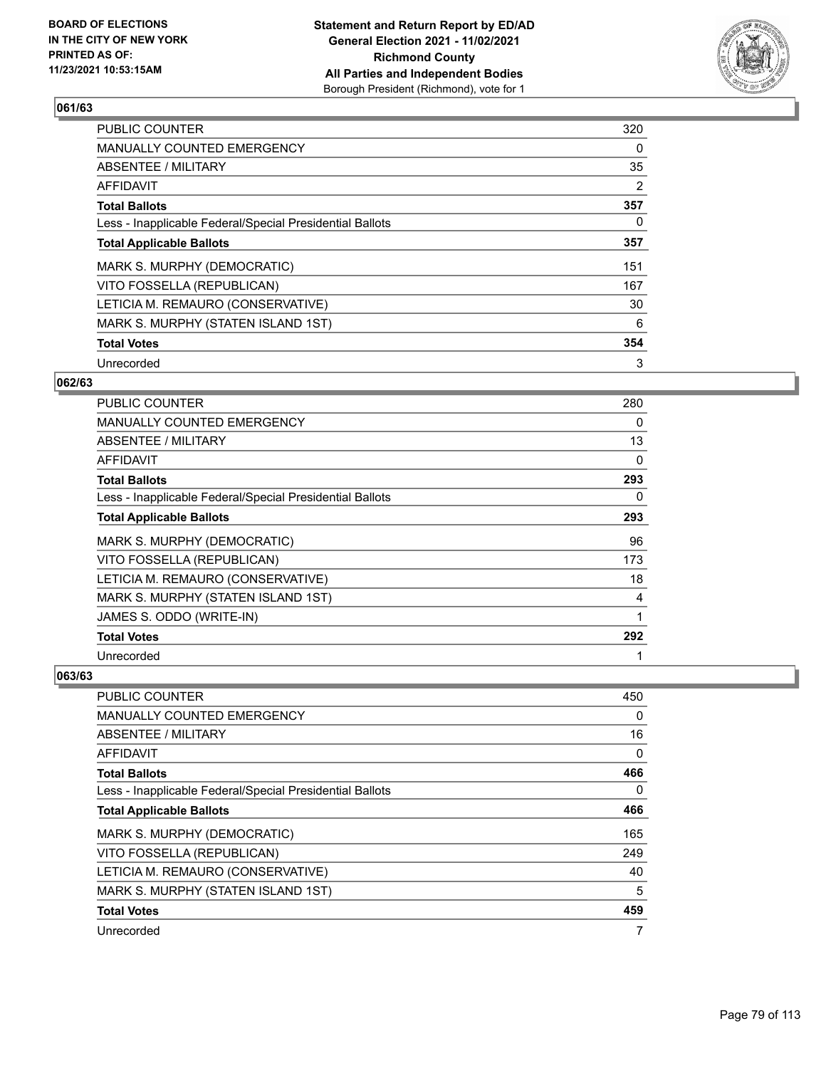### 061/63

| | |
|---|---|
| PUBLIC COUNTER | 320 |
| MANUALLY COUNTED EMERGENCY | 0 |
| ABSENTEE / MILITARY | 35 |
| AFFIDAVIT | 2 |
| **Total Ballots** | **357** |
| Less - Inapplicable Federal/Special Presidential Ballots | 0 |
| **Total Applicable Ballots** | **357** |
| MARK S. MURPHY (DEMOCRATIC) | 151 |
| VITO FOSSELLA (REPUBLICAN) | 167 |
| LETICIA M. REMAURO (CONSERVATIVE) | 30 |
| MARK S. MURPHY (STATEN ISLAND 1ST) | 6 |
| **Total Votes** | **354** |
| Unrecorded | 3 |

### 062/63

| | |
|---|---|
| PUBLIC COUNTER | 280 |
| MANUALLY COUNTED EMERGENCY | 0 |
| ABSENTEE / MILITARY | 13 |
| AFFIDAVIT | 0 |
| **Total Ballots** | **293** |
| Less - Inapplicable Federal/Special Presidential Ballots | 0 |
| **Total Applicable Ballots** | **293** |
| MARK S. MURPHY (DEMOCRATIC) | 96 |
| VITO FOSSELLA (REPUBLICAN) | 173 |
| LETICIA M. REMAURO (CONSERVATIVE) | 18 |
| MARK S. MURPHY (STATEN ISLAND 1ST) | 4 |
| JAMES S. ODDO (WRITE-IN) | 1 |
| **Total Votes** | **292** |
| Unrecorded | 1 |

### 063/63

| | |
|---|---|
| PUBLIC COUNTER | 450 |
| MANUALLY COUNTED EMERGENCY | 0 |
| ABSENTEE / MILITARY | 16 |
| AFFIDAVIT | 0 |
| **Total Ballots** | **466** |
| Less - Inapplicable Federal/Special Presidential Ballots | 0 |
| **Total Applicable Ballots** | **466** |
| MARK S. MURPHY (DEMOCRATIC) | 165 |
| VITO FOSSELLA (REPUBLICAN) | 249 |
| LETICIA M. REMAURO (CONSERVATIVE) | 40 |
| MARK S. MURPHY (STATEN ISLAND 1ST) | 5 |
| **Total Votes** | **459** |
| Unrecorded | 7 |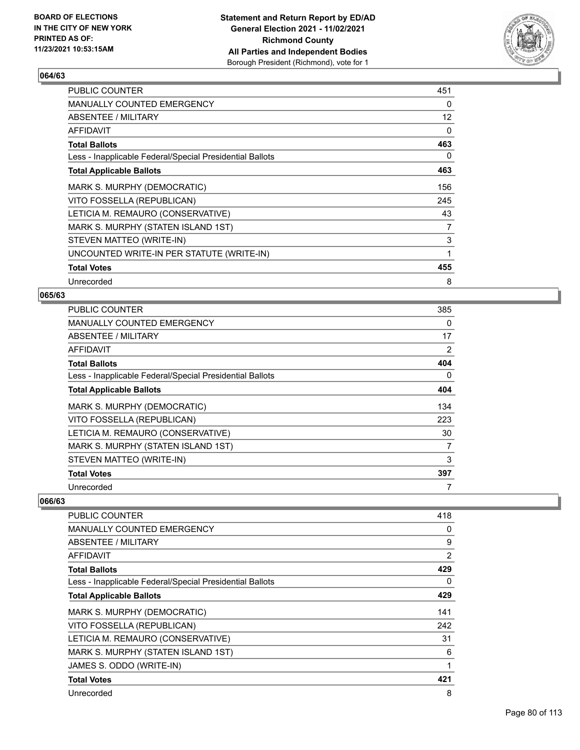## 064/63

| | |
|---|---|
| PUBLIC COUNTER | 451 |
| MANUALLY COUNTED EMERGENCY | 0 |
| ABSENTEE / MILITARY | 12 |
| AFFIDAVIT | 0 |
| **Total Ballots** | **463** |
| Less - Inapplicable Federal/Special Presidential Ballots | 0 |
| **Total Applicable Ballots** | **463** |
| MARK S. MURPHY (DEMOCRATIC) | 156 |
| VITO FOSSELLA (REPUBLICAN) | 245 |
| LETICIA M. REMAURO (CONSERVATIVE) | 43 |
| MARK S. MURPHY (STATEN ISLAND 1ST) | 7 |
| STEVEN MATTEO (WRITE-IN) | 3 |
| UNCOUNTED WRITE-IN PER STATUTE (WRITE-IN) | 1 |
| **Total Votes** | **455** |
| Unrecorded | 8 |

## 065/63

| | |
|---|---|
| PUBLIC COUNTER | 385 |
| MANUALLY COUNTED EMERGENCY | 0 |
| ABSENTEE / MILITARY | 17 |
| AFFIDAVIT | 2 |
| **Total Ballots** | **404** |
| Less - Inapplicable Federal/Special Presidential Ballots | 0 |
| **Total Applicable Ballots** | **404** |
| MARK S. MURPHY (DEMOCRATIC) | 134 |
| VITO FOSSELLA (REPUBLICAN) | 223 |
| LETICIA M. REMAURO (CONSERVATIVE) | 30 |
| MARK S. MURPHY (STATEN ISLAND 1ST) | 7 |
| STEVEN MATTEO (WRITE-IN) | 3 |
| **Total Votes** | **397** |
| Unrecorded | 7 |

## 066/63

| | |
|---|---|
| PUBLIC COUNTER | 418 |
| MANUALLY COUNTED EMERGENCY | 0 |
| ABSENTEE / MILITARY | 9 |
| AFFIDAVIT | 2 |
| **Total Ballots** | **429** |
| Less - Inapplicable Federal/Special Presidential Ballots | 0 |
| **Total Applicable Ballots** | **429** |
| MARK S. MURPHY (DEMOCRATIC) | 141 |
| VITO FOSSELLA (REPUBLICAN) | 242 |
| LETICIA M. REMAURO (CONSERVATIVE) | 31 |
| MARK S. MURPHY (STATEN ISLAND 1ST) | 6 |
| JAMES S. ODDO (WRITE-IN) | 1 |
| **Total Votes** | **421** |
| Unrecorded | 8 |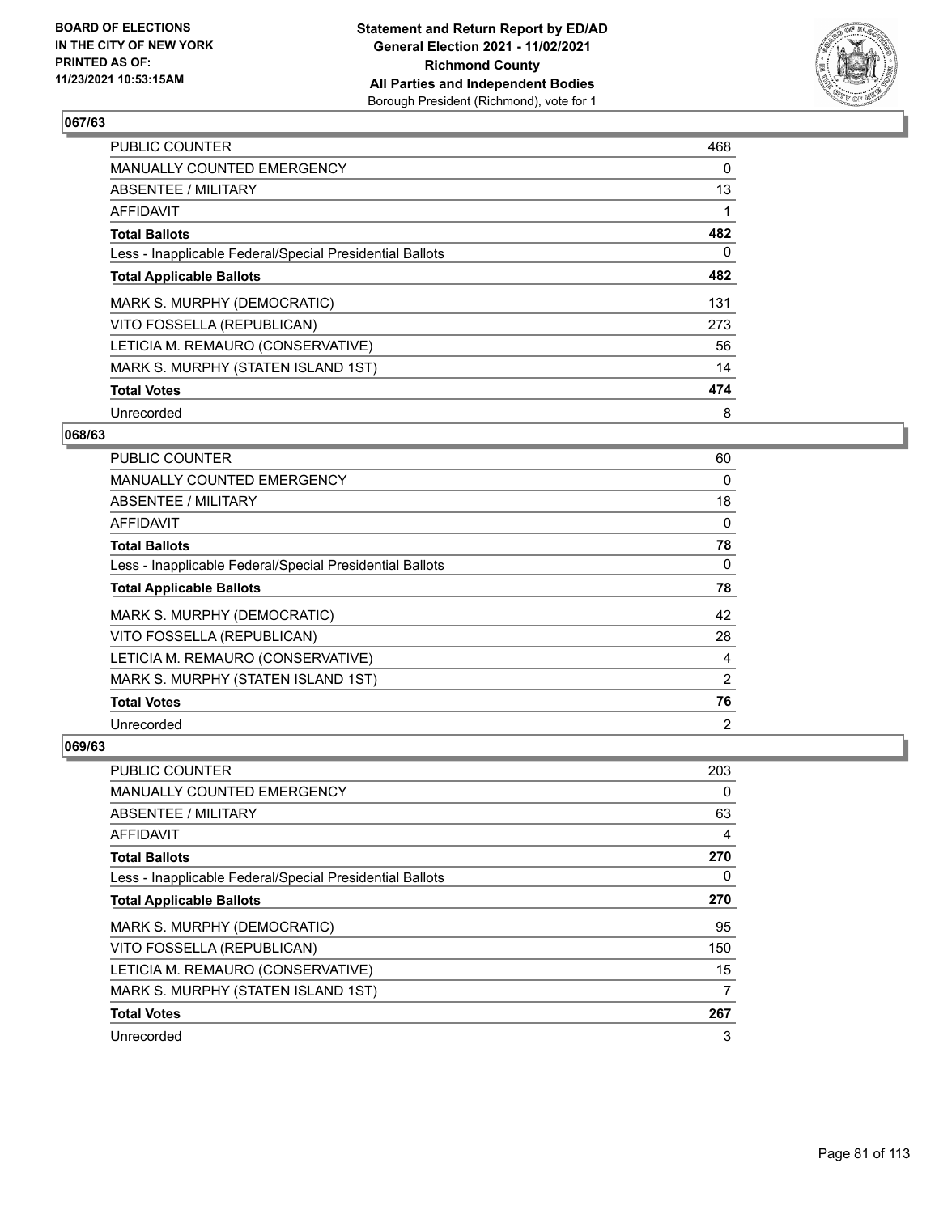**BOARD OF ELECTIONS IN THE CITY OF NEW YORK PRINTED AS OF: 11/23/2021 10:53:15AM**

**Statement and Return Report by ED/AD General Election 2021 - 11/02/2021 Richmond County All Parties and Independent Bodies** Borough President (Richmond), vote for 1

### 067/63

| | |
|---|---|
| PUBLIC COUNTER | 468 |
| MANUALLY COUNTED EMERGENCY | 0 |
| ABSENTEE / MILITARY | 13 |
| AFFIDAVIT | 1 |
| **Total Ballots** | **482** |
| Less - Inapplicable Federal/Special Presidential Ballots | 0 |
| **Total Applicable Ballots** | **482** |
| MARK S. MURPHY (DEMOCRATIC) | 131 |
| VITO FOSSELLA (REPUBLICAN) | 273 |
| LETICIA M. REMAURO (CONSERVATIVE) | 56 |
| MARK S. MURPHY (STATEN ISLAND 1ST) | 14 |
| **Total Votes** | **474** |
| Unrecorded | 8 |

### 068/63

| | |
|---|---|
| PUBLIC COUNTER | 60 |
| MANUALLY COUNTED EMERGENCY | 0 |
| ABSENTEE / MILITARY | 18 |
| AFFIDAVIT | 0 |
| **Total Ballots** | **78** |
| Less - Inapplicable Federal/Special Presidential Ballots | 0 |
| **Total Applicable Ballots** | **78** |
| MARK S. MURPHY (DEMOCRATIC) | 42 |
| VITO FOSSELLA (REPUBLICAN) | 28 |
| LETICIA M. REMAURO (CONSERVATIVE) | 4 |
| MARK S. MURPHY (STATEN ISLAND 1ST) | 2 |
| **Total Votes** | **76** |
| Unrecorded | 2 |

### 069/63

| | |
|---|---|
| PUBLIC COUNTER | 203 |
| MANUALLY COUNTED EMERGENCY | 0 |
| ABSENTEE / MILITARY | 63 |
| AFFIDAVIT | 4 |
| **Total Ballots** | **270** |
| Less - Inapplicable Federal/Special Presidential Ballots | 0 |
| **Total Applicable Ballots** | **270** |
| MARK S. MURPHY (DEMOCRATIC) | 95 |
| VITO FOSSELLA (REPUBLICAN) | 150 |
| LETICIA M. REMAURO (CONSERVATIVE) | 15 |
| MARK S. MURPHY (STATEN ISLAND 1ST) | 7 |
| **Total Votes** | **267** |
| Unrecorded | 3 |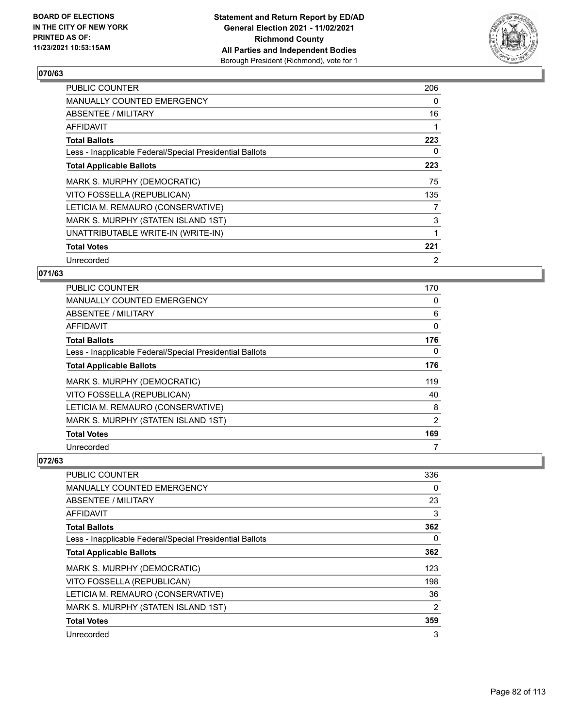## 070/63

| | |
|---|---|
| PUBLIC COUNTER | 206 |
| MANUALLY COUNTED EMERGENCY | 0 |
| ABSENTEE / MILITARY | 16 |
| AFFIDAVIT | 1 |
| **Total Ballots** | **223** |
| Less - Inapplicable Federal/Special Presidential Ballots | 0 |
| **Total Applicable Ballots** | **223** |
| MARK S. MURPHY (DEMOCRATIC) | 75 |
| VITO FOSSELLA (REPUBLICAN) | 135 |
| LETICIA M. REMAURO (CONSERVATIVE) | 7 |
| MARK S. MURPHY (STATEN ISLAND 1ST) | 3 |
| UNATTRIBUTABLE WRITE-IN (WRITE-IN) | 1 |
| **Total Votes** | **221** |
| Unrecorded | 2 |

## 071/63

| | |
|---|---|
| PUBLIC COUNTER | 170 |
| MANUALLY COUNTED EMERGENCY | 0 |
| ABSENTEE / MILITARY | 6 |
| AFFIDAVIT | 0 |
| **Total Ballots** | **176** |
| Less - Inapplicable Federal/Special Presidential Ballots | 0 |
| **Total Applicable Ballots** | **176** |
| MARK S. MURPHY (DEMOCRATIC) | 119 |
| VITO FOSSELLA (REPUBLICAN) | 40 |
| LETICIA M. REMAURO (CONSERVATIVE) | 8 |
| MARK S. MURPHY (STATEN ISLAND 1ST) | 2 |
| **Total Votes** | **169** |
| Unrecorded | 7 |

## 072/63

| | |
|---|---|
| PUBLIC COUNTER | 336 |
| MANUALLY COUNTED EMERGENCY | 0 |
| ABSENTEE / MILITARY | 23 |
| AFFIDAVIT | 3 |
| **Total Ballots** | **362** |
| Less - Inapplicable Federal/Special Presidential Ballots | 0 |
| **Total Applicable Ballots** | **362** |
| MARK S. MURPHY (DEMOCRATIC) | 123 |
| VITO FOSSELLA (REPUBLICAN) | 198 |
| LETICIA M. REMAURO (CONSERVATIVE) | 36 |
| MARK S. MURPHY (STATEN ISLAND 1ST) | 2 |
| **Total Votes** | **359** |
| Unrecorded | 3 |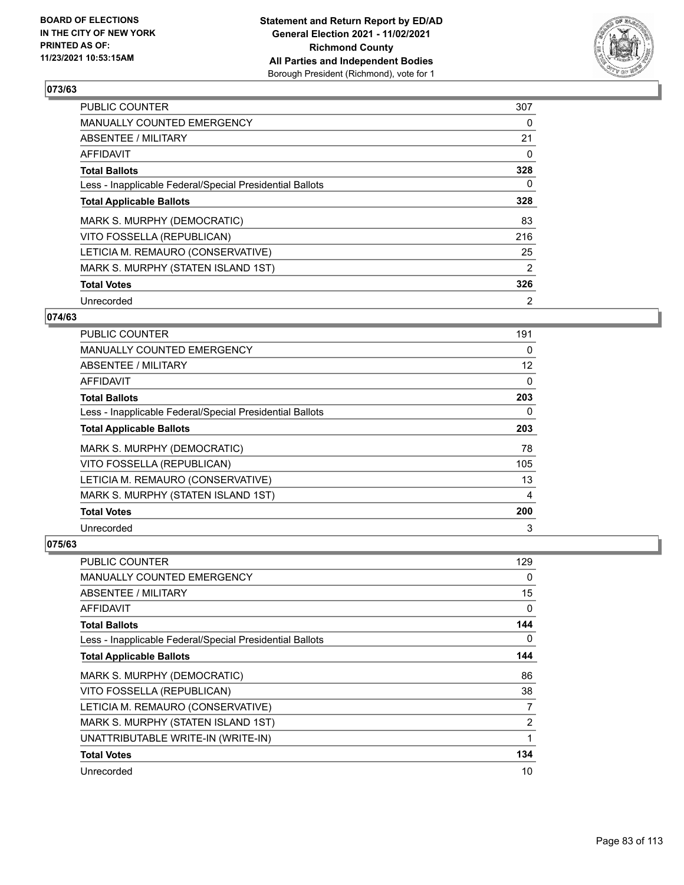## 073/63

| | |
|---|---|
| PUBLIC COUNTER | 307 |
| MANUALLY COUNTED EMERGENCY | 0 |
| ABSENTEE / MILITARY | 21 |
| AFFIDAVIT | 0 |
| **Total Ballots** | **328** |
| Less - Inapplicable Federal/Special Presidential Ballots | 0 |
| **Total Applicable Ballots** | **328** |
| MARK S. MURPHY (DEMOCRATIC) | 83 |
| VITO FOSSELLA (REPUBLICAN) | 216 |
| LETICIA M. REMAURO (CONSERVATIVE) | 25 |
| MARK S. MURPHY (STATEN ISLAND 1ST) | 2 |
| **Total Votes** | **326** |
| Unrecorded | 2 |

## 074/63

| | |
|---|---|
| PUBLIC COUNTER | 191 |
| MANUALLY COUNTED EMERGENCY | 0 |
| ABSENTEE / MILITARY | 12 |
| AFFIDAVIT | 0 |
| **Total Ballots** | **203** |
| Less - Inapplicable Federal/Special Presidential Ballots | 0 |
| **Total Applicable Ballots** | **203** |
| MARK S. MURPHY (DEMOCRATIC) | 78 |
| VITO FOSSELLA (REPUBLICAN) | 105 |
| LETICIA M. REMAURO (CONSERVATIVE) | 13 |
| MARK S. MURPHY (STATEN ISLAND 1ST) | 4 |
| **Total Votes** | **200** |
| Unrecorded | 3 |

## 075/63

| | |
|---|---|
| PUBLIC COUNTER | 129 |
| MANUALLY COUNTED EMERGENCY | 0 |
| ABSENTEE / MILITARY | 15 |
| AFFIDAVIT | 0 |
| **Total Ballots** | **144** |
| Less - Inapplicable Federal/Special Presidential Ballots | 0 |
| **Total Applicable Ballots** | **144** |
| MARK S. MURPHY (DEMOCRATIC) | 86 |
| VITO FOSSELLA (REPUBLICAN) | 38 |
| LETICIA M. REMAURO (CONSERVATIVE) | 7 |
| MARK S. MURPHY (STATEN ISLAND 1ST) | 2 |
| UNATTRIBUTABLE WRITE-IN (WRITE-IN) | 1 |
| **Total Votes** | **134** |
| Unrecorded | 10 |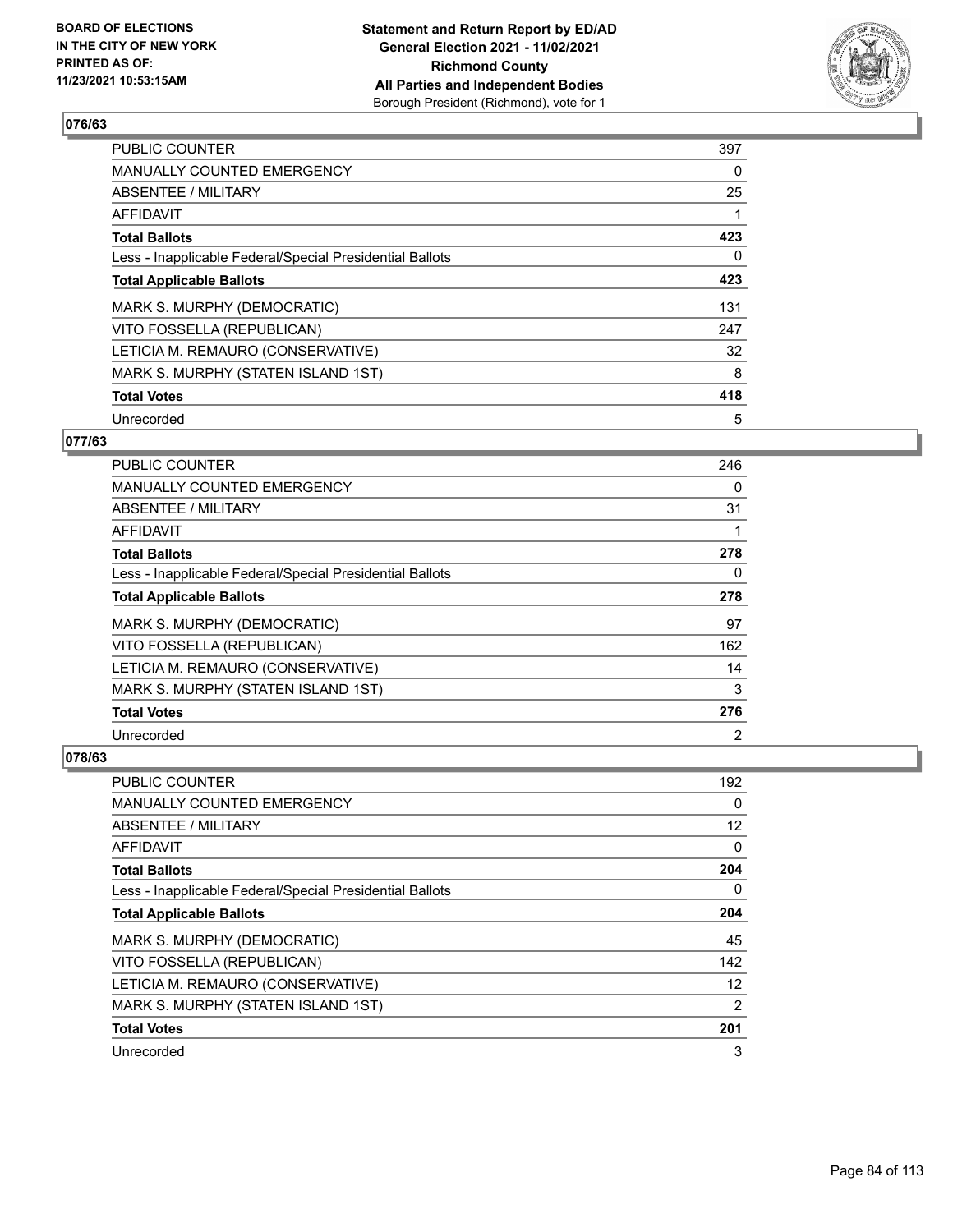**BOARD OF ELECTIONS IN THE CITY OF NEW YORK PRINTED AS OF: 11/23/2021 10:53:15AM**

**Statement and Return Report by ED/AD General Election 2021 - 11/02/2021 Richmond County All Parties and Independent Bodies** Borough President (Richmond), vote for 1

## 076/63

| | |
|---|---|
| PUBLIC COUNTER | 397 |
| MANUALLY COUNTED EMERGENCY | 0 |
| ABSENTEE / MILITARY | 25 |
| AFFIDAVIT | 1 |
| **Total Ballots** | **423** |
| Less - Inapplicable Federal/Special Presidential Ballots | 0 |
| **Total Applicable Ballots** | **423** |
| MARK S. MURPHY (DEMOCRATIC) | 131 |
| VITO FOSSELLA (REPUBLICAN) | 247 |
| LETICIA M. REMAURO (CONSERVATIVE) | 32 |
| MARK S. MURPHY (STATEN ISLAND 1ST) | 8 |
| **Total Votes** | **418** |
| Unrecorded | 5 |

## 077/63

| | |
|---|---|
| PUBLIC COUNTER | 246 |
| MANUALLY COUNTED EMERGENCY | 0 |
| ABSENTEE / MILITARY | 31 |
| AFFIDAVIT | 1 |
| **Total Ballots** | **278** |
| Less - Inapplicable Federal/Special Presidential Ballots | 0 |
| **Total Applicable Ballots** | **278** |
| MARK S. MURPHY (DEMOCRATIC) | 97 |
| VITO FOSSELLA (REPUBLICAN) | 162 |
| LETICIA M. REMAURO (CONSERVATIVE) | 14 |
| MARK S. MURPHY (STATEN ISLAND 1ST) | 3 |
| **Total Votes** | **276** |
| Unrecorded | 2 |

## 078/63

| | |
|---|---|
| PUBLIC COUNTER | 192 |
| MANUALLY COUNTED EMERGENCY | 0 |
| ABSENTEE / MILITARY | 12 |
| AFFIDAVIT | 0 |
| **Total Ballots** | **204** |
| Less - Inapplicable Federal/Special Presidential Ballots | 0 |
| **Total Applicable Ballots** | **204** |
| MARK S. MURPHY (DEMOCRATIC) | 45 |
| VITO FOSSELLA (REPUBLICAN) | 142 |
| LETICIA M. REMAURO (CONSERVATIVE) | 12 |
| MARK S. MURPHY (STATEN ISLAND 1ST) | 2 |
| **Total Votes** | **201** |
| Unrecorded | 3 |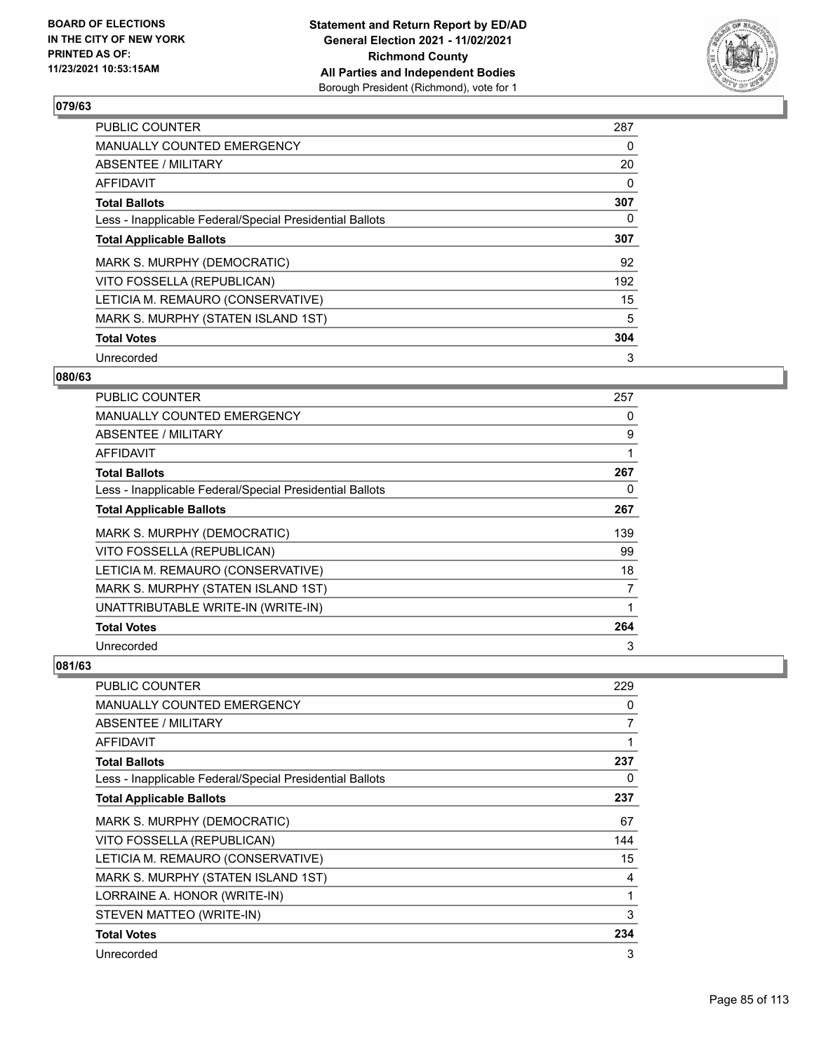BOARD OF ELECTIONS
IN THE CITY OF NEW YORK
PRINTED AS OF:
11/23/2021 10:53:15AM

**Statement and Return Report by ED/AD**
**General Election 2021 - 11/02/2021**
**Richmond County**
**All Parties and Independent Bodies**
Borough President (Richmond), vote for 1

## 079/63

| | |
|---|---|
| PUBLIC COUNTER | 287 |
| MANUALLY COUNTED EMERGENCY | 0 |
| ABSENTEE / MILITARY | 20 |
| AFFIDAVIT | 0 |
| **Total Ballots** | **307** |
| Less - Inapplicable Federal/Special Presidential Ballots | 0 |
| **Total Applicable Ballots** | **307** |
| MARK S. MURPHY (DEMOCRATIC) | 92 |
| VITO FOSSELLA (REPUBLICAN) | 192 |
| LETICIA M. REMAURO (CONSERVATIVE) | 15 |
| MARK S. MURPHY (STATEN ISLAND 1ST) | 5 |
| **Total Votes** | **304** |
| Unrecorded | 3 |

## 080/63

| | |
|---|---|
| PUBLIC COUNTER | 257 |
| MANUALLY COUNTED EMERGENCY | 0 |
| ABSENTEE / MILITARY | 9 |
| AFFIDAVIT | 1 |
| **Total Ballots** | **267** |
| Less - Inapplicable Federal/Special Presidential Ballots | 0 |
| **Total Applicable Ballots** | **267** |
| MARK S. MURPHY (DEMOCRATIC) | 139 |
| VITO FOSSELLA (REPUBLICAN) | 99 |
| LETICIA M. REMAURO (CONSERVATIVE) | 18 |
| MARK S. MURPHY (STATEN ISLAND 1ST) | 7 |
| UNATTRIBUTABLE WRITE-IN (WRITE-IN) | 1 |
| **Total Votes** | **264** |
| Unrecorded | 3 |

## 081/63

| | |
|---|---|
| PUBLIC COUNTER | 229 |
| MANUALLY COUNTED EMERGENCY | 0 |
| ABSENTEE / MILITARY | 7 |
| AFFIDAVIT | 1 |
| **Total Ballots** | **237** |
| Less - Inapplicable Federal/Special Presidential Ballots | 0 |
| **Total Applicable Ballots** | **237** |
| MARK S. MURPHY (DEMOCRATIC) | 67 |
| VITO FOSSELLA (REPUBLICAN) | 144 |
| LETICIA M. REMAURO (CONSERVATIVE) | 15 |
| MARK S. MURPHY (STATEN ISLAND 1ST) | 4 |
| LORRAINE A. HONOR (WRITE-IN) | 1 |
| STEVEN MATTEO (WRITE-IN) | 3 |
| **Total Votes** | **234** |
| Unrecorded | 3 |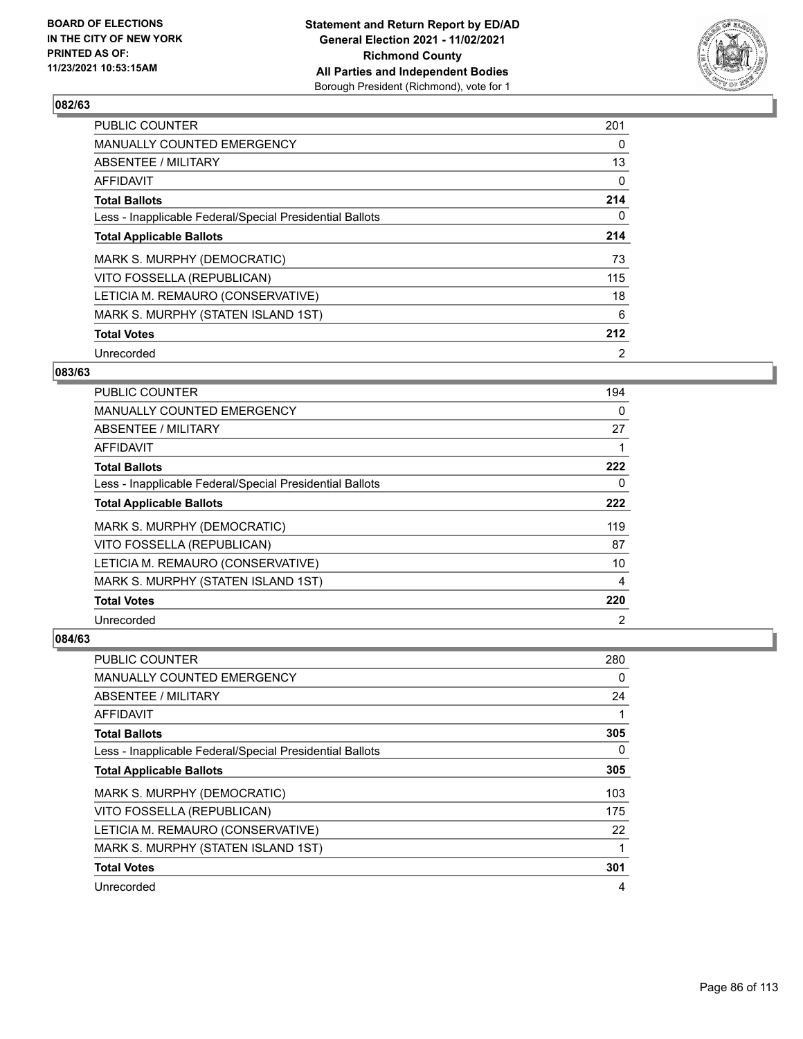BOARD OF ELECTIONS
IN THE CITY OF NEW YORK
PRINTED AS OF:
11/23/2021 10:53:15AM

**Statement and Return Report by ED/AD**
**General Election 2021 - 11/02/2021**
**Richmond County**
**All Parties and Independent Bodies**
Borough President (Richmond), vote for 1

### 082/63

| | |
|---|---|
| PUBLIC COUNTER | 201 |
| MANUALLY COUNTED EMERGENCY | 0 |
| ABSENTEE / MILITARY | 13 |
| AFFIDAVIT | 0 |
| **Total Ballots** | **214** |
| Less - Inapplicable Federal/Special Presidential Ballots | 0 |
| **Total Applicable Ballots** | **214** |
| MARK S. MURPHY (DEMOCRATIC) | 73 |
| VITO FOSSELLA (REPUBLICAN) | 115 |
| LETICIA M. REMAURO (CONSERVATIVE) | 18 |
| MARK S. MURPHY (STATEN ISLAND 1ST) | 6 |
| **Total Votes** | **212** |
| Unrecorded | 2 |

### 083/63

| | |
|---|---|
| PUBLIC COUNTER | 194 |
| MANUALLY COUNTED EMERGENCY | 0 |
| ABSENTEE / MILITARY | 27 |
| AFFIDAVIT | 1 |
| **Total Ballots** | **222** |
| Less - Inapplicable Federal/Special Presidential Ballots | 0 |
| **Total Applicable Ballots** | **222** |
| MARK S. MURPHY (DEMOCRATIC) | 119 |
| VITO FOSSELLA (REPUBLICAN) | 87 |
| LETICIA M. REMAURO (CONSERVATIVE) | 10 |
| MARK S. MURPHY (STATEN ISLAND 1ST) | 4 |
| **Total Votes** | **220** |
| Unrecorded | 2 |

### 084/63

| | |
|---|---|
| PUBLIC COUNTER | 280 |
| MANUALLY COUNTED EMERGENCY | 0 |
| ABSENTEE / MILITARY | 24 |
| AFFIDAVIT | 1 |
| **Total Ballots** | **305** |
| Less - Inapplicable Federal/Special Presidential Ballots | 0 |
| **Total Applicable Ballots** | **305** |
| MARK S. MURPHY (DEMOCRATIC) | 103 |
| VITO FOSSELLA (REPUBLICAN) | 175 |
| LETICIA M. REMAURO (CONSERVATIVE) | 22 |
| MARK S. MURPHY (STATEN ISLAND 1ST) | 1 |
| **Total Votes** | **301** |
| Unrecorded | 4 |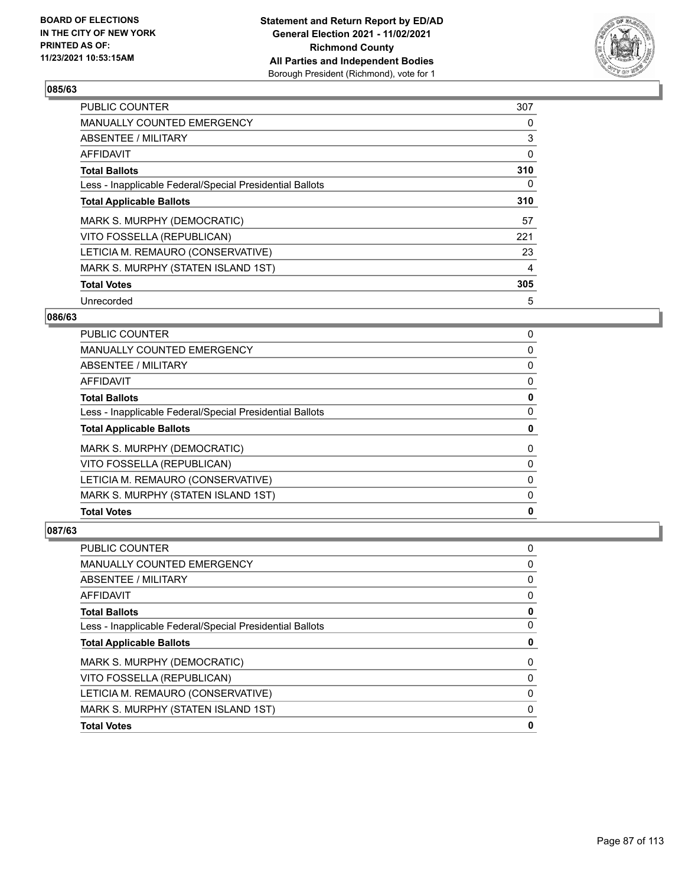**Statement and Return Report by ED/AD**
**General Election 2021 - 11/02/2021**
**Richmond County**
**All Parties and Independent Bodies**
Borough President (Richmond), vote for 1

BOARD OF ELECTIONS
IN THE CITY OF NEW YORK
PRINTED AS OF:
11/23/2021 10:53:15AM

### 085/63

| | |
|---|---|
| PUBLIC COUNTER | 307 |
| MANUALLY COUNTED EMERGENCY | 0 |
| ABSENTEE / MILITARY | 3 |
| AFFIDAVIT | 0 |
| **Total Ballots** | **310** |
| Less - Inapplicable Federal/Special Presidential Ballots | 0 |
| **Total Applicable Ballots** | **310** |
| MARK S. MURPHY (DEMOCRATIC) | 57 |
| VITO FOSSELLA (REPUBLICAN) | 221 |
| LETICIA M. REMAURO (CONSERVATIVE) | 23 |
| MARK S. MURPHY (STATEN ISLAND 1ST) | 4 |
| **Total Votes** | **305** |
| Unrecorded | 5 |

### 086/63

| | |
|---|---|
| PUBLIC COUNTER | 0 |
| MANUALLY COUNTED EMERGENCY | 0 |
| ABSENTEE / MILITARY | 0 |
| AFFIDAVIT | 0 |
| **Total Ballots** | **0** |
| Less - Inapplicable Federal/Special Presidential Ballots | 0 |
| **Total Applicable Ballots** | **0** |
| MARK S. MURPHY (DEMOCRATIC) | 0 |
| VITO FOSSELLA (REPUBLICAN) | 0 |
| LETICIA M. REMAURO (CONSERVATIVE) | 0 |
| MARK S. MURPHY (STATEN ISLAND 1ST) | 0 |
| **Total Votes** | **0** |

### 087/63

| | |
|---|---|
| PUBLIC COUNTER | 0 |
| MANUALLY COUNTED EMERGENCY | 0 |
| ABSENTEE / MILITARY | 0 |
| AFFIDAVIT | 0 |
| **Total Ballots** | **0** |
| Less - Inapplicable Federal/Special Presidential Ballots | 0 |
| **Total Applicable Ballots** | **0** |
| MARK S. MURPHY (DEMOCRATIC) | 0 |
| VITO FOSSELLA (REPUBLICAN) | 0 |
| LETICIA M. REMAURO (CONSERVATIVE) | 0 |
| MARK S. MURPHY (STATEN ISLAND 1ST) | 0 |
| **Total Votes** | **0** |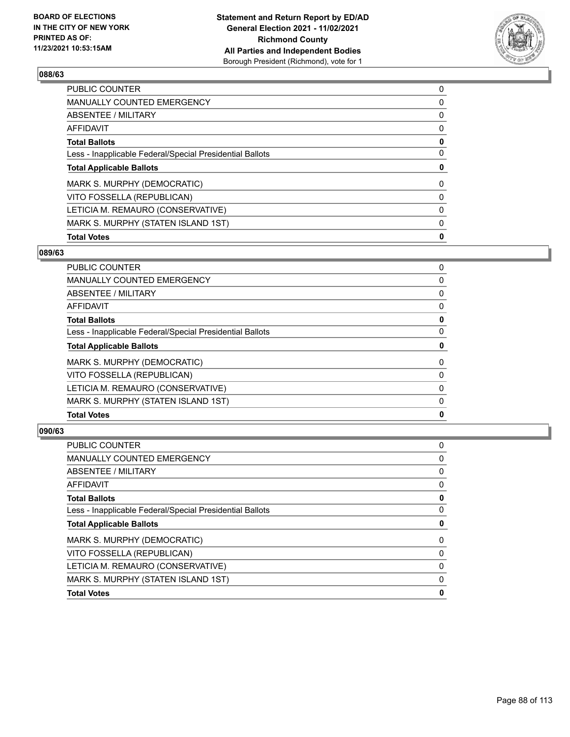**BOARD OF ELECTIONS IN THE CITY OF NEW YORK PRINTED AS OF: 11/23/2021 10:53:15AM**

**Statement and Return Report by ED/AD General Election 2021 - 11/02/2021 Richmond County All Parties and Independent Bodies** Borough President (Richmond), vote for 1

### 088/63

| | |
|---|---|
| PUBLIC COUNTER | 0 |
| MANUALLY COUNTED EMERGENCY | 0 |
| ABSENTEE / MILITARY | 0 |
| AFFIDAVIT | 0 |
| **Total Ballots** | **0** |
| Less - Inapplicable Federal/Special Presidential Ballots | 0 |
| **Total Applicable Ballots** | **0** |
| MARK S. MURPHY (DEMOCRATIC) | 0 |
| VITO FOSSELLA (REPUBLICAN) | 0 |
| LETICIA M. REMAURO (CONSERVATIVE) | 0 |
| MARK S. MURPHY (STATEN ISLAND 1ST) | 0 |
| **Total Votes** | **0** |

### 089/63

| | |
|---|---|
| PUBLIC COUNTER | 0 |
| MANUALLY COUNTED EMERGENCY | 0 |
| ABSENTEE / MILITARY | 0 |
| AFFIDAVIT | 0 |
| **Total Ballots** | **0** |
| Less - Inapplicable Federal/Special Presidential Ballots | 0 |
| **Total Applicable Ballots** | **0** |
| MARK S. MURPHY (DEMOCRATIC) | 0 |
| VITO FOSSELLA (REPUBLICAN) | 0 |
| LETICIA M. REMAURO (CONSERVATIVE) | 0 |
| MARK S. MURPHY (STATEN ISLAND 1ST) | 0 |
| **Total Votes** | **0** |

### 090/63

| | |
|---|---|
| PUBLIC COUNTER | 0 |
| MANUALLY COUNTED EMERGENCY | 0 |
| ABSENTEE / MILITARY | 0 |
| AFFIDAVIT | 0 |
| **Total Ballots** | **0** |
| Less - Inapplicable Federal/Special Presidential Ballots | 0 |
| **Total Applicable Ballots** | **0** |
| MARK S. MURPHY (DEMOCRATIC) | 0 |
| VITO FOSSELLA (REPUBLICAN) | 0 |
| LETICIA M. REMAURO (CONSERVATIVE) | 0 |
| MARK S. MURPHY (STATEN ISLAND 1ST) | 0 |
| **Total Votes** | **0** |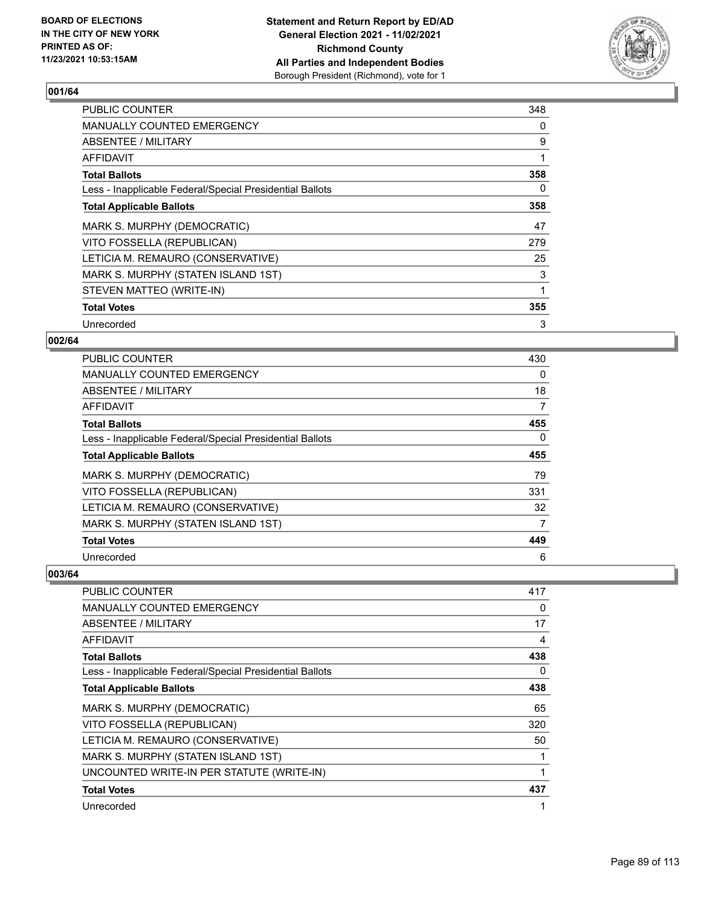**BOARD OF ELECTIONS IN THE CITY OF NEW YORK PRINTED AS OF: 11/23/2021 10:53:15AM**

**Statement and Return Report by ED/AD General Election 2021 - 11/02/2021 Richmond County All Parties and Independent Bodies** Borough President (Richmond), vote for 1

### 001/64

| | |
|---|---|
| PUBLIC COUNTER | 348 |
| MANUALLY COUNTED EMERGENCY | 0 |
| ABSENTEE / MILITARY | 9 |
| AFFIDAVIT | 1 |
| **Total Ballots** | **358** |
| Less - Inapplicable Federal/Special Presidential Ballots | 0 |
| **Total Applicable Ballots** | **358** |
| MARK S. MURPHY (DEMOCRATIC) | 47 |
| VITO FOSSELLA (REPUBLICAN) | 279 |
| LETICIA M. REMAURO (CONSERVATIVE) | 25 |
| MARK S. MURPHY (STATEN ISLAND 1ST) | 3 |
| STEVEN MATTEO (WRITE-IN) | 1 |
| **Total Votes** | **355** |
| Unrecorded | 3 |

### 002/64

| | |
|---|---|
| PUBLIC COUNTER | 430 |
| MANUALLY COUNTED EMERGENCY | 0 |
| ABSENTEE / MILITARY | 18 |
| AFFIDAVIT | 7 |
| **Total Ballots** | **455** |
| Less - Inapplicable Federal/Special Presidential Ballots | 0 |
| **Total Applicable Ballots** | **455** |
| MARK S. MURPHY (DEMOCRATIC) | 79 |
| VITO FOSSELLA (REPUBLICAN) | 331 |
| LETICIA M. REMAURO (CONSERVATIVE) | 32 |
| MARK S. MURPHY (STATEN ISLAND 1ST) | 7 |
| **Total Votes** | **449** |
| Unrecorded | 6 |

### 003/64

| | |
|---|---|
| PUBLIC COUNTER | 417 |
| MANUALLY COUNTED EMERGENCY | 0 |
| ABSENTEE / MILITARY | 17 |
| AFFIDAVIT | 4 |
| **Total Ballots** | **438** |
| Less - Inapplicable Federal/Special Presidential Ballots | 0 |
| **Total Applicable Ballots** | **438** |
| MARK S. MURPHY (DEMOCRATIC) | 65 |
| VITO FOSSELLA (REPUBLICAN) | 320 |
| LETICIA M. REMAURO (CONSERVATIVE) | 50 |
| MARK S. MURPHY (STATEN ISLAND 1ST) | 1 |
| UNCOUNTED WRITE-IN PER STATUTE (WRITE-IN) | 1 |
| **Total Votes** | **437** |
| Unrecorded | 1 |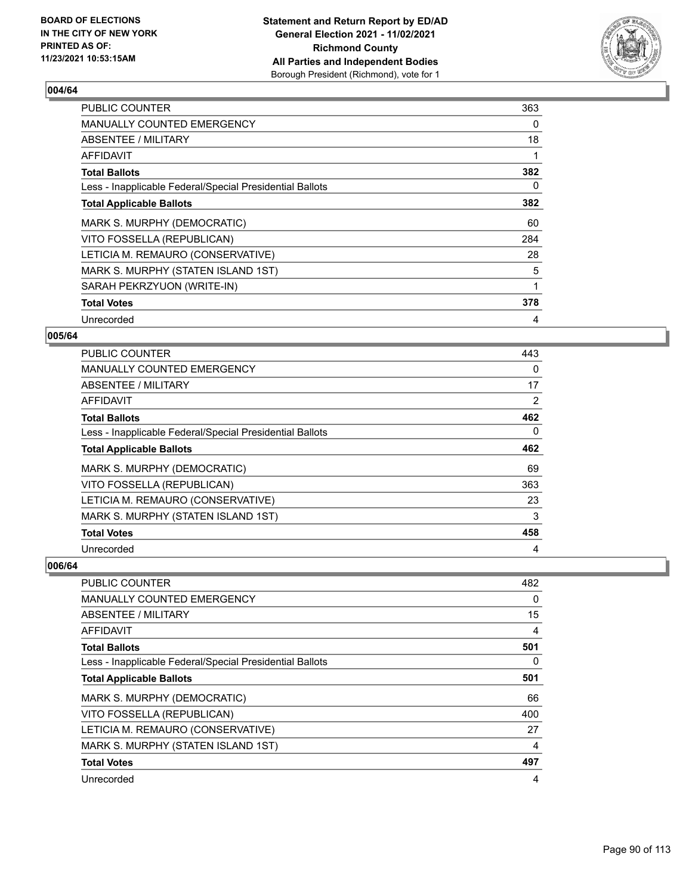**BOARD OF ELECTIONS IN THE CITY OF NEW YORK PRINTED AS OF: 11/23/2021 10:53:15AM**

**Statement and Return Report by ED/AD General Election 2021 - 11/02/2021 Richmond County All Parties and Independent Bodies** Borough President (Richmond), vote for 1

## 004/64

| | |
|---|---|
| PUBLIC COUNTER | 363 |
| MANUALLY COUNTED EMERGENCY | 0 |
| ABSENTEE / MILITARY | 18 |
| AFFIDAVIT | 1 |
| **Total Ballots** | **382** |
| Less - Inapplicable Federal/Special Presidential Ballots | 0 |
| **Total Applicable Ballots** | **382** |
| MARK S. MURPHY (DEMOCRATIC) | 60 |
| VITO FOSSELLA (REPUBLICAN) | 284 |
| LETICIA M. REMAURO (CONSERVATIVE) | 28 |
| MARK S. MURPHY (STATEN ISLAND 1ST) | 5 |
| SARAH PEKRZYUON (WRITE-IN) | 1 |
| **Total Votes** | **378** |
| Unrecorded | 4 |

## 005/64

| | |
|---|---|
| PUBLIC COUNTER | 443 |
| MANUALLY COUNTED EMERGENCY | 0 |
| ABSENTEE / MILITARY | 17 |
| AFFIDAVIT | 2 |
| **Total Ballots** | **462** |
| Less - Inapplicable Federal/Special Presidential Ballots | 0 |
| **Total Applicable Ballots** | **462** |
| MARK S. MURPHY (DEMOCRATIC) | 69 |
| VITO FOSSELLA (REPUBLICAN) | 363 |
| LETICIA M. REMAURO (CONSERVATIVE) | 23 |
| MARK S. MURPHY (STATEN ISLAND 1ST) | 3 |
| **Total Votes** | **458** |
| Unrecorded | 4 |

## 006/64

| | |
|---|---|
| PUBLIC COUNTER | 482 |
| MANUALLY COUNTED EMERGENCY | 0 |
| ABSENTEE / MILITARY | 15 |
| AFFIDAVIT | 4 |
| **Total Ballots** | **501** |
| Less - Inapplicable Federal/Special Presidential Ballots | 0 |
| **Total Applicable Ballots** | **501** |
| MARK S. MURPHY (DEMOCRATIC) | 66 |
| VITO FOSSELLA (REPUBLICAN) | 400 |
| LETICIA M. REMAURO (CONSERVATIVE) | 27 |
| MARK S. MURPHY (STATEN ISLAND 1ST) | 4 |
| **Total Votes** | **497** |
| Unrecorded | 4 |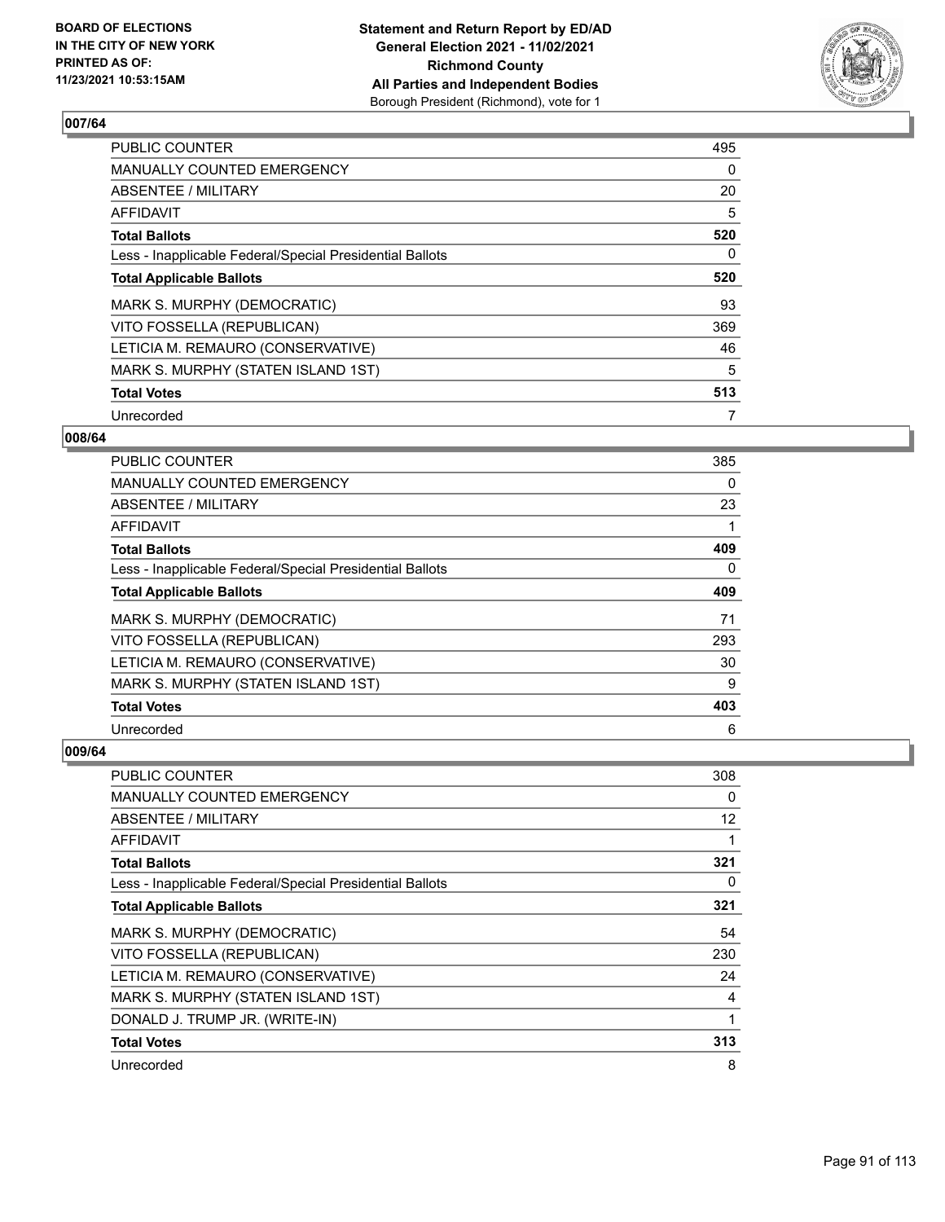## 007/64

| | |
|---|---|
| PUBLIC COUNTER | 495 |
| MANUALLY COUNTED EMERGENCY | 0 |
| ABSENTEE / MILITARY | 20 |
| AFFIDAVIT | 5 |
| **Total Ballots** | **520** |
| Less - Inapplicable Federal/Special Presidential Ballots | 0 |
| **Total Applicable Ballots** | **520** |
| MARK S. MURPHY (DEMOCRATIC) | 93 |
| VITO FOSSELLA (REPUBLICAN) | 369 |
| LETICIA M. REMAURO (CONSERVATIVE) | 46 |
| MARK S. MURPHY (STATEN ISLAND 1ST) | 5 |
| **Total Votes** | **513** |
| Unrecorded | 7 |

## 008/64

| | |
|---|---|
| PUBLIC COUNTER | 385 |
| MANUALLY COUNTED EMERGENCY | 0 |
| ABSENTEE / MILITARY | 23 |
| AFFIDAVIT | 1 |
| **Total Ballots** | **409** |
| Less - Inapplicable Federal/Special Presidential Ballots | 0 |
| **Total Applicable Ballots** | **409** |
| MARK S. MURPHY (DEMOCRATIC) | 71 |
| VITO FOSSELLA (REPUBLICAN) | 293 |
| LETICIA M. REMAURO (CONSERVATIVE) | 30 |
| MARK S. MURPHY (STATEN ISLAND 1ST) | 9 |
| **Total Votes** | **403** |
| Unrecorded | 6 |

## 009/64

| | |
|---|---|
| PUBLIC COUNTER | 308 |
| MANUALLY COUNTED EMERGENCY | 0 |
| ABSENTEE / MILITARY | 12 |
| AFFIDAVIT | 1 |
| **Total Ballots** | **321** |
| Less - Inapplicable Federal/Special Presidential Ballots | 0 |
| **Total Applicable Ballots** | **321** |
| MARK S. MURPHY (DEMOCRATIC) | 54 |
| VITO FOSSELLA (REPUBLICAN) | 230 |
| LETICIA M. REMAURO (CONSERVATIVE) | 24 |
| MARK S. MURPHY (STATEN ISLAND 1ST) | 4 |
| DONALD J. TRUMP JR. (WRITE-IN) | 1 |
| **Total Votes** | **313** |
| Unrecorded | 8 |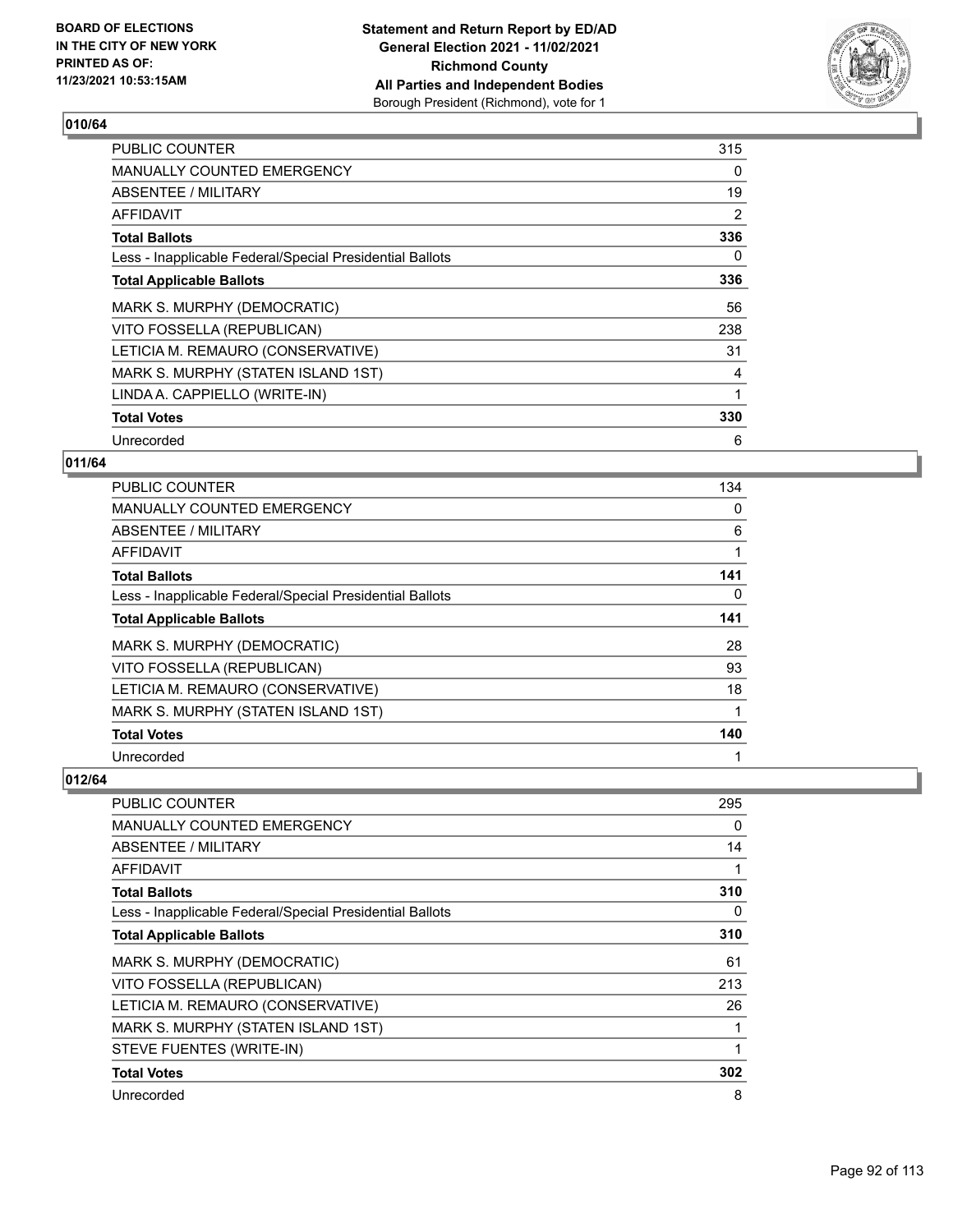## 010/64

| | |
|---|---|
| PUBLIC COUNTER | 315 |
| MANUALLY COUNTED EMERGENCY | 0 |
| ABSENTEE / MILITARY | 19 |
| AFFIDAVIT | 2 |
| **Total Ballots** | **336** |
| Less - Inapplicable Federal/Special Presidential Ballots | 0 |
| **Total Applicable Ballots** | **336** |
| MARK S. MURPHY (DEMOCRATIC) | 56 |
| VITO FOSSELLA (REPUBLICAN) | 238 |
| LETICIA M. REMAURO (CONSERVATIVE) | 31 |
| MARK S. MURPHY (STATEN ISLAND 1ST) | 4 |
| LINDA A. CAPPIELLO (WRITE-IN) | 1 |
| **Total Votes** | **330** |
| Unrecorded | 6 |

## 011/64

| | |
|---|---|
| PUBLIC COUNTER | 134 |
| MANUALLY COUNTED EMERGENCY | 0 |
| ABSENTEE / MILITARY | 6 |
| AFFIDAVIT | 1 |
| **Total Ballots** | **141** |
| Less - Inapplicable Federal/Special Presidential Ballots | 0 |
| **Total Applicable Ballots** | **141** |
| MARK S. MURPHY (DEMOCRATIC) | 28 |
| VITO FOSSELLA (REPUBLICAN) | 93 |
| LETICIA M. REMAURO (CONSERVATIVE) | 18 |
| MARK S. MURPHY (STATEN ISLAND 1ST) | 1 |
| **Total Votes** | **140** |
| Unrecorded | 1 |

## 012/64

| | |
|---|---|
| PUBLIC COUNTER | 295 |
| MANUALLY COUNTED EMERGENCY | 0 |
| ABSENTEE / MILITARY | 14 |
| AFFIDAVIT | 1 |
| **Total Ballots** | **310** |
| Less - Inapplicable Federal/Special Presidential Ballots | 0 |
| **Total Applicable Ballots** | **310** |
| MARK S. MURPHY (DEMOCRATIC) | 61 |
| VITO FOSSELLA (REPUBLICAN) | 213 |
| LETICIA M. REMAURO (CONSERVATIVE) | 26 |
| MARK S. MURPHY (STATEN ISLAND 1ST) | 1 |
| STEVE FUENTES (WRITE-IN) | 1 |
| **Total Votes** | **302** |
| Unrecorded | 8 |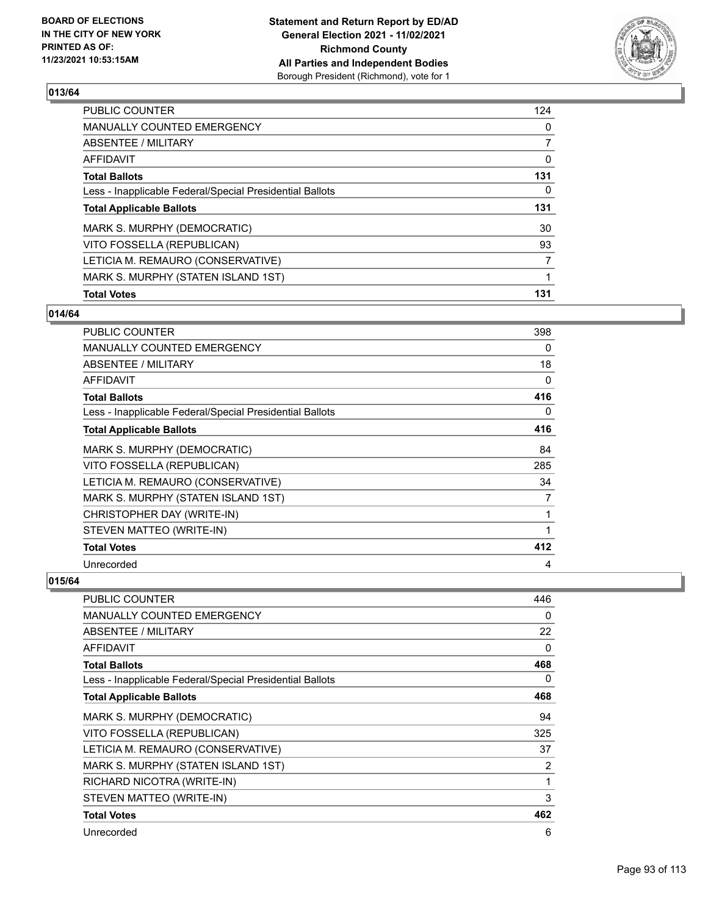## 013/64

| | |
|---|---|
| PUBLIC COUNTER | 124 |
| MANUALLY COUNTED EMERGENCY | 0 |
| ABSENTEE / MILITARY | 7 |
| AFFIDAVIT | 0 |
| **Total Ballots** | **131** |
| Less - Inapplicable Federal/Special Presidential Ballots | 0 |
| **Total Applicable Ballots** | **131** |
| MARK S. MURPHY (DEMOCRATIC) | 30 |
| VITO FOSSELLA (REPUBLICAN) | 93 |
| LETICIA M. REMAURO (CONSERVATIVE) | 7 |
| MARK S. MURPHY (STATEN ISLAND 1ST) | 1 |
| **Total Votes** | **131** |

## 014/64

| | |
|---|---|
| PUBLIC COUNTER | 398 |
| MANUALLY COUNTED EMERGENCY | 0 |
| ABSENTEE / MILITARY | 18 |
| AFFIDAVIT | 0 |
| **Total Ballots** | **416** |
| Less - Inapplicable Federal/Special Presidential Ballots | 0 |
| **Total Applicable Ballots** | **416** |
| MARK S. MURPHY (DEMOCRATIC) | 84 |
| VITO FOSSELLA (REPUBLICAN) | 285 |
| LETICIA M. REMAURO (CONSERVATIVE) | 34 |
| MARK S. MURPHY (STATEN ISLAND 1ST) | 7 |
| CHRISTOPHER DAY (WRITE-IN) | 1 |
| STEVEN MATTEO (WRITE-IN) | 1 |
| **Total Votes** | **412** |
| Unrecorded | 4 |

## 015/64

| | |
|---|---|
| PUBLIC COUNTER | 446 |
| MANUALLY COUNTED EMERGENCY | 0 |
| ABSENTEE / MILITARY | 22 |
| AFFIDAVIT | 0 |
| **Total Ballots** | **468** |
| Less - Inapplicable Federal/Special Presidential Ballots | 0 |
| **Total Applicable Ballots** | **468** |
| MARK S. MURPHY (DEMOCRATIC) | 94 |
| VITO FOSSELLA (REPUBLICAN) | 325 |
| LETICIA M. REMAURO (CONSERVATIVE) | 37 |
| MARK S. MURPHY (STATEN ISLAND 1ST) | 2 |
| RICHARD NICOTRA (WRITE-IN) | 1 |
| STEVEN MATTEO (WRITE-IN) | 3 |
| **Total Votes** | **462** |
| Unrecorded | 6 |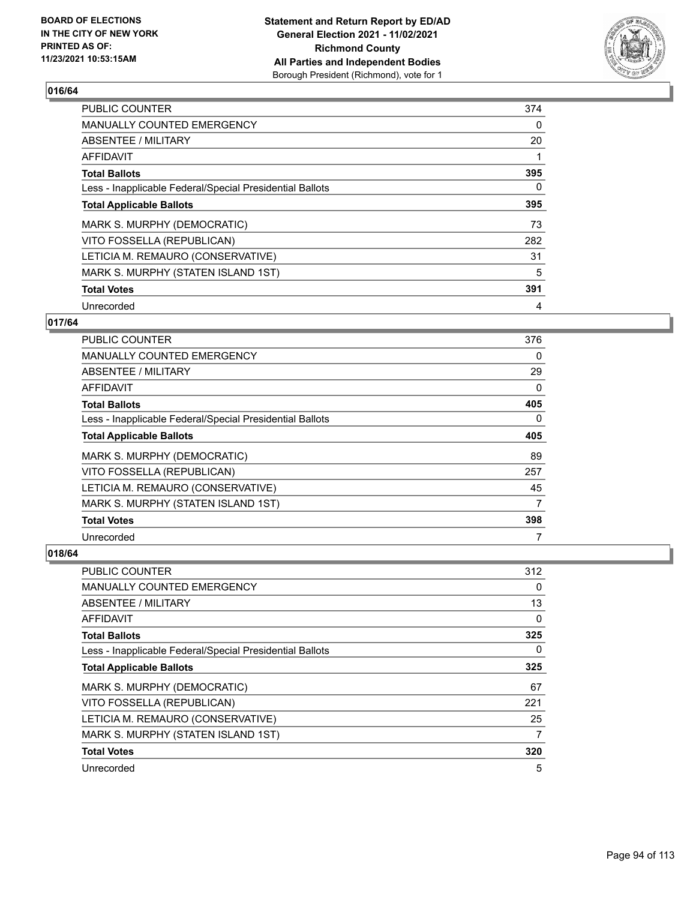**BOARD OF ELECTIONS IN THE CITY OF NEW YORK PRINTED AS OF: 11/23/2021 10:53:15AM**

**Statement and Return Report by ED/AD General Election 2021 - 11/02/2021 Richmond County All Parties and Independent Bodies**
Borough President (Richmond), vote for 1

### 016/64

| | |
|---|---|
| PUBLIC COUNTER | 374 |
| MANUALLY COUNTED EMERGENCY | 0 |
| ABSENTEE / MILITARY | 20 |
| AFFIDAVIT | 1 |
| **Total Ballots** | **395** |
| Less - Inapplicable Federal/Special Presidential Ballots | 0 |
| **Total Applicable Ballots** | **395** |
| MARK S. MURPHY (DEMOCRATIC) | 73 |
| VITO FOSSELLA (REPUBLICAN) | 282 |
| LETICIA M. REMAURO (CONSERVATIVE) | 31 |
| MARK S. MURPHY (STATEN ISLAND 1ST) | 5 |
| **Total Votes** | **391** |
| Unrecorded | 4 |

### 017/64

| | |
|---|---|
| PUBLIC COUNTER | 376 |
| MANUALLY COUNTED EMERGENCY | 0 |
| ABSENTEE / MILITARY | 29 |
| AFFIDAVIT | 0 |
| **Total Ballots** | **405** |
| Less - Inapplicable Federal/Special Presidential Ballots | 0 |
| **Total Applicable Ballots** | **405** |
| MARK S. MURPHY (DEMOCRATIC) | 89 |
| VITO FOSSELLA (REPUBLICAN) | 257 |
| LETICIA M. REMAURO (CONSERVATIVE) | 45 |
| MARK S. MURPHY (STATEN ISLAND 1ST) | 7 |
| **Total Votes** | **398** |
| Unrecorded | 7 |

### 018/64

| | |
|---|---|
| PUBLIC COUNTER | 312 |
| MANUALLY COUNTED EMERGENCY | 0 |
| ABSENTEE / MILITARY | 13 |
| AFFIDAVIT | 0 |
| **Total Ballots** | **325** |
| Less - Inapplicable Federal/Special Presidential Ballots | 0 |
| **Total Applicable Ballots** | **325** |
| MARK S. MURPHY (DEMOCRATIC) | 67 |
| VITO FOSSELLA (REPUBLICAN) | 221 |
| LETICIA M. REMAURO (CONSERVATIVE) | 25 |
| MARK S. MURPHY (STATEN ISLAND 1ST) | 7 |
| **Total Votes** | **320** |
| Unrecorded | 5 |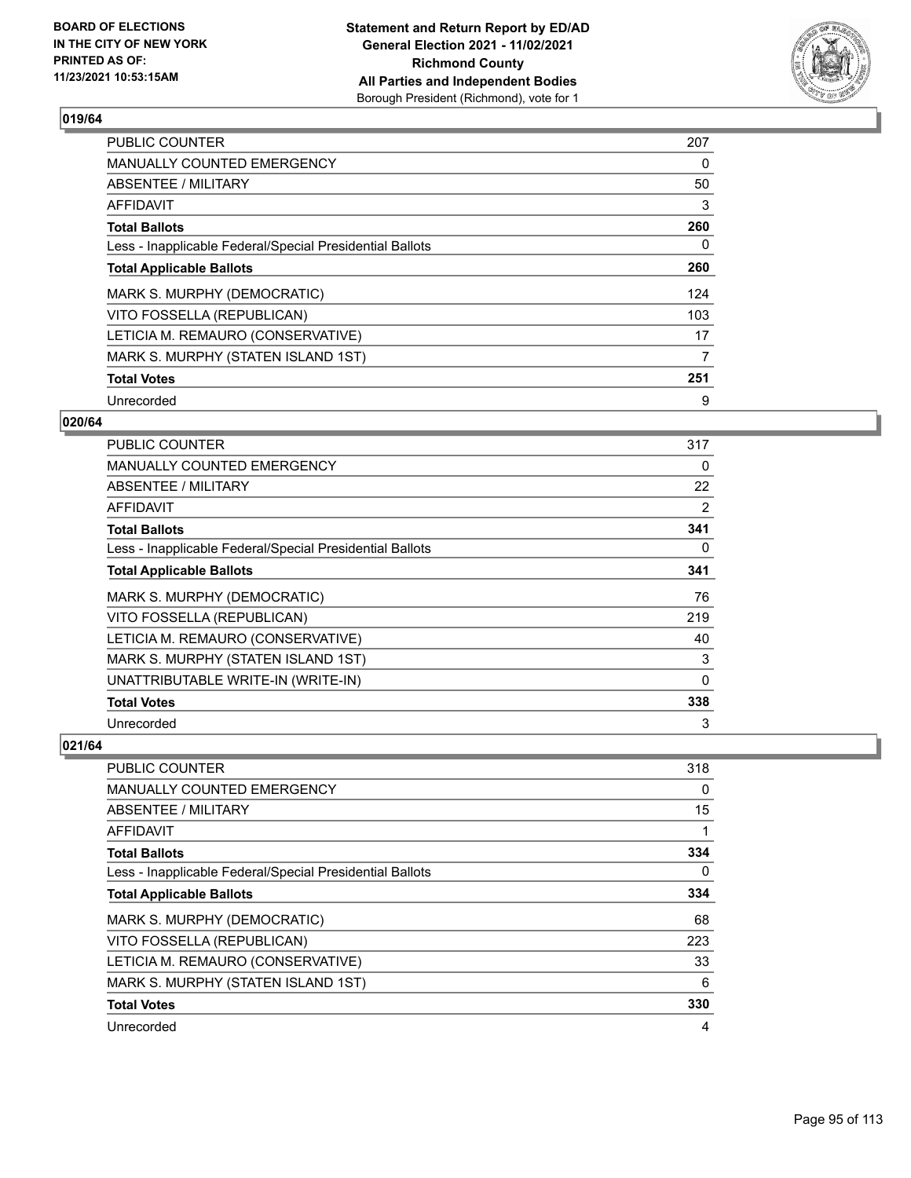## 019/64

| | |
|---|---|
| PUBLIC COUNTER | 207 |
| MANUALLY COUNTED EMERGENCY | 0 |
| ABSENTEE / MILITARY | 50 |
| AFFIDAVIT | 3 |
| **Total Ballots** | **260** |
| Less - Inapplicable Federal/Special Presidential Ballots | 0 |
| **Total Applicable Ballots** | **260** |
| MARK S. MURPHY (DEMOCRATIC) | 124 |
| VITO FOSSELLA (REPUBLICAN) | 103 |
| LETICIA M. REMAURO (CONSERVATIVE) | 17 |
| MARK S. MURPHY (STATEN ISLAND 1ST) | 7 |
| **Total Votes** | **251** |
| Unrecorded | 9 |

## 020/64

| | |
|---|---|
| PUBLIC COUNTER | 317 |
| MANUALLY COUNTED EMERGENCY | 0 |
| ABSENTEE / MILITARY | 22 |
| AFFIDAVIT | 2 |
| **Total Ballots** | **341** |
| Less - Inapplicable Federal/Special Presidential Ballots | 0 |
| **Total Applicable Ballots** | **341** |
| MARK S. MURPHY (DEMOCRATIC) | 76 |
| VITO FOSSELLA (REPUBLICAN) | 219 |
| LETICIA M. REMAURO (CONSERVATIVE) | 40 |
| MARK S. MURPHY (STATEN ISLAND 1ST) | 3 |
| UNATTRIBUTABLE WRITE-IN (WRITE-IN) | 0 |
| **Total Votes** | **338** |
| Unrecorded | 3 |

## 021/64

| | |
|---|---|
| PUBLIC COUNTER | 318 |
| MANUALLY COUNTED EMERGENCY | 0 |
| ABSENTEE / MILITARY | 15 |
| AFFIDAVIT | 1 |
| **Total Ballots** | **334** |
| Less - Inapplicable Federal/Special Presidential Ballots | 0 |
| **Total Applicable Ballots** | **334** |
| MARK S. MURPHY (DEMOCRATIC) | 68 |
| VITO FOSSELLA (REPUBLICAN) | 223 |
| LETICIA M. REMAURO (CONSERVATIVE) | 33 |
| MARK S. MURPHY (STATEN ISLAND 1ST) | 6 |
| **Total Votes** | **330** |
| Unrecorded | 4 |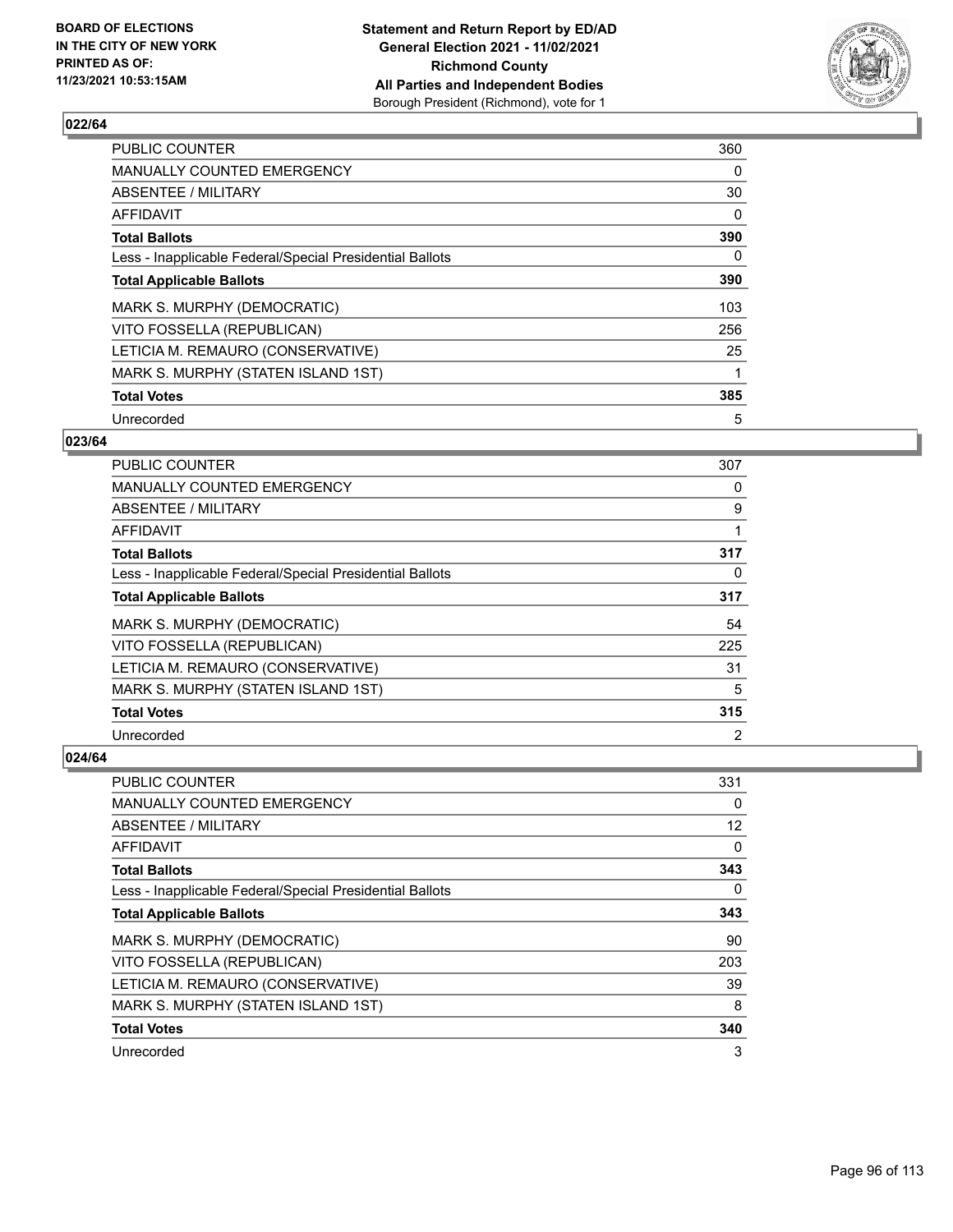BOARD OF ELECTIONS
IN THE CITY OF NEW YORK
PRINTED AS OF:
11/23/2021 10:53:15AM

**Statement and Return Report by ED/AD**
**General Election 2021 - 11/02/2021**
**Richmond County**
**All Parties and Independent Bodies**
Borough President (Richmond), vote for 1

## 022/64

| | |
|---|---|
| PUBLIC COUNTER | 360 |
| MANUALLY COUNTED EMERGENCY | 0 |
| ABSENTEE / MILITARY | 30 |
| AFFIDAVIT | 0 |
| **Total Ballots** | **390** |
| Less - Inapplicable Federal/Special Presidential Ballots | 0 |
| **Total Applicable Ballots** | **390** |
| MARK S. MURPHY (DEMOCRATIC) | 103 |
| VITO FOSSELLA (REPUBLICAN) | 256 |
| LETICIA M. REMAURO (CONSERVATIVE) | 25 |
| MARK S. MURPHY (STATEN ISLAND 1ST) | 1 |
| **Total Votes** | **385** |
| Unrecorded | 5 |

## 023/64

| | |
|---|---|
| PUBLIC COUNTER | 307 |
| MANUALLY COUNTED EMERGENCY | 0 |
| ABSENTEE / MILITARY | 9 |
| AFFIDAVIT | 1 |
| **Total Ballots** | **317** |
| Less - Inapplicable Federal/Special Presidential Ballots | 0 |
| **Total Applicable Ballots** | **317** |
| MARK S. MURPHY (DEMOCRATIC) | 54 |
| VITO FOSSELLA (REPUBLICAN) | 225 |
| LETICIA M. REMAURO (CONSERVATIVE) | 31 |
| MARK S. MURPHY (STATEN ISLAND 1ST) | 5 |
| **Total Votes** | **315** |
| Unrecorded | 2 |

## 024/64

| | |
|---|---|
| PUBLIC COUNTER | 331 |
| MANUALLY COUNTED EMERGENCY | 0 |
| ABSENTEE / MILITARY | 12 |
| AFFIDAVIT | 0 |
| **Total Ballots** | **343** |
| Less - Inapplicable Federal/Special Presidential Ballots | 0 |
| **Total Applicable Ballots** | **343** |
| MARK S. MURPHY (DEMOCRATIC) | 90 |
| VITO FOSSELLA (REPUBLICAN) | 203 |
| LETICIA M. REMAURO (CONSERVATIVE) | 39 |
| MARK S. MURPHY (STATEN ISLAND 1ST) | 8 |
| **Total Votes** | **340** |
| Unrecorded | 3 |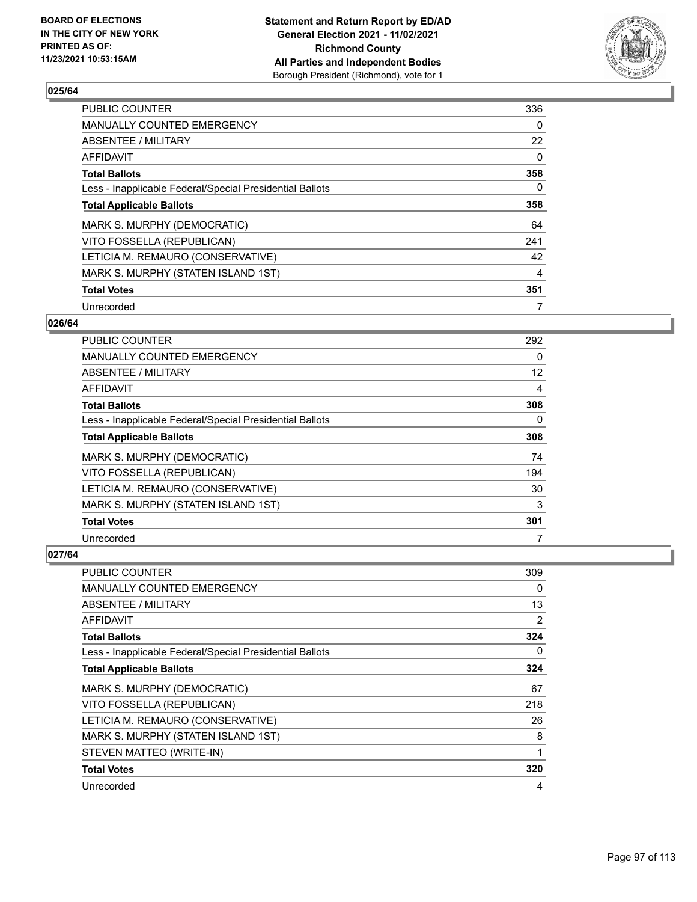## 025/64

| | |
|---|---|
| PUBLIC COUNTER | 336 |
| MANUALLY COUNTED EMERGENCY | 0 |
| ABSENTEE / MILITARY | 22 |
| AFFIDAVIT | 0 |
| **Total Ballots** | **358** |
| Less - Inapplicable Federal/Special Presidential Ballots | 0 |
| **Total Applicable Ballots** | **358** |
| MARK S. MURPHY (DEMOCRATIC) | 64 |
| VITO FOSSELLA (REPUBLICAN) | 241 |
| LETICIA M. REMAURO (CONSERVATIVE) | 42 |
| MARK S. MURPHY (STATEN ISLAND 1ST) | 4 |
| **Total Votes** | **351** |
| Unrecorded | 7 |

## 026/64

| | |
|---|---|
| PUBLIC COUNTER | 292 |
| MANUALLY COUNTED EMERGENCY | 0 |
| ABSENTEE / MILITARY | 12 |
| AFFIDAVIT | 4 |
| **Total Ballots** | **308** |
| Less - Inapplicable Federal/Special Presidential Ballots | 0 |
| **Total Applicable Ballots** | **308** |
| MARK S. MURPHY (DEMOCRATIC) | 74 |
| VITO FOSSELLA (REPUBLICAN) | 194 |
| LETICIA M. REMAURO (CONSERVATIVE) | 30 |
| MARK S. MURPHY (STATEN ISLAND 1ST) | 3 |
| **Total Votes** | **301** |
| Unrecorded | 7 |

## 027/64

| | |
|---|---|
| PUBLIC COUNTER | 309 |
| MANUALLY COUNTED EMERGENCY | 0 |
| ABSENTEE / MILITARY | 13 |
| AFFIDAVIT | 2 |
| **Total Ballots** | **324** |
| Less - Inapplicable Federal/Special Presidential Ballots | 0 |
| **Total Applicable Ballots** | **324** |
| MARK S. MURPHY (DEMOCRATIC) | 67 |
| VITO FOSSELLA (REPUBLICAN) | 218 |
| LETICIA M. REMAURO (CONSERVATIVE) | 26 |
| MARK S. MURPHY (STATEN ISLAND 1ST) | 8 |
| STEVEN MATTEO (WRITE-IN) | 1 |
| **Total Votes** | **320** |
| Unrecorded | 4 |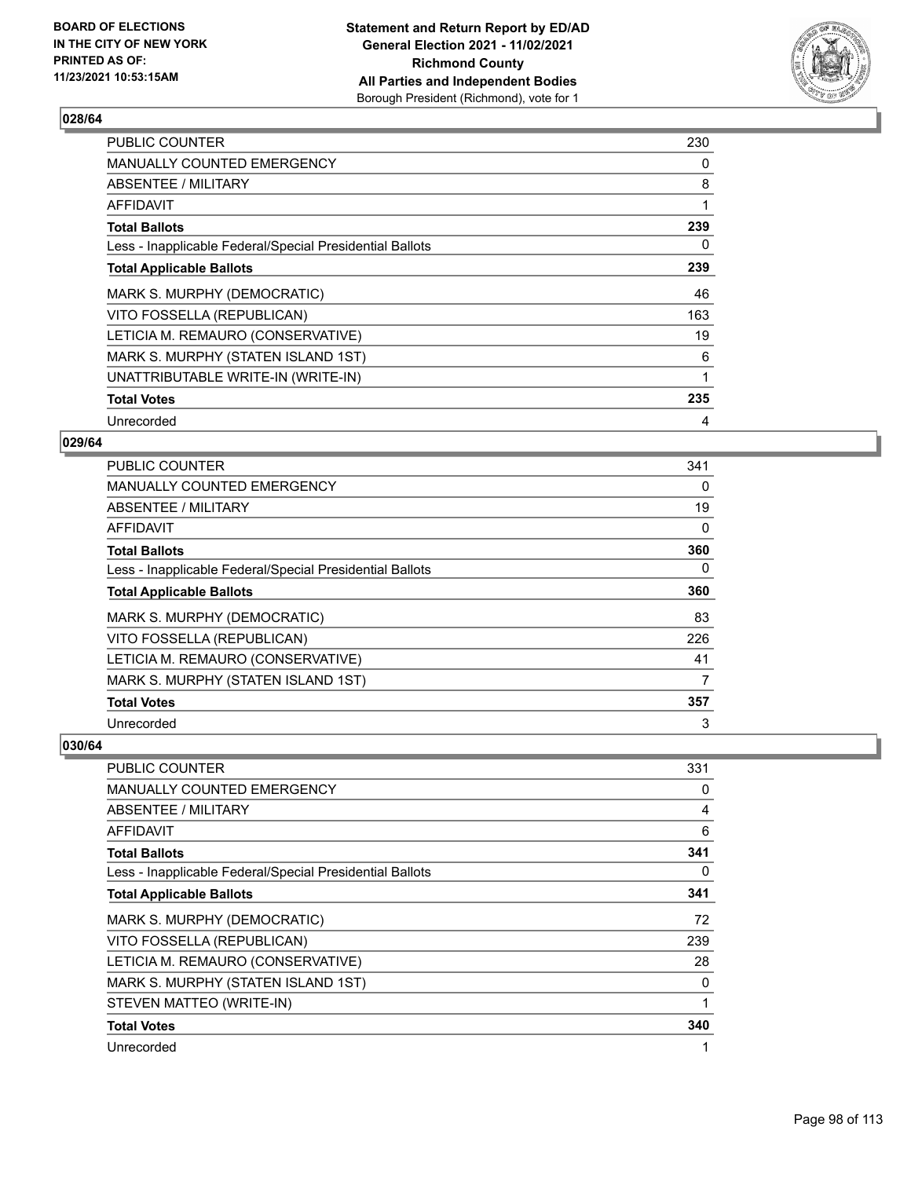## 028/64

| | |
|---|---|
| PUBLIC COUNTER | 230 |
| MANUALLY COUNTED EMERGENCY | 0 |
| ABSENTEE / MILITARY | 8 |
| AFFIDAVIT | 1 |
| **Total Ballots** | **239** |
| Less - Inapplicable Federal/Special Presidential Ballots | 0 |
| **Total Applicable Ballots** | **239** |
| MARK S. MURPHY (DEMOCRATIC) | 46 |
| VITO FOSSELLA (REPUBLICAN) | 163 |
| LETICIA M. REMAURO (CONSERVATIVE) | 19 |
| MARK S. MURPHY (STATEN ISLAND 1ST) | 6 |
| UNATTRIBUTABLE WRITE-IN (WRITE-IN) | 1 |
| **Total Votes** | **235** |
| Unrecorded | 4 |

## 029/64

| | |
|---|---|
| PUBLIC COUNTER | 341 |
| MANUALLY COUNTED EMERGENCY | 0 |
| ABSENTEE / MILITARY | 19 |
| AFFIDAVIT | 0 |
| **Total Ballots** | **360** |
| Less - Inapplicable Federal/Special Presidential Ballots | 0 |
| **Total Applicable Ballots** | **360** |
| MARK S. MURPHY (DEMOCRATIC) | 83 |
| VITO FOSSELLA (REPUBLICAN) | 226 |
| LETICIA M. REMAURO (CONSERVATIVE) | 41 |
| MARK S. MURPHY (STATEN ISLAND 1ST) | 7 |
| **Total Votes** | **357** |
| Unrecorded | 3 |

## 030/64

| | |
|---|---|
| PUBLIC COUNTER | 331 |
| MANUALLY COUNTED EMERGENCY | 0 |
| ABSENTEE / MILITARY | 4 |
| AFFIDAVIT | 6 |
| **Total Ballots** | **341** |
| Less - Inapplicable Federal/Special Presidential Ballots | 0 |
| **Total Applicable Ballots** | **341** |
| MARK S. MURPHY (DEMOCRATIC) | 72 |
| VITO FOSSELLA (REPUBLICAN) | 239 |
| LETICIA M. REMAURO (CONSERVATIVE) | 28 |
| MARK S. MURPHY (STATEN ISLAND 1ST) | 0 |
| STEVEN MATTEO (WRITE-IN) | 1 |
| **Total Votes** | **340** |
| Unrecorded | 1 |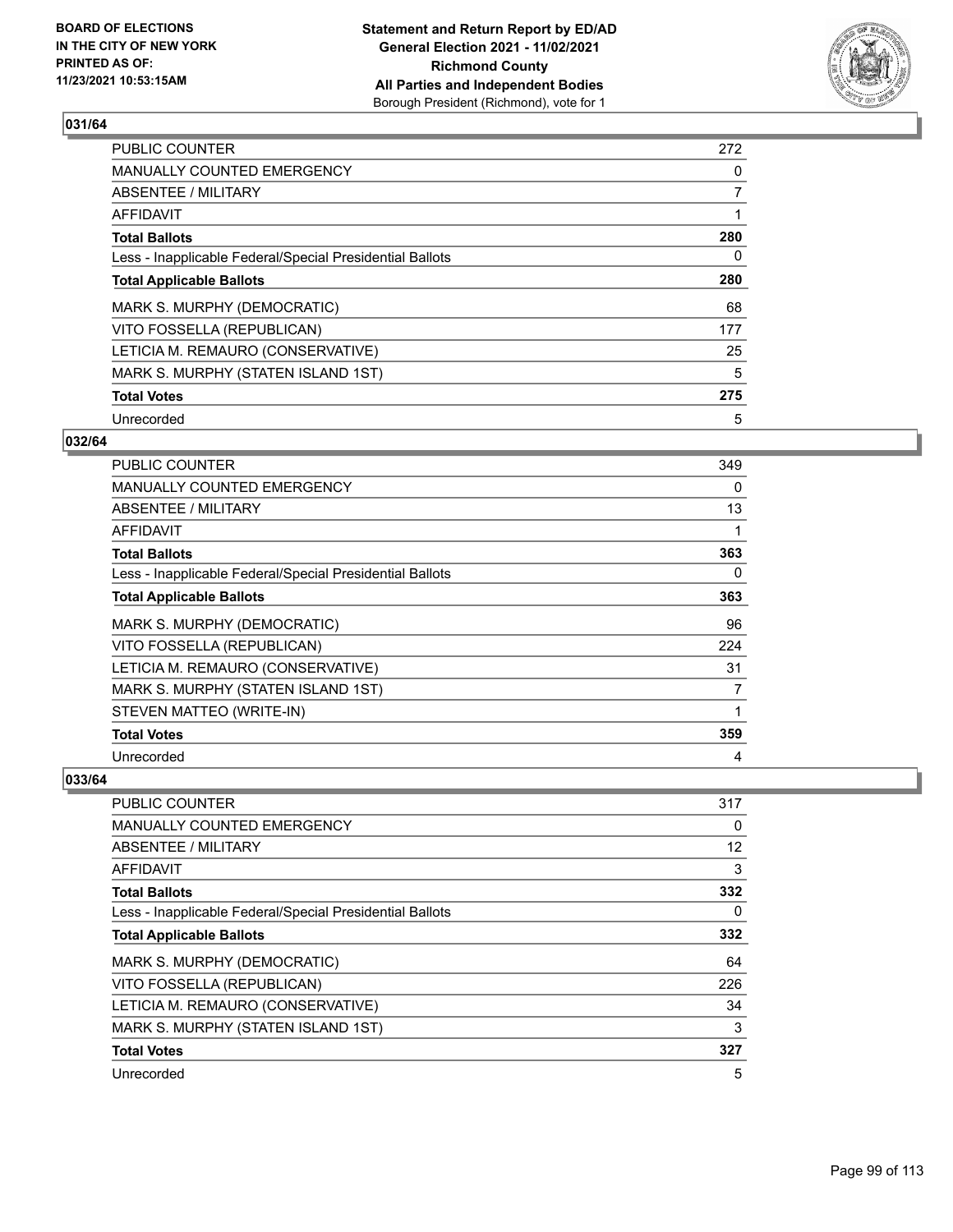## 031/64

| | |
|---|---|
| PUBLIC COUNTER | 272 |
| MANUALLY COUNTED EMERGENCY | 0 |
| ABSENTEE / MILITARY | 7 |
| AFFIDAVIT | 1 |
| **Total Ballots** | **280** |
| Less - Inapplicable Federal/Special Presidential Ballots | 0 |
| **Total Applicable Ballots** | **280** |
| MARK S. MURPHY (DEMOCRATIC) | 68 |
| VITO FOSSELLA (REPUBLICAN) | 177 |
| LETICIA M. REMAURO (CONSERVATIVE) | 25 |
| MARK S. MURPHY (STATEN ISLAND 1ST) | 5 |
| **Total Votes** | **275** |
| Unrecorded | 5 |

## 032/64

| | |
|---|---|
| PUBLIC COUNTER | 349 |
| MANUALLY COUNTED EMERGENCY | 0 |
| ABSENTEE / MILITARY | 13 |
| AFFIDAVIT | 1 |
| **Total Ballots** | **363** |
| Less - Inapplicable Federal/Special Presidential Ballots | 0 |
| **Total Applicable Ballots** | **363** |
| MARK S. MURPHY (DEMOCRATIC) | 96 |
| VITO FOSSELLA (REPUBLICAN) | 224 |
| LETICIA M. REMAURO (CONSERVATIVE) | 31 |
| MARK S. MURPHY (STATEN ISLAND 1ST) | 7 |
| STEVEN MATTEO (WRITE-IN) | 1 |
| **Total Votes** | **359** |
| Unrecorded | 4 |

## 033/64

| | |
|---|---|
| PUBLIC COUNTER | 317 |
| MANUALLY COUNTED EMERGENCY | 0 |
| ABSENTEE / MILITARY | 12 |
| AFFIDAVIT | 3 |
| **Total Ballots** | **332** |
| Less - Inapplicable Federal/Special Presidential Ballots | 0 |
| **Total Applicable Ballots** | **332** |
| MARK S. MURPHY (DEMOCRATIC) | 64 |
| VITO FOSSELLA (REPUBLICAN) | 226 |
| LETICIA M. REMAURO (CONSERVATIVE) | 34 |
| MARK S. MURPHY (STATEN ISLAND 1ST) | 3 |
| **Total Votes** | **327** |
| Unrecorded | 5 |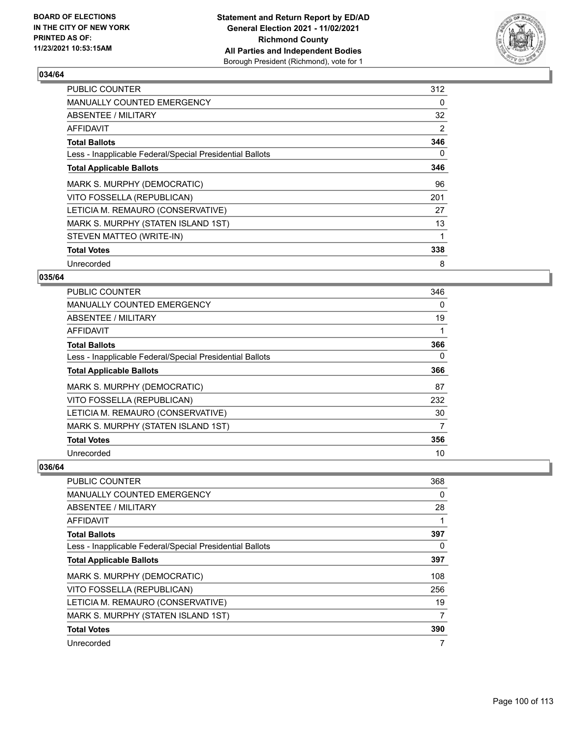BOARD OF ELECTIONS
IN THE CITY OF NEW YORK
PRINTED AS OF:
11/23/2021 10:53:15AM

**Statement and Return Report by ED/AD**
**General Election 2021 - 11/02/2021**
**Richmond County**
**All Parties and Independent Bodies**
Borough President (Richmond), vote for 1

### 034/64

| | |
|---|---|
| PUBLIC COUNTER | 312 |
| MANUALLY COUNTED EMERGENCY | 0 |
| ABSENTEE / MILITARY | 32 |
| AFFIDAVIT | 2 |
| **Total Ballots** | **346** |
| Less - Inapplicable Federal/Special Presidential Ballots | 0 |
| **Total Applicable Ballots** | **346** |
| MARK S. MURPHY (DEMOCRATIC) | 96 |
| VITO FOSSELLA (REPUBLICAN) | 201 |
| LETICIA M. REMAURO (CONSERVATIVE) | 27 |
| MARK S. MURPHY (STATEN ISLAND 1ST) | 13 |
| STEVEN MATTEO (WRITE-IN) | 1 |
| **Total Votes** | **338** |
| Unrecorded | 8 |

### 035/64

| | |
|---|---|
| PUBLIC COUNTER | 346 |
| MANUALLY COUNTED EMERGENCY | 0 |
| ABSENTEE / MILITARY | 19 |
| AFFIDAVIT | 1 |
| **Total Ballots** | **366** |
| Less - Inapplicable Federal/Special Presidential Ballots | 0 |
| **Total Applicable Ballots** | **366** |
| MARK S. MURPHY (DEMOCRATIC) | 87 |
| VITO FOSSELLA (REPUBLICAN) | 232 |
| LETICIA M. REMAURO (CONSERVATIVE) | 30 |
| MARK S. MURPHY (STATEN ISLAND 1ST) | 7 |
| **Total Votes** | **356** |
| Unrecorded | 10 |

### 036/64

| | |
|---|---|
| PUBLIC COUNTER | 368 |
| MANUALLY COUNTED EMERGENCY | 0 |
| ABSENTEE / MILITARY | 28 |
| AFFIDAVIT | 1 |
| **Total Ballots** | **397** |
| Less - Inapplicable Federal/Special Presidential Ballots | 0 |
| **Total Applicable Ballots** | **397** |
| MARK S. MURPHY (DEMOCRATIC) | 108 |
| VITO FOSSELLA (REPUBLICAN) | 256 |
| LETICIA M. REMAURO (CONSERVATIVE) | 19 |
| MARK S. MURPHY (STATEN ISLAND 1ST) | 7 |
| **Total Votes** | **390** |
| Unrecorded | 7 |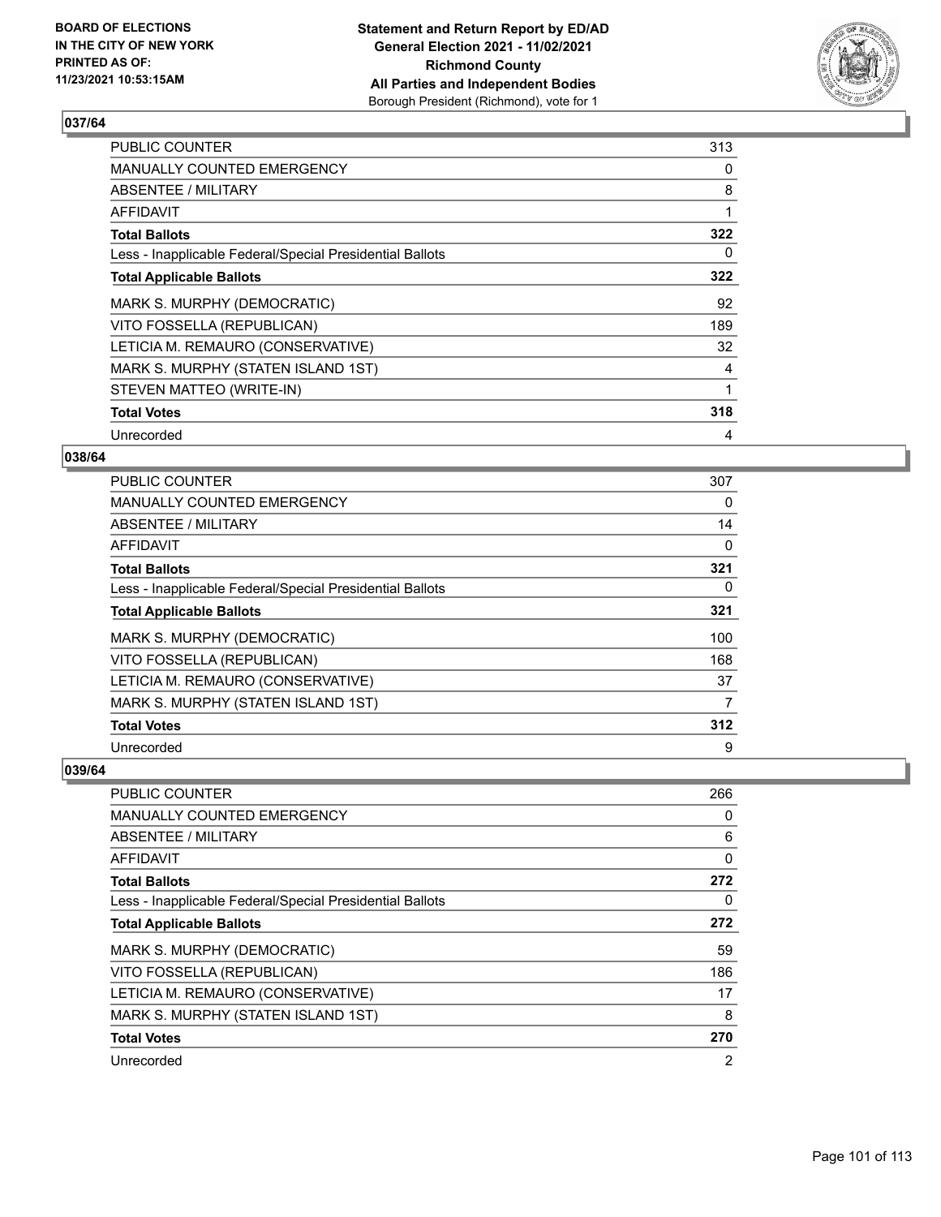## 037/64

| | |
|---|---|
| PUBLIC COUNTER | 313 |
| MANUALLY COUNTED EMERGENCY | 0 |
| ABSENTEE / MILITARY | 8 |
| AFFIDAVIT | 1 |
| **Total Ballots** | **322** |
| Less - Inapplicable Federal/Special Presidential Ballots | 0 |
| **Total Applicable Ballots** | **322** |
| MARK S. MURPHY (DEMOCRATIC) | 92 |
| VITO FOSSELLA (REPUBLICAN) | 189 |
| LETICIA M. REMAURO (CONSERVATIVE) | 32 |
| MARK S. MURPHY (STATEN ISLAND 1ST) | 4 |
| STEVEN MATTEO (WRITE-IN) | 1 |
| **Total Votes** | **318** |
| Unrecorded | 4 |

## 038/64

| | |
|---|---|
| PUBLIC COUNTER | 307 |
| MANUALLY COUNTED EMERGENCY | 0 |
| ABSENTEE / MILITARY | 14 |
| AFFIDAVIT | 0 |
| **Total Ballots** | **321** |
| Less - Inapplicable Federal/Special Presidential Ballots | 0 |
| **Total Applicable Ballots** | **321** |
| MARK S. MURPHY (DEMOCRATIC) | 100 |
| VITO FOSSELLA (REPUBLICAN) | 168 |
| LETICIA M. REMAURO (CONSERVATIVE) | 37 |
| MARK S. MURPHY (STATEN ISLAND 1ST) | 7 |
| **Total Votes** | **312** |
| Unrecorded | 9 |

## 039/64

| | |
|---|---|
| PUBLIC COUNTER | 266 |
| MANUALLY COUNTED EMERGENCY | 0 |
| ABSENTEE / MILITARY | 6 |
| AFFIDAVIT | 0 |
| **Total Ballots** | **272** |
| Less - Inapplicable Federal/Special Presidential Ballots | 0 |
| **Total Applicable Ballots** | **272** |
| MARK S. MURPHY (DEMOCRATIC) | 59 |
| VITO FOSSELLA (REPUBLICAN) | 186 |
| LETICIA M. REMAURO (CONSERVATIVE) | 17 |
| MARK S. MURPHY (STATEN ISLAND 1ST) | 8 |
| **Total Votes** | **270** |
| Unrecorded | 2 |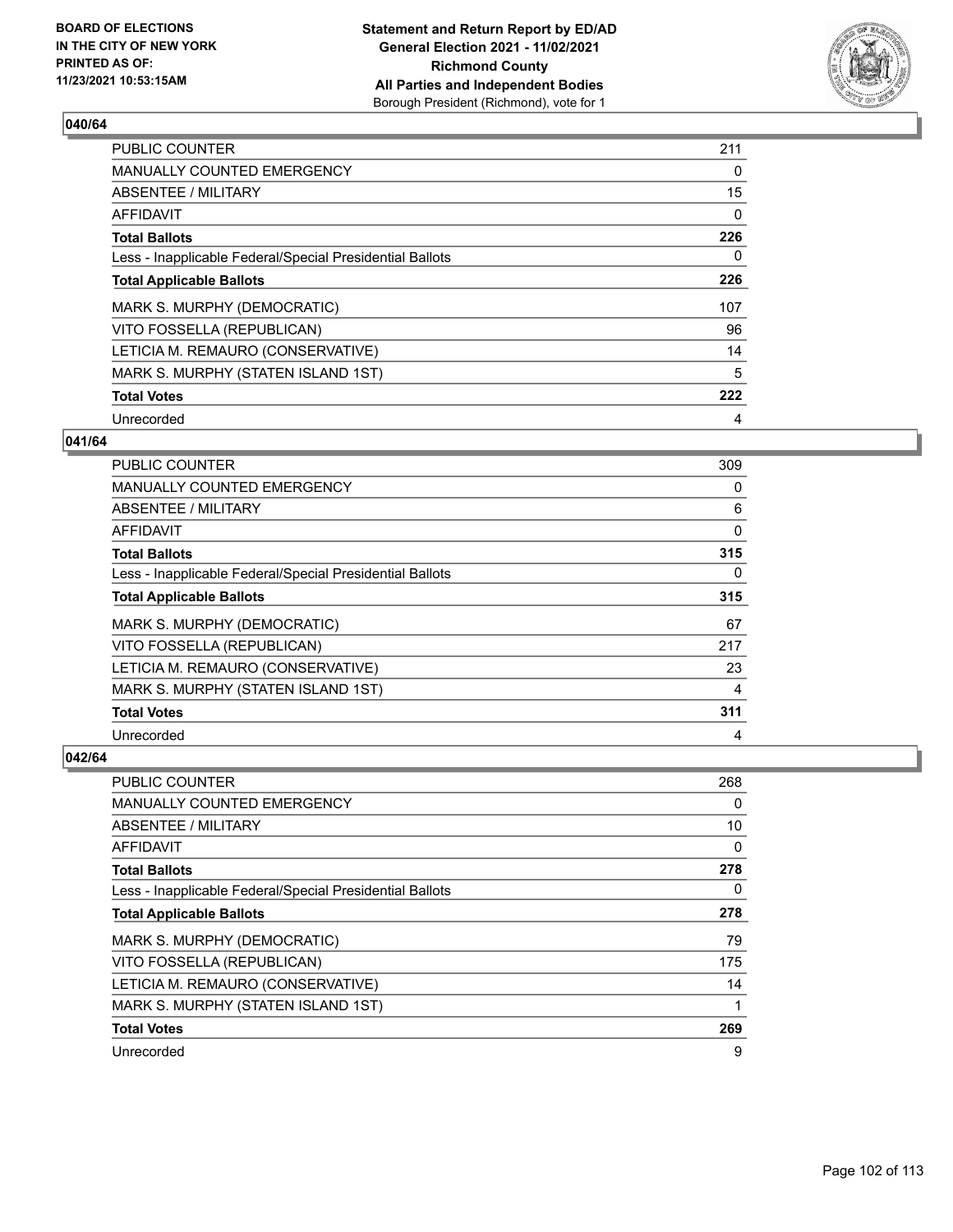BOARD OF ELECTIONS
IN THE CITY OF NEW YORK
PRINTED AS OF:
11/23/2021 10:53:15AM

**Statement and Return Report by ED/AD**
**General Election 2021 - 11/02/2021**
**Richmond County**
**All Parties and Independent Bodies**
Borough President (Richmond), vote for 1

### 040/64

| | |
|---|---|
| PUBLIC COUNTER | 211 |
| MANUALLY COUNTED EMERGENCY | 0 |
| ABSENTEE / MILITARY | 15 |
| AFFIDAVIT | 0 |
| **Total Ballots** | **226** |
| Less - Inapplicable Federal/Special Presidential Ballots | 0 |
| **Total Applicable Ballots** | **226** |
| MARK S. MURPHY (DEMOCRATIC) | 107 |
| VITO FOSSELLA (REPUBLICAN) | 96 |
| LETICIA M. REMAURO (CONSERVATIVE) | 14 |
| MARK S. MURPHY (STATEN ISLAND 1ST) | 5 |
| **Total Votes** | **222** |
| Unrecorded | 4 |

### 041/64

| | |
|---|---|
| PUBLIC COUNTER | 309 |
| MANUALLY COUNTED EMERGENCY | 0 |
| ABSENTEE / MILITARY | 6 |
| AFFIDAVIT | 0 |
| **Total Ballots** | **315** |
| Less - Inapplicable Federal/Special Presidential Ballots | 0 |
| **Total Applicable Ballots** | **315** |
| MARK S. MURPHY (DEMOCRATIC) | 67 |
| VITO FOSSELLA (REPUBLICAN) | 217 |
| LETICIA M. REMAURO (CONSERVATIVE) | 23 |
| MARK S. MURPHY (STATEN ISLAND 1ST) | 4 |
| **Total Votes** | **311** |
| Unrecorded | 4 |

### 042/64

| | |
|---|---|
| PUBLIC COUNTER | 268 |
| MANUALLY COUNTED EMERGENCY | 0 |
| ABSENTEE / MILITARY | 10 |
| AFFIDAVIT | 0 |
| **Total Ballots** | **278** |
| Less - Inapplicable Federal/Special Presidential Ballots | 0 |
| **Total Applicable Ballots** | **278** |
| MARK S. MURPHY (DEMOCRATIC) | 79 |
| VITO FOSSELLA (REPUBLICAN) | 175 |
| LETICIA M. REMAURO (CONSERVATIVE) | 14 |
| MARK S. MURPHY (STATEN ISLAND 1ST) | 1 |
| **Total Votes** | **269** |
| Unrecorded | 9 |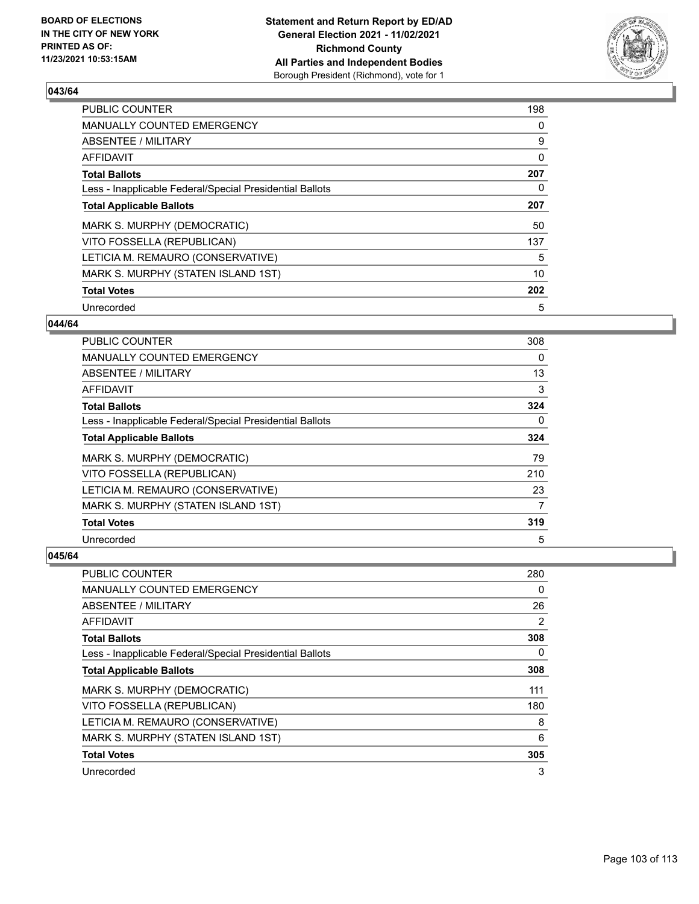**BOARD OF ELECTIONS IN THE CITY OF NEW YORK PRINTED AS OF: 11/23/2021 10:53:15AM**

**Statement and Return Report by ED/AD General Election 2021 - 11/02/2021 Richmond County All Parties and Independent Bodies**
Borough President (Richmond), vote for 1

### 043/64

| | |
|---|---|
| PUBLIC COUNTER | 198 |
| MANUALLY COUNTED EMERGENCY | 0 |
| ABSENTEE / MILITARY | 9 |
| AFFIDAVIT | 0 |
| **Total Ballots** | **207** |
| Less - Inapplicable Federal/Special Presidential Ballots | 0 |
| **Total Applicable Ballots** | **207** |
| MARK S. MURPHY (DEMOCRATIC) | 50 |
| VITO FOSSELLA (REPUBLICAN) | 137 |
| LETICIA M. REMAURO (CONSERVATIVE) | 5 |
| MARK S. MURPHY (STATEN ISLAND 1ST) | 10 |
| **Total Votes** | **202** |
| Unrecorded | 5 |

### 044/64

| | |
|---|---|
| PUBLIC COUNTER | 308 |
| MANUALLY COUNTED EMERGENCY | 0 |
| ABSENTEE / MILITARY | 13 |
| AFFIDAVIT | 3 |
| **Total Ballots** | **324** |
| Less - Inapplicable Federal/Special Presidential Ballots | 0 |
| **Total Applicable Ballots** | **324** |
| MARK S. MURPHY (DEMOCRATIC) | 79 |
| VITO FOSSELLA (REPUBLICAN) | 210 |
| LETICIA M. REMAURO (CONSERVATIVE) | 23 |
| MARK S. MURPHY (STATEN ISLAND 1ST) | 7 |
| **Total Votes** | **319** |
| Unrecorded | 5 |

### 045/64

| | |
|---|---|
| PUBLIC COUNTER | 280 |
| MANUALLY COUNTED EMERGENCY | 0 |
| ABSENTEE / MILITARY | 26 |
| AFFIDAVIT | 2 |
| **Total Ballots** | **308** |
| Less - Inapplicable Federal/Special Presidential Ballots | 0 |
| **Total Applicable Ballots** | **308** |
| MARK S. MURPHY (DEMOCRATIC) | 111 |
| VITO FOSSELLA (REPUBLICAN) | 180 |
| LETICIA M. REMAURO (CONSERVATIVE) | 8 |
| MARK S. MURPHY (STATEN ISLAND 1ST) | 6 |
| **Total Votes** | **305** |
| Unrecorded | 3 |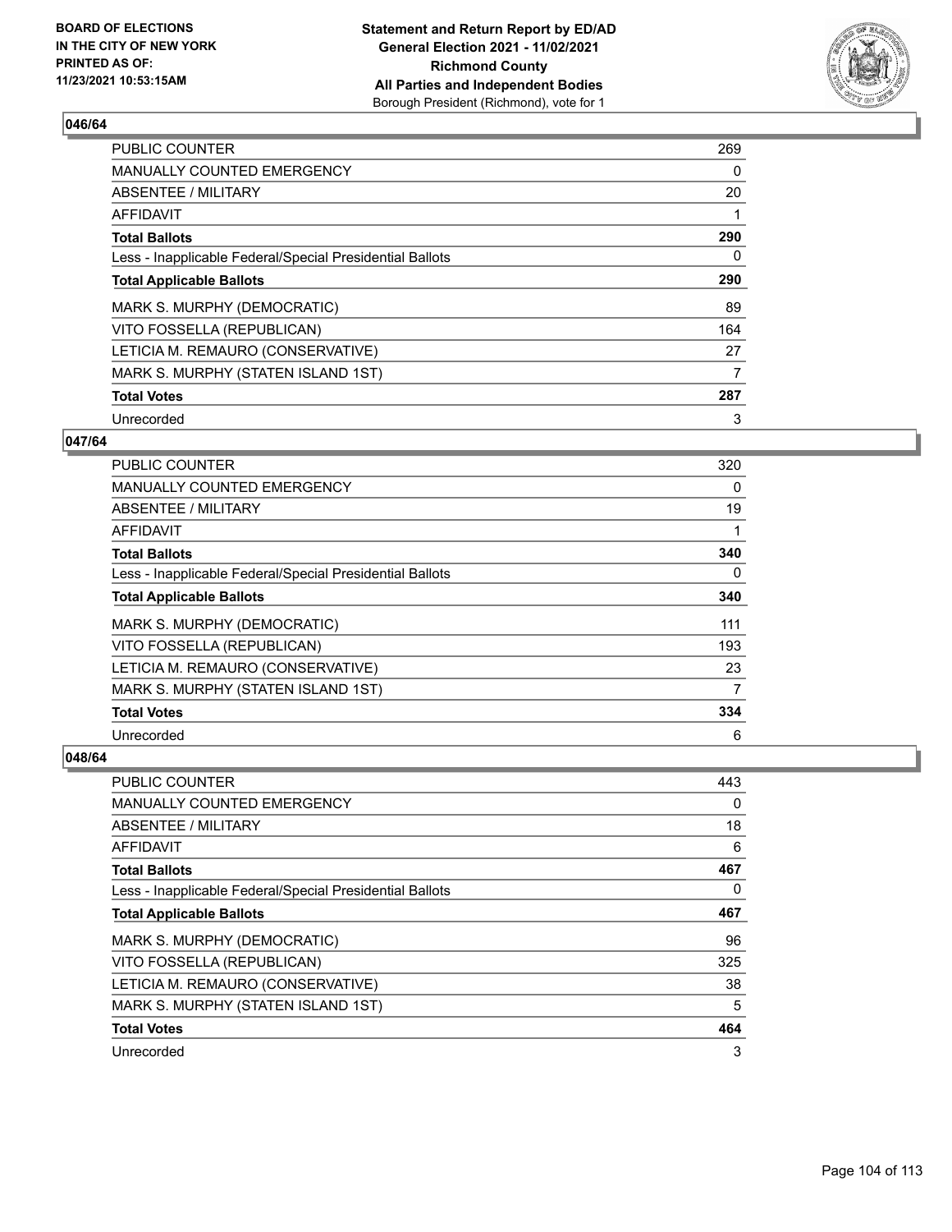**BOARD OF ELECTIONS IN THE CITY OF NEW YORK PRINTED AS OF: 11/23/2021 10:53:15AM**

**Statement and Return Report by ED/AD General Election 2021 - 11/02/2021 Richmond County All Parties and Independent Bodies**
Borough President (Richmond), vote for 1

## 046/64

| | |
|---|---|
| PUBLIC COUNTER | 269 |
| MANUALLY COUNTED EMERGENCY | 0 |
| ABSENTEE / MILITARY | 20 |
| AFFIDAVIT | 1 |
| **Total Ballots** | **290** |
| Less - Inapplicable Federal/Special Presidential Ballots | 0 |
| **Total Applicable Ballots** | **290** |
| MARK S. MURPHY (DEMOCRATIC) | 89 |
| VITO FOSSELLA (REPUBLICAN) | 164 |
| LETICIA M. REMAURO (CONSERVATIVE) | 27 |
| MARK S. MURPHY (STATEN ISLAND 1ST) | 7 |
| **Total Votes** | **287** |
| Unrecorded | 3 |

## 047/64

| | |
|---|---|
| PUBLIC COUNTER | 320 |
| MANUALLY COUNTED EMERGENCY | 0 |
| ABSENTEE / MILITARY | 19 |
| AFFIDAVIT | 1 |
| **Total Ballots** | **340** |
| Less - Inapplicable Federal/Special Presidential Ballots | 0 |
| **Total Applicable Ballots** | **340** |
| MARK S. MURPHY (DEMOCRATIC) | 111 |
| VITO FOSSELLA (REPUBLICAN) | 193 |
| LETICIA M. REMAURO (CONSERVATIVE) | 23 |
| MARK S. MURPHY (STATEN ISLAND 1ST) | 7 |
| **Total Votes** | **334** |
| Unrecorded | 6 |

## 048/64

| | |
|---|---|
| PUBLIC COUNTER | 443 |
| MANUALLY COUNTED EMERGENCY | 0 |
| ABSENTEE / MILITARY | 18 |
| AFFIDAVIT | 6 |
| **Total Ballots** | **467** |
| Less - Inapplicable Federal/Special Presidential Ballots | 0 |
| **Total Applicable Ballots** | **467** |
| MARK S. MURPHY (DEMOCRATIC) | 96 |
| VITO FOSSELLA (REPUBLICAN) | 325 |
| LETICIA M. REMAURO (CONSERVATIVE) | 38 |
| MARK S. MURPHY (STATEN ISLAND 1ST) | 5 |
| **Total Votes** | **464** |
| Unrecorded | 3 |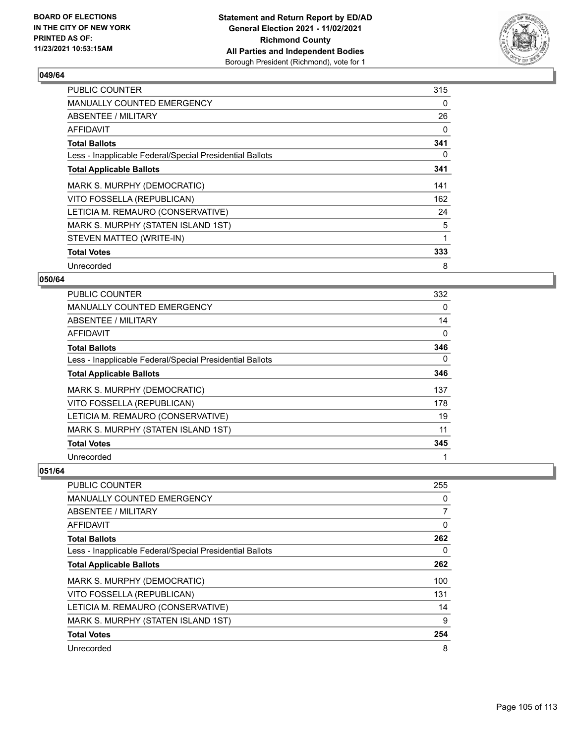BOARD OF ELECTIONS
IN THE CITY OF NEW YORK
PRINTED AS OF:
11/23/2021 10:53:15AM

**Statement and Return Report by ED/AD**
**General Election 2021 - 11/02/2021**
**Richmond County**
**All Parties and Independent Bodies**
Borough President (Richmond), vote for 1

### 049/64

| | |
|---|---|
| PUBLIC COUNTER | 315 |
| MANUALLY COUNTED EMERGENCY | 0 |
| ABSENTEE / MILITARY | 26 |
| AFFIDAVIT | 0 |
| **Total Ballots** | **341** |
| Less - Inapplicable Federal/Special Presidential Ballots | 0 |
| **Total Applicable Ballots** | **341** |
| MARK S. MURPHY (DEMOCRATIC) | 141 |
| VITO FOSSELLA (REPUBLICAN) | 162 |
| LETICIA M. REMAURO (CONSERVATIVE) | 24 |
| MARK S. MURPHY (STATEN ISLAND 1ST) | 5 |
| STEVEN MATTEO (WRITE-IN) | 1 |
| **Total Votes** | **333** |
| Unrecorded | 8 |

### 050/64

| | |
|---|---|
| PUBLIC COUNTER | 332 |
| MANUALLY COUNTED EMERGENCY | 0 |
| ABSENTEE / MILITARY | 14 |
| AFFIDAVIT | 0 |
| **Total Ballots** | **346** |
| Less - Inapplicable Federal/Special Presidential Ballots | 0 |
| **Total Applicable Ballots** | **346** |
| MARK S. MURPHY (DEMOCRATIC) | 137 |
| VITO FOSSELLA (REPUBLICAN) | 178 |
| LETICIA M. REMAURO (CONSERVATIVE) | 19 |
| MARK S. MURPHY (STATEN ISLAND 1ST) | 11 |
| **Total Votes** | **345** |
| Unrecorded | 1 |

### 051/64

| | |
|---|---|
| PUBLIC COUNTER | 255 |
| MANUALLY COUNTED EMERGENCY | 0 |
| ABSENTEE / MILITARY | 7 |
| AFFIDAVIT | 0 |
| **Total Ballots** | **262** |
| Less - Inapplicable Federal/Special Presidential Ballots | 0 |
| **Total Applicable Ballots** | **262** |
| MARK S. MURPHY (DEMOCRATIC) | 100 |
| VITO FOSSELLA (REPUBLICAN) | 131 |
| LETICIA M. REMAURO (CONSERVATIVE) | 14 |
| MARK S. MURPHY (STATEN ISLAND 1ST) | 9 |
| **Total Votes** | **254** |
| Unrecorded | 8 |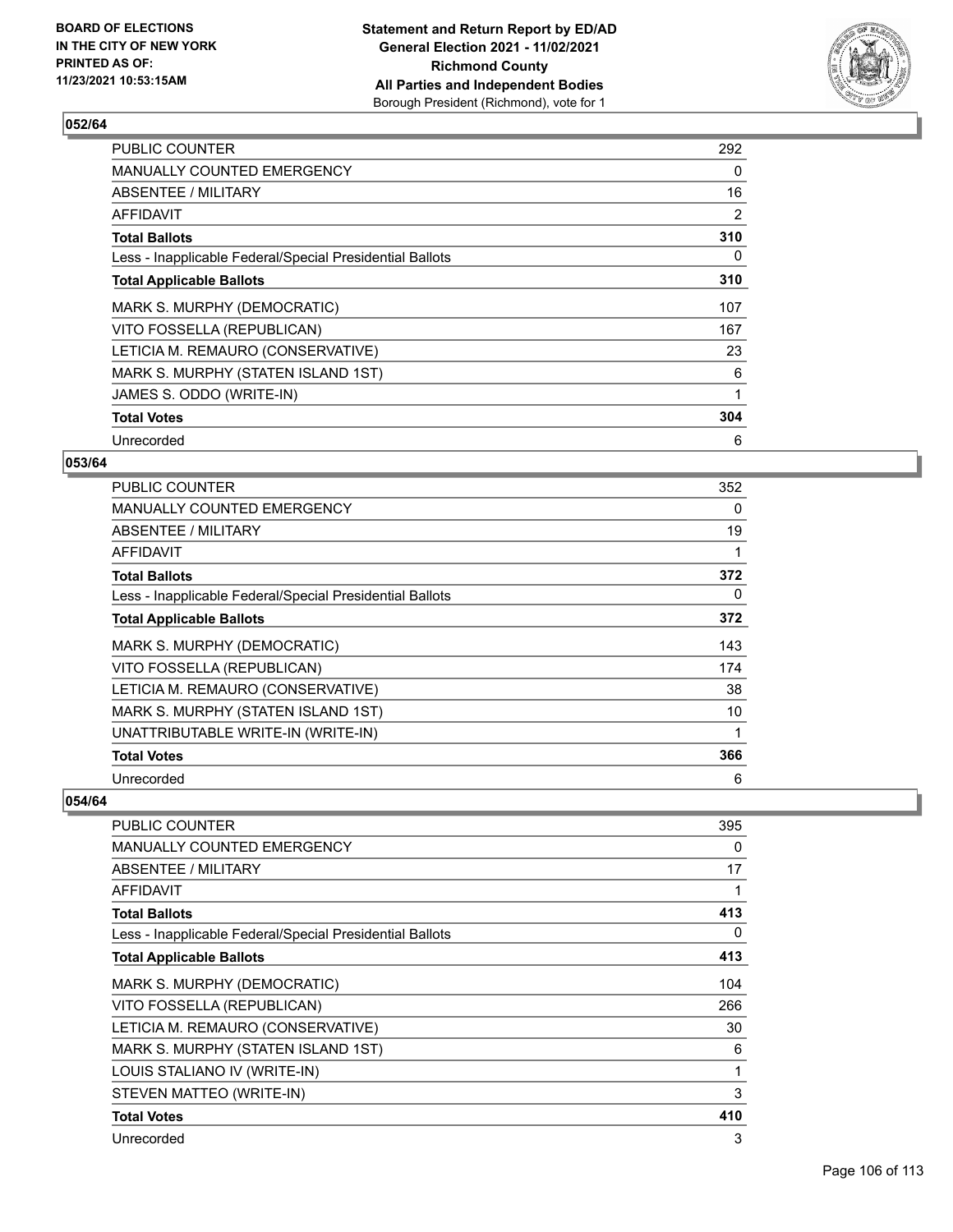BOARD OF ELECTIONS
IN THE CITY OF NEW YORK
PRINTED AS OF:
11/23/2021 10:53:15AM

**Statement and Return Report by ED/AD**
**General Election 2021 - 11/02/2021**
**Richmond County**
**All Parties and Independent Bodies**
Borough President (Richmond), vote for 1

### 052/64

| | |
|---|---|
| PUBLIC COUNTER | 292 |
| MANUALLY COUNTED EMERGENCY | 0 |
| ABSENTEE / MILITARY | 16 |
| AFFIDAVIT | 2 |
| **Total Ballots** | **310** |
| Less - Inapplicable Federal/Special Presidential Ballots | 0 |
| **Total Applicable Ballots** | **310** |
| MARK S. MURPHY (DEMOCRATIC) | 107 |
| VITO FOSSELLA (REPUBLICAN) | 167 |
| LETICIA M. REMAURO (CONSERVATIVE) | 23 |
| MARK S. MURPHY (STATEN ISLAND 1ST) | 6 |
| JAMES S. ODDO (WRITE-IN) | 1 |
| **Total Votes** | **304** |
| Unrecorded | 6 |

### 053/64

| | |
|---|---|
| PUBLIC COUNTER | 352 |
| MANUALLY COUNTED EMERGENCY | 0 |
| ABSENTEE / MILITARY | 19 |
| AFFIDAVIT | 1 |
| **Total Ballots** | **372** |
| Less - Inapplicable Federal/Special Presidential Ballots | 0 |
| **Total Applicable Ballots** | **372** |
| MARK S. MURPHY (DEMOCRATIC) | 143 |
| VITO FOSSELLA (REPUBLICAN) | 174 |
| LETICIA M. REMAURO (CONSERVATIVE) | 38 |
| MARK S. MURPHY (STATEN ISLAND 1ST) | 10 |
| UNATTRIBUTABLE WRITE-IN (WRITE-IN) | 1 |
| **Total Votes** | **366** |
| Unrecorded | 6 |

### 054/64

| | |
|---|---|
| PUBLIC COUNTER | 395 |
| MANUALLY COUNTED EMERGENCY | 0 |
| ABSENTEE / MILITARY | 17 |
| AFFIDAVIT | 1 |
| **Total Ballots** | **413** |
| Less - Inapplicable Federal/Special Presidential Ballots | 0 |
| **Total Applicable Ballots** | **413** |
| MARK S. MURPHY (DEMOCRATIC) | 104 |
| VITO FOSSELLA (REPUBLICAN) | 266 |
| LETICIA M. REMAURO (CONSERVATIVE) | 30 |
| MARK S. MURPHY (STATEN ISLAND 1ST) | 6 |
| LOUIS STALIANO IV (WRITE-IN) | 1 |
| STEVEN MATTEO (WRITE-IN) | 3 |
| **Total Votes** | **410** |
| Unrecorded | 3 |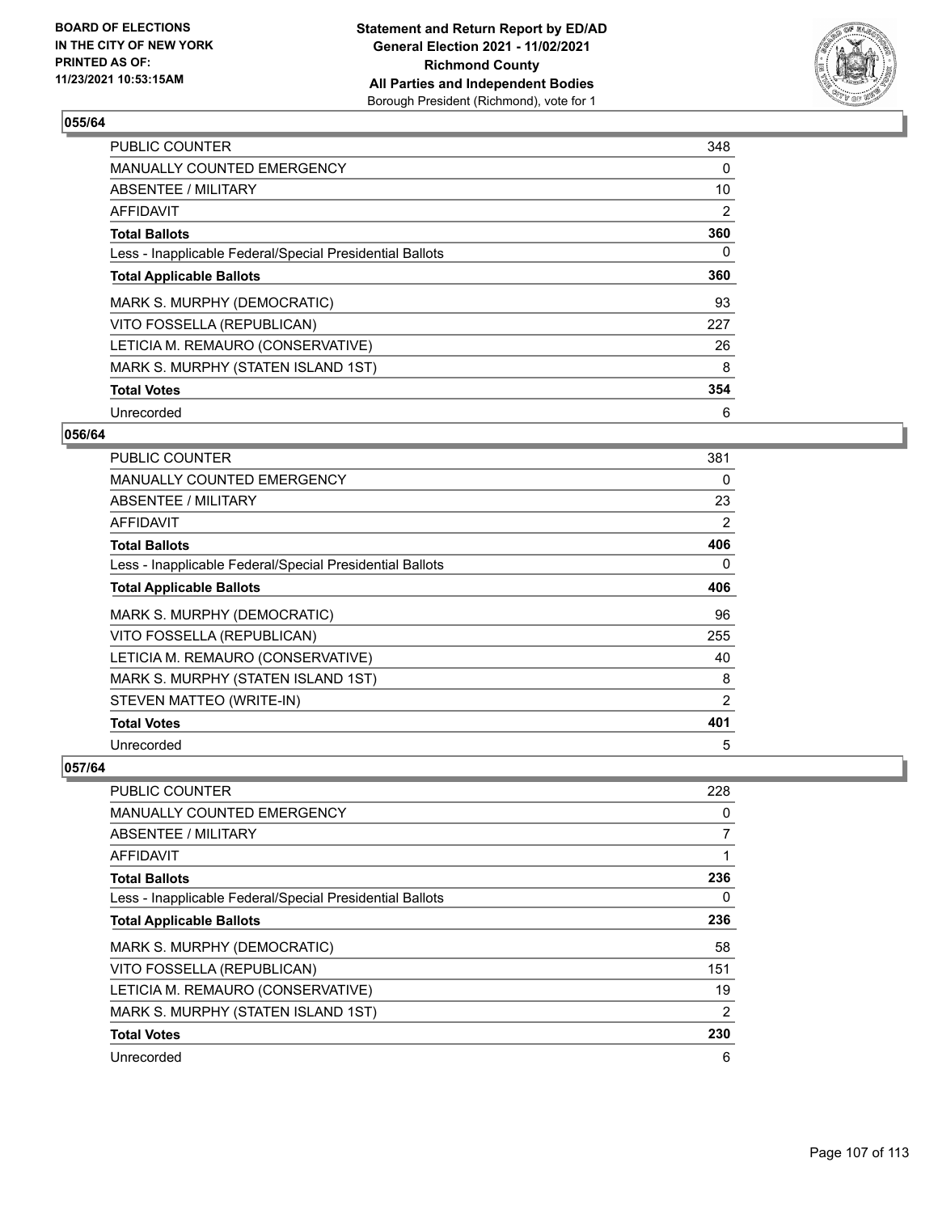BOARD OF ELECTIONS
IN THE CITY OF NEW YORK
PRINTED AS OF:
11/23/2021 10:53:15AM

**Statement and Return Report by ED/AD**
**General Election 2021 - 11/02/2021**
**Richmond County**
**All Parties and Independent Bodies**
Borough President (Richmond), vote for 1

## 055/64

| | |
|---|---|
| PUBLIC COUNTER | 348 |
| MANUALLY COUNTED EMERGENCY | 0 |
| ABSENTEE / MILITARY | 10 |
| AFFIDAVIT | 2 |
| **Total Ballots** | **360** |
| Less - Inapplicable Federal/Special Presidential Ballots | 0 |
| **Total Applicable Ballots** | **360** |
| MARK S. MURPHY (DEMOCRATIC) | 93 |
| VITO FOSSELLA (REPUBLICAN) | 227 |
| LETICIA M. REMAURO (CONSERVATIVE) | 26 |
| MARK S. MURPHY (STATEN ISLAND 1ST) | 8 |
| **Total Votes** | **354** |
| Unrecorded | 6 |

## 056/64

| | |
|---|---|
| PUBLIC COUNTER | 381 |
| MANUALLY COUNTED EMERGENCY | 0 |
| ABSENTEE / MILITARY | 23 |
| AFFIDAVIT | 2 |
| **Total Ballots** | **406** |
| Less - Inapplicable Federal/Special Presidential Ballots | 0 |
| **Total Applicable Ballots** | **406** |
| MARK S. MURPHY (DEMOCRATIC) | 96 |
| VITO FOSSELLA (REPUBLICAN) | 255 |
| LETICIA M. REMAURO (CONSERVATIVE) | 40 |
| MARK S. MURPHY (STATEN ISLAND 1ST) | 8 |
| STEVEN MATTEO (WRITE-IN) | 2 |
| **Total Votes** | **401** |
| Unrecorded | 5 |

## 057/64

| | |
|---|---|
| PUBLIC COUNTER | 228 |
| MANUALLY COUNTED EMERGENCY | 0 |
| ABSENTEE / MILITARY | 7 |
| AFFIDAVIT | 1 |
| **Total Ballots** | **236** |
| Less - Inapplicable Federal/Special Presidential Ballots | 0 |
| **Total Applicable Ballots** | **236** |
| MARK S. MURPHY (DEMOCRATIC) | 58 |
| VITO FOSSELLA (REPUBLICAN) | 151 |
| LETICIA M. REMAURO (CONSERVATIVE) | 19 |
| MARK S. MURPHY (STATEN ISLAND 1ST) | 2 |
| **Total Votes** | **230** |
| Unrecorded | 6 |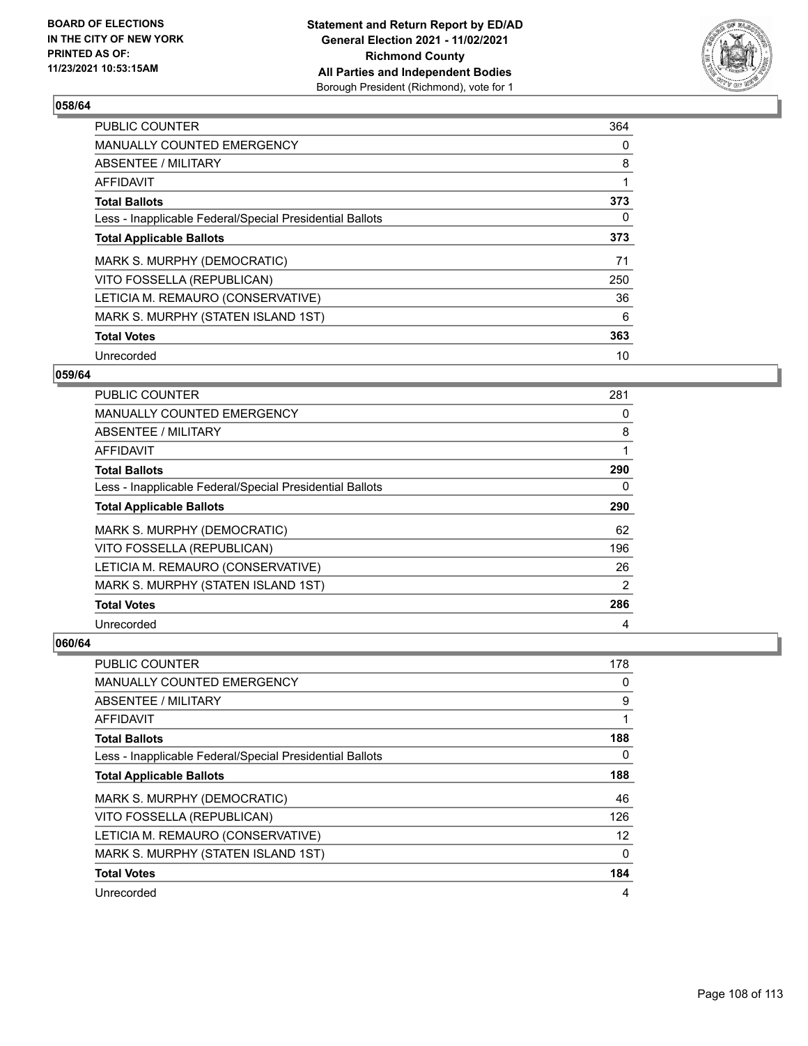## 058/64

| | |
|---|---|
| PUBLIC COUNTER | 364 |
| MANUALLY COUNTED EMERGENCY | 0 |
| ABSENTEE / MILITARY | 8 |
| AFFIDAVIT | 1 |
| **Total Ballots** | **373** |
| Less - Inapplicable Federal/Special Presidential Ballots | 0 |
| **Total Applicable Ballots** | **373** |
| MARK S. MURPHY (DEMOCRATIC) | 71 |
| VITO FOSSELLA (REPUBLICAN) | 250 |
| LETICIA M. REMAURO (CONSERVATIVE) | 36 |
| MARK S. MURPHY (STATEN ISLAND 1ST) | 6 |
| **Total Votes** | **363** |
| Unrecorded | 10 |

## 059/64

| | |
|---|---|
| PUBLIC COUNTER | 281 |
| MANUALLY COUNTED EMERGENCY | 0 |
| ABSENTEE / MILITARY | 8 |
| AFFIDAVIT | 1 |
| **Total Ballots** | **290** |
| Less - Inapplicable Federal/Special Presidential Ballots | 0 |
| **Total Applicable Ballots** | **290** |
| MARK S. MURPHY (DEMOCRATIC) | 62 |
| VITO FOSSELLA (REPUBLICAN) | 196 |
| LETICIA M. REMAURO (CONSERVATIVE) | 26 |
| MARK S. MURPHY (STATEN ISLAND 1ST) | 2 |
| **Total Votes** | **286** |
| Unrecorded | 4 |

## 060/64

| | |
|---|---|
| PUBLIC COUNTER | 178 |
| MANUALLY COUNTED EMERGENCY | 0 |
| ABSENTEE / MILITARY | 9 |
| AFFIDAVIT | 1 |
| **Total Ballots** | **188** |
| Less - Inapplicable Federal/Special Presidential Ballots | 0 |
| **Total Applicable Ballots** | **188** |
| MARK S. MURPHY (DEMOCRATIC) | 46 |
| VITO FOSSELLA (REPUBLICAN) | 126 |
| LETICIA M. REMAURO (CONSERVATIVE) | 12 |
| MARK S. MURPHY (STATEN ISLAND 1ST) | 0 |
| **Total Votes** | **184** |
| Unrecorded | 4 |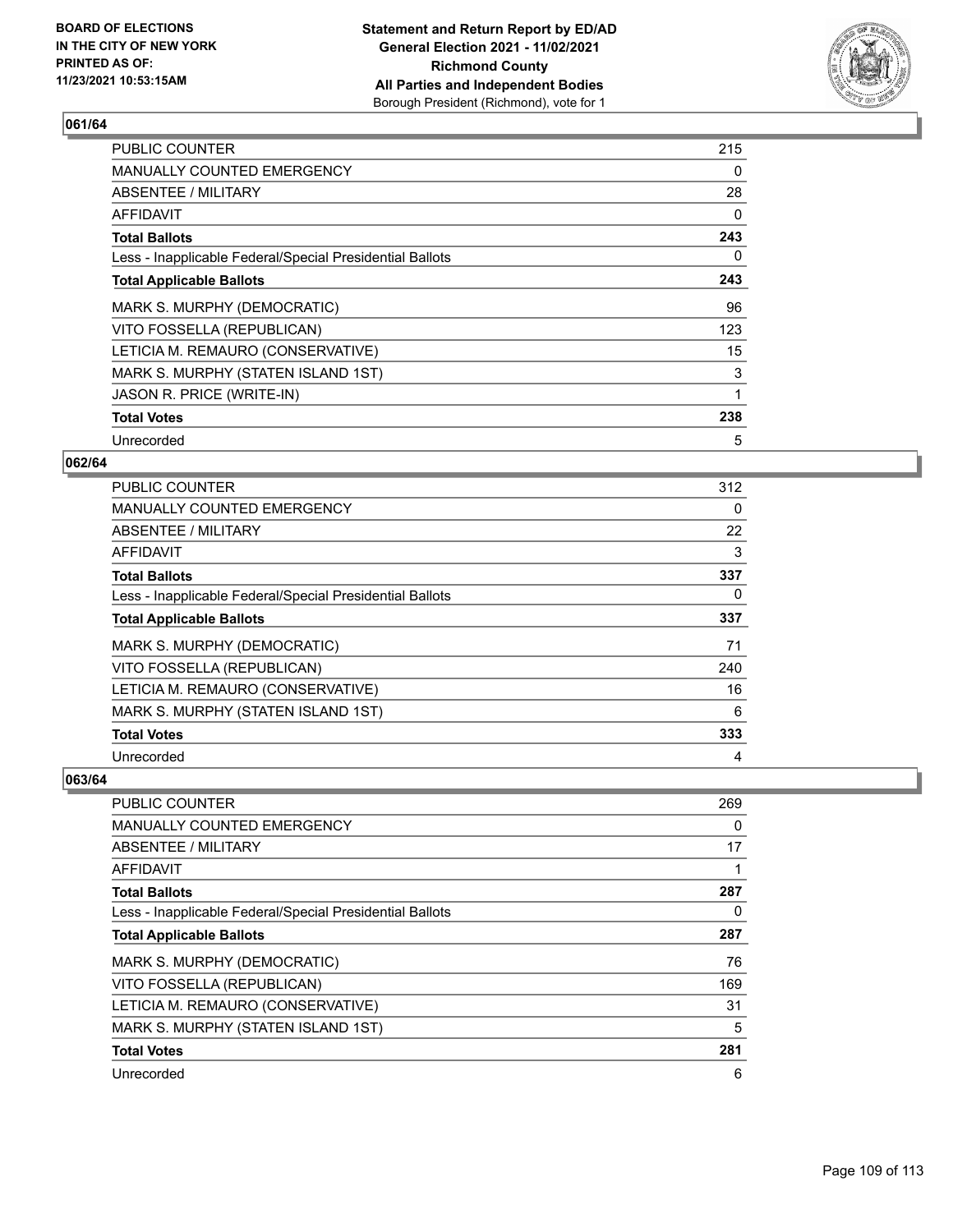## 061/64

| | |
|---|---|
| PUBLIC COUNTER | 215 |
| MANUALLY COUNTED EMERGENCY | 0 |
| ABSENTEE / MILITARY | 28 |
| AFFIDAVIT | 0 |
| **Total Ballots** | **243** |
| Less - Inapplicable Federal/Special Presidential Ballots | 0 |
| **Total Applicable Ballots** | **243** |
| MARK S. MURPHY (DEMOCRATIC) | 96 |
| VITO FOSSELLA (REPUBLICAN) | 123 |
| LETICIA M. REMAURO (CONSERVATIVE) | 15 |
| MARK S. MURPHY (STATEN ISLAND 1ST) | 3 |
| JASON R. PRICE (WRITE-IN) | 1 |
| **Total Votes** | **238** |
| Unrecorded | 5 |

## 062/64

| | |
|---|---|
| PUBLIC COUNTER | 312 |
| MANUALLY COUNTED EMERGENCY | 0 |
| ABSENTEE / MILITARY | 22 |
| AFFIDAVIT | 3 |
| **Total Ballots** | **337** |
| Less - Inapplicable Federal/Special Presidential Ballots | 0 |
| **Total Applicable Ballots** | **337** |
| MARK S. MURPHY (DEMOCRATIC) | 71 |
| VITO FOSSELLA (REPUBLICAN) | 240 |
| LETICIA M. REMAURO (CONSERVATIVE) | 16 |
| MARK S. MURPHY (STATEN ISLAND 1ST) | 6 |
| **Total Votes** | **333** |
| Unrecorded | 4 |

## 063/64

| | |
|---|---|
| PUBLIC COUNTER | 269 |
| MANUALLY COUNTED EMERGENCY | 0 |
| ABSENTEE / MILITARY | 17 |
| AFFIDAVIT | 1 |
| **Total Ballots** | **287** |
| Less - Inapplicable Federal/Special Presidential Ballots | 0 |
| **Total Applicable Ballots** | **287** |
| MARK S. MURPHY (DEMOCRATIC) | 76 |
| VITO FOSSELLA (REPUBLICAN) | 169 |
| LETICIA M. REMAURO (CONSERVATIVE) | 31 |
| MARK S. MURPHY (STATEN ISLAND 1ST) | 5 |
| **Total Votes** | **281** |
| Unrecorded | 6 |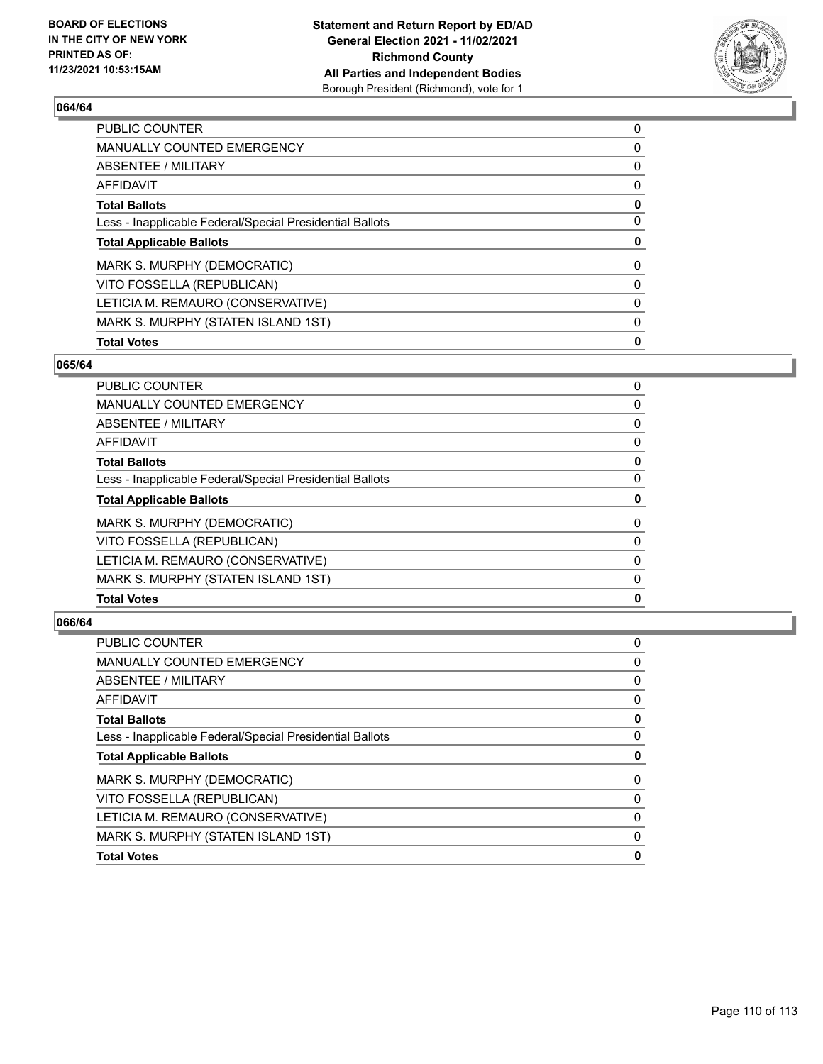### 064/64

| | |
|---|---|
| PUBLIC COUNTER | 0 |
| MANUALLY COUNTED EMERGENCY | 0 |
| ABSENTEE / MILITARY | 0 |
| AFFIDAVIT | 0 |
| **Total Ballots** | **0** |
| Less - Inapplicable Federal/Special Presidential Ballots | 0 |
| **Total Applicable Ballots** | **0** |
| MARK S. MURPHY (DEMOCRATIC) | 0 |
| VITO FOSSELLA (REPUBLICAN) | 0 |
| LETICIA M. REMAURO (CONSERVATIVE) | 0 |
| MARK S. MURPHY (STATEN ISLAND 1ST) | 0 |
| **Total Votes** | **0** |

### 065/64

| | |
|---|---|
| PUBLIC COUNTER | 0 |
| MANUALLY COUNTED EMERGENCY | 0 |
| ABSENTEE / MILITARY | 0 |
| AFFIDAVIT | 0 |
| **Total Ballots** | **0** |
| Less - Inapplicable Federal/Special Presidential Ballots | 0 |
| **Total Applicable Ballots** | **0** |
| MARK S. MURPHY (DEMOCRATIC) | 0 |
| VITO FOSSELLA (REPUBLICAN) | 0 |
| LETICIA M. REMAURO (CONSERVATIVE) | 0 |
| MARK S. MURPHY (STATEN ISLAND 1ST) | 0 |
| **Total Votes** | **0** |

### 066/64

| | |
|---|---|
| PUBLIC COUNTER | 0 |
| MANUALLY COUNTED EMERGENCY | 0 |
| ABSENTEE / MILITARY | 0 |
| AFFIDAVIT | 0 |
| **Total Ballots** | **0** |
| Less - Inapplicable Federal/Special Presidential Ballots | 0 |
| **Total Applicable Ballots** | **0** |
| MARK S. MURPHY (DEMOCRATIC) | 0 |
| VITO FOSSELLA (REPUBLICAN) | 0 |
| LETICIA M. REMAURO (CONSERVATIVE) | 0 |
| MARK S. MURPHY (STATEN ISLAND 1ST) | 0 |
| **Total Votes** | **0** |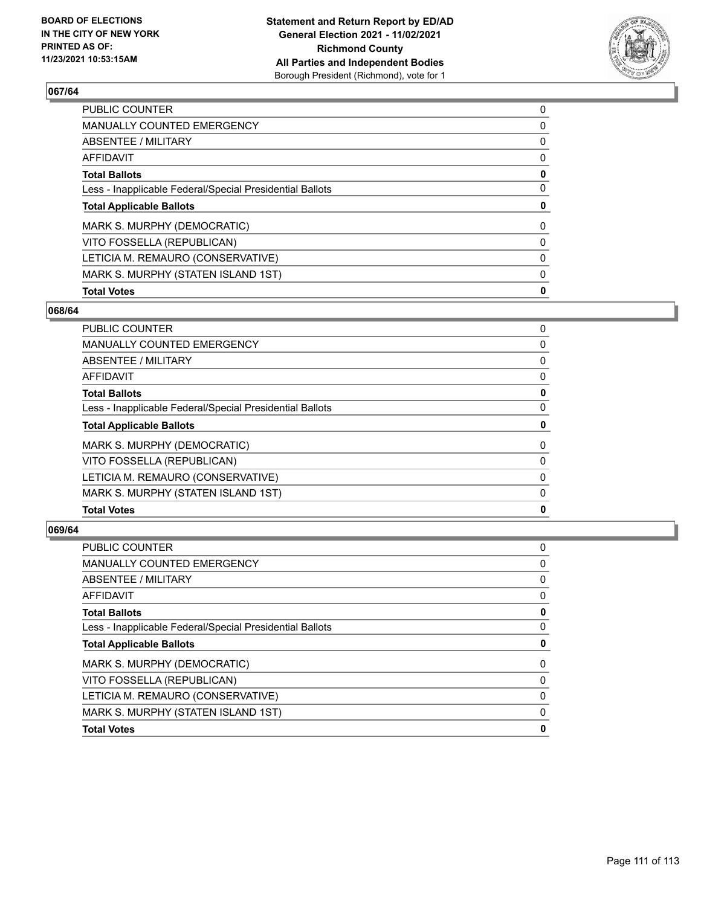### 067/64

| | |
|---|---|
| PUBLIC COUNTER | 0 |
| MANUALLY COUNTED EMERGENCY | 0 |
| ABSENTEE / MILITARY | 0 |
| AFFIDAVIT | 0 |
| **Total Ballots** | **0** |
| Less - Inapplicable Federal/Special Presidential Ballots | 0 |
| **Total Applicable Ballots** | **0** |
| MARK S. MURPHY (DEMOCRATIC) | 0 |
| VITO FOSSELLA (REPUBLICAN) | 0 |
| LETICIA M. REMAURO (CONSERVATIVE) | 0 |
| MARK S. MURPHY (STATEN ISLAND 1ST) | 0 |
| **Total Votes** | **0** |

### 068/64

| | |
|---|---|
| PUBLIC COUNTER | 0 |
| MANUALLY COUNTED EMERGENCY | 0 |
| ABSENTEE / MILITARY | 0 |
| AFFIDAVIT | 0 |
| **Total Ballots** | **0** |
| Less - Inapplicable Federal/Special Presidential Ballots | 0 |
| **Total Applicable Ballots** | **0** |
| MARK S. MURPHY (DEMOCRATIC) | 0 |
| VITO FOSSELLA (REPUBLICAN) | 0 |
| LETICIA M. REMAURO (CONSERVATIVE) | 0 |
| MARK S. MURPHY (STATEN ISLAND 1ST) | 0 |
| **Total Votes** | **0** |

### 069/64

| | |
|---|---|
| PUBLIC COUNTER | 0 |
| MANUALLY COUNTED EMERGENCY | 0 |
| ABSENTEE / MILITARY | 0 |
| AFFIDAVIT | 0 |
| **Total Ballots** | **0** |
| Less - Inapplicable Federal/Special Presidential Ballots | 0 |
| **Total Applicable Ballots** | **0** |
| MARK S. MURPHY (DEMOCRATIC) | 0 |
| VITO FOSSELLA (REPUBLICAN) | 0 |
| LETICIA M. REMAURO (CONSERVATIVE) | 0 |
| MARK S. MURPHY (STATEN ISLAND 1ST) | 0 |
| **Total Votes** | **0** |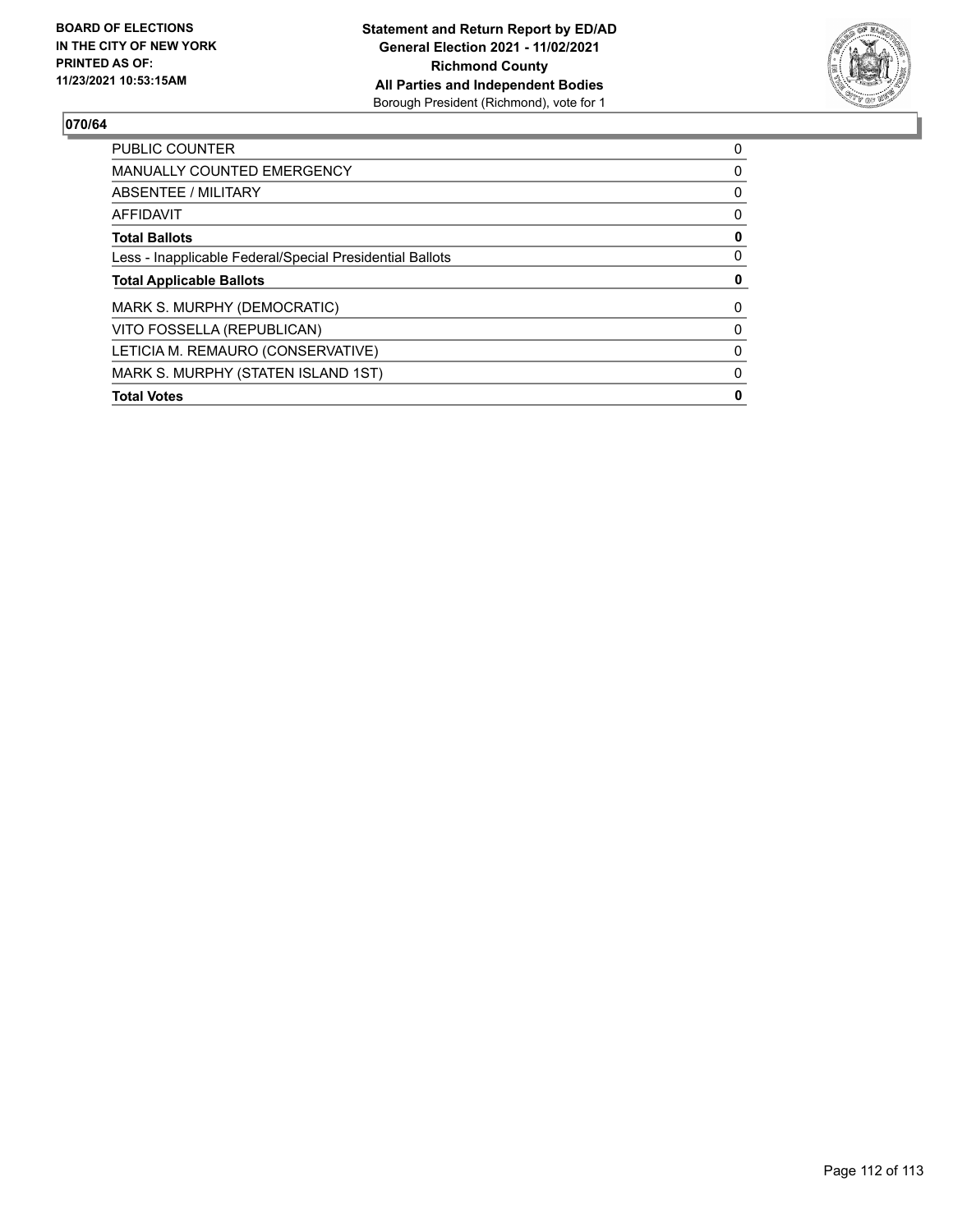**BOARD OF ELECTIONS IN THE CITY OF NEW YORK PRINTED AS OF: 11/23/2021 10:53:15AM**

**Statement and Return Report by ED/AD General Election 2021 - 11/02/2021 Richmond County All Parties and Independent Bodies**
Borough President (Richmond), vote for 1

**070/64**

| | |
|---|---|
| PUBLIC COUNTER | 0 |
| MANUALLY COUNTED EMERGENCY | 0 |
| ABSENTEE / MILITARY | 0 |
| AFFIDAVIT | 0 |
| **Total Ballots** | **0** |
| Less - Inapplicable Federal/Special Presidential Ballots | 0 |
| **Total Applicable Ballots** | **0** |
| MARK S. MURPHY (DEMOCRATIC) | 0 |
| VITO FOSSELLA (REPUBLICAN) | 0 |
| LETICIA M. REMAURO (CONSERVATIVE) | 0 |
| MARK S. MURPHY (STATEN ISLAND 1ST) | 0 |
| **Total Votes** | **0** |